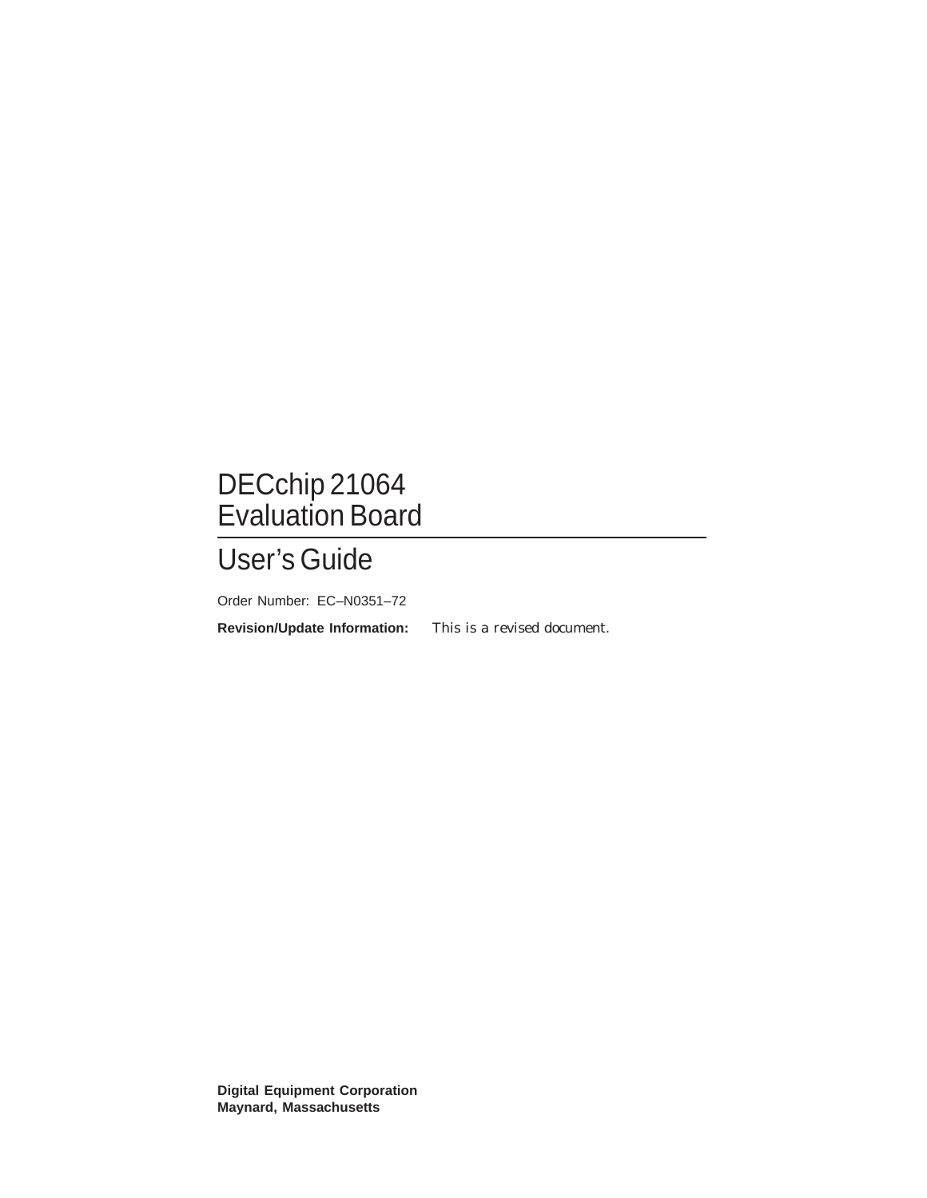# DECchip 21064 Evaluation Board

## User's Guide

Order Number: EC–N0351–72

**Revision/Update Information:** This is a revised document.

**Digital Equipment Corporation**
**Maynard, Massachusetts**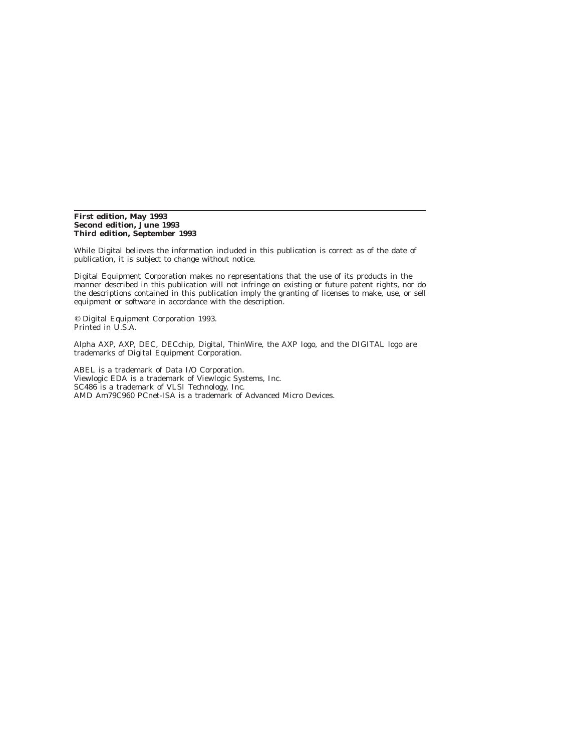---

**First edition, May 1993**
**Second edition, June 1993**
**Third edition, September 1993**

While Digital believes the information included in this publication is correct as of the date of publication, it is subject to change without notice.

Digital Equipment Corporation makes no representations that the use of its products in the manner described in this publication will not infringe on existing or future patent rights, nor do the descriptions contained in this publication imply the granting of licenses to make, use, or sell equipment or software in accordance with the description.

© Digital Equipment Corporation 1993.
Printed in U.S.A.

Alpha AXP, AXP, DEC, DECchip, Digital, ThinWire, the AXP logo, and the DIGITAL logo are trademarks of Digital Equipment Corporation.

ABEL is a trademark of Data I/O Corporation.
Viewlogic EDA is a trademark of Viewlogic Systems, Inc.
SC486 is a trademark of VLSI Technology, Inc.
AMD Am79C960 PCnet-ISA is a trademark of Advanced Micro Devices.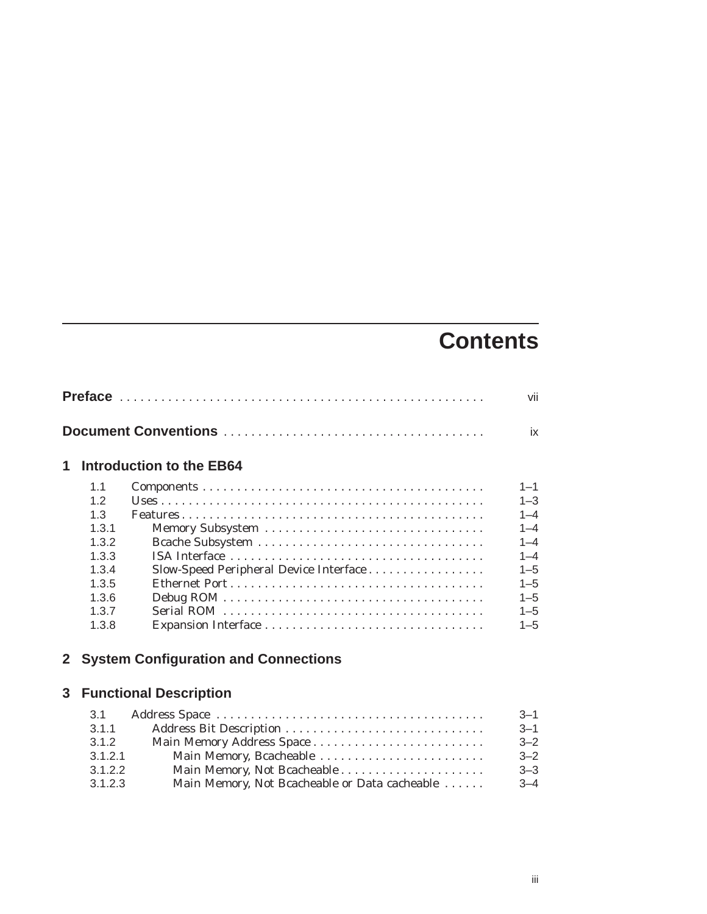# Contents

**Preface** .................................................... vii

**Document Conventions** .................................................... ix

## 1 Introduction to the EB64

| | | |
|---|---|---|
| 1.1 | Components | 1–1 |
| 1.2 | Uses | 1–3 |
| 1.3 | Features | 1–4 |
| 1.3.1 | Memory Subsystem | 1–4 |
| 1.3.2 | Bcache Subsystem | 1–4 |
| 1.3.3 | ISA Interface | 1–4 |
| 1.3.4 | Slow-Speed Peripheral Device Interface | 1–5 |
| 1.3.5 | Ethernet Port | 1–5 |
| 1.3.6 | Debug ROM | 1–5 |
| 1.3.7 | Serial ROM | 1–5 |
| 1.3.8 | Expansion Interface | 1–5 |

## 2 System Configuration and Connections

## 3 Functional Description

| | | |
|---|---|---|
| 3.1 | Address Space | 3–1 |
| 3.1.1 | Address Bit Description | 3–1 |
| 3.1.2 | Main Memory Address Space | 3–2 |
| 3.1.2.1 | Main Memory, Bcacheable | 3–2 |
| 3.1.2.2 | Main Memory, Not Bcacheable | 3–3 |
| 3.1.2.3 | Main Memory, Not Bcacheable or Data cacheable | 3–4 |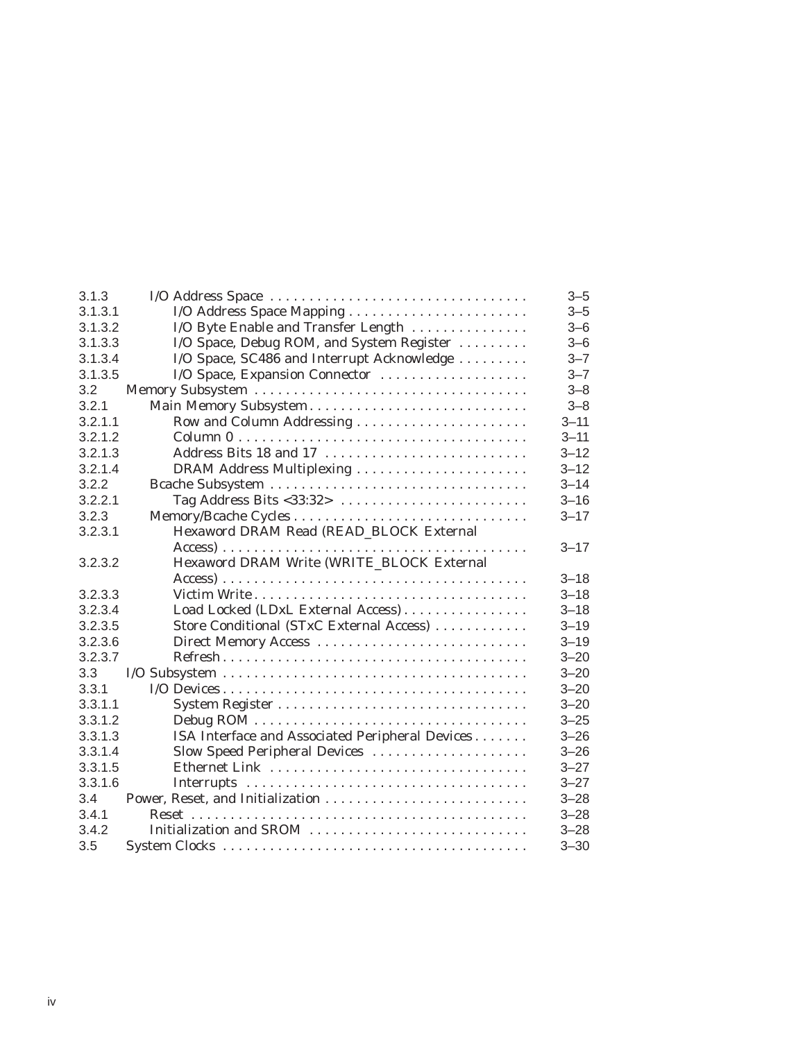| | | |
|---|---|---|
| 3.1.3 | I/O Address Space | 3–5 |
| 3.1.3.1 | I/O Address Space Mapping | 3–5 |
| 3.1.3.2 | I/O Byte Enable and Transfer Length | 3–6 |
| 3.1.3.3 | I/O Space, Debug ROM, and System Register | 3–6 |
| 3.1.3.4 | I/O Space, SC486 and Interrupt Acknowledge | 3–7 |
| 3.1.3.5 | I/O Space, Expansion Connector | 3–7 |
| 3.2 | Memory Subsystem | 3–8 |
| 3.2.1 | Main Memory Subsystem | 3–8 |
| 3.2.1.1 | Row and Column Addressing | 3–11 |
| 3.2.1.2 | Column 0 | 3–11 |
| 3.2.1.3 | Address Bits 18 and 17 | 3–12 |
| 3.2.1.4 | DRAM Address Multiplexing | 3–12 |
| 3.2.2 | Bcache Subsystem | 3–14 |
| 3.2.2.1 | Tag Address Bits <33:32> | 3–16 |
| 3.2.3 | Memory/Bcache Cycles | 3–17 |
| 3.2.3.1 | Hexaword DRAM Read (READ_BLOCK External Access) | 3–17 |
| 3.2.3.2 | Hexaword DRAM Write (WRITE_BLOCK External Access) | 3–18 |
| 3.2.3.3 | Victim Write | 3–18 |
| 3.2.3.4 | Load Locked (LDxL External Access) | 3–18 |
| 3.2.3.5 | Store Conditional (STxC External Access) | 3–19 |
| 3.2.3.6 | Direct Memory Access | 3–19 |
| 3.2.3.7 | Refresh | 3–20 |
| 3.3 | I/O Subsystem | 3–20 |
| 3.3.1 | I/O Devices | 3–20 |
| 3.3.1.1 | System Register | 3–20 |
| 3.3.1.2 | Debug ROM | 3–25 |
| 3.3.1.3 | ISA Interface and Associated Peripheral Devices | 3–26 |
| 3.3.1.4 | Slow Speed Peripheral Devices | 3–26 |
| 3.3.1.5 | Ethernet Link | 3–27 |
| 3.3.1.6 | Interrupts | 3–27 |
| 3.4 | Power, Reset, and Initialization | 3–28 |
| 3.4.1 | Reset | 3–28 |
| 3.4.2 | Initialization and SROM | 3–28 |
| 3.5 | System Clocks | 3–30 |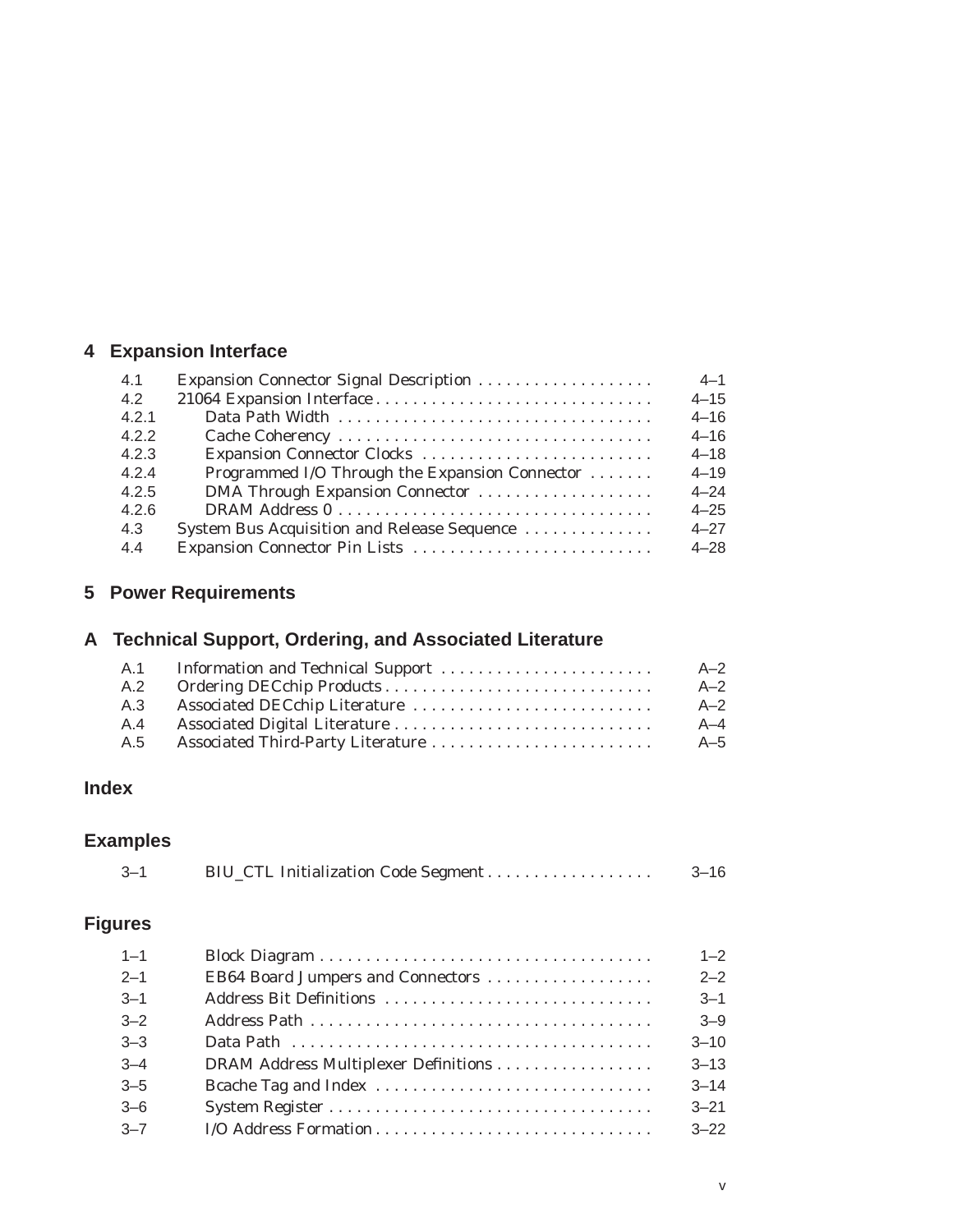## 4 Expansion Interface

| | | |
|---|---|---|
| 4.1 | Expansion Connector Signal Description | 4–1 |
| 4.2 | 21064 Expansion Interface | 4–15 |
| 4.2.1 | Data Path Width | 4–16 |
| 4.2.2 | Cache Coherency | 4–16 |
| 4.2.3 | Expansion Connector Clocks | 4–18 |
| 4.2.4 | Programmed I/O Through the Expansion Connector | 4–19 |
| 4.2.5 | DMA Through Expansion Connector | 4–24 |
| 4.2.6 | DRAM Address 0 | 4–25 |
| 4.3 | System Bus Acquisition and Release Sequence | 4–27 |
| 4.4 | Expansion Connector Pin Lists | 4–28 |

## 5 Power Requirements

## A Technical Support, Ordering, and Associated Literature

| | | |
|---|---|---|
| A.1 | Information and Technical Support | A–2 |
| A.2 | Ordering DECchip Products | A–2 |
| A.3 | Associated DECchip Literature | A–2 |
| A.4 | Associated Digital Literature | A–4 |
| A.5 | Associated Third-Party Literature | A–5 |

## Index

## Examples

| | | |
|---|---|---|
| 3–1 | BIU_CTL Initialization Code Segment | 3–16 |

## Figures

| | | |
|---|---|---|
| 1–1 | Block Diagram | 1–2 |
| 2–1 | EB64 Board Jumpers and Connectors | 2–2 |
| 3–1 | Address Bit Definitions | 3–1 |
| 3–2 | Address Path | 3–9 |
| 3–3 | Data Path | 3–10 |
| 3–4 | DRAM Address Multiplexer Definitions | 3–13 |
| 3–5 | Bcache Tag and Index | 3–14 |
| 3–6 | System Register | 3–21 |
| 3–7 | I/O Address Formation | 3–22 |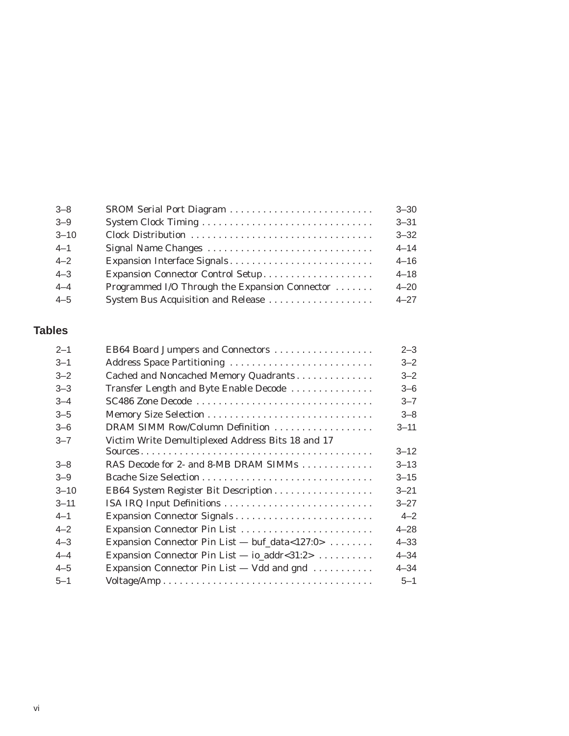| | | |
|---|---|---|
| 3–8 | SROM Serial Port Diagram | 3–30 |
| 3–9 | System Clock Timing | 3–31 |
| 3–10 | Clock Distribution | 3–32 |
| 4–1 | Signal Name Changes | 4–14 |
| 4–2 | Expansion Interface Signals | 4–16 |
| 4–3 | Expansion Connector Control Setup | 4–18 |
| 4–4 | Programmed I/O Through the Expansion Connector | 4–20 |
| 4–5 | System Bus Acquisition and Release | 4–27 |

## Tables

| | | |
|---|---|---|
| 2–1 | EB64 Board Jumpers and Connectors | 2–3 |
| 3–1 | Address Space Partitioning | 3–2 |
| 3–2 | Cached and Noncached Memory Quadrants | 3–2 |
| 3–3 | Transfer Length and Byte Enable Decode | 3–6 |
| 3–4 | SC486 Zone Decode | 3–7 |
| 3–5 | Memory Size Selection | 3–8 |
| 3–6 | DRAM SIMM Row/Column Definition | 3–11 |
| 3–7 | Victim Write Demultiplexed Address Bits 18 and 17 Sources | 3–12 |
| 3–8 | RAS Decode for 2- and 8-MB DRAM SIMMs | 3–13 |
| 3–9 | Bcache Size Selection | 3–15 |
| 3–10 | EB64 System Register Bit Description | 3–21 |
| 3–11 | ISA IRQ Input Definitions | 3–27 |
| 4–1 | Expansion Connector Signals | 4–2 |
| 4–2 | Expansion Connector Pin List | 4–28 |
| 4–3 | Expansion Connector Pin List — buf_data<127:0> | 4–33 |
| 4–4 | Expansion Connector Pin List — io_addr<31:2> | 4–34 |
| 4–5 | Expansion Connector Pin List — Vdd and gnd | 4–34 |
| 5–1 | Voltage/Amp | 5–1 |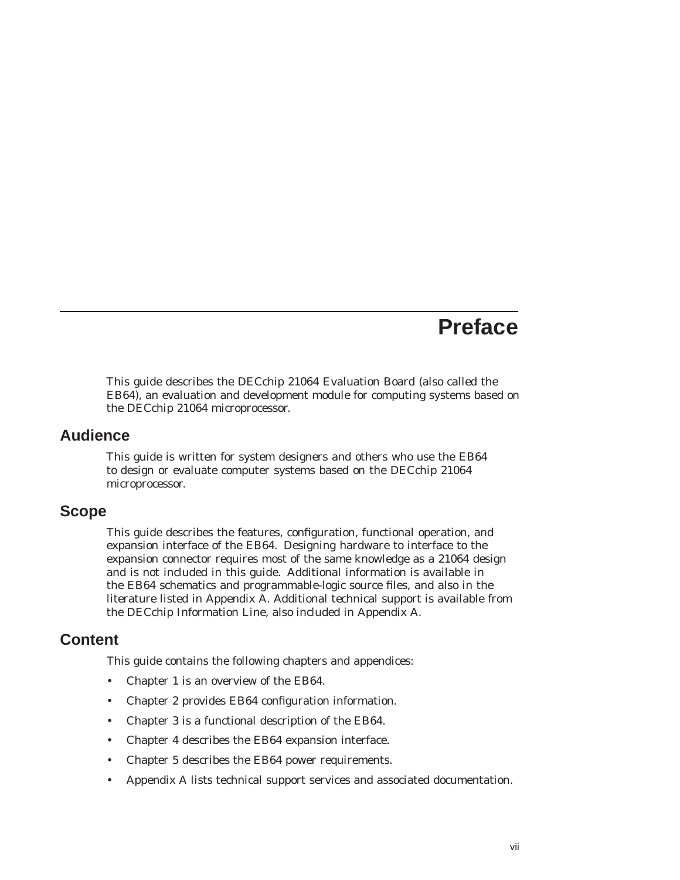# Preface

This guide describes the DECchip 21064 Evaluation Board (also called the EB64), an evaluation and development module for computing systems based on the DECchip 21064 microprocessor.

## Audience

This guide is written for system designers and others who use the EB64 to design or evaluate computer systems based on the DECchip 21064 microprocessor.

## Scope

This guide describes the features, configuration, functional operation, and expansion interface of the EB64. Designing hardware to interface to the expansion connector requires most of the same knowledge as a 21064 design and is not included in this guide. Additional information is available in the EB64 schematics and programmable-logic source files, and also in the literature listed in Appendix A. Additional technical support is available from the DECchip Information Line, also included in Appendix A.

## Content

This guide contains the following chapters and appendices:

- Chapter 1 is an overview of the EB64.
- Chapter 2 provides EB64 configuration information.
- Chapter 3 is a functional description of the EB64.
- Chapter 4 describes the EB64 expansion interface.
- Chapter 5 describes the EB64 power requirements.
- Appendix A lists technical support services and associated documentation.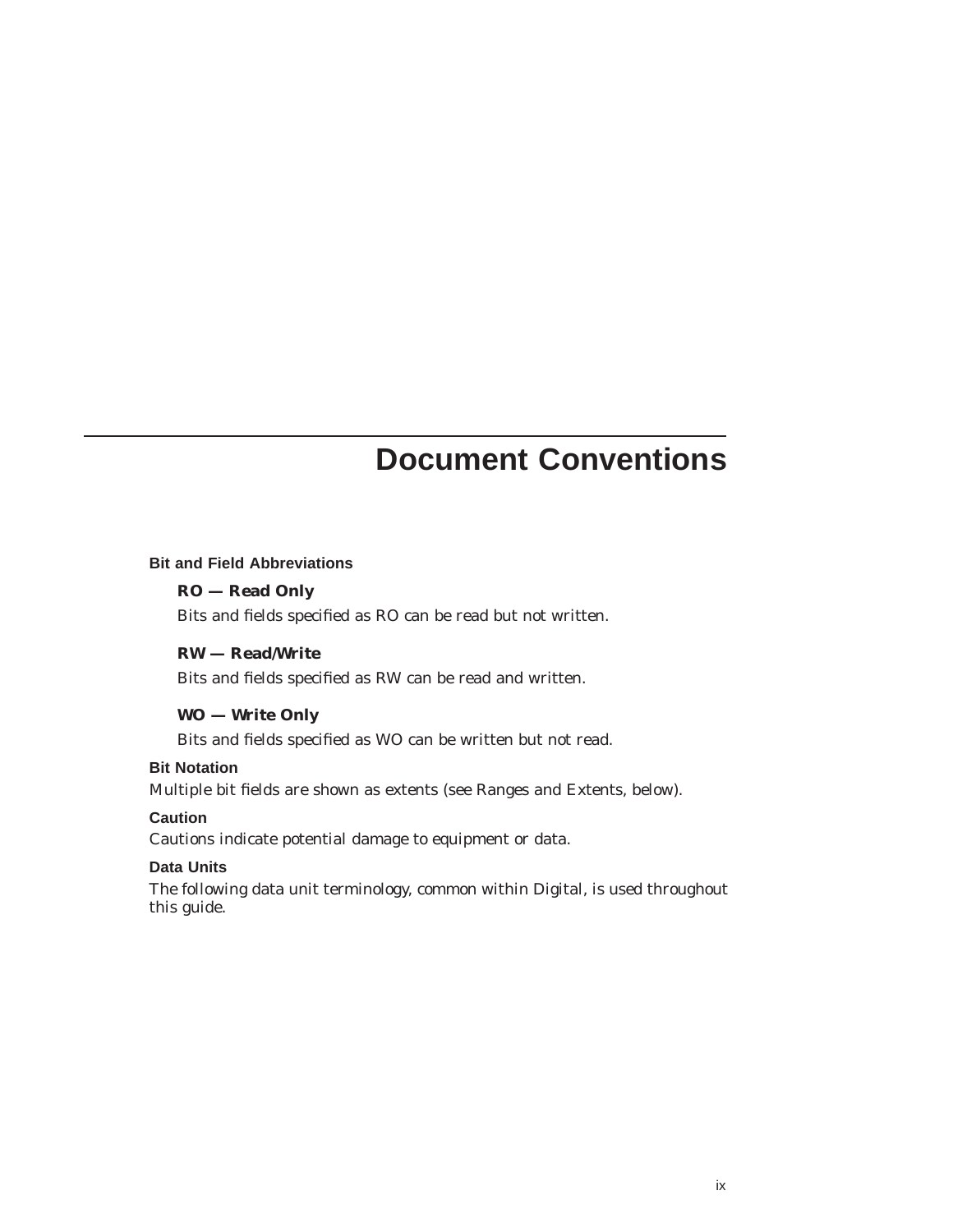# Document Conventions

## Bit and Field Abbreviations

### RO — Read Only

Bits and fields specified as RO can be read but not written.

### RW — Read/Write

Bits and fields specified as RW can be read and written.

### WO — Write Only

Bits and fields specified as WO can be written but not read.

## Bit Notation

Multiple bit fields are shown as extents (see Ranges and Extents, below).

## Caution

Cautions indicate potential damage to equipment or data.

## Data Units

The following data unit terminology, common within Digital, is used throughout this guide.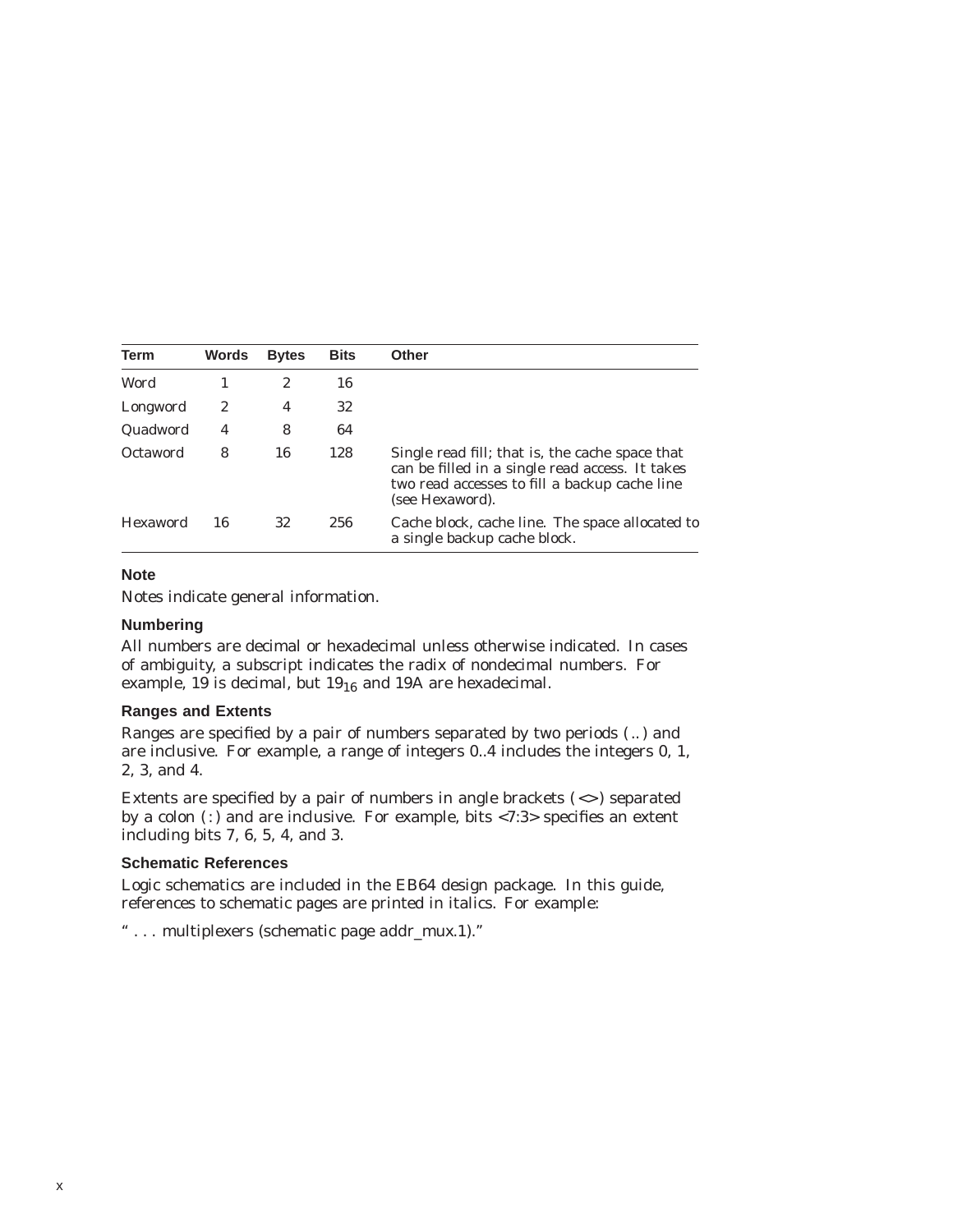| Term | Words | Bytes | Bits | Other |
|---|---|---|---|---|
| Word | 1 | 2 | 16 | |
| Longword | 2 | 4 | 32 | |
| Quadword | 4 | 8 | 64 | |
| Octaword | 8 | 16 | 128 | Single read fill; that is, the cache space that can be filled in a single read access. It takes two read accesses to fill a backup cache line (see Hexaword). |
| Hexaword | 16 | 32 | 256 | Cache block, cache line. The space allocated to a single backup cache block. |

### Note

Notes indicate general information.

### Numbering

All numbers are decimal or hexadecimal unless otherwise indicated. In cases of ambiguity, a subscript indicates the radix of nondecimal numbers. For example, 19 is decimal, but $19_{16}$ and 19A are hexadecimal.

### Ranges and Extents

Ranges are specified by a pair of numbers separated by two periods ( .. ) and are inclusive. For example, a range of integers 0..4 includes the integers 0, 1, 2, 3, and 4.

Extents are specified by a pair of numbers in angle brackets ( <> ) separated by a colon ( : ) and are inclusive. For example, bits <7:3> specifies an extent including bits 7, 6, 5, 4, and 3.

### Schematic References

Logic schematics are included in the EB64 design package. In this guide, references to schematic pages are printed in italics. For example:

" . . . multiplexers (schematic page *addr_mux.1*)."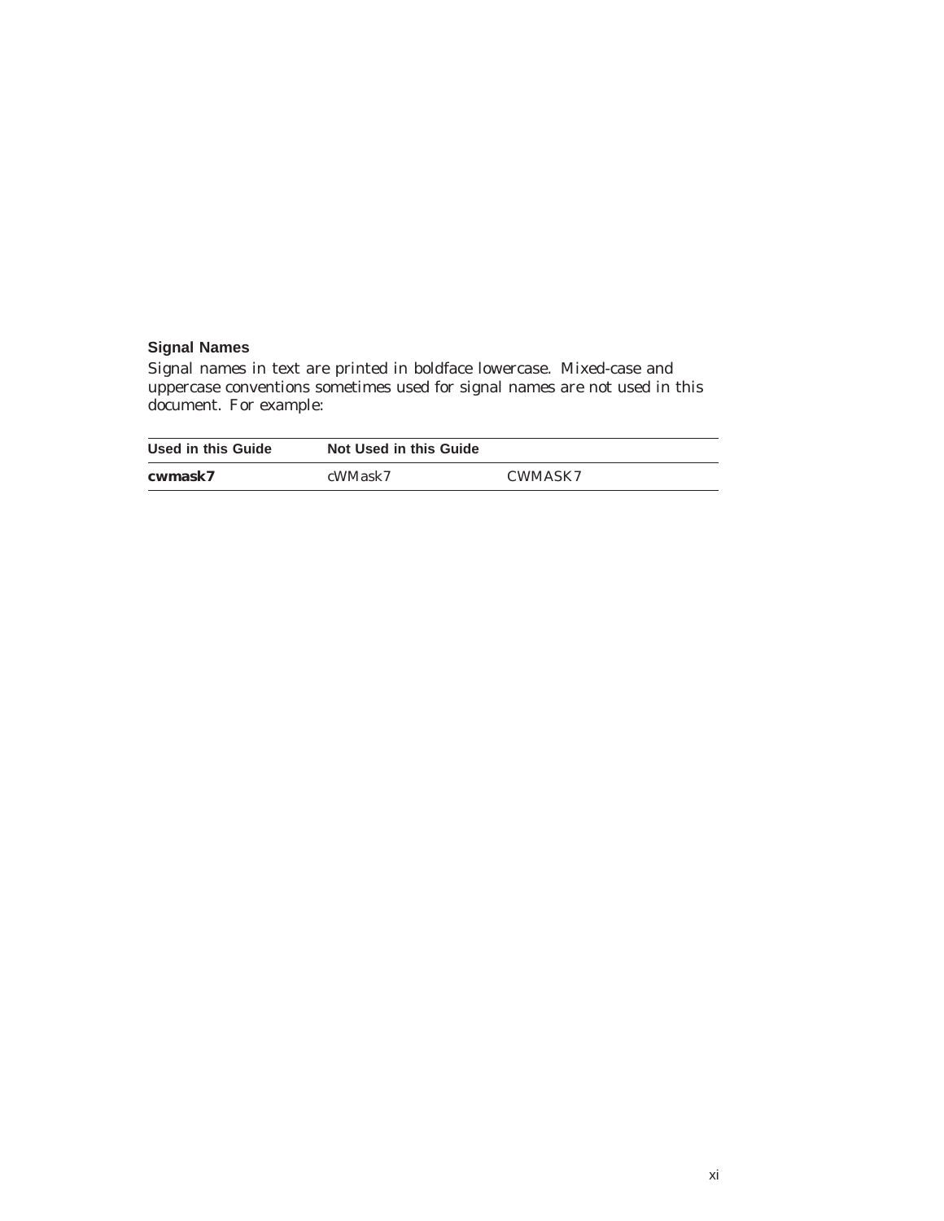### Signal Names

Signal names in text are printed in boldface lowercase. Mixed-case and uppercase conventions sometimes used for signal names are not used in this document. For example:

| Used in this Guide | Not Used in this Guide | |
|---|---|---|
| **cwmask7** | cWMask7 | CWMASK7 |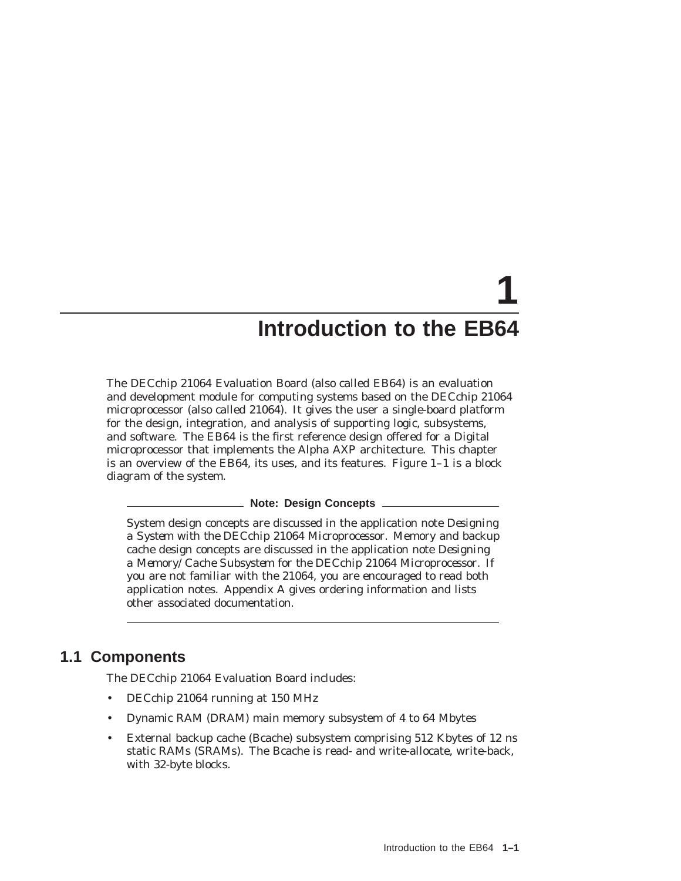# 1 Introduction to the EB64

The DECchip 21064 Evaluation Board (also called EB64) is an evaluation and development module for computing systems based on the DECchip 21064 microprocessor (also called 21064). It gives the user a single-board platform for the design, integration, and analysis of supporting logic, subsystems, and software. The EB64 is the first reference design offered for a Digital microprocessor that implements the Alpha AXP architecture. This chapter is an overview of the EB64, its uses, and its features. Figure 1–1 is a block diagram of the system.

---

**Note: Design Concepts**

System design concepts are discussed in the application note *Designing a System with the DECchip 21064 Microprocessor*. Memory and backup cache design concepts are discussed in the application note *Designing a Memory/Cache Subsystem for the DECchip 21064 Microprocessor*. If you are not familiar with the 21064, you are encouraged to read both application notes. Appendix A gives ordering information and lists other associated documentation.

---

## 1.1 Components

The DECchip 21064 Evaluation Board includes:

- DECchip 21064 running at 150 MHz
- Dynamic RAM (DRAM) main memory subsystem of 4 to 64 Mbytes
- External backup cache (Bcache) subsystem comprising 512 Kbytes of 12 ns static RAMs (SRAMs). The Bcache is read- and write-allocate, write-back, with 32-byte blocks.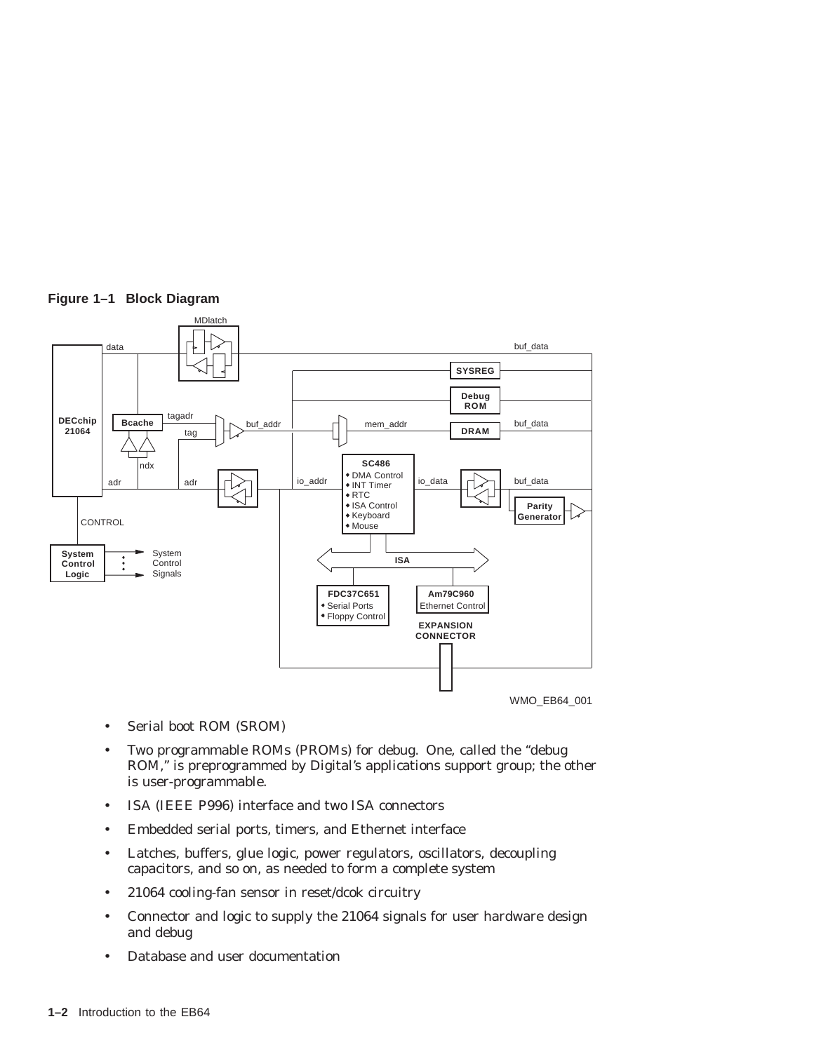**Figure 1–1 Block Diagram**

WMO_EB64_001

- Serial boot ROM (SROM)
- Two programmable ROMs (PROMs) for debug. One, called the "debug ROM," is preprogrammed by Digital's applications support group; the other is user-programmable.
- ISA (IEEE P996) interface and two ISA connectors
- Embedded serial ports, timers, and Ethernet interface
- Latches, buffers, glue logic, power regulators, oscillators, decoupling capacitors, and so on, as needed to form a complete system
- 21064 cooling-fan sensor in reset/dcok circuitry
- Connector and logic to supply the 21064 signals for user hardware design and debug
- Database and user documentation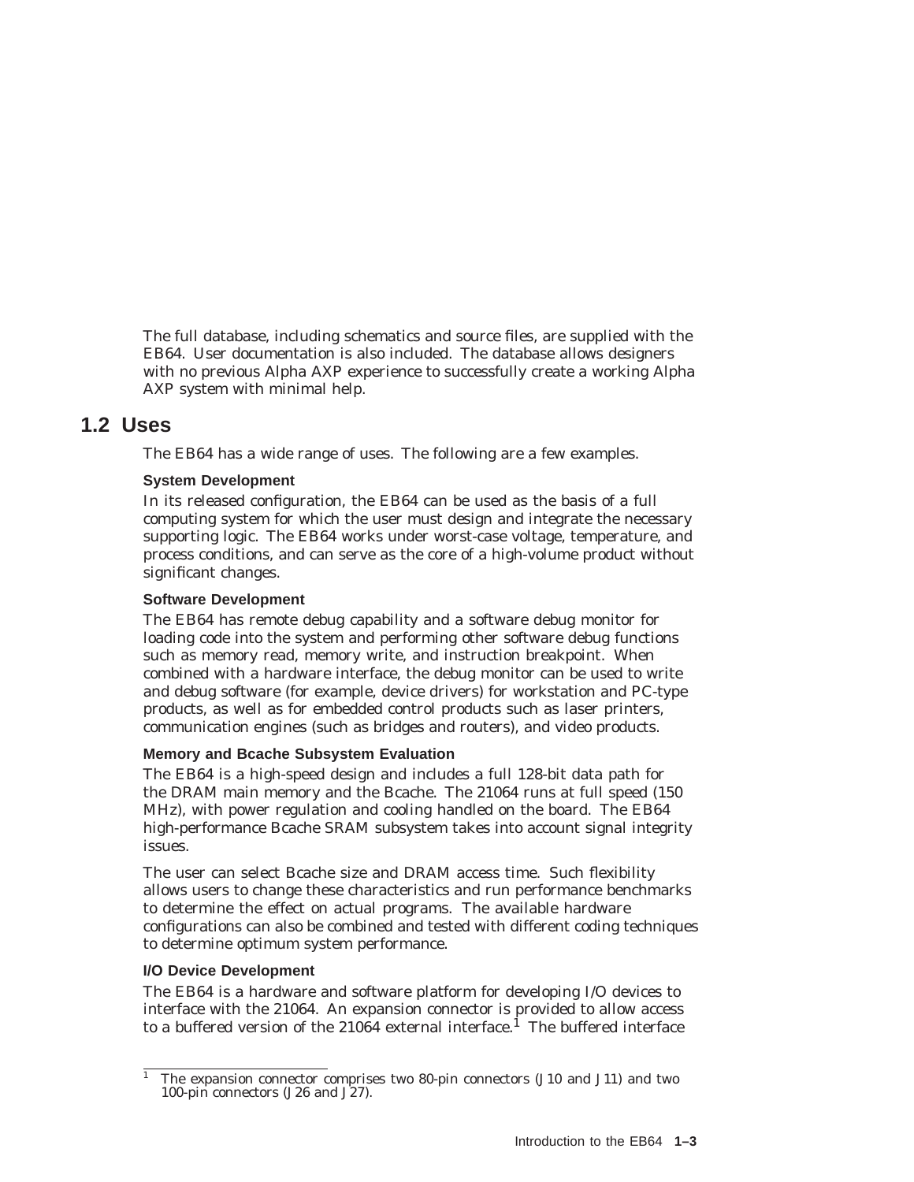The full database, including schematics and source files, are supplied with the EB64. User documentation is also included. The database allows designers with no previous Alpha AXP experience to successfully create a working Alpha AXP system with minimal help.

## 1.2 Uses

The EB64 has a wide range of uses. The following are a few examples.

#### System Development

In its released configuration, the EB64 can be used as the basis of a full computing system for which the user must design and integrate the necessary supporting logic. The EB64 works under worst-case voltage, temperature, and process conditions, and can serve as the core of a high-volume product without significant changes.

#### Software Development

The EB64 has remote debug capability and a software debug monitor for loading code into the system and performing other software debug functions such as memory read, memory write, and instruction breakpoint. When combined with a hardware interface, the debug monitor can be used to write and debug software (for example, device drivers) for workstation and PC-type products, as well as for embedded control products such as laser printers, communication engines (such as bridges and routers), and video products.

#### Memory and Bcache Subsystem Evaluation

The EB64 is a high-speed design and includes a full 128-bit data path for the DRAM main memory and the Bcache. The 21064 runs at full speed (150 MHz), with power regulation and cooling handled on the board. The EB64 high-performance Bcache SRAM subsystem takes into account signal integrity issues.

The user can select Bcache size and DRAM access time. Such flexibility allows users to change these characteristics and run performance benchmarks to determine the effect on actual programs. The available hardware configurations can also be combined and tested with different coding techniques to determine optimum system performance.

#### I/O Device Development

The EB64 is a hardware and software platform for developing I/O devices to interface with the 21064. An expansion connector is provided to allow access to a buffered version of the 21064 external interface.[1] The buffered interface

---

[1] The expansion connector comprises two 80-pin connectors (J10 and J11) and two 100-pin connectors (J26 and J27).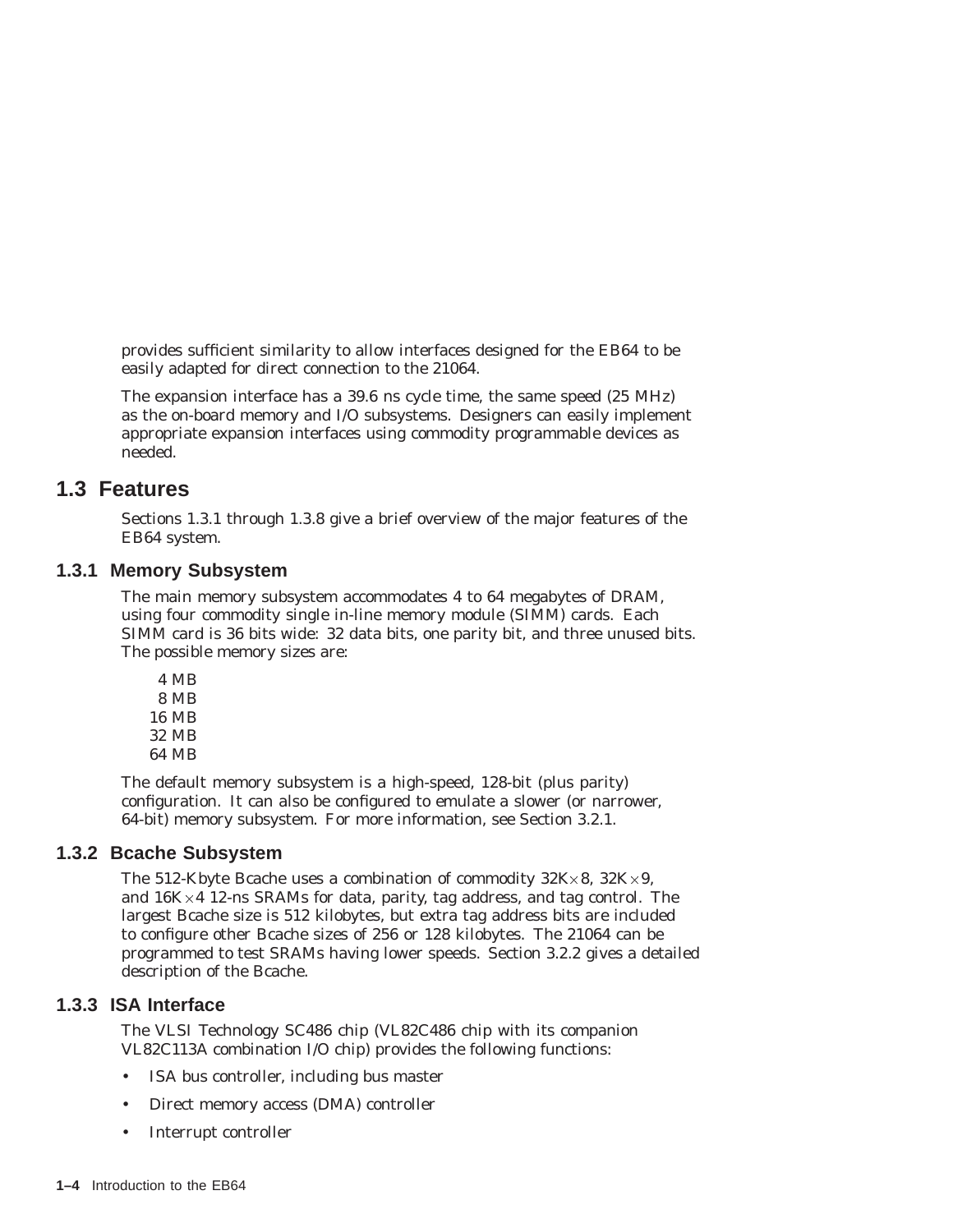provides sufficient similarity to allow interfaces designed for the EB64 to be easily adapted for direct connection to the 21064.

The expansion interface has a 39.6 ns cycle time, the same speed (25 MHz) as the on-board memory and I/O subsystems. Designers can easily implement appropriate expansion interfaces using commodity programmable devices as needed.

## 1.3 Features

Sections 1.3.1 through 1.3.8 give a brief overview of the major features of the EB64 system.

### 1.3.1 Memory Subsystem

The main memory subsystem accommodates 4 to 64 megabytes of DRAM, using four commodity single in-line memory module (SIMM) cards. Each SIMM card is 36 bits wide: 32 data bits, one parity bit, and three unused bits. The possible memory sizes are:

4 MB
8 MB
16 MB
32 MB
64 MB

The default memory subsystem is a high-speed, 128-bit (plus parity) configuration. It can also be configured to emulate a slower (or narrower, 64-bit) memory subsystem. For more information, see Section 3.2.1.

### 1.3.2 Bcache Subsystem

The 512-Kbyte Bcache uses a combination of commodity 32K$\times$8, 32K$\times$9, and 16K$\times$4 12-ns SRAMs for data, parity, tag address, and tag control. The largest Bcache size is 512 kilobytes, but extra tag address bits are included to configure other Bcache sizes of 256 or 128 kilobytes. The 21064 can be programmed to test SRAMs having lower speeds. Section 3.2.2 gives a detailed description of the Bcache.

### 1.3.3 ISA Interface

The VLSI Technology SC486 chip (VL82C486 chip with its companion VL82C113A combination I/O chip) provides the following functions:

- ISA bus controller, including bus master
- Direct memory access (DMA) controller
- Interrupt controller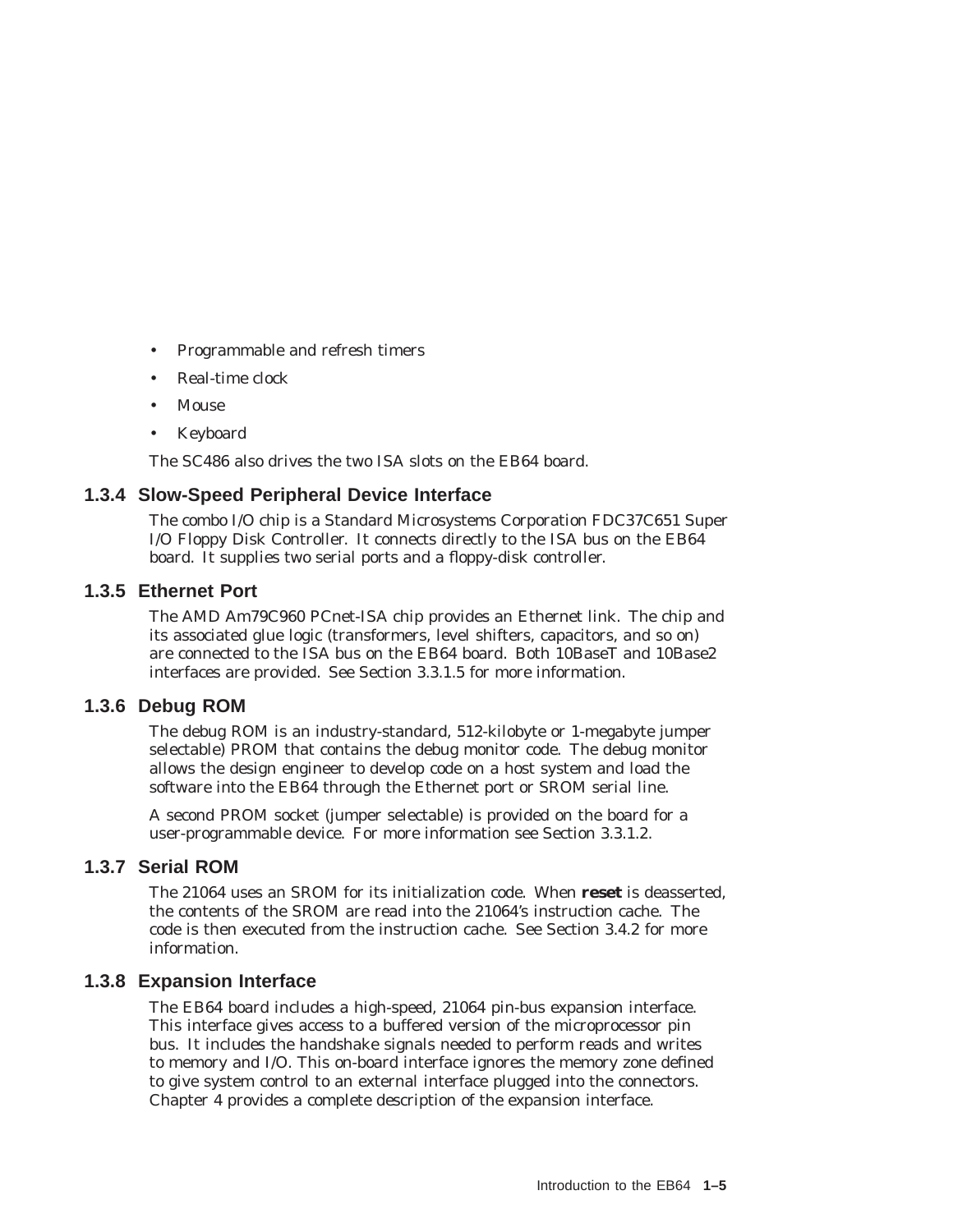- Programmable and refresh timers
- Real-time clock
- Mouse
- Keyboard

The SC486 also drives the two ISA slots on the EB64 board.

### 1.3.4 Slow-Speed Peripheral Device Interface

The combo I/O chip is a Standard Microsystems Corporation FDC37C651 Super I/O Floppy Disk Controller. It connects directly to the ISA bus on the EB64 board. It supplies two serial ports and a floppy-disk controller.

### 1.3.5 Ethernet Port

The AMD Am79C960 PCnet-ISA chip provides an Ethernet link. The chip and its associated glue logic (transformers, level shifters, capacitors, and so on) are connected to the ISA bus on the EB64 board. Both 10BaseT and 10Base2 interfaces are provided. See Section 3.3.1.5 for more information.

### 1.3.6 Debug ROM

The debug ROM is an industry-standard, 512-kilobyte or 1-megabyte jumper selectable) PROM that contains the debug monitor code. The debug monitor allows the design engineer to develop code on a host system and load the software into the EB64 through the Ethernet port or SROM serial line.

A second PROM socket (jumper selectable) is provided on the board for a user-programmable device. For more information see Section 3.3.1.2.

### 1.3.7 Serial ROM

The 21064 uses an SROM for its initialization code. When **reset** is deasserted, the contents of the SROM are read into the 21064's instruction cache. The code is then executed from the instruction cache. See Section 3.4.2 for more information.

### 1.3.8 Expansion Interface

The EB64 board includes a high-speed, 21064 pin-bus expansion interface. This interface gives access to a buffered version of the microprocessor pin bus. It includes the handshake signals needed to perform reads and writes to memory and I/O. This on-board interface ignores the memory zone defined to give system control to an external interface plugged into the connectors. Chapter 4 provides a complete description of the expansion interface.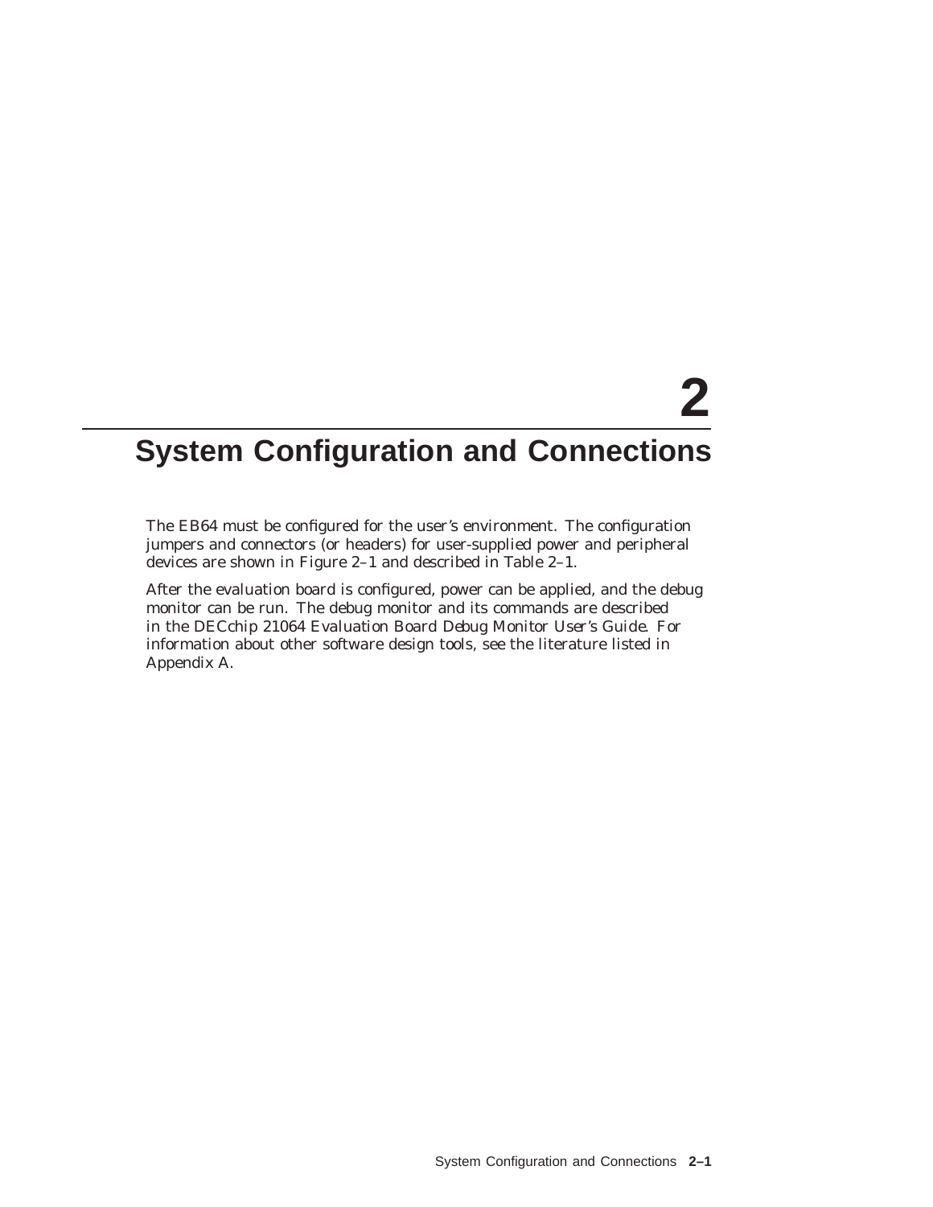# 2 System Configuration and Connections

The EB64 must be configured for the user's environment. The configuration jumpers and connectors (or headers) for user-supplied power and peripheral devices are shown in Figure 2–1 and described in Table 2–1.

After the evaluation board is configured, power can be applied, and the debug monitor can be run. The debug monitor and its commands are described in the *DECchip 21064 Evaluation Board Debug Monitor User's Guide*. For information about other software design tools, see the literature listed in Appendix A.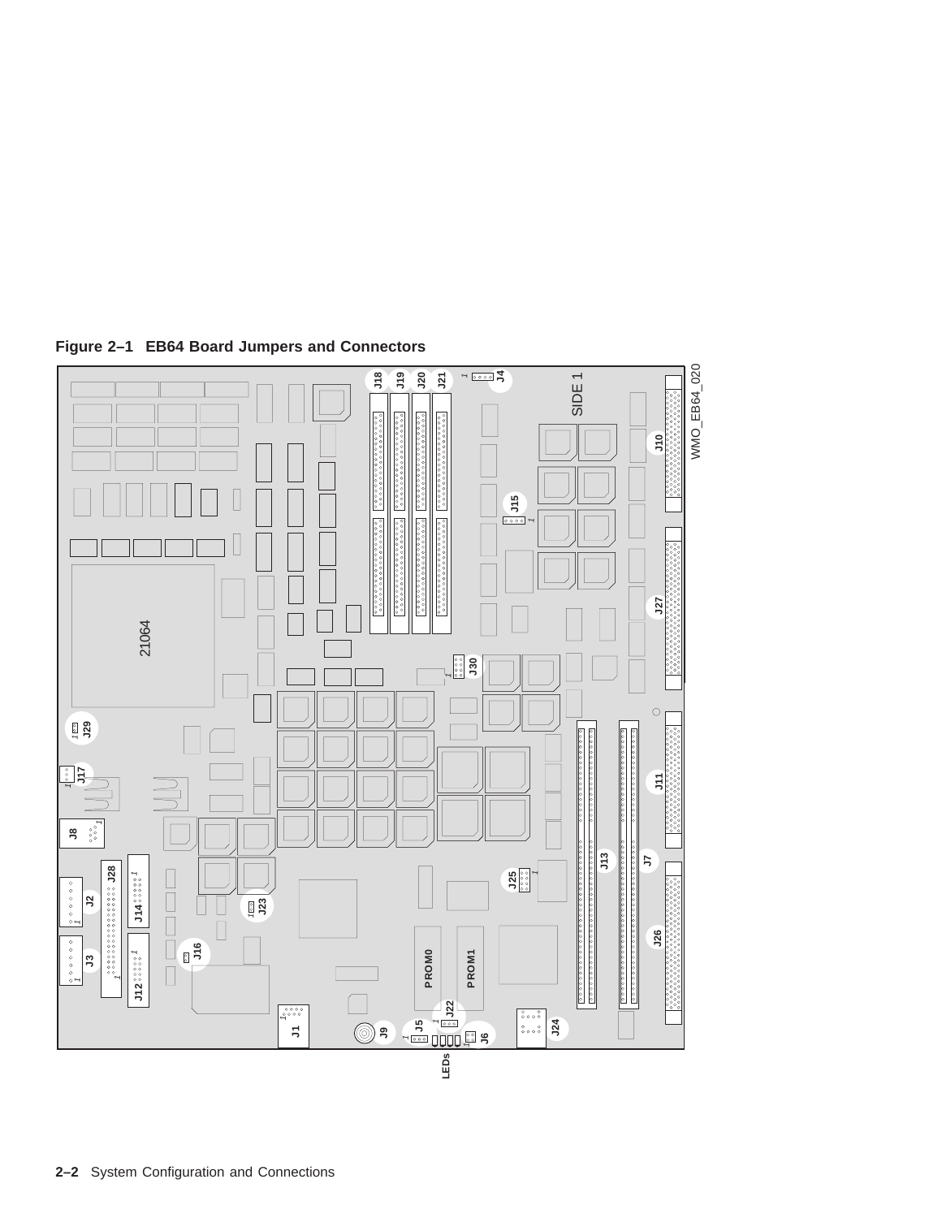**Figure 2–1 EB64 Board Jumpers and Connectors**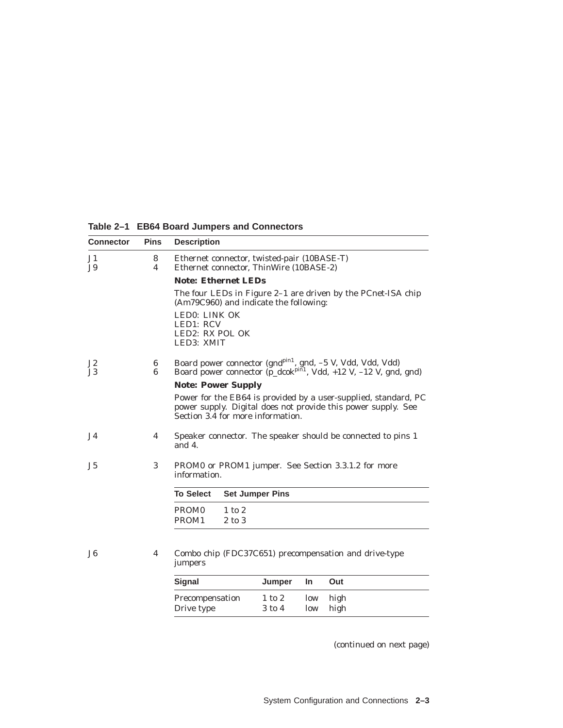**Table 2–1 EB64 Board Jumpers and Connectors**

| Connector | Pins | Description |
|---|---|---|
| J1 | 8 | Ethernet connector, twisted-pair (10BASE-T) |
| J9 | 4 | Ethernet connector, ThinWire (10BASE-2) |
| | | **Note: Ethernet LEDs** |
| | | The four LEDs in Figure 2–1 are driven by the PCnet-ISA chip (Am79C960) and indicate the following: |
| | | LED0: LINK OK<br>LED1: RCV<br>LED2: RX POL OK<br>LED3: XMIT |
| J2 | 6 | Board power connector (gnd[pin1], gnd, –5 V, Vdd, Vdd, Vdd) |
| J3 | 6 | Board power connector (p_dcok[pin1], Vdd, +12 V, –12 V, gnd, gnd) |
| | | **Note: Power Supply** |
| | | Power for the EB64 is provided by a user-supplied, standard, PC power supply. Digital does not provide this power supply. See Section 3.4 for more information. |
| J4 | 4 | Speaker connector. The speaker should be connected to pins 1 and 4. |
| J5 | 3 | PROM0 or PROM1 jumper. See Section 3.3.1.2 for more information. |

| To Select | Set Jumper Pins |
|---|---|
| PROM0 | 1 to 2 |
| PROM1 | 2 to 3 |

| Connector | Pins | Description |
|---|---|---|
| J6 | 4 | Combo chip (FDC37C651) precompensation and drive-type jumpers |

| Signal | Jumper | In | Out |
|---|---|---|---|
| Precompensation | 1 to 2 | low | high |
| Drive type | 3 to 4 | low | high |

(continued on next page)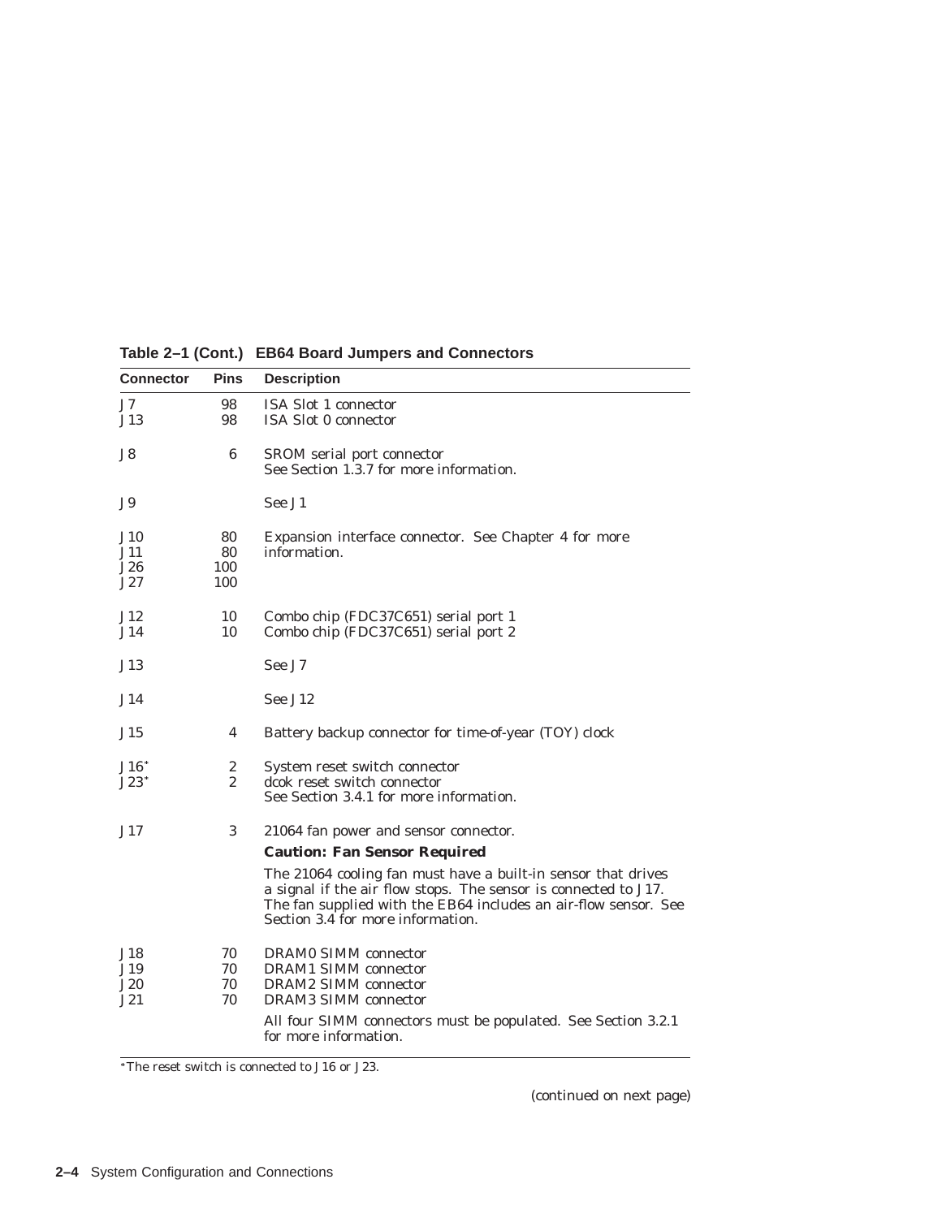**Table 2–1 (Cont.) EB64 Board Jumpers and Connectors**

| Connector | Pins | Description |
|---|---|---|
| J7<br>J13 | 98<br>98 | ISA Slot 1 connector<br>ISA Slot 0 connector |
| J8 | 6 | SROM serial port connector<br>See Section 1.3.7 for more information. |
| J9 | | See J1 |
| J10<br>J11<br>J26<br>J27 | 80<br>80<br>100<br>100 | Expansion interface connector. See Chapter 4 for more information. |
| J12<br>J14 | 10<br>10 | Combo chip (FDC37C651) serial port 1<br>Combo chip (FDC37C651) serial port 2 |
| J13 | | See J7 |
| J14 | | See J12 |
| J15 | 4 | Battery backup connector for time-of-year (TOY) clock |
| J16*<br>J23* | 2<br>2 | System reset switch connector<br>dcok reset switch connector<br>See Section 3.4.1 for more information. |
| J17 | 3 | 21064 fan power and sensor connector.<br>**Caution: Fan Sensor Required**<br>The 21064 cooling fan must have a built-in sensor that drives a signal if the air flow stops. The sensor is connected to J17. The fan supplied with the EB64 includes an air-flow sensor. See Section 3.4 for more information. |
| J18<br>J19<br>J20<br>J21 | 70<br>70<br>70<br>70 | DRAM0 SIMM connector<br>DRAM1 SIMM connector<br>DRAM2 SIMM connector<br>DRAM3 SIMM connector<br>All four SIMM connectors must be populated. See Section 3.2.1 for more information. |

*The reset switch is connected to J16 or J23.

(continued on next page)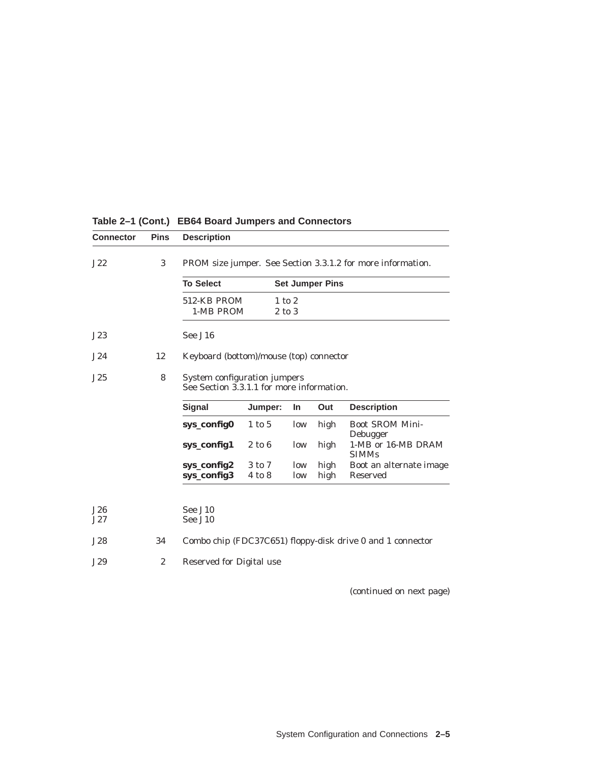**Table 2–1 (Cont.) EB64 Board Jumpers and Connectors**

| Connector | Pins | Description |
|---|---|---|
| J22 | 3 | PROM size jumper. See Section 3.3.1.2 for more information. |
| J23 | | See J16 |
| J24 | 12 | Keyboard (bottom)/mouse (top) connector |
| J25 | 8 | System configuration jumpers<br>See Section 3.3.1.1 for more information. |
| J26 | | See J10 |
| J27 | | See J10 |
| J28 | 34 | Combo chip (FDC37C651) floppy-disk drive 0 and 1 connector |
| J29 | 2 | Reserved for Digital use |

J22 PROM size jumper settings:

| To Select | Set Jumper Pins |
|---|---|
| 512-KB PROM | 1 to 2 |
| 1-MB PROM | 2 to 3 |

J25 system configuration jumper settings:

| Signal | Jumper: | In | Out | Description |
|---|---|---|---|---|
| **sys_config0** | 1 to 5 | low | high | Boot SROM Mini-Debugger |
| **sys_config1** | 2 to 6 | low | high | 1-MB or 16-MB DRAM SIMMs |
| **sys_config2** | 3 to 7 | low | high | Boot an alternate image |
| **sys_config3** | 4 to 8 | low | high | Reserved |

*(continued on next page)*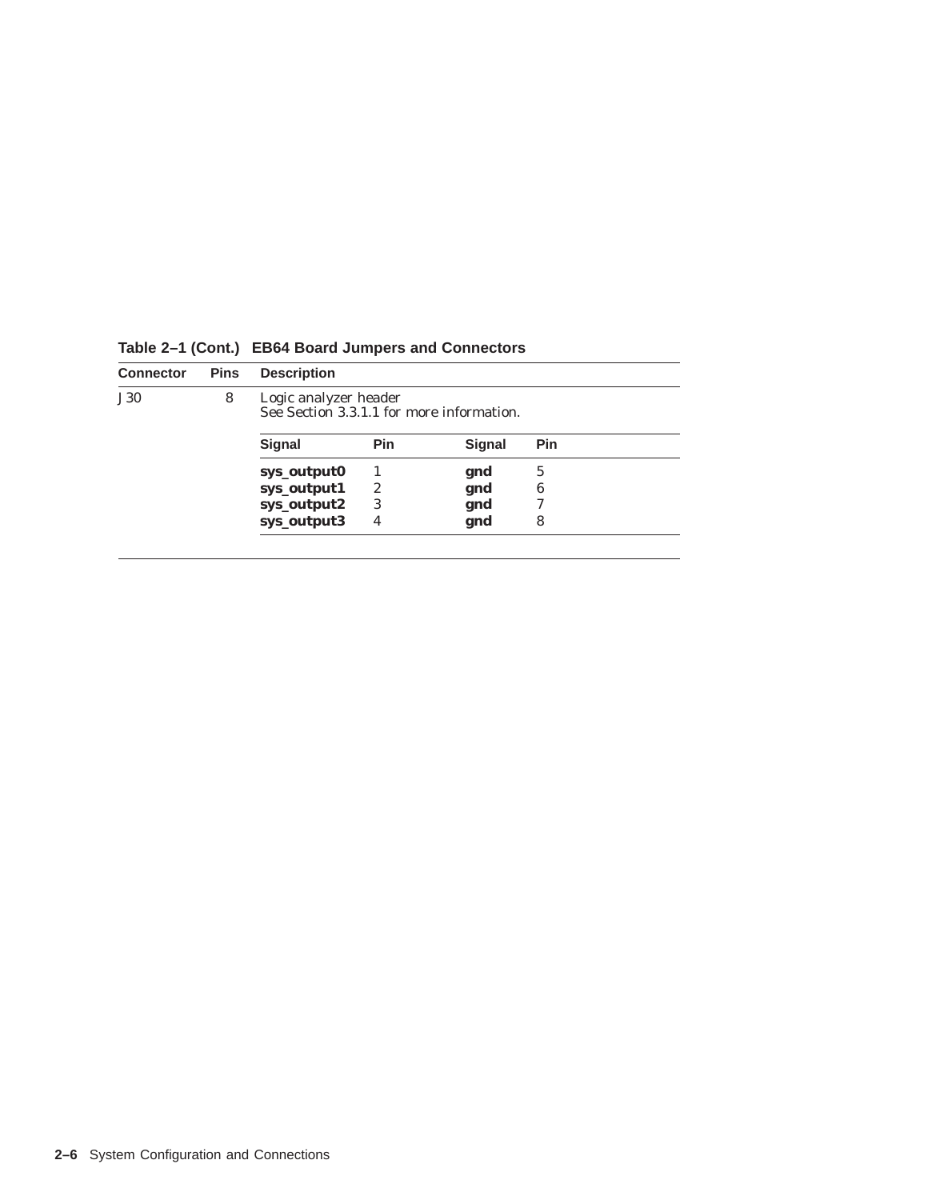**Table 2–1 (Cont.) EB64 Board Jumpers and Connectors**

| Connector | Pins | Description |
|---|---|---|
| J30 | 8 | Logic analyzer header<br>See Section 3.3.1.1 for more information. |

| Signal | Pin | Signal | Pin |
|---|---|---|---|
| **sys_output0** | 1 | **gnd** | 5 |
| **sys_output1** | 2 | **gnd** | 6 |
| **sys_output2** | 3 | **gnd** | 7 |
| **sys_output3** | 4 | **gnd** | 8 |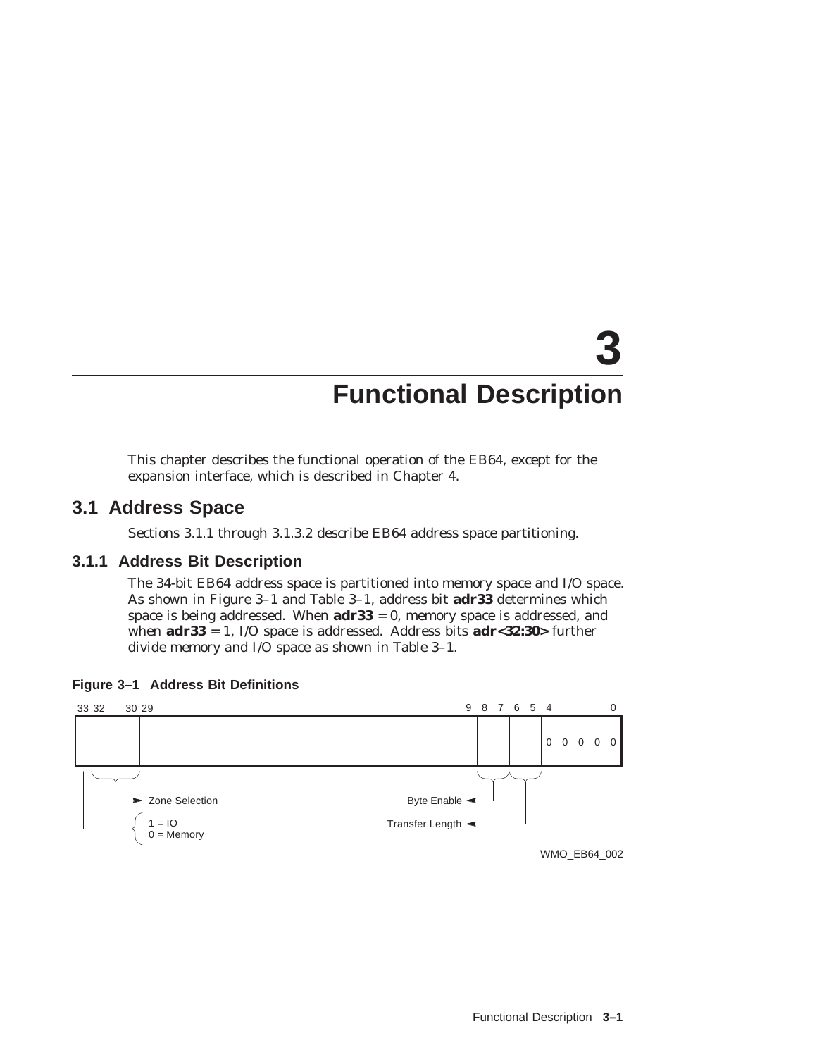# 3 Functional Description

This chapter describes the functional operation of the EB64, except for the expansion interface, which is described in Chapter 4.

## 3.1 Address Space

Sections 3.1.1 through 3.1.3.2 describe EB64 address space partitioning.

### 3.1.1 Address Bit Description

The 34-bit EB64 address space is partitioned into memory space and I/O space. As shown in Figure 3–1 and Table 3–1, address bit **adr33** determines which space is being addressed. When **adr33** = 0, memory space is addressed, and when **adr33** = 1, I/O space is addressed. Address bits **adr<32:30>** further divide memory and I/O space as shown in Table 3–1.

**Figure 3–1 Address Bit Definitions**

| 33 | 32–30 | 29–9 | 8–7 | 6–5 | 4–0 |
|---|---|---|---|---|---|
| 1 = IO, 0 = Memory | Zone Selection | | Byte Enable | Transfer Length | 0 0 0 0 0 |

WMO_EB64_002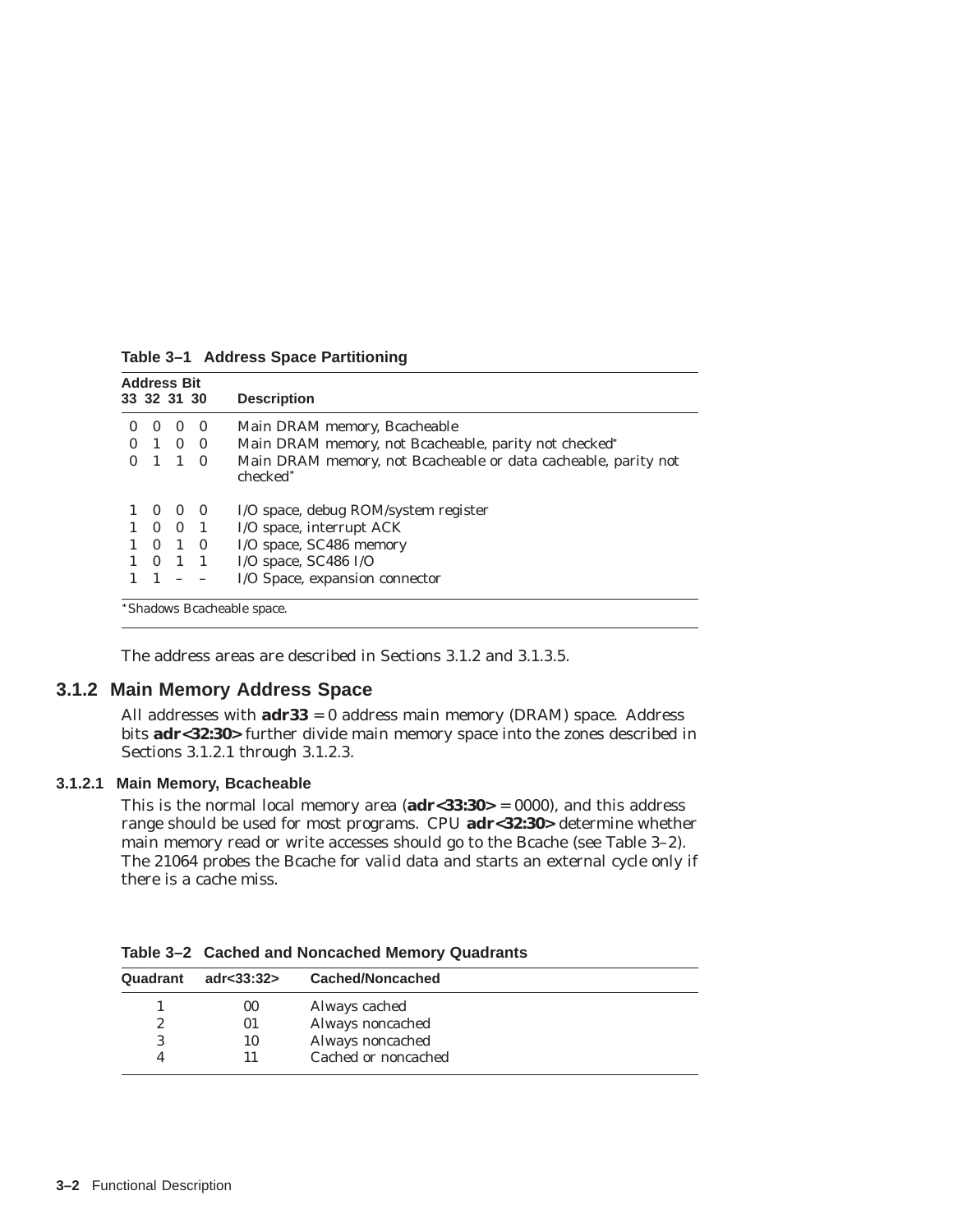**Table 3–1 Address Space Partitioning**

| Address Bit 33 | 32 | 31 | 30 | Description |
|---|---|---|---|---|
| 0 | 0 | 0 | 0 | Main DRAM memory, Bcacheable |
| 0 | 1 | 0 | 0 | Main DRAM memory, not Bcacheable, parity not checked* |
| 0 | 1 | 1 | 0 | Main DRAM memory, not Bcacheable or data cacheable, parity not checked* |
| 1 | 0 | 0 | 0 | I/O space, debug ROM/system register |
| 1 | 0 | 0 | 1 | I/O space, interrupt ACK |
| 1 | 0 | 1 | 0 | I/O space, SC486 memory |
| 1 | 0 | 1 | 1 | I/O space, SC486 I/O |
| 1 | 1 | – | – | I/O Space, expansion connector |

*Shadows Bcacheable space.

The address areas are described in Sections 3.1.2 and 3.1.3.5.

## 3.1.2 Main Memory Address Space

All addresses with **adr33** = 0 address main memory (DRAM) space. Address bits **adr<32:30>** further divide main memory space into the zones described in Sections 3.1.2.1 through 3.1.2.3.

### 3.1.2.1 Main Memory, Bcacheable

This is the normal local memory area (**adr<33:30>** = 0000), and this address range should be used for most programs. CPU **adr<32:30>** determine whether main memory read or write accesses should go to the Bcache (see Table 3–2). The 21064 probes the Bcache for valid data and starts an external cycle only if there is a cache miss.

**Table 3–2 Cached and Noncached Memory Quadrants**

| Quadrant | adr<33:32> | Cached/Noncached |
|---|---|---|
| 1 | 00 | Always cached |
| 2 | 01 | Always noncached |
| 3 | 10 | Always noncached |
| 4 | 11 | Cached or noncached |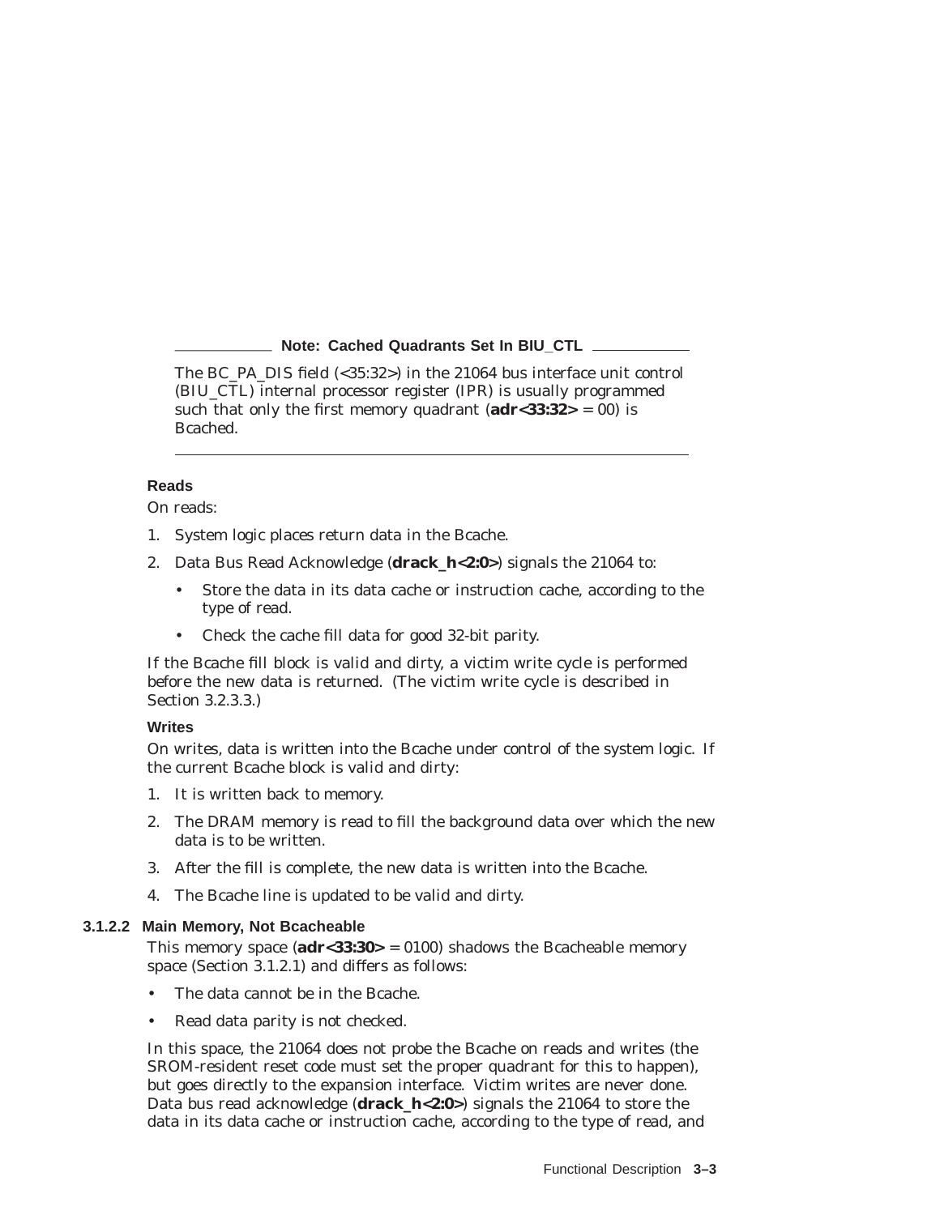**Note: Cached Quadrants Set In BIU_CTL**

The BC_PA_DIS field (<35:32>) in the 21064 bus interface unit control (BIU_CTL) internal processor register (IPR) is usually programmed such that only the first memory quadrant (**adr<33:32>** = 00) is Bcached.

---

**Reads**

On reads:

1. System logic places return data in the Bcache.
2. Data Bus Read Acknowledge (**drack_h<2:0>**) signals the 21064 to:
   - Store the data in its data cache or instruction cache, according to the type of read.
   - Check the cache fill data for good 32-bit parity.

If the Bcache fill block is valid and dirty, a victim write cycle is performed before the new data is returned. (The victim write cycle is described in Section 3.2.3.3.)

**Writes**

On writes, data is written into the Bcache under control of the system logic. If the current Bcache block is valid and dirty:

1. It is written back to memory.
2. The DRAM memory is read to fill the background data over which the new data is to be written.
3. After the fill is complete, the new data is written into the Bcache.
4. The Bcache line is updated to be valid and dirty.

#### 3.1.2.2 Main Memory, Not Bcacheable

This memory space (**adr<33:30>** = 0100) shadows the Bcacheable memory space (Section 3.1.2.1) and differs as follows:

- The data cannot be in the Bcache.
- Read data parity is not checked.

In this space, the 21064 does not probe the Bcache on reads and writes (the SROM-resident reset code must set the proper quadrant for this to happen), but goes directly to the expansion interface. Victim writes are never done. Data bus read acknowledge (**drack_h<2:0>**) signals the 21064 to store the data in its data cache or instruction cache, according to the type of read, and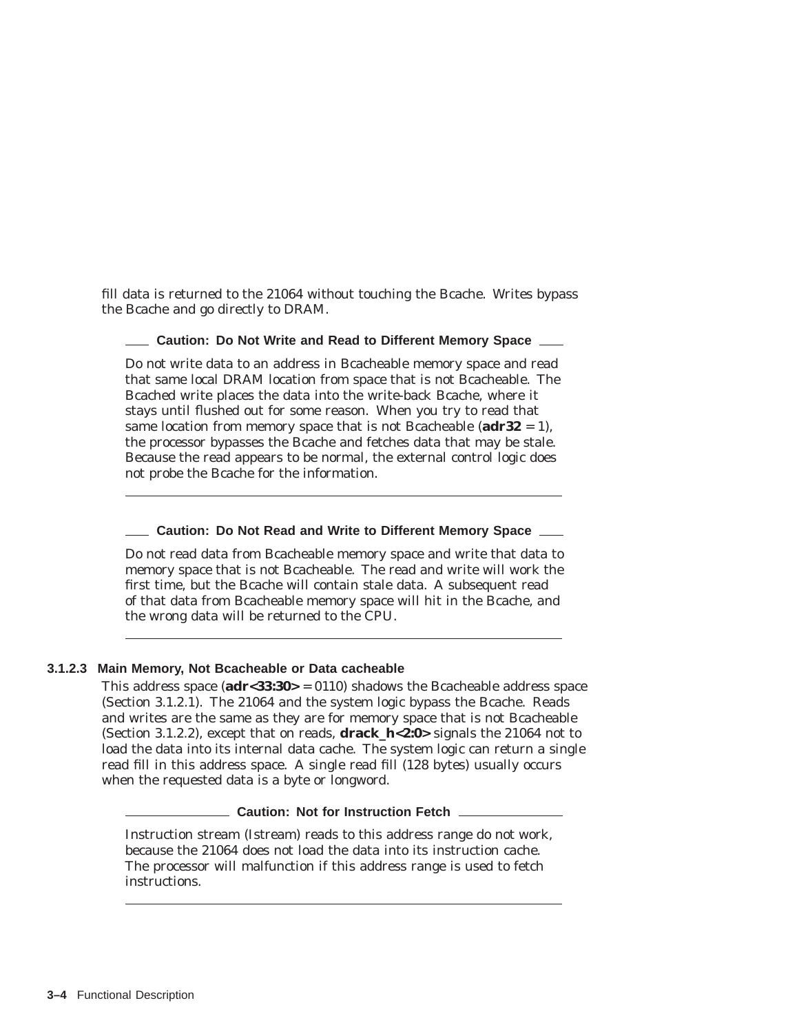fill data is returned to the 21064 without touching the Bcache. Writes bypass the Bcache and go directly to DRAM.

---

**Caution: Do Not Write and Read to Different Memory Space**

Do not write data to an address in Bcacheable memory space and read that same local DRAM location from space that is not Bcacheable. The Bcached write places the data into the write-back Bcache, where it stays until flushed out for some reason. When you try to read that same location from memory space that is not Bcacheable (**adr32** = 1), the processor bypasses the Bcache and fetches data that may be stale. Because the read appears to be normal, the external control logic does not probe the Bcache for the information.

---

**Caution: Do Not Read and Write to Different Memory Space**

Do not read data from Bcacheable memory space and write that data to memory space that is not Bcacheable. The read and write will work the first time, but the Bcache will contain stale data. A subsequent read of that data from Bcacheable memory space will hit in the Bcache, and the wrong data will be returned to the CPU.

---

#### 3.1.2.3 Main Memory, Not Bcacheable or Data cacheable

This address space (**adr<33:30>** = 0110) shadows the Bcacheable address space (Section 3.1.2.1). The 21064 and the system logic bypass the Bcache. Reads and writes are the same as they are for memory space that is not Bcacheable (Section 3.1.2.2), except that on reads, **drack_h<2:0>** signals the 21064 not to load the data into its internal data cache. The system logic can return a single read fill in this address space. A single read fill (128 bytes) usually occurs when the requested data is a byte or longword.

---

**Caution: Not for Instruction Fetch**

Instruction stream (Istream) reads to this address range do not work, because the 21064 does not load the data into its instruction cache. The processor will malfunction if this address range is used to fetch instructions.

---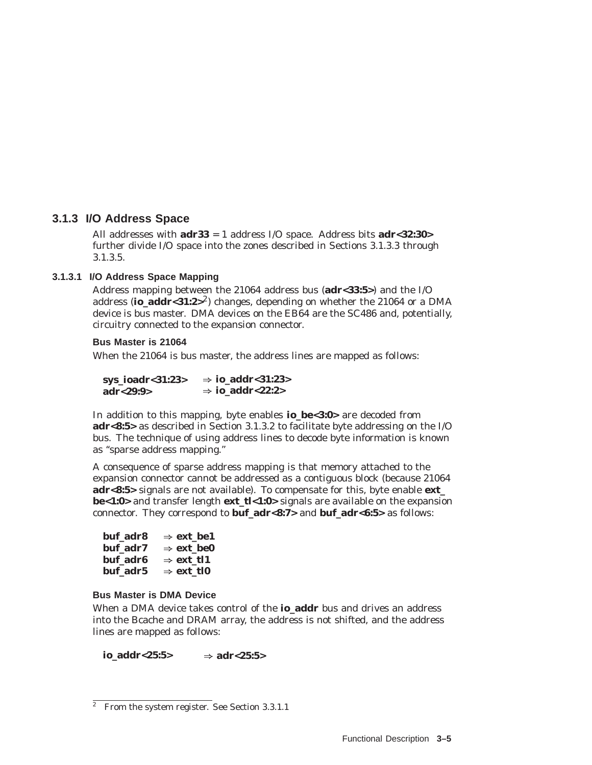### 3.1.3 I/O Address Space

All addresses with **adr33** = 1 address I/O space. Address bits **adr<32:30>** further divide I/O space into the zones described in Sections 3.1.3.3 through 3.1.3.5.

#### 3.1.3.1 I/O Address Space Mapping

Address mapping between the 21064 address bus (**adr<33:5>**) and the I/O address (**io_addr<31:2>**[2]) changes, depending on whether the 21064 or a DMA device is bus master. DMA devices on the EB64 are the SC486 and, potentially, circuitry connected to the expansion connector.

**Bus Master is 21064**

When the 21064 is bus master, the address lines are mapped as follows:

| | |
|---|---|
| **sys_ioadr<31:23>** | ⇒ **io_addr<31:23>** |
| **adr<29:9>** | ⇒ **io_addr<22:2>** |

In addition to this mapping, byte enables **io_be<3:0>** are decoded from **adr<8:5>** as described in Section 3.1.3.2 to facilitate byte addressing on the I/O bus. The technique of using address lines to decode byte information is known as "sparse address mapping."

A consequence of sparse address mapping is that memory attached to the expansion connector cannot be addressed as a contiguous block (because 21064 **adr<8:5>** signals are not available). To compensate for this, byte enable **ext_be<1:0>** and transfer length **ext_tl<1:0>** signals are available on the expansion connector. They correspond to **buf_adr<8:7>** and **buf_adr<6:5>** as follows:

| | |
|---|---|
| **buf_adr8** | ⇒ **ext_be1** |
| **buf_adr7** | ⇒ **ext_be0** |
| **buf_adr6** | ⇒ **ext_tl1** |
| **buf_adr5** | ⇒ **ext_tl0** |

**Bus Master is DMA Device**

When a DMA device takes control of the **io_addr** bus and drives an address into the Bcache and DRAM array, the address is not shifted, and the address lines are mapped as follows:

| | |
|---|---|
| **io_addr<25:5>** | ⇒ **adr<25:5>** |

---

[2] From the system register. See Section 3.3.1.1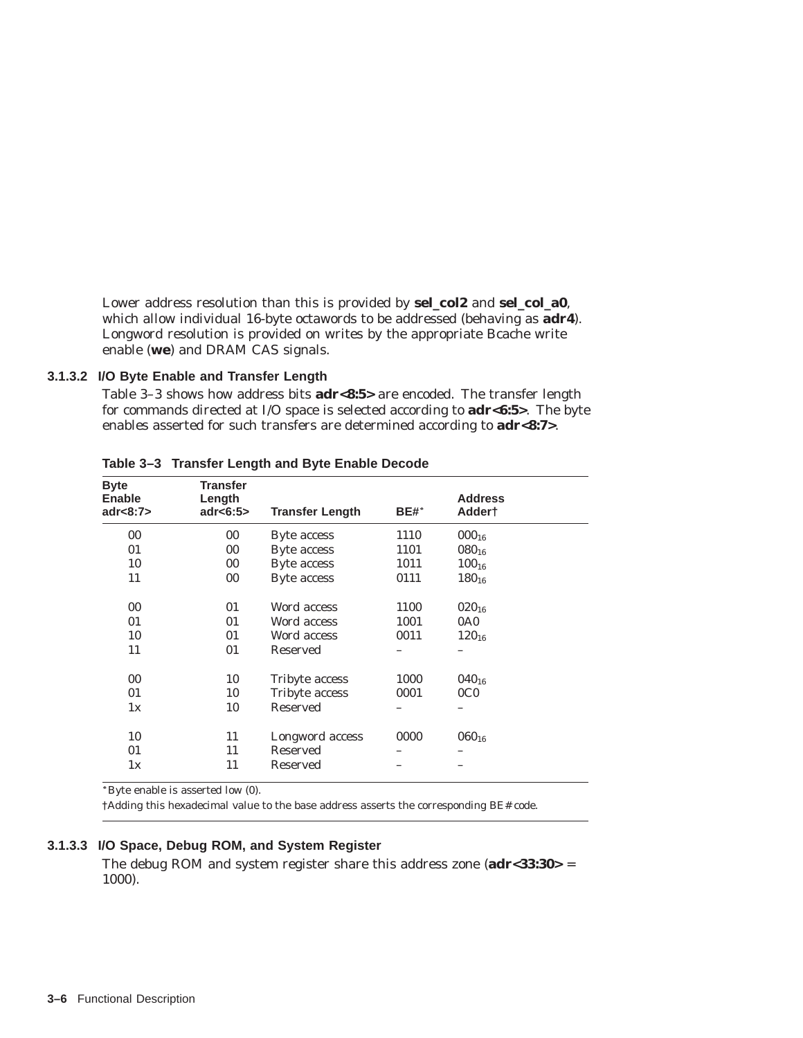Lower address resolution than this is provided by **sel_col2** and **sel_col_a0**, which allow individual 16-byte octawords to be addressed (behaving as **adr4**). Longword resolution is provided on writes by the appropriate Bcache write enable (**we**) and DRAM CAS signals.

### 3.1.3.2 I/O Byte Enable and Transfer Length

Table 3–3 shows how address bits **adr<8:5>** are encoded. The transfer length for commands directed at I/O space is selected according to **adr<6:5>**. The byte enables asserted for such transfers are determined according to **adr<8:7>**.

**Table 3–3 Transfer Length and Byte Enable Decode**

| Byte Enable adr<8:7> | Transfer Length adr<6:5> | Transfer Length | BE#* | Address Adder† |
|---|---|---|---|---|
| 00 | 00 | Byte access | 1110 | $000_{16}$ |
| 01 | 00 | Byte access | 1101 | $080_{16}$ |
| 10 | 00 | Byte access | 1011 | $100_{16}$ |
| 11 | 00 | Byte access | 0111 | $180_{16}$ |
| 00 | 01 | Word access | 1100 | $020_{16}$ |
| 01 | 01 | Word access | 1001 | 0A0 |
| 10 | 01 | Word access | 0011 | $120_{16}$ |
| 11 | 01 | Reserved | – | – |
| 00 | 10 | Tribyte access | 1000 | $040_{16}$ |
| 01 | 10 | Tribyte access | 0001 | 0C0 |
| 1x | 10 | Reserved | – | – |
| 10 | 11 | Longword access | 0000 | $060_{16}$ |
| 01 | 11 | Reserved | – | – |
| 1x | 11 | Reserved | – | – |

*Byte enable is asserted low (0).

†Adding this hexadecimal value to the base address asserts the corresponding BE# code.

### 3.1.3.3 I/O Space, Debug ROM, and System Register

The debug ROM and system register share this address zone (**adr<33:30>** = 1000).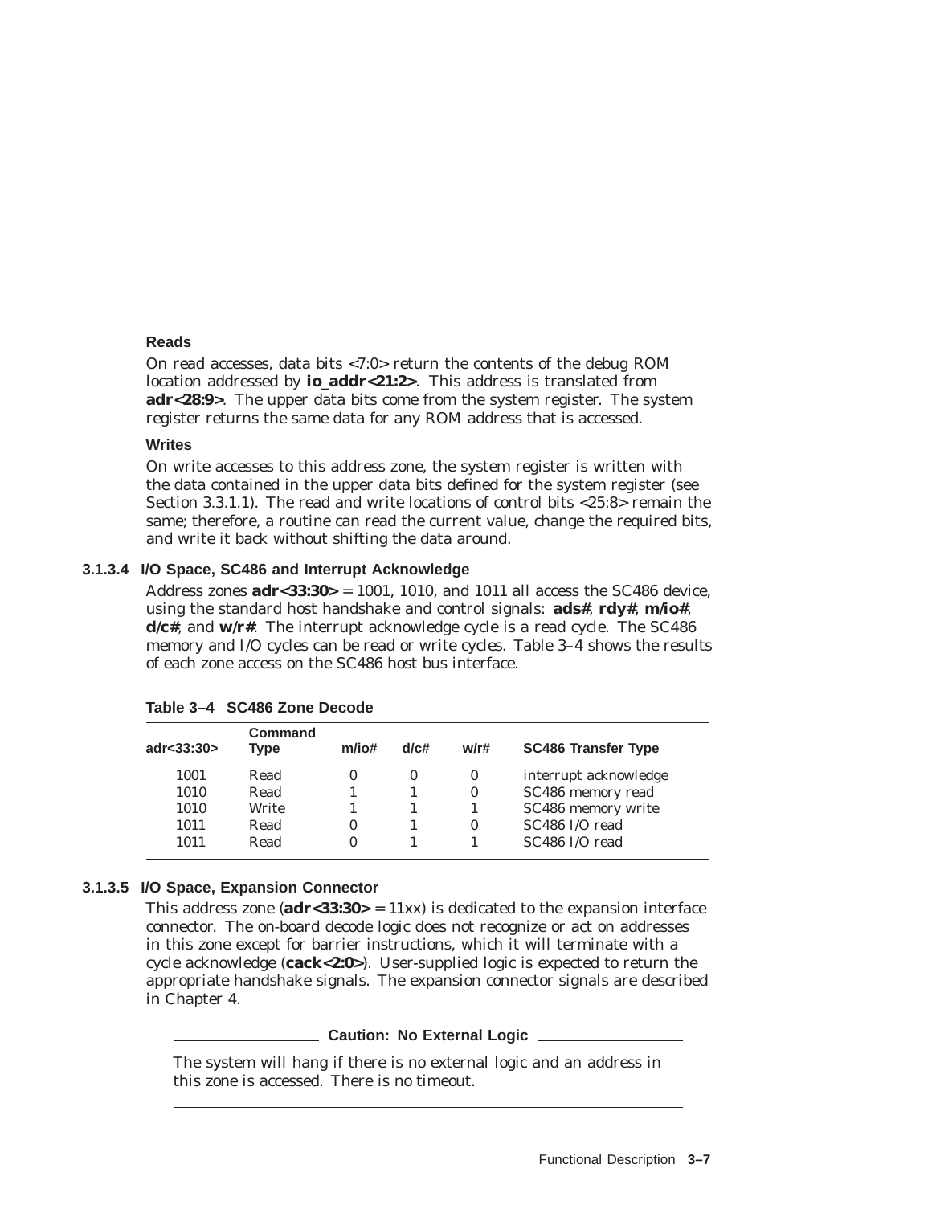#### Reads

On read accesses, data bits <7:0> return the contents of the debug ROM location addressed by **io_addr<21:2>**. This address is translated from **adr<28:9>**. The upper data bits come from the system register. The system register returns the same data for any ROM address that is accessed.

#### Writes

On write accesses to this address zone, the system register is written with the data contained in the upper data bits defined for the system register (see Section 3.3.1.1). The read and write locations of control bits <25:8> remain the same; therefore, a routine can read the current value, change the required bits, and write it back without shifting the data around.

### 3.1.3.4 I/O Space, SC486 and Interrupt Acknowledge

Address zones **adr<33:30>** = 1001, 1010, and 1011 all access the SC486 device, using the standard host handshake and control signals: **ads#**, **rdy#**, **m/io#**, **d/c#**, and **w/r#**. The interrupt acknowledge cycle is a read cycle. The SC486 memory and I/O cycles can be read or write cycles. Table 3–4 shows the results of each zone access on the SC486 host bus interface.

**Table 3–4 SC486 Zone Decode**

| adr<33:30> | Command Type | m/io# | d/c# | w/r# | SC486 Transfer Type |
|---|---|---|---|---|---|
| 1001 | Read | 0 | 0 | 0 | interrupt acknowledge |
| 1010 | Read | 1 | 1 | 0 | SC486 memory read |
| 1010 | Write | 1 | 1 | 1 | SC486 memory write |
| 1011 | Read | 0 | 1 | 0 | SC486 I/O read |
| 1011 | Read | 0 | 1 | 1 | SC486 I/O read |

### 3.1.3.5 I/O Space, Expansion Connector

This address zone (**adr<33:30>** = 11xx) is dedicated to the expansion interface connector. The on-board decode logic does not recognize or act on addresses in this zone except for barrier instructions, which it will terminate with a cycle acknowledge (**cack<2:0>**). User-supplied logic is expected to return the appropriate handshake signals. The expansion connector signals are described in Chapter 4.

**Caution: No External Logic**

The system will hang if there is no external logic and an address in this zone is accessed. There is no timeout.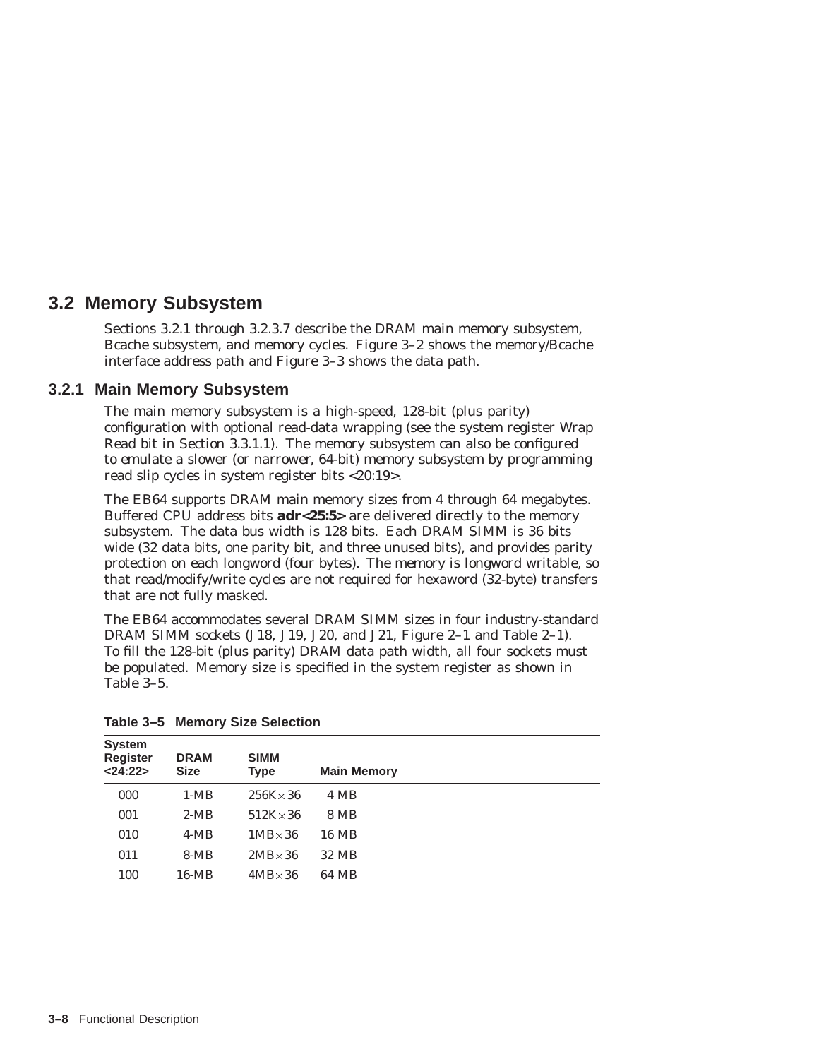## 3.2 Memory Subsystem

Sections 3.2.1 through 3.2.3.7 describe the DRAM main memory subsystem, Bcache subsystem, and memory cycles. Figure 3–2 shows the memory/Bcache interface address path and Figure 3–3 shows the data path.

### 3.2.1 Main Memory Subsystem

The main memory subsystem is a high-speed, 128-bit (plus parity) configuration with optional read-data wrapping (see the system register Wrap Read bit in Section 3.3.1.1). The memory subsystem can also be configured to emulate a slower (or narrower, 64-bit) memory subsystem by programming read slip cycles in system register bits <20:19>.

The EB64 supports DRAM main memory sizes from 4 through 64 megabytes. Buffered CPU address bits **adr<25:5>** are delivered directly to the memory subsystem. The data bus width is 128 bits. Each DRAM SIMM is 36 bits wide (32 data bits, one parity bit, and three unused bits), and provides parity protection on each longword (four bytes). The memory is longword writable, so that read/modify/write cycles are not required for hexaword (32-byte) transfers that are not fully masked.

The EB64 accommodates several DRAM SIMM sizes in four industry-standard DRAM SIMM sockets (J18, J19, J20, and J21, Figure 2–1 and Table 2–1). To fill the 128-bit (plus parity) DRAM data path width, all four sockets must be populated. Memory size is specified in the system register as shown in Table 3–5.

**Table 3–5 Memory Size Selection**

| System Register <24:22> | DRAM Size | SIMM Type | Main Memory |
|---|---|---|---|
| 000 | 1-MB | 256K × 36 | 4 MB |
| 001 | 2-MB | 512K × 36 | 8 MB |
| 010 | 4-MB | 1MB × 36 | 16 MB |
| 011 | 8-MB | 2MB × 36 | 32 MB |
| 100 | 16-MB | 4MB × 36 | 64 MB |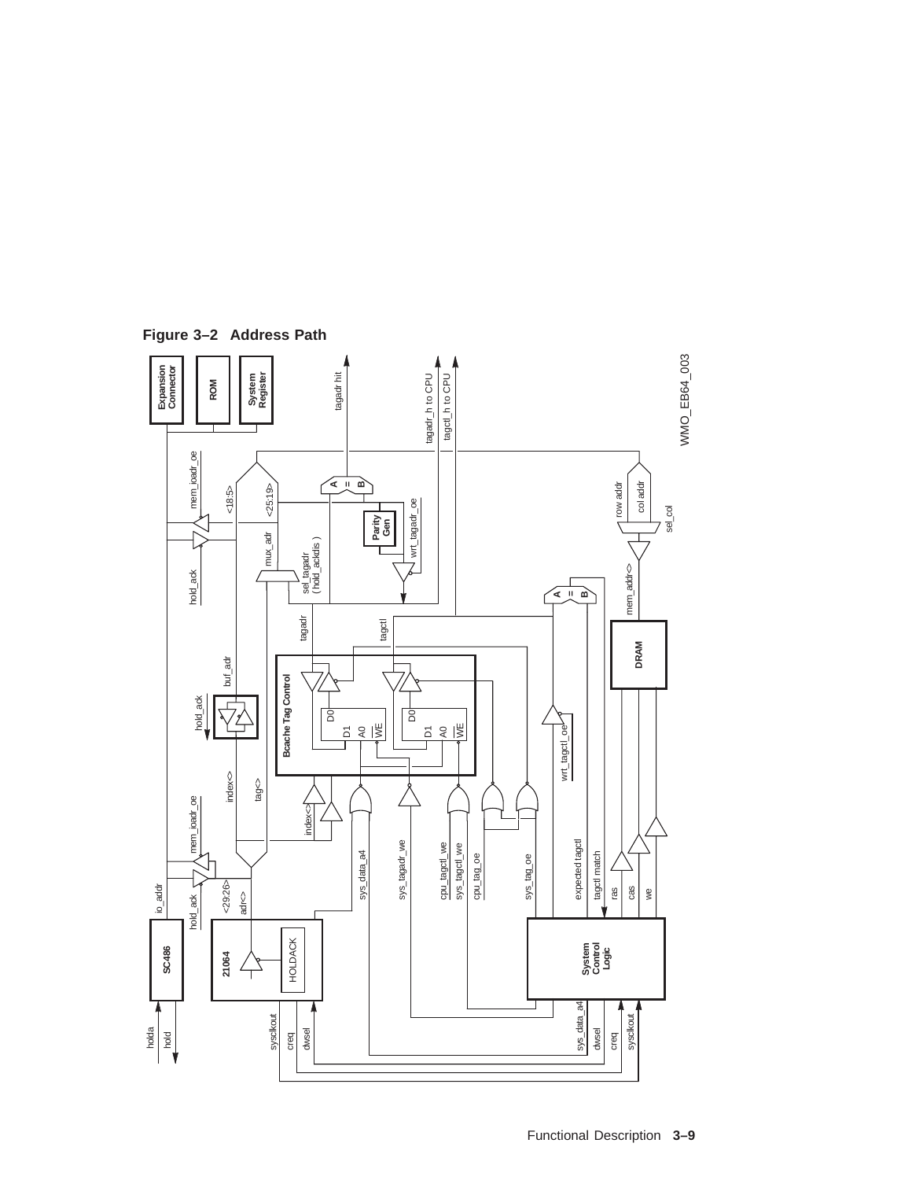**Figure 3–2 Address Path**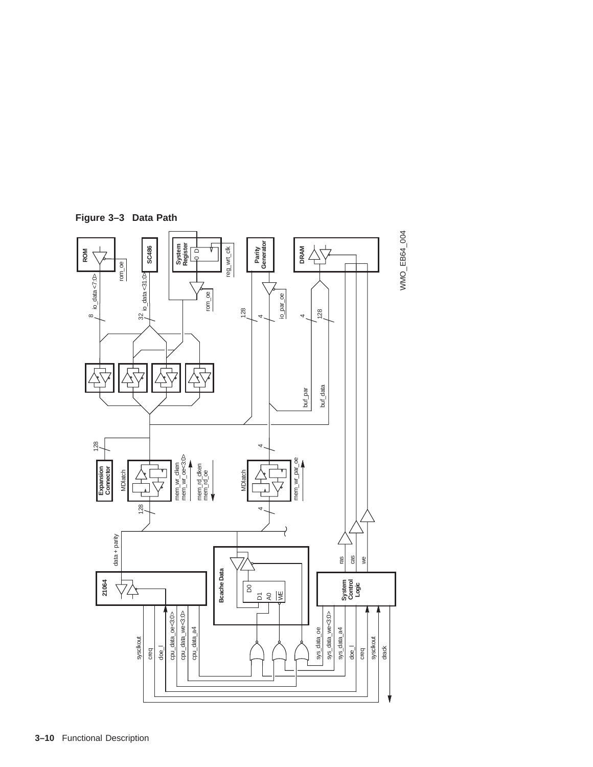**Figure 3–3 Data Path**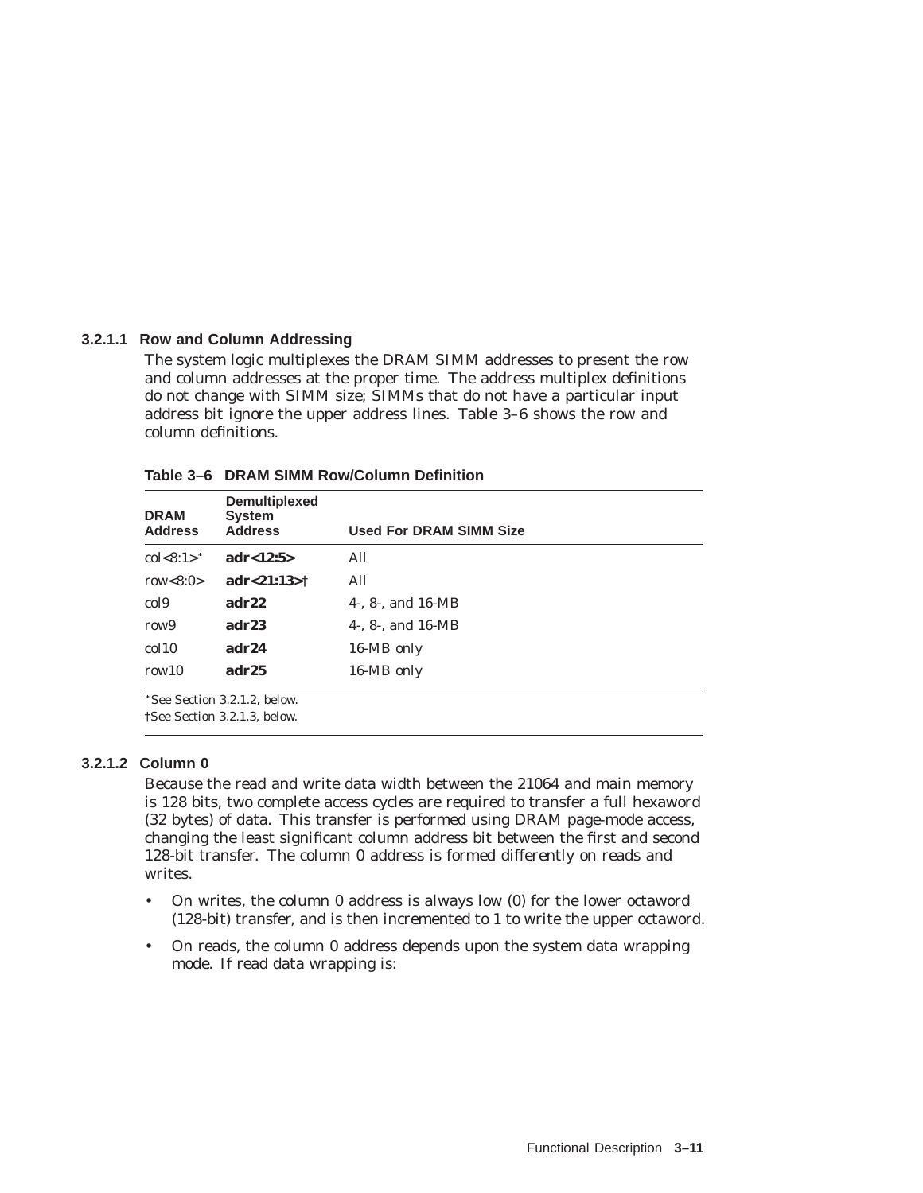#### 3.2.1.1 Row and Column Addressing

The system logic multiplexes the DRAM SIMM addresses to present the row and column addresses at the proper time. The address multiplex definitions do not change with SIMM size; SIMMs that do not have a particular input address bit ignore the upper address lines. Table 3–6 shows the row and column definitions.

**Table 3–6 DRAM SIMM Row/Column Definition**

| DRAM Address | Demultiplexed System Address | Used For DRAM SIMM Size |
|---|---|---|
| col<8:1>* | **adr<12:5>** | All |
| row<8:0> | **adr<21:13>**† | All |
| col9 | **adr22** | 4-, 8-, and 16-MB |
| row9 | **adr23** | 4-, 8-, and 16-MB |
| col10 | **adr24** | 16-MB only |
| row10 | **adr25** | 16-MB only |

*See Section 3.2.1.2, below.
†See Section 3.2.1.3, below.

#### 3.2.1.2 Column 0

Because the read and write data width between the 21064 and main memory is 128 bits, two complete access cycles are required to transfer a full hexaword (32 bytes) of data. This transfer is performed using DRAM page-mode access, changing the least significant column address bit between the first and second 128-bit transfer. The column 0 address is formed differently on reads and writes.

- On writes, the column 0 address is always low (0) for the lower octaword (128-bit) transfer, and is then incremented to 1 to write the upper octaword.
- On reads, the column 0 address depends upon the system data wrapping mode. If read data wrapping is: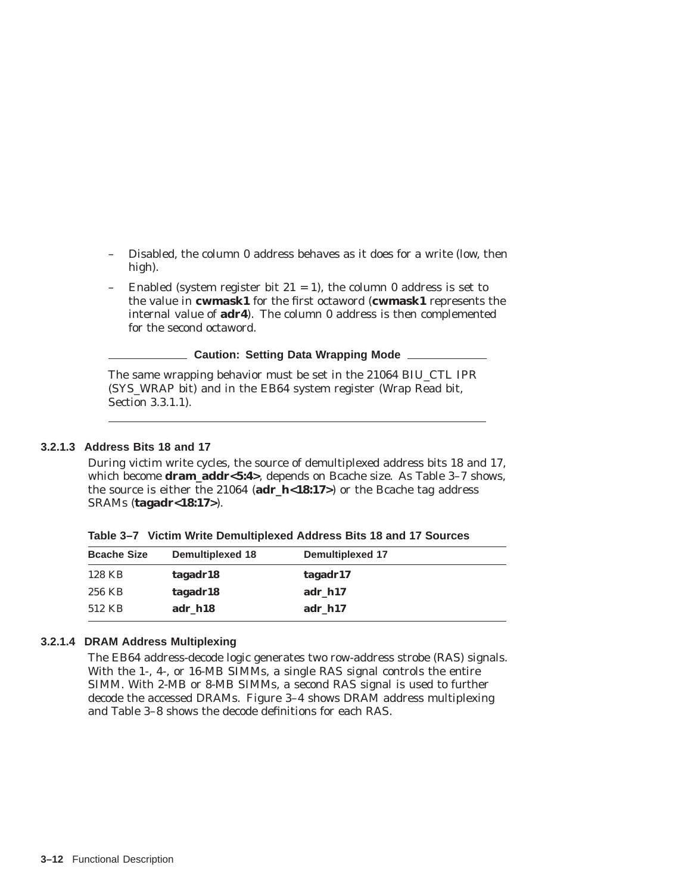– Disabled, the column 0 address behaves as it does for a write (low, then high).

– Enabled (system register bit 21 = 1), the column 0 address is set to the value in **cwmask1** for the first octaword (**cwmask1** represents the internal value of **adr4**). The column 0 address is then complemented for the second octaword.

**Caution: Setting Data Wrapping Mode**

The same wrapping behavior must be set in the 21064 BIU_CTL IPR (SYS_WRAP bit) and in the EB64 system register (Wrap Read bit, Section 3.3.1.1).

---

#### 3.2.1.3 Address Bits 18 and 17

During victim write cycles, the source of demultiplexed address bits 18 and 17, which become **dram_addr<5:4>**, depends on Bcache size. As Table 3–7 shows, the source is either the 21064 (**adr_h<18:17>**) or the Bcache tag address SRAMs (**tagadr<18:17>**).

**Table 3–7 Victim Write Demultiplexed Address Bits 18 and 17 Sources**

| Bcache Size | Demultiplexed 18 | Demultiplexed 17 |
|---|---|---|
| 128 KB | **tagadr18** | **tagadr17** |
| 256 KB | **tagadr18** | **adr_h17** |
| 512 KB | **adr_h18** | **adr_h17** |

#### 3.2.1.4 DRAM Address Multiplexing

The EB64 address-decode logic generates two row-address strobe (RAS) signals. With the 1-, 4-, or 16-MB SIMMs, a single RAS signal controls the entire SIMM. With 2-MB or 8-MB SIMMs, a second RAS signal is used to further decode the accessed DRAMs. Figure 3–4 shows DRAM address multiplexing and Table 3–8 shows the decode definitions for each RAS.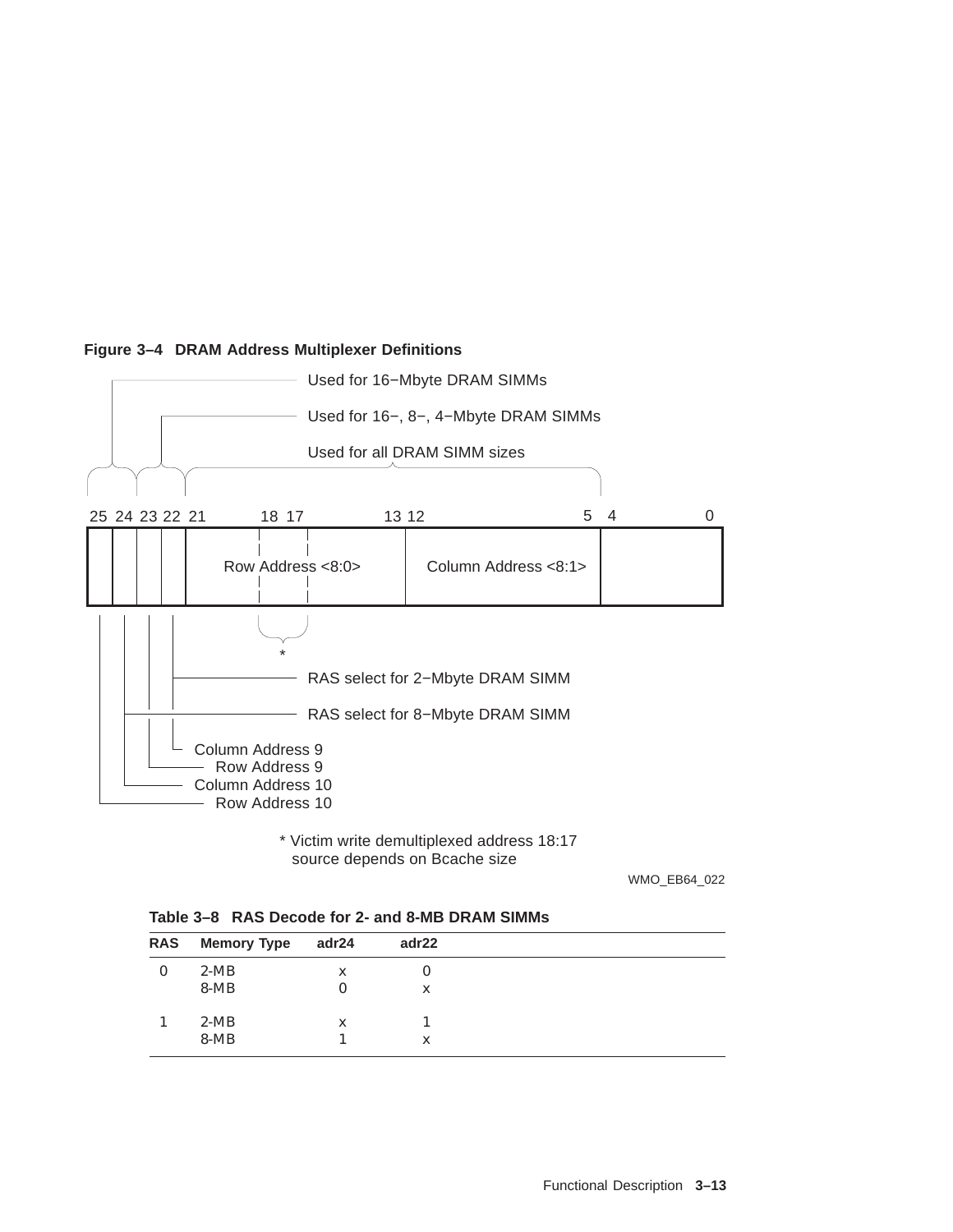**Figure 3–4 DRAM Address Multiplexer Definitions**

Used for 16−Mbyte DRAM SIMMs

Used for 16−, 8−, 4−Mbyte DRAM SIMMs

Used for all DRAM SIMM sizes

25 24 23 22 21 18 17 13 12 5 4 0

Row Address <8:0>

Column Address <8:1>

*

RAS select for 2−Mbyte DRAM SIMM

RAS select for 8−Mbyte DRAM SIMM

Column Address 9
Row Address 9
Column Address 10
Row Address 10

* Victim write demultiplexed address 18:17
source depends on Bcache size

WMO_EB64_022

**Table 3–8 RAS Decode for 2- and 8-MB DRAM SIMMs**

| RAS | Memory Type | adr24 | adr22 |
|---|---|---|---|
| 0 | 2-MB | x | 0 |
| | 8-MB | 0 | x |
| 1 | 2-MB | x | 1 |
| | 8-MB | 1 | x |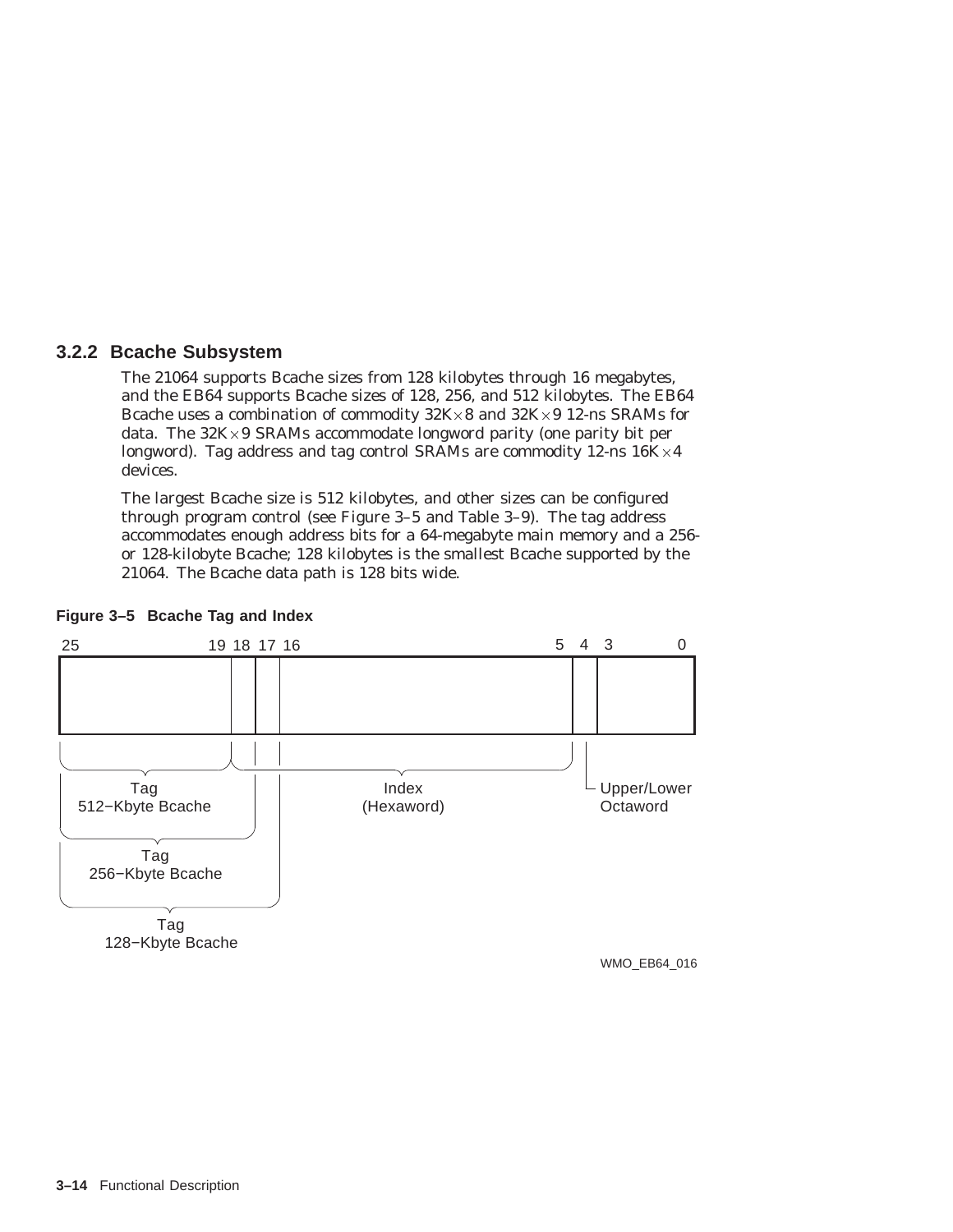### 3.2.2 Bcache Subsystem

The 21064 supports Bcache sizes from 128 kilobytes through 16 megabytes, and the EB64 supports Bcache sizes of 128, 256, and 512 kilobytes. The EB64 Bcache uses a combination of commodity 32K × 8 and 32K × 9 12-ns SRAMs for data. The 32K × 9 SRAMs accommodate longword parity (one parity bit per longword). Tag address and tag control SRAMs are commodity 12-ns 16K × 4 devices.

The largest Bcache size is 512 kilobytes, and other sizes can be configured through program control (see Figure 3–5 and Table 3–9). The tag address accommodates enough address bits for a 64-megabyte main memory and a 256- or 128-kilobyte Bcache; 128 kilobytes is the smallest Bcache supported by the 21064. The Bcache data path is 128 bits wide.

**Figure 3–5 Bcache Tag and Index**

| Bits | Field |
|---|---|
| 25–19 | Tag (512-Kbyte Bcache) |
| 25–18 | Tag (256-Kbyte Bcache) |
| 25–17 | Tag (128-Kbyte Bcache) |
| 18–5 | Index (Hexaword) |
| 4 | Upper/Lower Octaword |
| 3–0 | |

WMO_EB64_016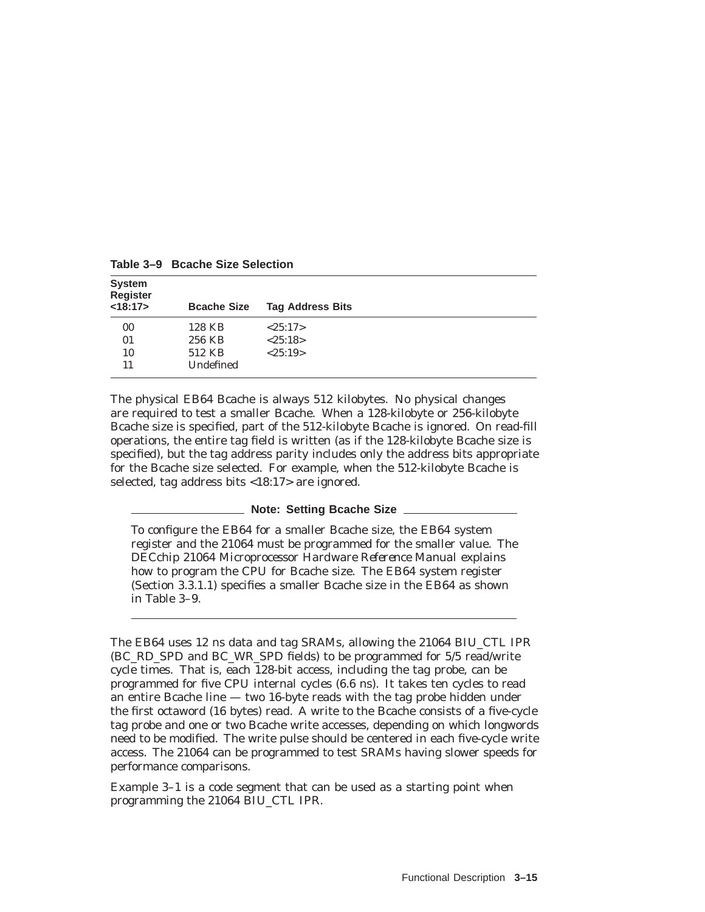**Table 3–9 Bcache Size Selection**

| System Register <18:17> | Bcache Size | Tag Address Bits |
|---|---|---|
| 00 | 128 KB | <25:17> |
| 01 | 256 KB | <25:18> |
| 10 | 512 KB | <25:19> |
| 11 | Undefined | |

The physical EB64 Bcache is always 512 kilobytes. No physical changes are required to test a smaller Bcache. When a 128-kilobyte or 256-kilobyte Bcache size is specified, part of the 512-kilobyte Bcache is ignored. On read-fill operations, the entire tag field is written (as if the 128-kilobyte Bcache size is specified), but the tag address parity includes only the address bits appropriate for the Bcache size selected. For example, when the 512-kilobyte Bcache is selected, tag address bits <18:17> are ignored.

**Note: Setting Bcache Size**

To configure the EB64 for a smaller Bcache size, the EB64 system register and the 21064 must be programmed for the smaller value. The *DECchip 21064 Microprocessor Hardware Reference Manual* explains how to program the CPU for Bcache size. The EB64 system register (Section 3.3.1.1) specifies a smaller Bcache size in the EB64 as shown in Table 3–9.

The EB64 uses 12 ns data and tag SRAMs, allowing the 21064 BIU_CTL IPR (BC_RD_SPD and BC_WR_SPD fields) to be programmed for 5/5 read/write cycle times. That is, each 128-bit access, including the tag probe, can be programmed for five CPU internal cycles (6.6 ns). It takes ten cycles to read an entire Bcache line — two 16-byte reads with the tag probe hidden under the first octaword (16 bytes) read. A write to the Bcache consists of a five-cycle tag probe and one or two Bcache write accesses, depending on which longwords need to be modified. The write pulse should be centered in each five-cycle write access. The 21064 can be programmed to test SRAMs having slower speeds for performance comparisons.

Example 3–1 is a code segment that can be used as a starting point when programming the 21064 BIU_CTL IPR.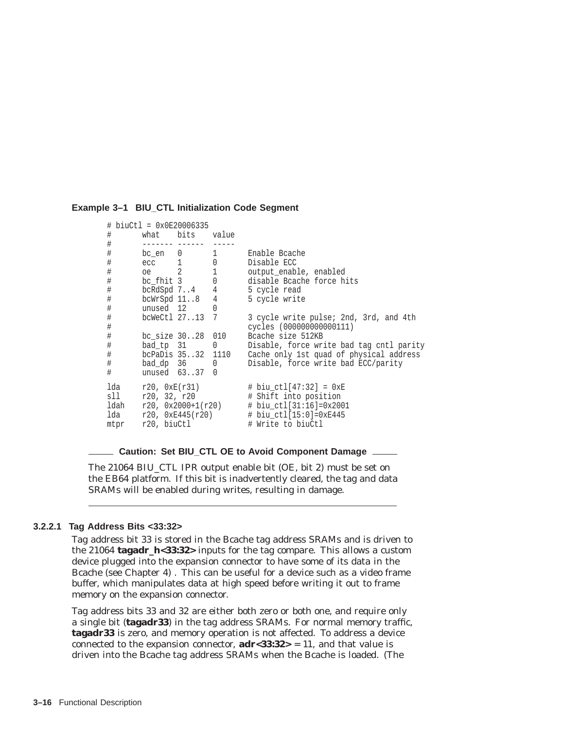**Example 3–1 BIU_CTL Initialization Code Segment**

```
# biuCtl = 0x0E20006335
#       what    bits    value
#       ------- ------  -----
#       bc_en   0       1       Enable Bcache
#       ecc     1       0       Disable ECC
#       oe      2       1       output_enable, enabled
#       bc_fhit 3       0       disable Bcache force hits
#       bcRdSpd 7..4    4       5 cycle read
#       bcWrSpd 11..8   4       5 cycle write
#       unused  12      0
#       bcWeCtl 27..13  7       3 cycle write pulse; 2nd, 3rd, and 4th
#                               cycles (000000000000111)
#       bc_size 30..28  010     Bcache size 512KB
#       bad_tp  31      0       Disable, force write bad tag cntl parity
#       bcPaDis 35..32  1110    Cache only 1st quad of physical address
#       bad_dp  36      0       Disable, force write bad ECC/parity
#       unused  63..37  0

lda     r20, 0xE(r31)           # biu_ctl[47:32] = 0xE
sll     r20, 32, r20            # Shift into position
ldah    r20, 0x2000+1(r20)      # biu_ctl[31:16]=0x2001
lda     r20, 0xE445(r20)        # biu_ctl[15:0]=0xE445
mtpr    r20, biuCtl             # Write to biuCtl
```

**Caution: Set BIU_CTL OE to Avoid Component Damage**

The 21064 BIU_CTL IPR output enable bit (OE, bit 2) must be set on the EB64 platform. If this bit is inadvertently cleared, the tag and data SRAMs will be enabled during writes, resulting in damage.

---

#### 3.2.2.1 Tag Address Bits <33:32>

Tag address bit 33 is stored in the Bcache tag address SRAMs and is driven to the 21064 **tagadr_h<33:32>** inputs for the tag compare. This allows a custom device plugged into the expansion connector to have some of its data in the Bcache (see Chapter 4) . This can be useful for a device such as a video frame buffer, which manipulates data at high speed before writing it out to frame memory on the expansion connector.

Tag address bits 33 and 32 are either both zero or both one, and require only a single bit (**tagadr33**) in the tag address SRAMs. For normal memory traffic, **tagadr33** is zero, and memory operation is not affected. To address a device connected to the expansion connector, **adr<33:32>** = 11, and that value is driven into the Bcache tag address SRAMs when the Bcache is loaded. (The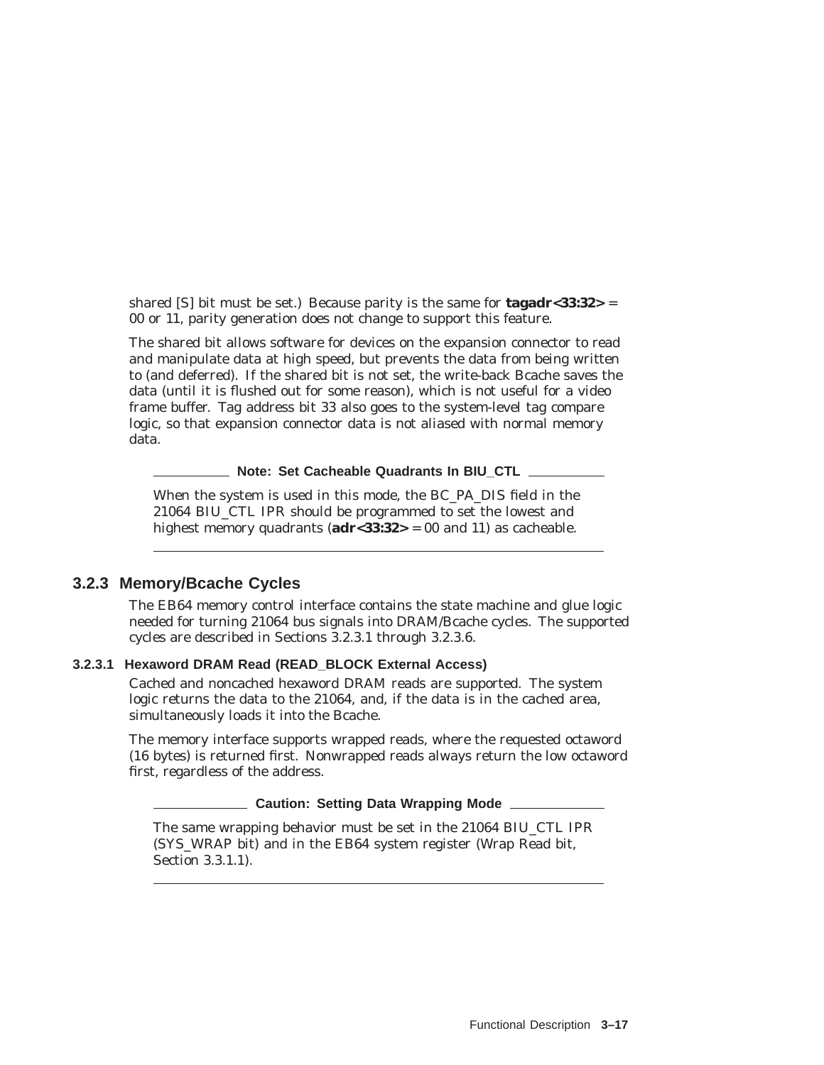shared [S] bit must be set.) Because parity is the same for **tagadr<33:32>** = 00 or 11, parity generation does not change to support this feature.

The shared bit allows software for devices on the expansion connector to read and manipulate data at high speed, but prevents the data from being written to (and deferred). If the shared bit is not set, the write-back Bcache saves the data (until it is flushed out for some reason), which is not useful for a video frame buffer. Tag address bit 33 also goes to the system-level tag compare logic, so that expansion connector data is not aliased with normal memory data.

**Note: Set Cacheable Quadrants In BIU_CTL**

When the system is used in this mode, the BC_PA_DIS field in the 21064 BIU_CTL IPR should be programmed to set the lowest and highest memory quadrants (**adr<33:32>** = 00 and 11) as cacheable.

---

### 3.2.3 Memory/Bcache Cycles

The EB64 memory control interface contains the state machine and glue logic needed for turning 21064 bus signals into DRAM/Bcache cycles. The supported cycles are described in Sections 3.2.3.1 through 3.2.3.6.

#### 3.2.3.1 Hexaword DRAM Read (READ_BLOCK External Access)

Cached and noncached hexaword DRAM reads are supported. The system logic returns the data to the 21064, and, if the data is in the cached area, simultaneously loads it into the Bcache.

The memory interface supports wrapped reads, where the requested octaword (16 bytes) is returned first. Nonwrapped reads always return the low octaword first, regardless of the address.

**Caution: Setting Data Wrapping Mode**

The same wrapping behavior must be set in the 21064 BIU_CTL IPR (SYS_WRAP bit) and in the EB64 system register (Wrap Read bit, Section 3.3.1.1).

---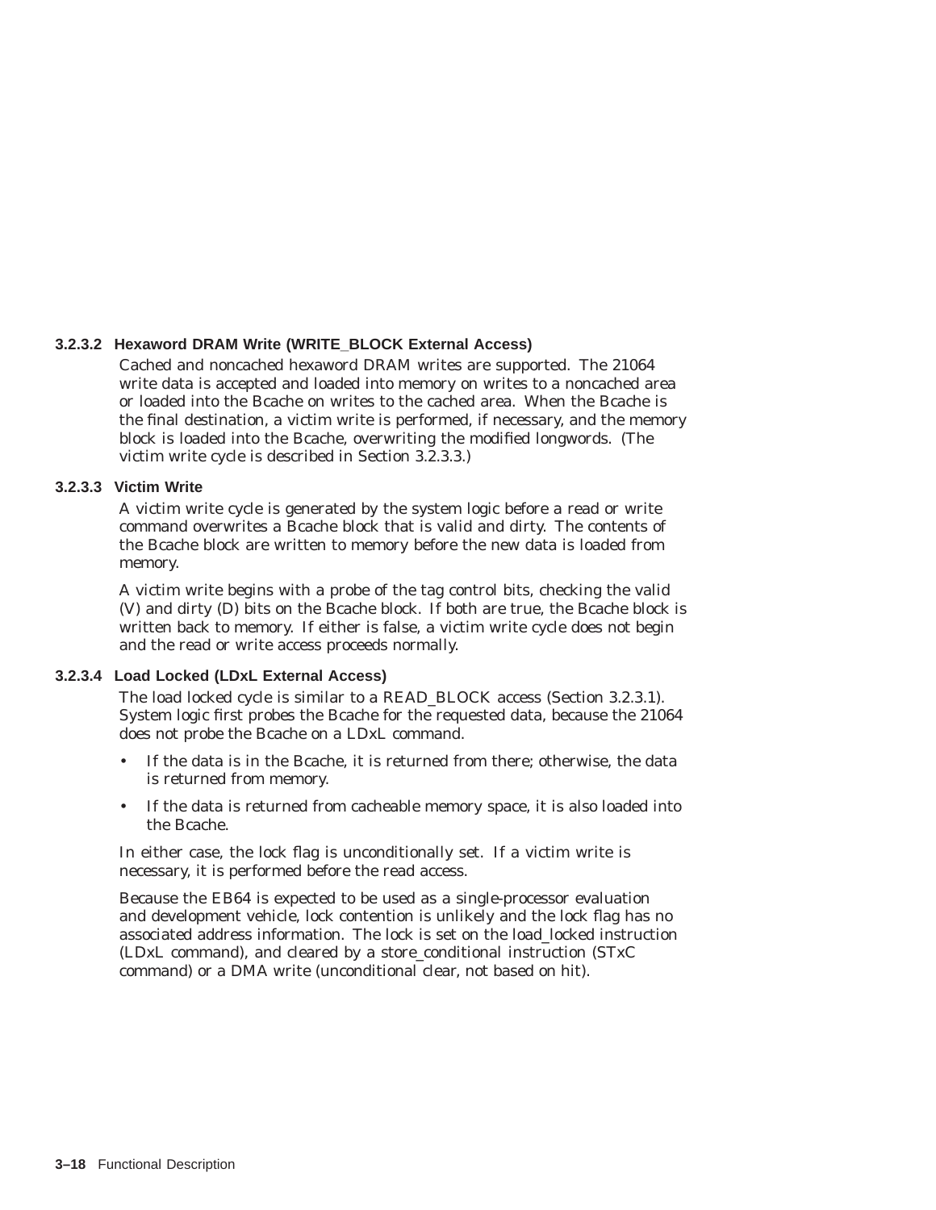#### 3.2.3.2 Hexaword DRAM Write (WRITE_BLOCK External Access)

Cached and noncached hexaword DRAM writes are supported. The 21064 write data is accepted and loaded into memory on writes to a noncached area or loaded into the Bcache on writes to the cached area. When the Bcache is the final destination, a victim write is performed, if necessary, and the memory block is loaded into the Bcache, overwriting the modified longwords. (The victim write cycle is described in Section 3.2.3.3.)

#### 3.2.3.3 Victim Write

A victim write cycle is generated by the system logic before a read or write command overwrites a Bcache block that is valid and dirty. The contents of the Bcache block are written to memory before the new data is loaded from memory.

A victim write begins with a probe of the tag control bits, checking the valid (V) and dirty (D) bits on the Bcache block. If both are true, the Bcache block is written back to memory. If either is false, a victim write cycle does not begin and the read or write access proceeds normally.

#### 3.2.3.4 Load Locked (LDxL External Access)

The load locked cycle is similar to a READ_BLOCK access (Section 3.2.3.1). System logic first probes the Bcache for the requested data, because the 21064 does not probe the Bcache on a LDxL command.

- If the data is in the Bcache, it is returned from there; otherwise, the data is returned from memory.
- If the data is returned from cacheable memory space, it is also loaded into the Bcache.

In either case, the lock flag is unconditionally set. If a victim write is necessary, it is performed before the read access.

Because the EB64 is expected to be used as a single-processor evaluation and development vehicle, lock contention is unlikely and the lock flag has no associated address information. The lock is set on the load_locked instruction (LDxL command), and cleared by a store_conditional instruction (STxC command) or a DMA write (unconditional clear, not based on hit).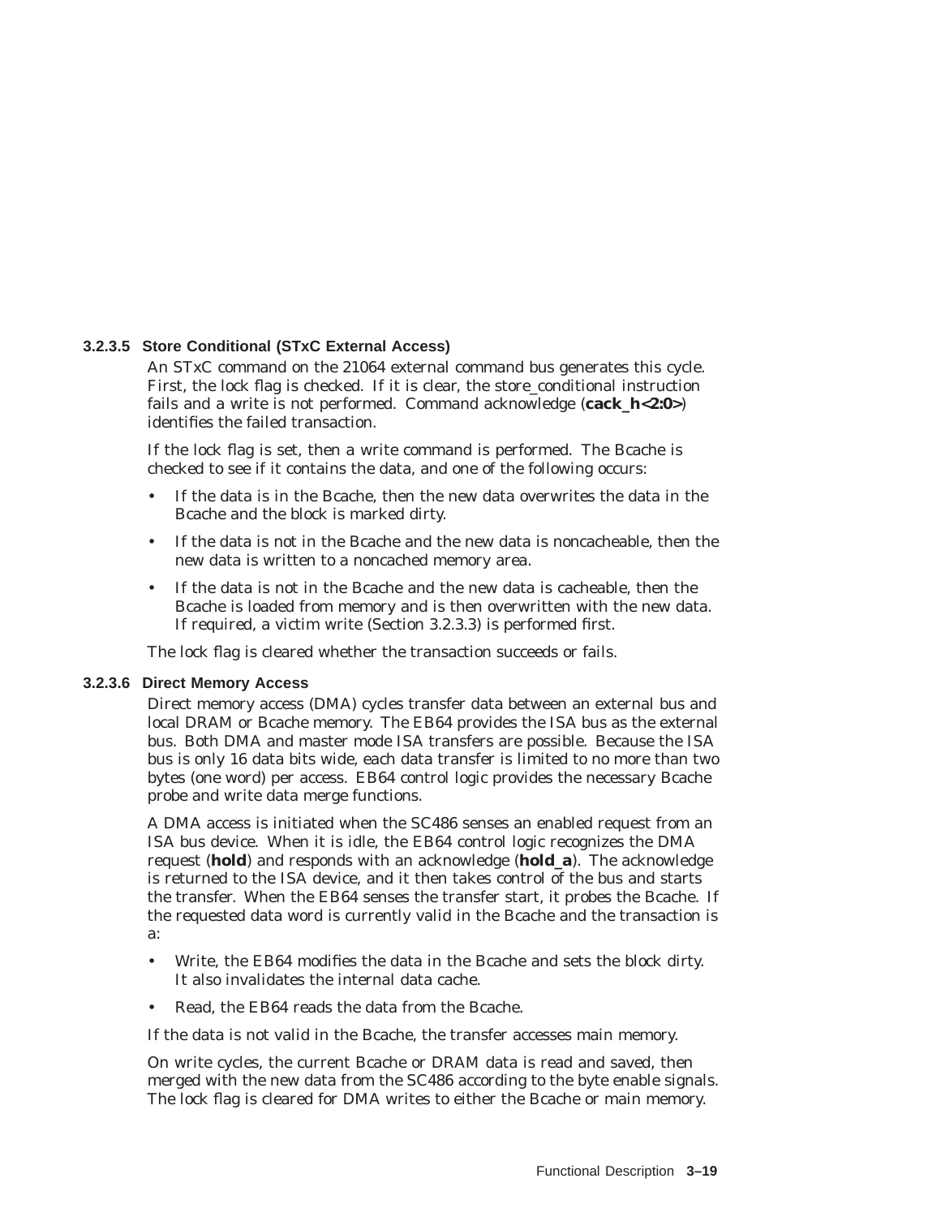#### 3.2.3.5 Store Conditional (STxC External Access)

An STxC command on the 21064 external command bus generates this cycle. First, the lock flag is checked. If it is clear, the store_conditional instruction fails and a write is not performed. Command acknowledge (**cack_h<2:0>**) identifies the failed transaction.

If the lock flag is set, then a write command is performed. The Bcache is checked to see if it contains the data, and one of the following occurs:

- If the data is in the Bcache, then the new data overwrites the data in the Bcache and the block is marked dirty.
- If the data is not in the Bcache and the new data is noncacheable, then the new data is written to a noncached memory area.
- If the data is not in the Bcache and the new data is cacheable, then the Bcache is loaded from memory and is then overwritten with the new data. If required, a victim write (Section 3.2.3.3) is performed first.

The lock flag is cleared whether the transaction succeeds or fails.

#### 3.2.3.6 Direct Memory Access

Direct memory access (DMA) cycles transfer data between an external bus and local DRAM or Bcache memory. The EB64 provides the ISA bus as the external bus. Both DMA and master mode ISA transfers are possible. Because the ISA bus is only 16 data bits wide, each data transfer is limited to no more than two bytes (one word) per access. EB64 control logic provides the necessary Bcache probe and write data merge functions.

A DMA access is initiated when the SC486 senses an enabled request from an ISA bus device. When it is idle, the EB64 control logic recognizes the DMA request (**hold**) and responds with an acknowledge (**hold_a**). The acknowledge is returned to the ISA device, and it then takes control of the bus and starts the transfer. When the EB64 senses the transfer start, it probes the Bcache. If the requested data word is currently valid in the Bcache and the transaction is a:

- Write, the EB64 modifies the data in the Bcache and sets the block dirty. It also invalidates the internal data cache.
- Read, the EB64 reads the data from the Bcache.

If the data is not valid in the Bcache, the transfer accesses main memory.

On write cycles, the current Bcache or DRAM data is read and saved, then merged with the new data from the SC486 according to the byte enable signals. The lock flag is cleared for DMA writes to either the Bcache or main memory.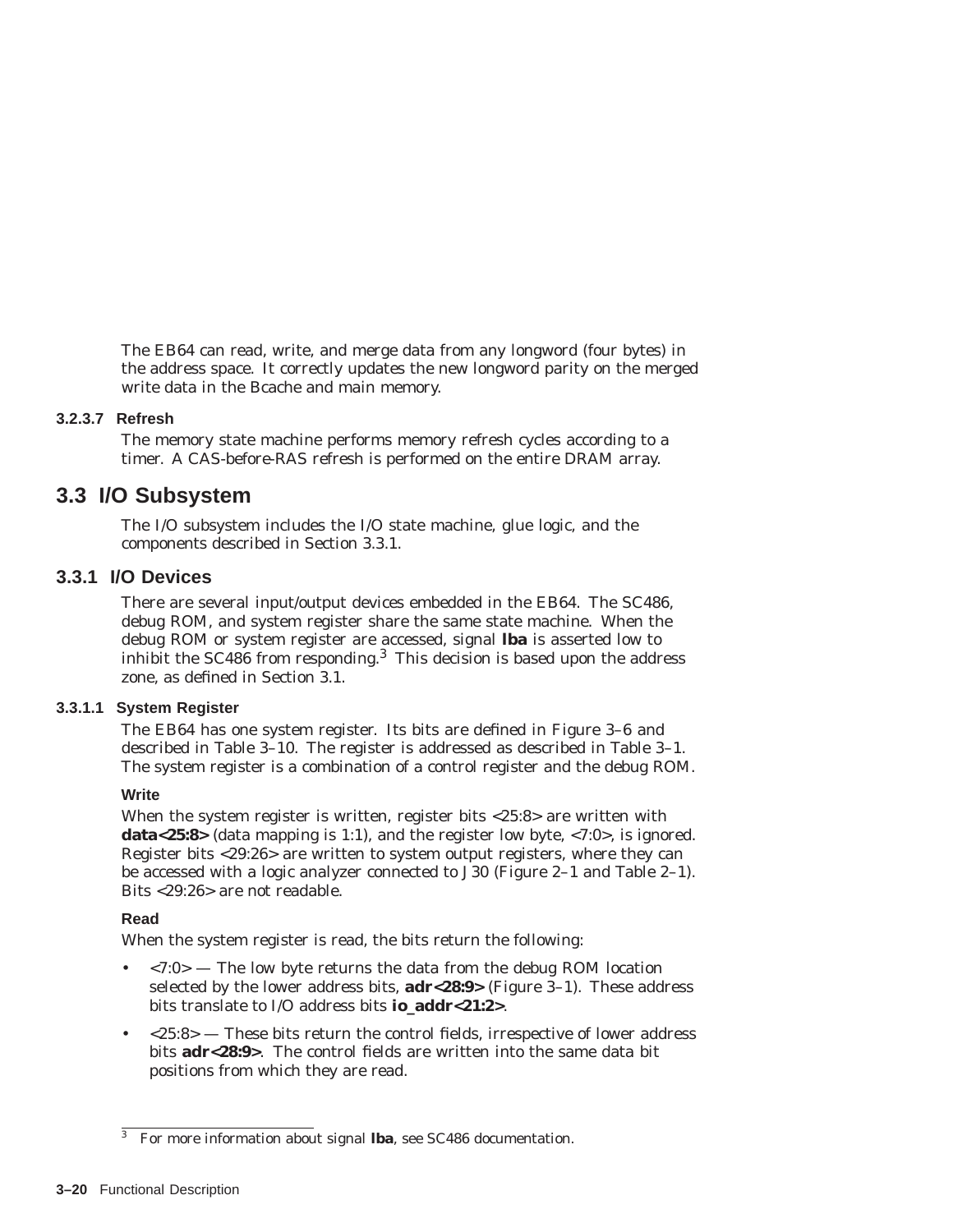The EB64 can read, write, and merge data from any longword (four bytes) in the address space. It correctly updates the new longword parity on the merged write data in the Bcache and main memory.

#### 3.2.3.7 Refresh

The memory state machine performs memory refresh cycles according to a timer. A CAS-before-RAS refresh is performed on the entire DRAM array.

## 3.3 I/O Subsystem

The I/O subsystem includes the I/O state machine, glue logic, and the components described in Section 3.3.1.

### 3.3.1 I/O Devices

There are several input/output devices embedded in the EB64. The SC486, debug ROM, and system register share the same state machine. When the debug ROM or system register are accessed, signal **lba** is asserted low to inhibit the SC486 from responding.[3] This decision is based upon the address zone, as defined in Section 3.1.

#### 3.3.1.1 System Register

The EB64 has one system register. Its bits are defined in Figure 3–6 and described in Table 3–10. The register is addressed as described in Table 3–1. The system register is a combination of a control register and the debug ROM.

**Write**

When the system register is written, register bits <25:8> are written with **data<25:8>** (data mapping is 1:1), and the register low byte, <7:0>, is ignored. Register bits <29:26> are written to system output registers, where they can be accessed with a logic analyzer connected to J30 (Figure 2–1 and Table 2–1). Bits <29:26> are not readable.

**Read**

When the system register is read, the bits return the following:

- <7:0> — The low byte returns the data from the debug ROM location selected by the lower address bits, **adr<28:9>** (Figure 3–1). These address bits translate to I/O address bits **io_addr<21:2>**.
- <25:8> — These bits return the control fields, irrespective of lower address bits **adr<28:9>**. The control fields are written into the same data bit positions from which they are read.

[3] For more information about signal **lba**, see SC486 documentation.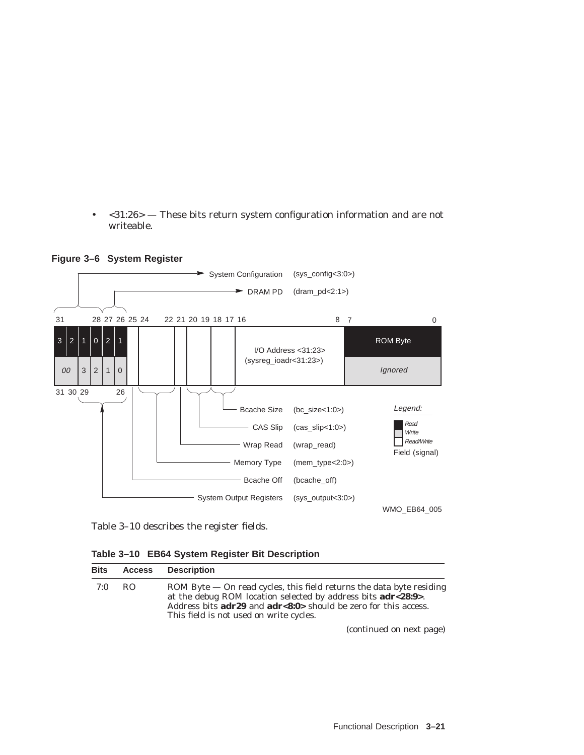- <31:26> — These bits return system configuration information and are not writeable.

**Figure 3–6 System Register**

Table 3–10 describes the register fields.

**Table 3–10 EB64 System Register Bit Description**

| Bits | Access | Description |
|---|---|---|
| 7:0 | RO | ROM Byte — On read cycles, this field returns the data byte residing at the debug ROM location selected by address bits **adr<28:9>**. Address bits **adr29** and **adr<8:0>** should be zero for this access. This field is not used on write cycles. |

(continued on next page)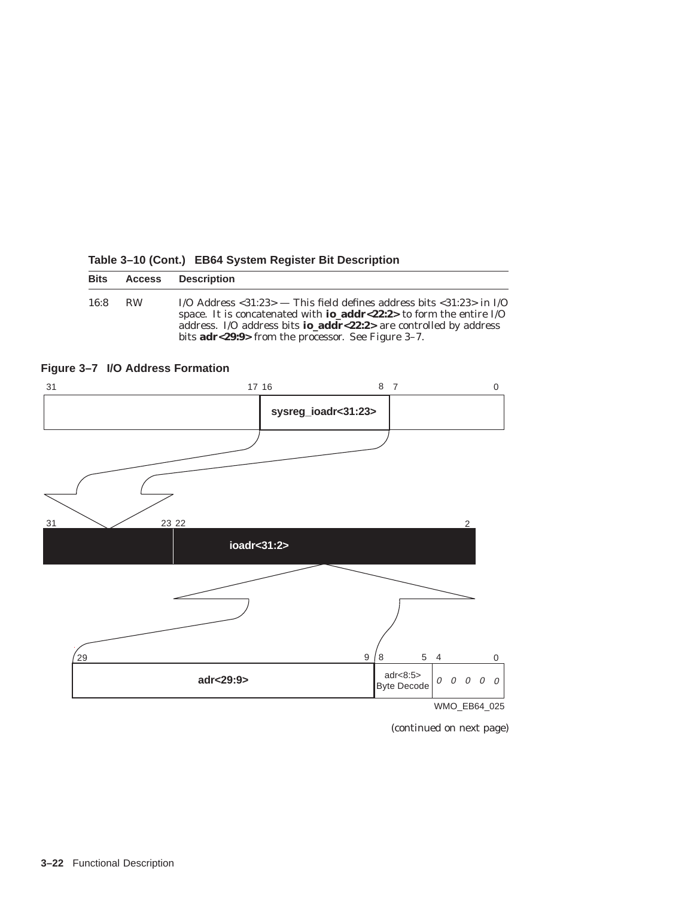**Table 3–10 (Cont.) EB64 System Register Bit Description**

| Bits | Access | Description |
|---|---|---|
| 16:8 | RW | I/O Address <31:23> — This field defines address bits <31:23> in I/O space. It is concatenated with **io_addr<22:2>** to form the entire I/O address. I/O address bits **io_addr<22:2>** are controlled by address bits **adr<29:9>** from the processor. See Figure 3–7. |

**Figure 3–7 I/O Address Formation**

(continued on next page)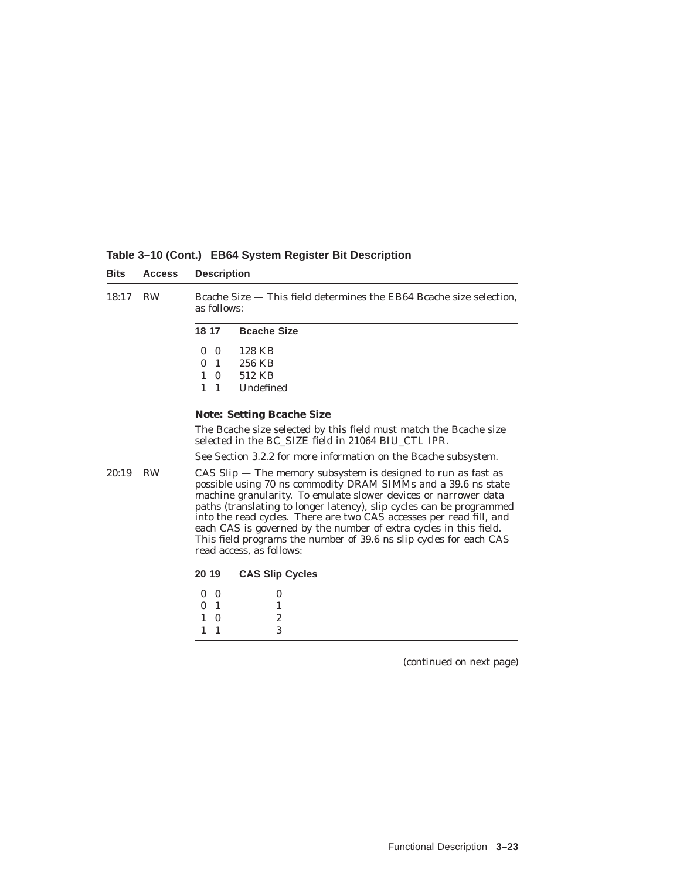**Table 3–10 (Cont.) EB64 System Register Bit Description**

| Bits | Access | Description |
|---|---|---|
| 18:17 | RW | Bcache Size — This field determines the EB64 Bcache size selection, as follows: |

| 18 17 | Bcache Size |
|---|---|
| 0 0 | 128 KB |
| 0 1 | 256 KB |
| 1 0 | 512 KB |
| 1 1 | Undefined |

**Note: Setting Bcache Size**

The Bcache size selected by this field must match the Bcache size selected in the BC_SIZE field in 21064 BIU_CTL IPR.

See Section 3.2.2 for more information on the Bcache subsystem.

| Bits | Access | Description |
|---|---|---|
| 20:19 | RW | CAS Slip — The memory subsystem is designed to run as fast as possible using 70 ns commodity DRAM SIMMs and a 39.6 ns state machine granularity. To emulate slower devices or narrower data paths (translating to longer latency), slip cycles can be programmed into the read cycles. There are two CAS accesses per read fill, and each CAS is governed by the number of extra cycles in this field. This field programs the number of 39.6 ns slip cycles for each CAS read access, as follows: |

| 20 19 | CAS Slip Cycles |
|---|---|
| 0 0 | 0 |
| 0 1 | 1 |
| 1 0 | 2 |
| 1 1 | 3 |

(continued on next page)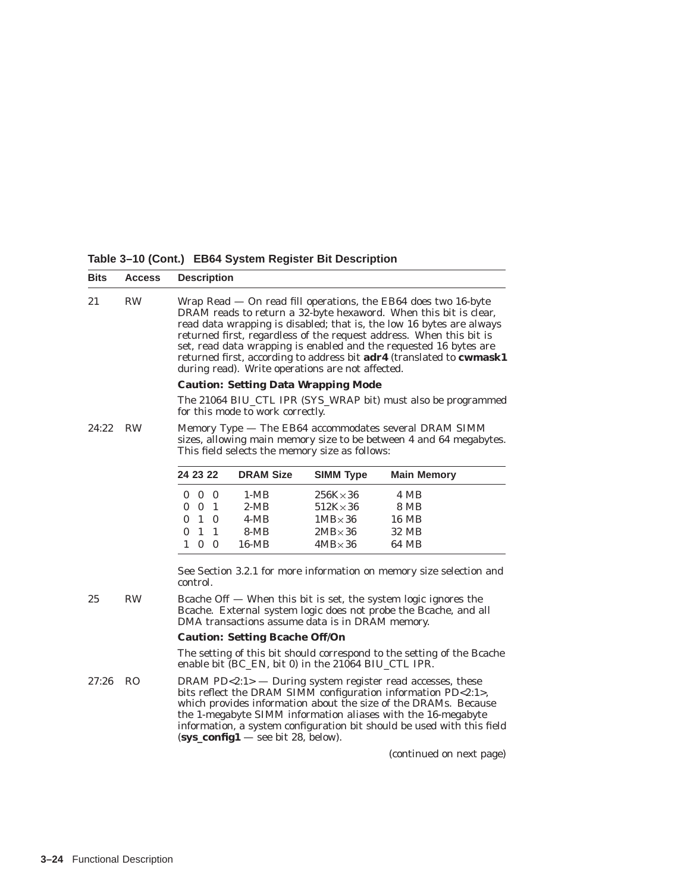**Table 3–10 (Cont.) EB64 System Register Bit Description**

| Bits | Access | Description |
|---|---|---|
| 21 | RW | Wrap Read — On read fill operations, the EB64 does two 16-byte DRAM reads to return a 32-byte hexaword. When this bit is clear, read data wrapping is disabled; that is, the low 16 bytes are always returned first, regardless of the request address. When this bit is set, read data wrapping is enabled and the requested 16 bytes are returned first, according to address bit **adr4** (translated to **cwmask1** during read). Write operations are not affected. **Caution: Setting Data Wrapping Mode** The 21064 BIU_CTL IPR (SYS_WRAP bit) must also be programmed for this mode to work correctly. |
| 24:22 | RW | Memory Type — The EB64 accommodates several DRAM SIMM sizes, allowing main memory size to be between 4 and 64 megabytes. This field selects the memory size as follows: (see table below) See Section 3.2.1 for more information on memory size selection and control. |
| 25 | RW | Bcache Off — When this bit is set, the system logic ignores the Bcache. External system logic does not probe the Bcache, and all DMA transactions assume data is in DRAM memory. **Caution: Setting Bcache Off/On** The setting of this bit should correspond to the setting of the Bcache enable bit (BC_EN, bit 0) in the 21064 BIU_CTL IPR. |
| 27:26 | RO | DRAM PD<2:1> — During system register read accesses, these bits reflect the DRAM SIMM configuration information PD<2:1>, which provides information about the size of the DRAMs. Because the 1-megabyte SIMM information aliases with the 16-megabyte information, a system configuration bit should be used with this field (**sys_config1** — see bit 28, below). |

| 24 23 22 | DRAM Size | SIMM Type | Main Memory |
|---|---|---|---|
| 0 0 0 | 1-MB | 256K × 36 | 4 MB |
| 0 0 1 | 2-MB | 512K × 36 | 8 MB |
| 0 1 0 | 4-MB | 1MB × 36 | 16 MB |
| 0 1 1 | 8-MB | 2MB × 36 | 32 MB |
| 1 0 0 | 16-MB | 4MB × 36 | 64 MB |

(continued on next page)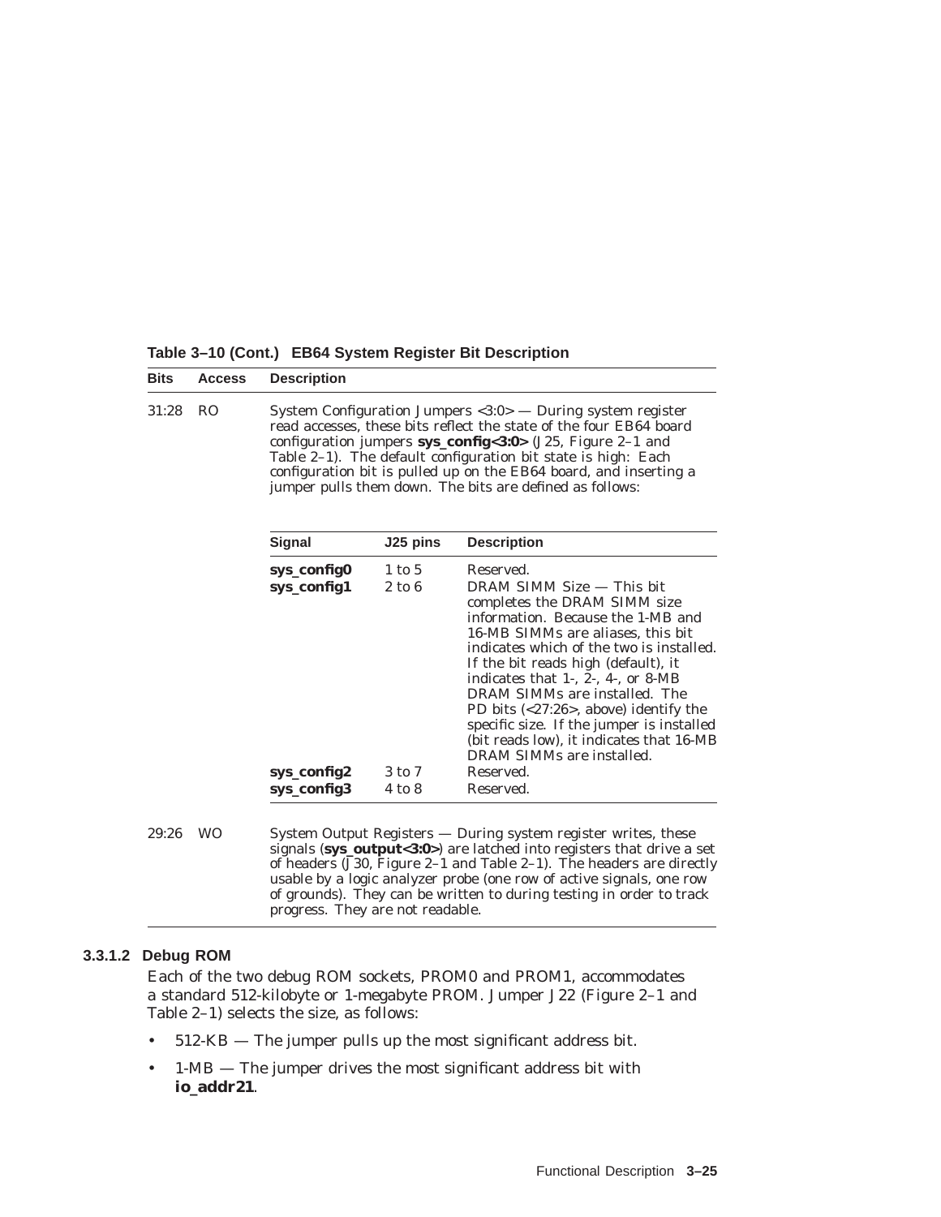**Table 3–10 (Cont.) EB64 System Register Bit Description**

| Bits | Access | Description |
|---|---|---|
| 31:28 | RO | System Configuration Jumpers <3:0> — During system register read accesses, these bits reflect the state of the four EB64 board configuration jumpers **sys_config<3:0>** (J25, Figure 2–1 and Table 2–1). The default configuration bit state is high: Each configuration bit is pulled up on the EB64 board, and inserting a jumper pulls them down. The bits are defined as follows: |

| Signal | J25 pins | Description |
|---|---|---|
| **sys_config0** | 1 to 5 | Reserved. |
| **sys_config1** | 2 to 6 | DRAM SIMM Size — This bit completes the DRAM SIMM size information. Because the 1-MB and 16-MB SIMMs are aliases, this bit indicates which of the two is installed. If the bit reads high (default), it indicates that 1-, 2-, 4-, or 8-MB DRAM SIMMs are installed. The PD bits (<27:26>, above) identify the specific size. If the jumper is installed (bit reads low), it indicates that 16-MB DRAM SIMMs are installed. |
| **sys_config2** | 3 to 7 | Reserved. |
| **sys_config3** | 4 to 8 | Reserved. |

| Bits | Access | Description |
|---|---|---|
| 29:26 | WO | System Output Registers — During system register writes, these signals (**sys_output<3:0>**) are latched into registers that drive a set of headers (J30, Figure 2–1 and Table 2–1). The headers are directly usable by a logic analyzer probe (one row of active signals, one row of grounds). They can be written to during testing in order to track progress. They are not readable. |

#### 3.3.1.2 Debug ROM

Each of the two debug ROM sockets, PROM0 and PROM1, accommodates a standard 512-kilobyte or 1-megabyte PROM. Jumper J22 (Figure 2–1 and Table 2–1) selects the size, as follows:

- 512-KB — The jumper pulls up the most significant address bit.
- 1-MB — The jumper drives the most significant address bit with **io_addr21**.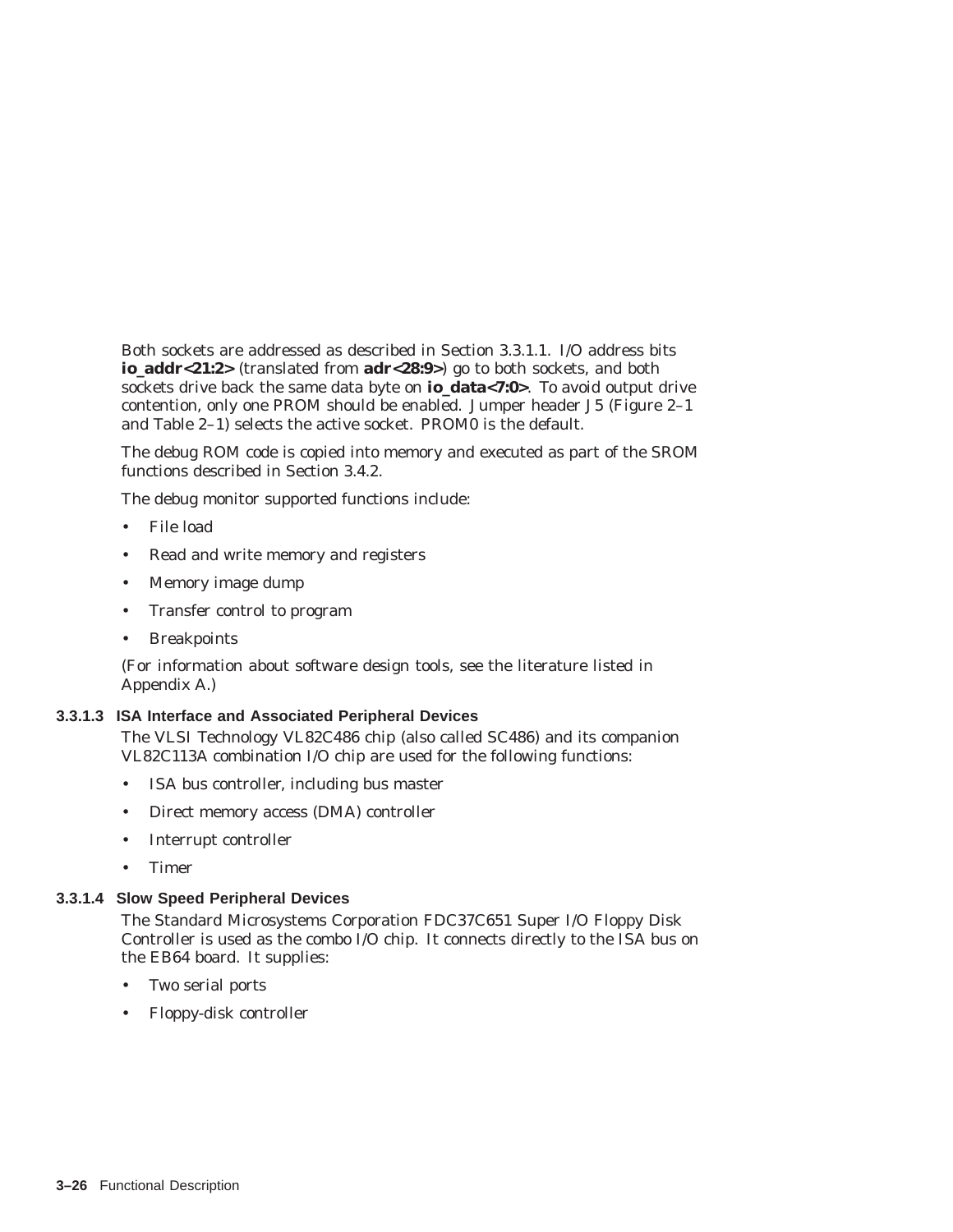Both sockets are addressed as described in Section 3.3.1.1. I/O address bits **io_addr<21:2>** (translated from **adr<28:9>**) go to both sockets, and both sockets drive back the same data byte on **io_data<7:0>**. To avoid output drive contention, only one PROM should be enabled. Jumper header J5 (Figure 2–1 and Table 2–1) selects the active socket. PROM0 is the default.

The debug ROM code is copied into memory and executed as part of the SROM functions described in Section 3.4.2.

The debug monitor supported functions include:

- File load
- Read and write memory and registers
- Memory image dump
- Transfer control to program
- Breakpoints

(For information about software design tools, see the literature listed in Appendix A.)

#### 3.3.1.3 ISA Interface and Associated Peripheral Devices

The VLSI Technology VL82C486 chip (also called SC486) and its companion VL82C113A combination I/O chip are used for the following functions:

- ISA bus controller, including bus master
- Direct memory access (DMA) controller
- Interrupt controller
- Timer

#### 3.3.1.4 Slow Speed Peripheral Devices

The Standard Microsystems Corporation FDC37C651 Super I/O Floppy Disk Controller is used as the combo I/O chip. It connects directly to the ISA bus on the EB64 board. It supplies:

- Two serial ports
- Floppy-disk controller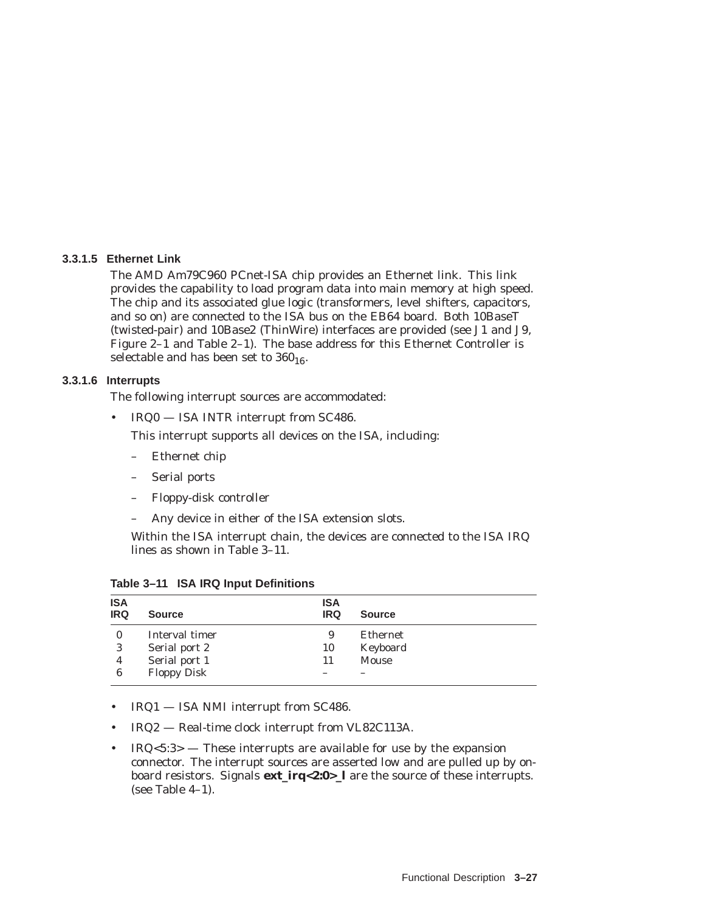#### 3.3.1.5 Ethernet Link

The AMD Am79C960 PCnet-ISA chip provides an Ethernet link. This link provides the capability to load program data into main memory at high speed. The chip and its associated glue logic (transformers, level shifters, capacitors, and so on) are connected to the ISA bus on the EB64 board. Both 10BaseT (twisted-pair) and 10Base2 (ThinWire) interfaces are provided (see J1 and J9, Figure 2–1 and Table 2–1). The base address for this Ethernet Controller is selectable and has been set to $360_{16}$.

#### 3.3.1.6 Interrupts

The following interrupt sources are accommodated:

- IRQ0 — ISA INTR interrupt from SC486.

  This interrupt supports all devices on the ISA, including:

  – Ethernet chip

  – Serial ports

  – Floppy-disk controller

  – Any device in either of the ISA extension slots.

  Within the ISA interrupt chain, the devices are connected to the ISA IRQ lines as shown in Table 3–11.

**Table 3–11 ISA IRQ Input Definitions**

| ISA IRQ | Source | ISA IRQ | Source |
|---|---|---|---|
| 0 | Interval timer | 9 | Ethernet |
| 3 | Serial port 2 | 10 | Keyboard |
| 4 | Serial port 1 | 11 | Mouse |
| 6 | Floppy Disk | – | – |

- IRQ1 — ISA NMI interrupt from SC486.
- IRQ2 — Real-time clock interrupt from VL82C113A.
- IRQ<5:3> — These interrupts are available for use by the expansion connector. The interrupt sources are asserted low and are pulled up by on-board resistors. Signals **ext_irq<2:0>_l** are the source of these interrupts. (see Table 4–1).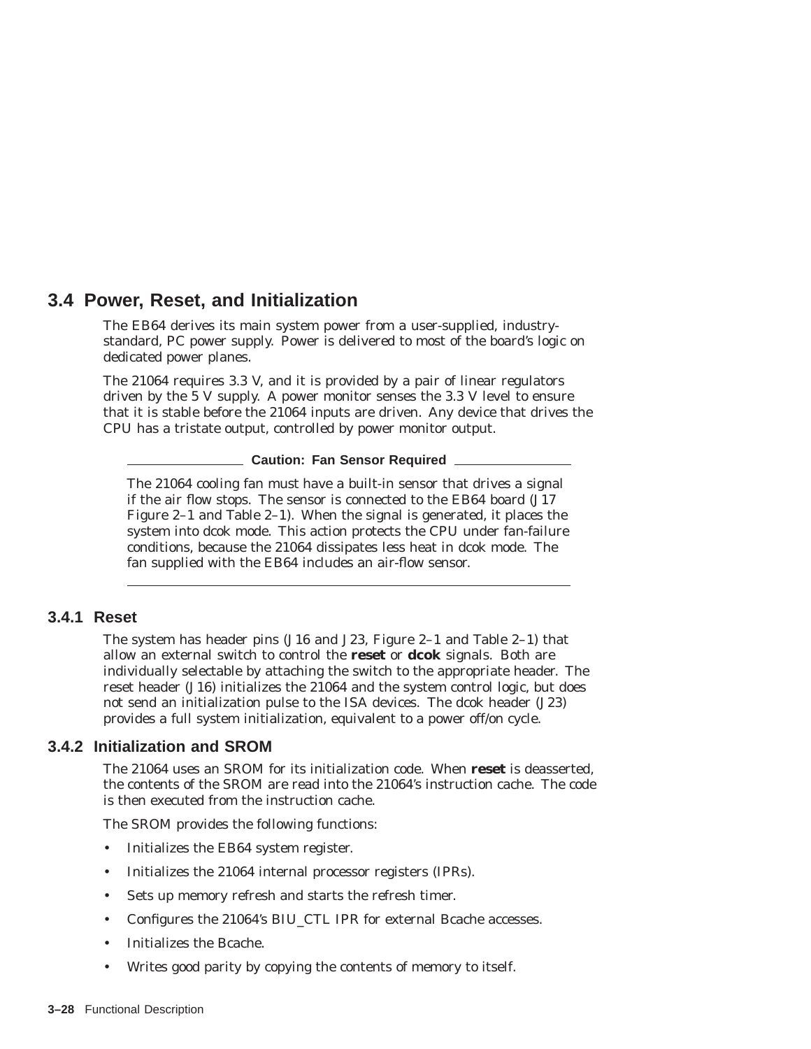## 3.4 Power, Reset, and Initialization

The EB64 derives its main system power from a user-supplied, industry-standard, PC power supply. Power is delivered to most of the board's logic on dedicated power planes.

The 21064 requires 3.3 V, and it is provided by a pair of linear regulators driven by the 5 V supply. A power monitor senses the 3.3 V level to ensure that it is stable before the 21064 inputs are driven. Any device that drives the CPU has a tristate output, controlled by power monitor output.

---

**Caution: Fan Sensor Required**

The 21064 cooling fan must have a built-in sensor that drives a signal if the air flow stops. The sensor is connected to the EB64 board (J17 Figure 2–1 and Table 2–1). When the signal is generated, it places the system into dcok mode. This action protects the CPU under fan-failure conditions, because the 21064 dissipates less heat in dcok mode. The fan supplied with the EB64 includes an air-flow sensor.

---

### 3.4.1 Reset

The system has header pins (J16 and J23, Figure 2–1 and Table 2–1) that allow an external switch to control the **reset** or **dcok** signals. Both are individually selectable by attaching the switch to the appropriate header. The reset header (J16) initializes the 21064 and the system control logic, but does not send an initialization pulse to the ISA devices. The dcok header (J23) provides a full system initialization, equivalent to a power off/on cycle.

### 3.4.2 Initialization and SROM

The 21064 uses an SROM for its initialization code. When **reset** is deasserted, the contents of the SROM are read into the 21064's instruction cache. The code is then executed from the instruction cache.

The SROM provides the following functions:

- Initializes the EB64 system register.
- Initializes the 21064 internal processor registers (IPRs).
- Sets up memory refresh and starts the refresh timer.
- Configures the 21064's BIU_CTL IPR for external Bcache accesses.
- Initializes the Bcache.
- Writes good parity by copying the contents of memory to itself.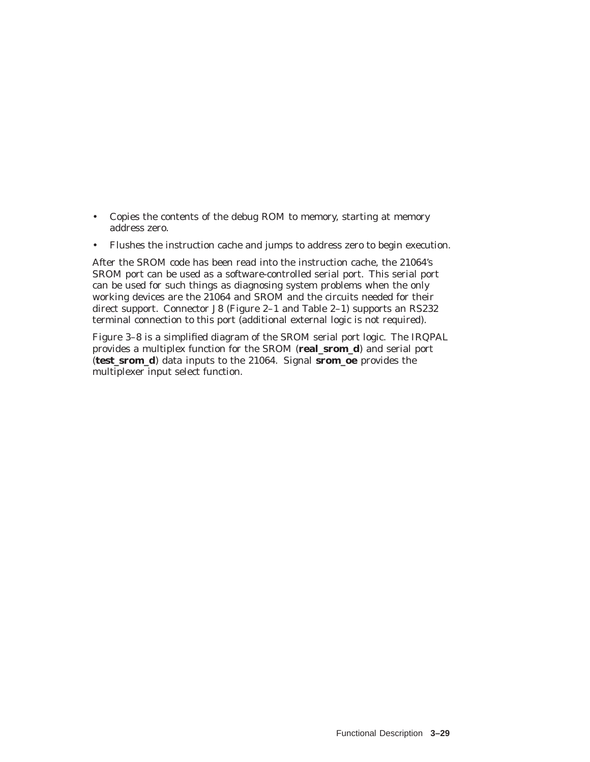- Copies the contents of the debug ROM to memory, starting at memory address zero.
- Flushes the instruction cache and jumps to address zero to begin execution.

After the SROM code has been read into the instruction cache, the 21064's SROM port can be used as a software-controlled serial port. This serial port can be used for such things as diagnosing system problems when the only working devices are the 21064 and SROM and the circuits needed for their direct support. Connector J8 (Figure 2–1 and Table 2–1) supports an RS232 terminal connection to this port (additional external logic is not required).

Figure 3–8 is a simplified diagram of the SROM serial port logic. The IRQPAL provides a multiplex function for the SROM (**real_srom_d**) and serial port (**test_srom_d**) data inputs to the 21064. Signal **srom_oe** provides the multiplexer input select function.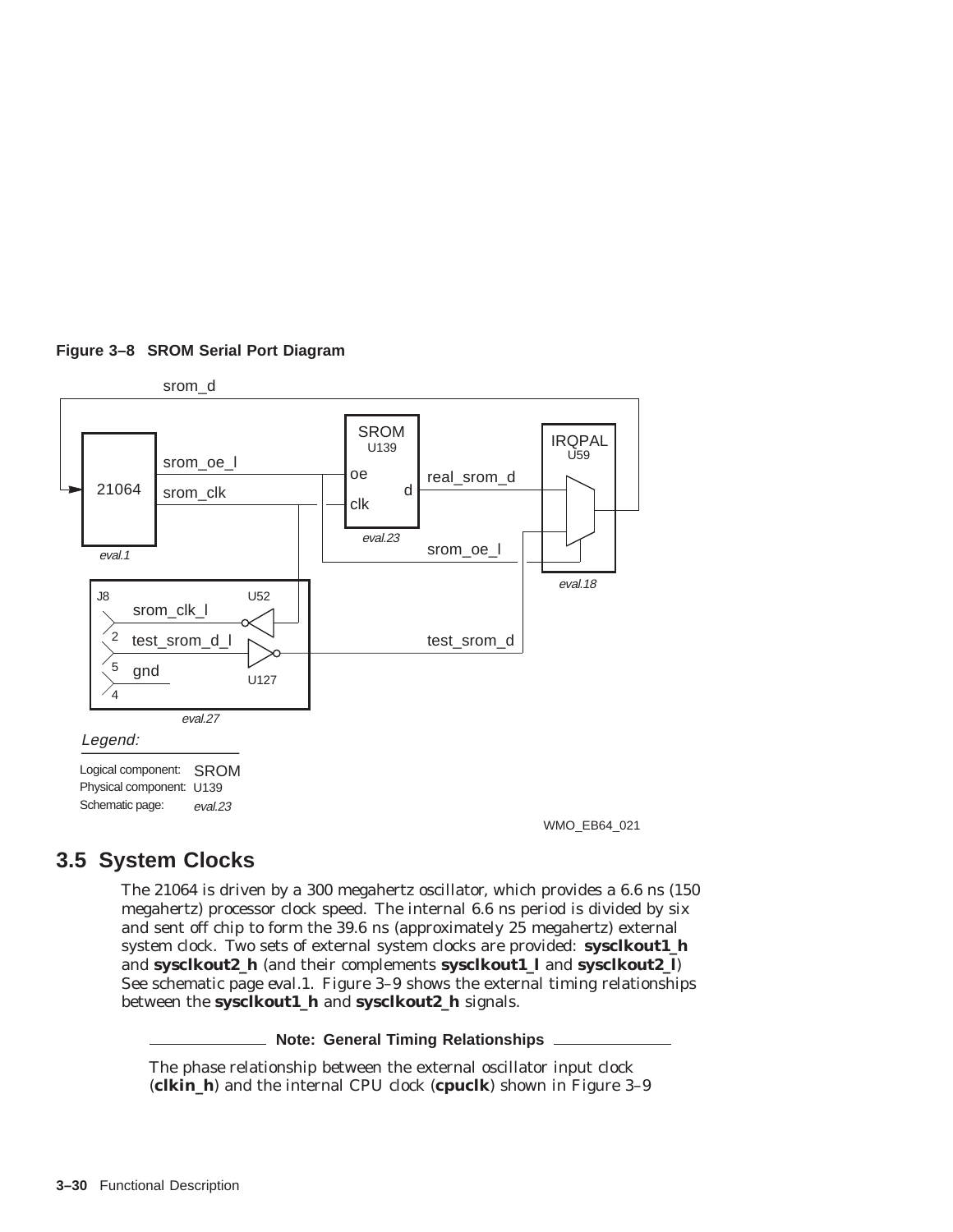**Figure 3–8 SROM Serial Port Diagram**

## 3.5 System Clocks

The 21064 is driven by a 300 megahertz oscillator, which provides a 6.6 ns (150 megahertz) processor clock speed. The internal 6.6 ns period is divided by six and sent off chip to form the 39.6 ns (approximately 25 megahertz) external system clock. Two sets of external system clocks are provided: **sysclkout1_h** and **sysclkout2_h** (and their complements **sysclkout1_l** and **sysclkout2_l**) See schematic page eval.1. Figure 3–9 shows the external timing relationships between the **sysclkout1_h** and **sysclkout2_h** signals.

**Note: General Timing Relationships**

The phase relationship between the external oscillator input clock (**clkin_h**) and the internal CPU clock (**cpuclk**) shown in Figure 3–9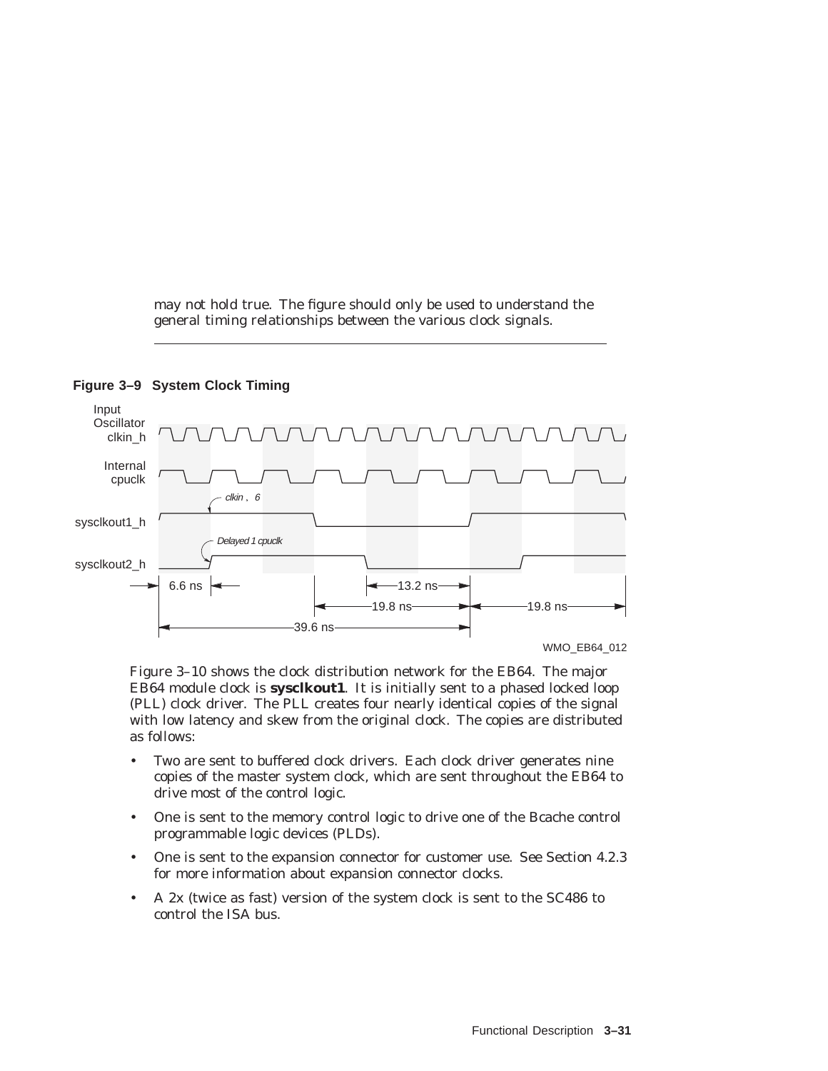may not hold true. The figure should only be used to understand the general timing relationships between the various clock signals.

---

**Figure 3–9 System Clock Timing**

Input Oscillator clkin_h

Internal cpuclk

sysclkout1_h — *clkin , 6*

sysclkout2_h — *Delayed 1 cpuclk*

6.6 ns | 13.2 ns | 19.8 ns | 19.8 ns | 39.6 ns

WMO_EB64_012

Figure 3–10 shows the clock distribution network for the EB64. The major EB64 module clock is **sysclkout1**. It is initially sent to a phased locked loop (PLL) clock driver. The PLL creates four nearly identical copies of the signal with low latency and skew from the original clock. The copies are distributed as follows:

- Two are sent to buffered clock drivers. Each clock driver generates nine copies of the master system clock, which are sent throughout the EB64 to drive most of the control logic.
- One is sent to the memory control logic to drive one of the Bcache control programmable logic devices (PLDs).
- One is sent to the expansion connector for customer use. See Section 4.2.3 for more information about expansion connector clocks.
- A 2x (twice as fast) version of the system clock is sent to the SC486 to control the ISA bus.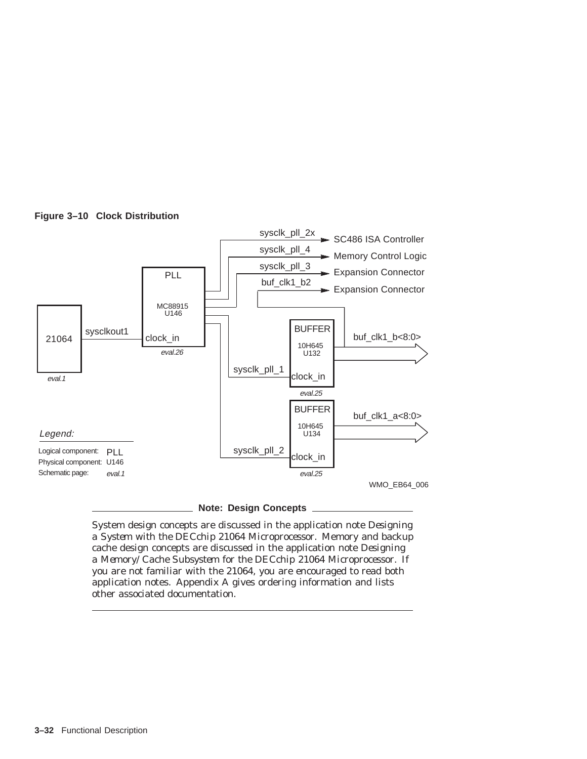**Figure 3–10 Clock Distribution**

21064 (eval.1) — sysclkout1 → clock_in of PLL MC88915 U146 (eval.26)

PLL outputs:
- sysclk_pll_2x → SC486 ISA Controller
- sysclk_pll_4 → Memory Control Logic
- sysclk_pll_3 → Expansion Connector
- buf_clk1_b2 → Expansion Connector
- sysclk_pll_1 → clock_in of BUFFER 10H645 U132 (eval.25) → buf_clk1_b<8:0>
- sysclk_pll_2 → clock_in of BUFFER 10H645 U134 (eval.25) → buf_clk1_a<8:0>

*Legend:*

Logical component: PLL
Physical component: U146
Schematic page: *eval.1*

WMO_EB64_006

---

**Note: Design Concepts**

System design concepts are discussed in the application note *Designing a System with the DECchip 21064 Microprocessor.* Memory and backup cache design concepts are discussed in the application note *Designing a Memory/Cache Subsystem for the DECchip 21064 Microprocessor.* If you are not familiar with the 21064, you are encouraged to read both application notes. Appendix A gives ordering information and lists other associated documentation.

---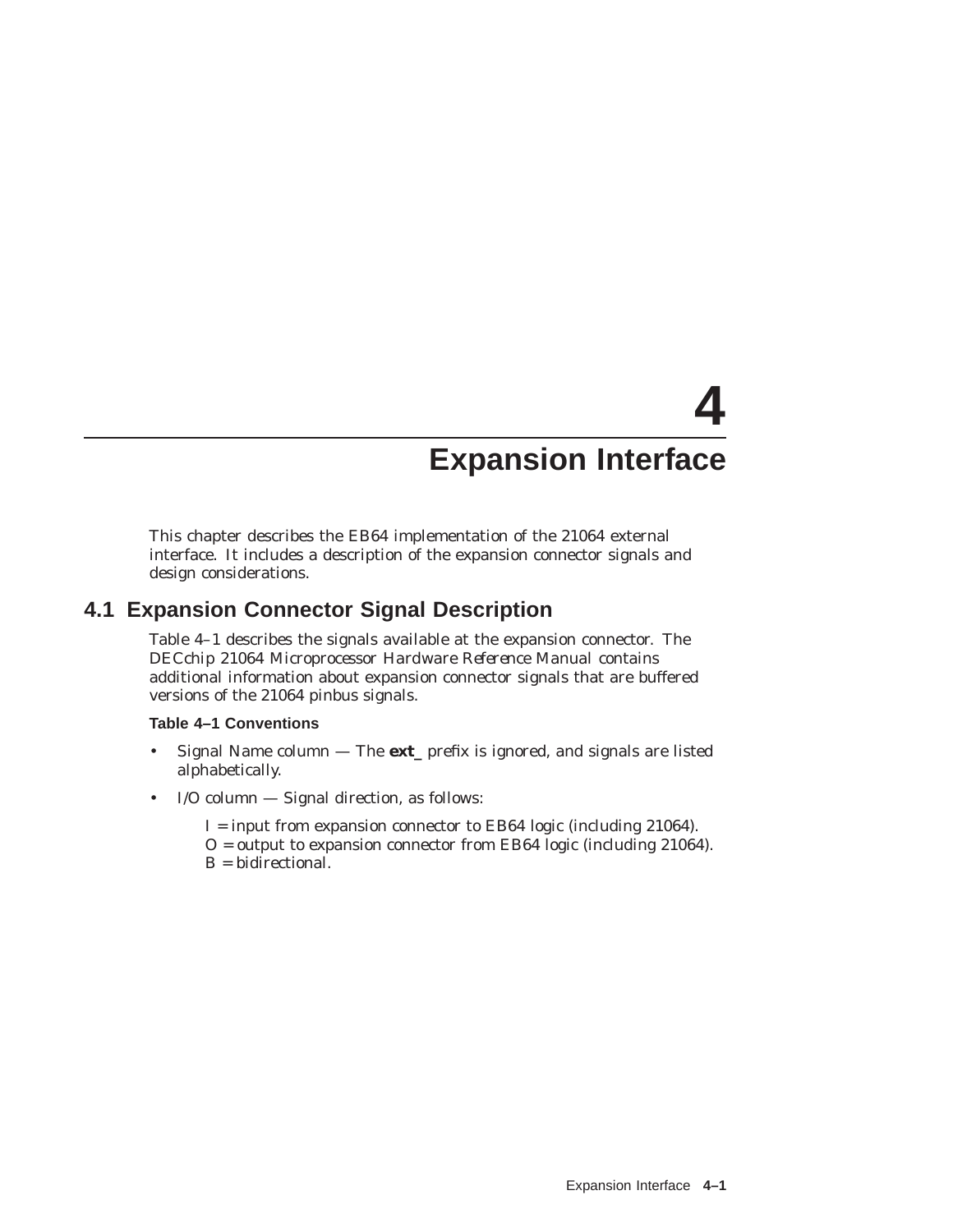# 4

# Expansion Interface

This chapter describes the EB64 implementation of the 21064 external interface. It includes a description of the expansion connector signals and design considerations.

## 4.1 Expansion Connector Signal Description

Table 4–1 describes the signals available at the expansion connector. The *DECchip 21064 Microprocessor Hardware Reference Manual* contains additional information about expansion connector signals that are buffered versions of the 21064 pinbus signals.

### Table 4–1 Conventions

- Signal Name column — The **ext_** prefix is ignored, and signals are listed alphabetically.
- I/O column — Signal direction, as follows:

  I = input from expansion connector to EB64 logic (including 21064).
  O = output to expansion connector from EB64 logic (including 21064).
  B = bidirectional.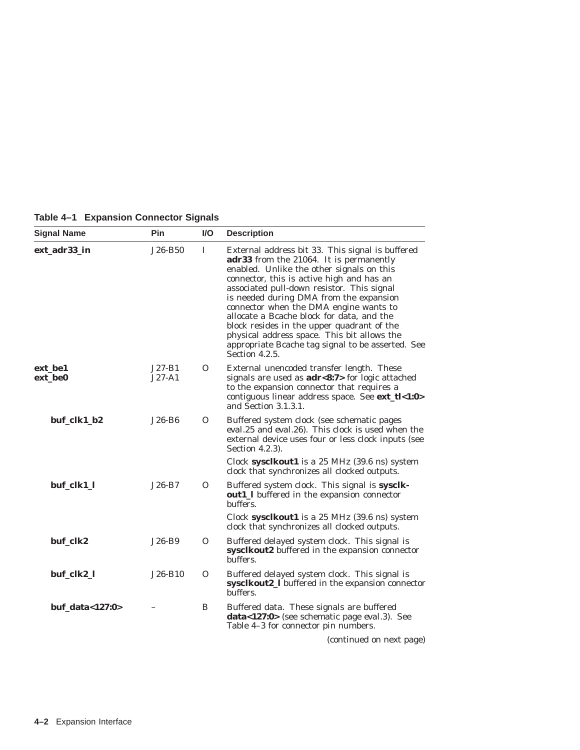**Table 4–1 Expansion Connector Signals**

| Signal Name | Pin | I/O | Description |
|---|---|---|---|
| **ext_adr33_in** | J26-B50 | I | External address bit 33. This signal is buffered **adr33** from the 21064. It is permanently enabled. Unlike the other signals on this connector, this is active high and has an associated pull-down resistor. This signal is needed during DMA from the expansion connector when the DMA engine wants to allocate a Bcache block for data, and the block resides in the upper quadrant of the physical address space. This bit allows the appropriate Bcache tag signal to be asserted. See Section 4.2.5. |
| **ext_be1**<br>**ext_be0** | J27-B1<br>J27-A1 | O | External unencoded transfer length. These signals are used as **adr<8:7>** for logic attached to the expansion connector that requires a contiguous linear address space. See **ext_tl<1:0>** and Section 3.1.3.1. |
| **buf_clk1_b2** | J26-B6 | O | Buffered system clock (see schematic pages eval.25 and eval.26). This clock is used when the external device uses four or less clock inputs (see Section 4.2.3).<br><br>Clock **sysclkout1** is a 25 MHz (39.6 ns) system clock that synchronizes all clocked outputs. |
| **buf_clk1_l** | J26-B7 | O | Buffered system clock. This signal is **sysclkout1_l** buffered in the expansion connector buffers.<br><br>Clock **sysclkout1** is a 25 MHz (39.6 ns) system clock that synchronizes all clocked outputs. |
| **buf_clk2** | J26-B9 | O | Buffered delayed system clock. This signal is **sysclkout2** buffered in the expansion connector buffers. |
| **buf_clk2_l** | J26-B10 | O | Buffered delayed system clock. This signal is **sysclkout2_l** buffered in the expansion connector buffers. |
| **buf_data<127:0>** | – | B | Buffered data. These signals are buffered **data<127:0>** (see schematic page eval.3). See Table 4–3 for connector pin numbers. |

*(continued on next page)*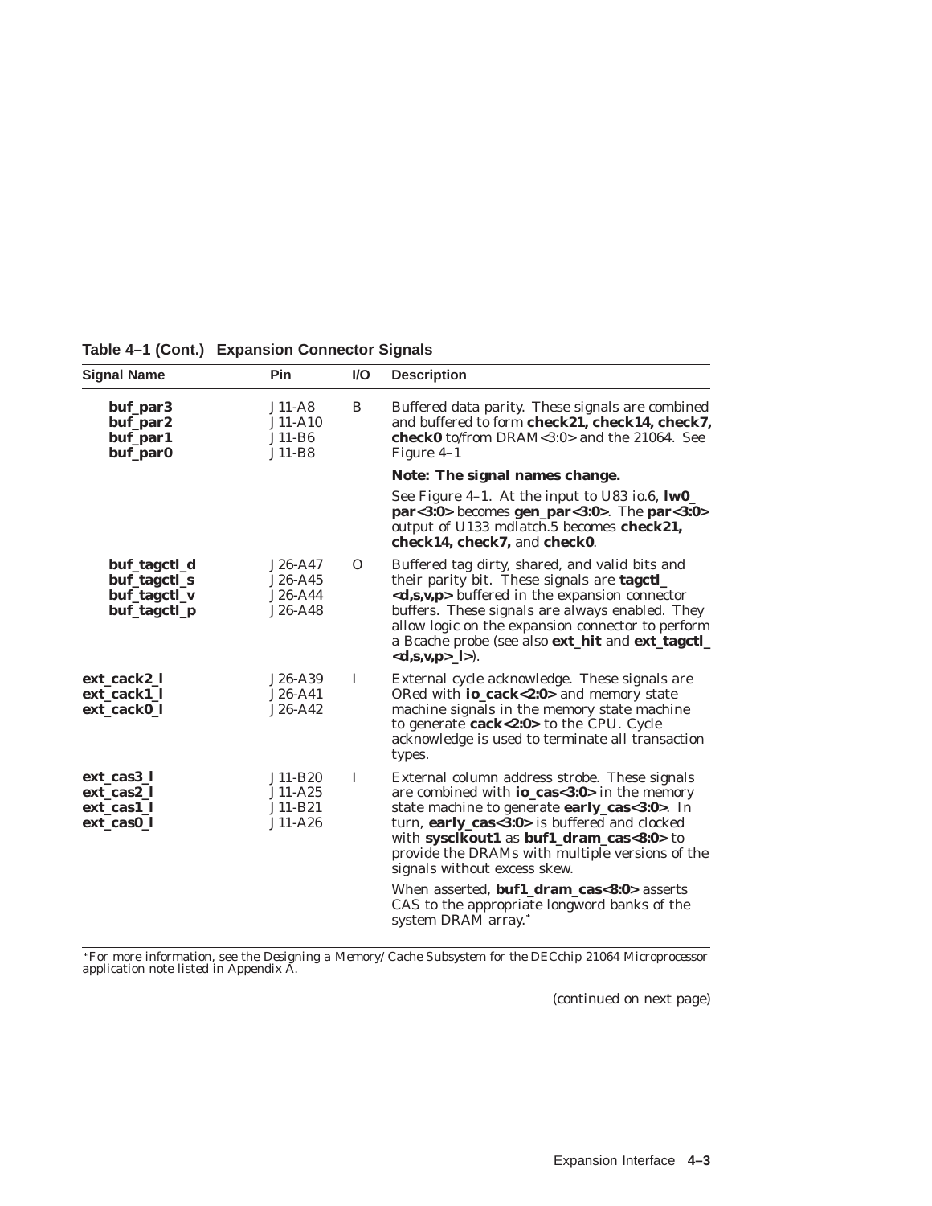**Table 4–1 (Cont.) Expansion Connector Signals**

| Signal Name | Pin | I/O | Description |
|---|---|---|---|
| **buf_par3**<br>**buf_par2**<br>**buf_par1**<br>**buf_par0** | J11-A8<br>J11-A10<br>J11-B6<br>J11-B8 | B | Buffered data parity. These signals are combined and buffered to form **check21, check14, check7, check0** to/from DRAM<3:0> and the 21064. See Figure 4–1 |
| | | | **Note: The signal names change.** |
| | | | See Figure 4–1. At the input to U83 io.6, **lw0_par<3:0>** becomes **gen_par<3:0>**. The **par<3:0>** output of U133 mdlatch.5 becomes **check21, check14, check7,** and **check0**. |
| **buf_tagctl_d**<br>**buf_tagctl_s**<br>**buf_tagctl_v**<br>**buf_tagctl_p** | J26-A47<br>J26-A45<br>J26-A44<br>J26-A48 | O | Buffered tag dirty, shared, and valid bits and their parity bit. These signals are **tagctl_<d,s,v,p>** buffered in the expansion connector buffers. These signals are always enabled. They allow logic on the expansion connector to perform a Bcache probe (see also **ext_hit** and **ext_tagctl_<d,s,v,p>_l>**). |
| **ext_cack2_l**<br>**ext_cack1_l**<br>**ext_cack0_l** | J26-A39<br>J26-A41<br>J26-A42 | I | External cycle acknowledge. These signals are ORed with **io_cack<2:0>** and memory state machine signals in the memory state machine to generate **cack<2:0>** to the CPU. Cycle acknowledge is used to terminate all transaction types. |
| **ext_cas3_l**<br>**ext_cas2_l**<br>**ext_cas1_l**<br>**ext_cas0_l** | J11-B20<br>J11-A25<br>J11-B21<br>J11-A26 | I | External column address strobe. These signals are combined with **io_cas<3:0>** in the memory state machine to generate **early_cas<3:0>**. In turn, **early_cas<3:0>** is buffered and clocked with **sysclkout1** as **buf1_dram_cas<8:0>** to provide the DRAMs with multiple versions of the signals without excess skew. |
| | | | When asserted, **buf1_dram_cas<8:0>** asserts CAS to the appropriate longword banks of the system DRAM array.* |

*For more information, see the *Designing a Memory/Cache Subsystem for the DECchip 21064 Microprocessor* application note listed in Appendix A.

*(continued on next page)*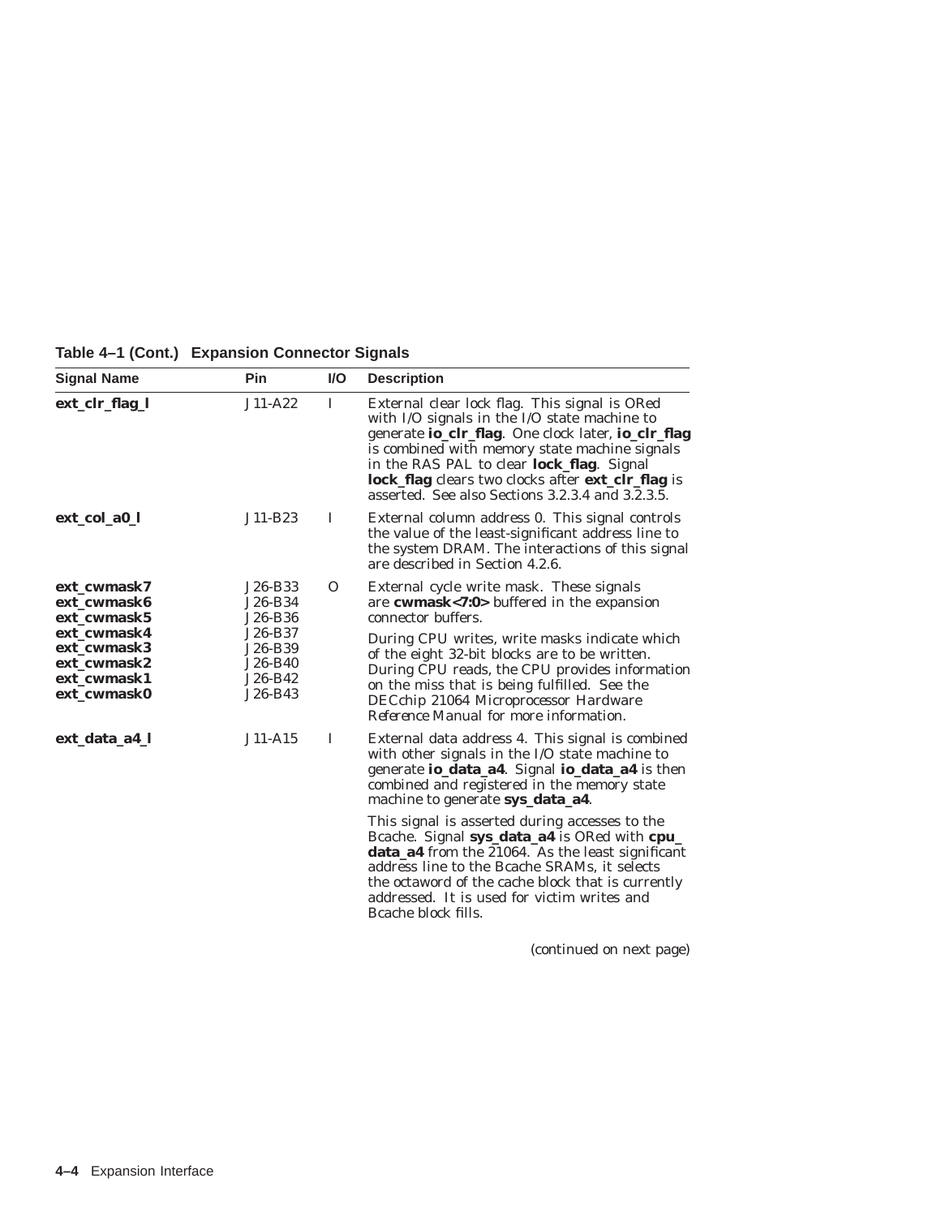**Table 4–1 (Cont.) Expansion Connector Signals**

| Signal Name | Pin | I/O | Description |
|---|---|---|---|
| **ext_clr_flag_l** | J11-A22 | I | External clear lock flag. This signal is ORed with I/O signals in the I/O state machine to generate **io_clr_flag**. One clock later, **io_clr_flag** is combined with memory state machine signals in the RAS PAL to clear **lock_flag**. Signal **lock_flag** clears two clocks after **ext_clr_flag** is asserted. See also Sections 3.2.3.4 and 3.2.3.5. |
| **ext_col_a0_l** | J11-B23 | I | External column address 0. This signal controls the value of the least-significant address line to the system DRAM. The interactions of this signal are described in Section 4.2.6. |
| **ext_cwmask7**<br>**ext_cwmask6**<br>**ext_cwmask5**<br>**ext_cwmask4**<br>**ext_cwmask3**<br>**ext_cwmask2**<br>**ext_cwmask1**<br>**ext_cwmask0** | J26-B33<br>J26-B34<br>J26-B36<br>J26-B37<br>J26-B39<br>J26-B40<br>J26-B42<br>J26-B43 | O | External cycle write mask. These signals are **cwmask<7:0>** buffered in the expansion connector buffers.<br><br>During CPU writes, write masks indicate which of the eight 32-bit blocks are to be written. During CPU reads, the CPU provides information on the miss that is being fulfilled. See the *DECchip 21064 Microprocessor Hardware Reference Manual* for more information. |
| **ext_data_a4_l** | J11-A15 | I | External data address 4. This signal is combined with other signals in the I/O state machine to generate **io_data_a4**. Signal **io_data_a4** is then combined and registered in the memory state machine to generate **sys_data_a4**.<br><br>This signal is asserted during accesses to the Bcache. Signal **sys_data_a4** is ORed with **cpu_data_a4** from the 21064. As the least significant address line to the Bcache SRAMs, it selects the octaword of the cache block that is currently addressed. It is used for victim writes and Bcache block fills. |

(continued on next page)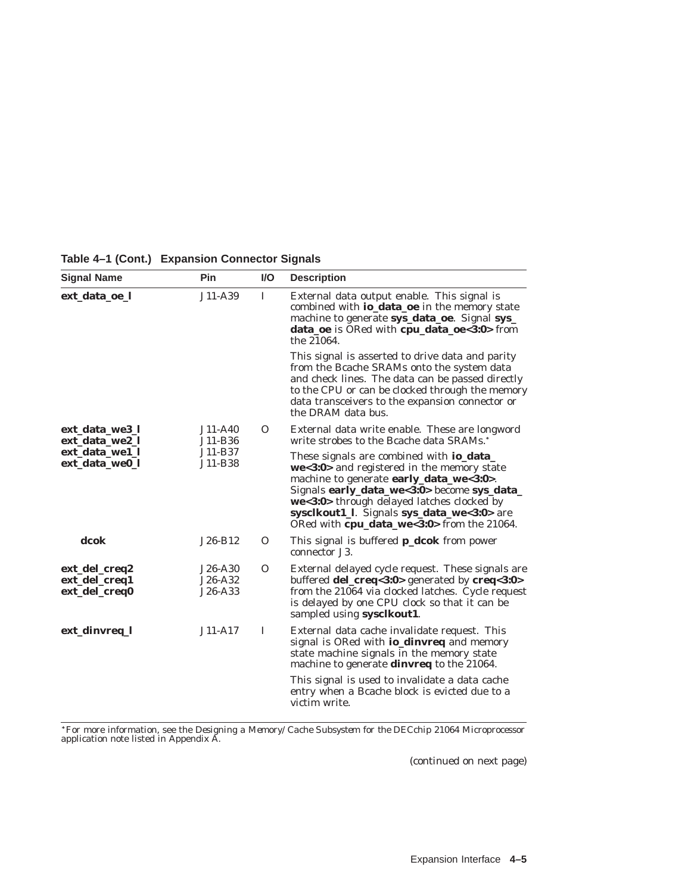**Table 4–1 (Cont.) Expansion Connector Signals**

| Signal Name | Pin | I/O | Description |
|---|---|---|---|
| **ext_data_oe_l** | J11-A39 | I | External data output enable. This signal is combined with **io_data_oe** in the memory state machine to generate **sys_data_oe**. Signal **sys_data_oe** is ORed with **cpu_data_oe<3:0>** from the 21064.<br><br>This signal is asserted to drive data and parity from the Bcache SRAMs onto the system data and check lines. The data can be passed directly to the CPU or can be clocked through the memory data transceivers to the expansion connector or the DRAM data bus. |
| **ext_data_we3_l**<br>**ext_data_we2_l**<br>**ext_data_we1_l**<br>**ext_data_we0_l** | J11-A40<br>J11-B36<br>J11-B37<br>J11-B38 | O | External data write enable. These are longword write strobes to the Bcache data SRAMs.*<br><br>These signals are combined with **io_data_we<3:0>** and registered in the memory state machine to generate **early_data_we<3:0>**. Signals **early_data_we<3:0>** become **sys_data_we<3:0>** through delayed latches clocked by **sysclkout1_l**. Signals **sys_data_we<3:0>** are ORed with **cpu_data_we<3:0>** from the 21064. |
| **dcok** | J26-B12 | O | This signal is buffered **p_dcok** from power connector J3. |
| **ext_del_creq2**<br>**ext_del_creq1**<br>**ext_del_creq0** | J26-A30<br>J26-A32<br>J26-A33 | O | External delayed cycle request. These signals are buffered **del_creq<3:0>** generated by **creq<3:0>** from the 21064 via clocked latches. Cycle request is delayed by one CPU clock so that it can be sampled using **sysclkout1**. |
| **ext_dinvreq_l** | J11-A17 | I | External data cache invalidate request. This signal is ORed with **io_dinvreq** and memory state machine signals in the memory state machine to generate **dinvreq** to the 21064.<br><br>This signal is used to invalidate a data cache entry when a Bcache block is evicted due to a victim write. |

*For more information, see the *Designing a Memory/Cache Subsystem for the DECchip 21064 Microprocessor* application note listed in Appendix A.

(continued on next page)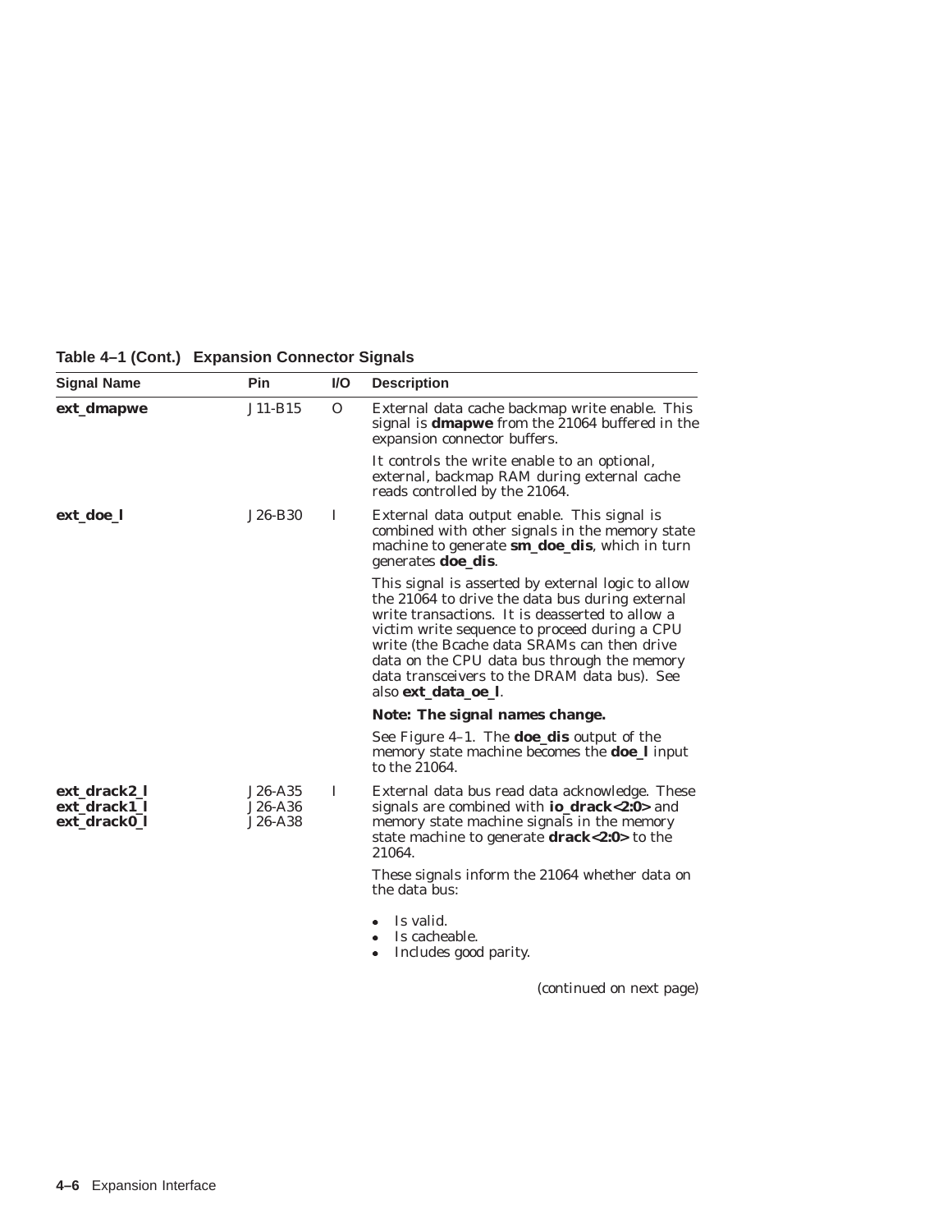**Table 4–1 (Cont.) Expansion Connector Signals**

| Signal Name | Pin | I/O | Description |
|---|---|---|---|
| **ext_dmapwe** | J11-B15 | O | External data cache backmap write enable. This signal is **dmapwe** from the 21064 buffered in the expansion connector buffers.<br><br>It controls the write enable to an optional, external, backmap RAM during external cache reads controlled by the 21064. |
| **ext_doe_l** | J26-B30 | I | External data output enable. This signal is combined with other signals in the memory state machine to generate **sm_doe_dis**, which in turn generates **doe_dis**.<br><br>This signal is asserted by external logic to allow the 21064 to drive the data bus during external write transactions. It is deasserted to allow a victim write sequence to proceed during a CPU write (the Bcache data SRAMs can then drive data on the CPU data bus through the memory data transceivers to the DRAM data bus). See also **ext_data_oe_l**.<br><br>**Note: The signal names change.**<br><br>See Figure 4–1. The **doe_dis** output of the memory state machine becomes the **doe_l** input to the 21064. |
| **ext_drack2_l**<br>**ext_drack1_l**<br>**ext_drack0_l** | J26-A35<br>J26-A36<br>J26-A38 | I | External data bus read data acknowledge. These signals are combined with **io_drack<2:0>** and memory state machine signals in the memory state machine to generate **drack<2:0>** to the 21064.<br><br>These signals inform the 21064 whether data on the data bus:<br><br>• Is valid.<br>• Is cacheable.<br>• Includes good parity. |

*(continued on next page)*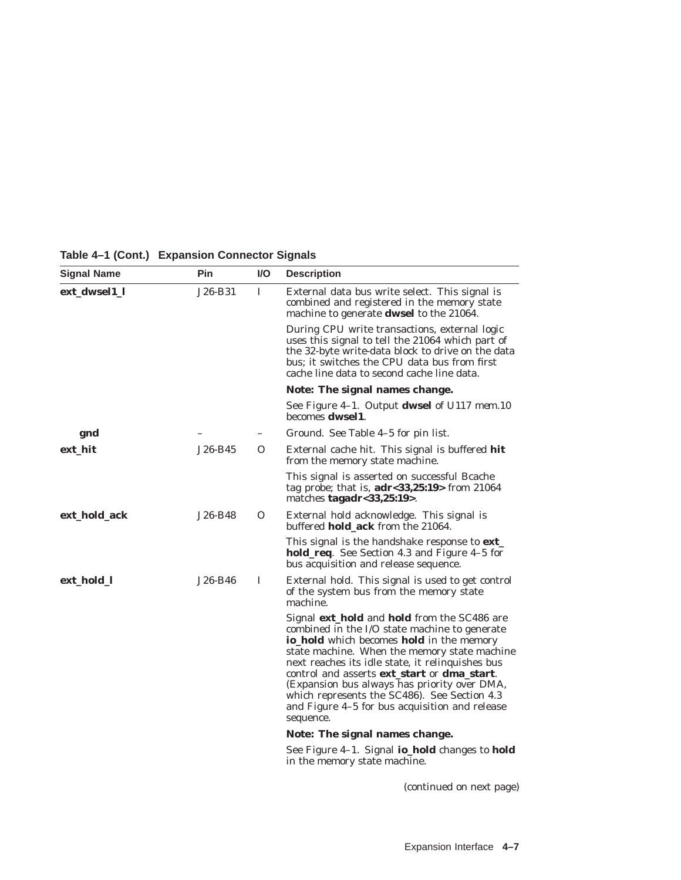**Table 4–1 (Cont.) Expansion Connector Signals**

| Signal Name | Pin | I/O | Description |
|---|---|---|---|
| **ext_dwsel1_l** | J26-B31 | I | External data bus write select. This signal is combined and registered in the memory state machine to generate **dwsel** to the 21064. |
| | | | During CPU write transactions, external logic uses this signal to tell the 21064 which part of the 32-byte write-data block to drive on the data bus; it switches the CPU data bus from first cache line data to second cache line data. |
| | | | **Note: The signal names change.** |
| | | | See Figure 4–1. Output **dwsel** of U117 mem.10 becomes **dwsel1**. |
| **gnd** | – | – | Ground. See Table 4–5 for pin list. |
| **ext_hit** | J26-B45 | O | External cache hit. This signal is buffered **hit** from the memory state machine. |
| | | | This signal is asserted on successful Bcache tag probe; that is, **adr<33,25:19>** from 21064 matches **tagadr<33,25:19>**. |
| **ext_hold_ack** | J26-B48 | O | External hold acknowledge. This signal is buffered **hold_ack** from the 21064. |
| | | | This signal is the handshake response to **ext_hold_req**. See Section 4.3 and Figure 4–5 for bus acquisition and release sequence. |
| **ext_hold_l** | J26-B46 | I | External hold. This signal is used to get control of the system bus from the memory state machine. |
| | | | Signal **ext_hold** and **hold** from the SC486 are combined in the I/O state machine to generate **io_hold** which becomes **hold** in the memory state machine. When the memory state machine next reaches its idle state, it relinquishes bus control and asserts **ext_start** or **dma_start**. (Expansion bus always has priority over DMA, which represents the SC486). See Section 4.3 and Figure 4–5 for bus acquisition and release sequence. |
| | | | **Note: The signal names change.** |
| | | | See Figure 4–1. Signal **io_hold** changes to **hold** in the memory state machine. |

*(continued on next page)*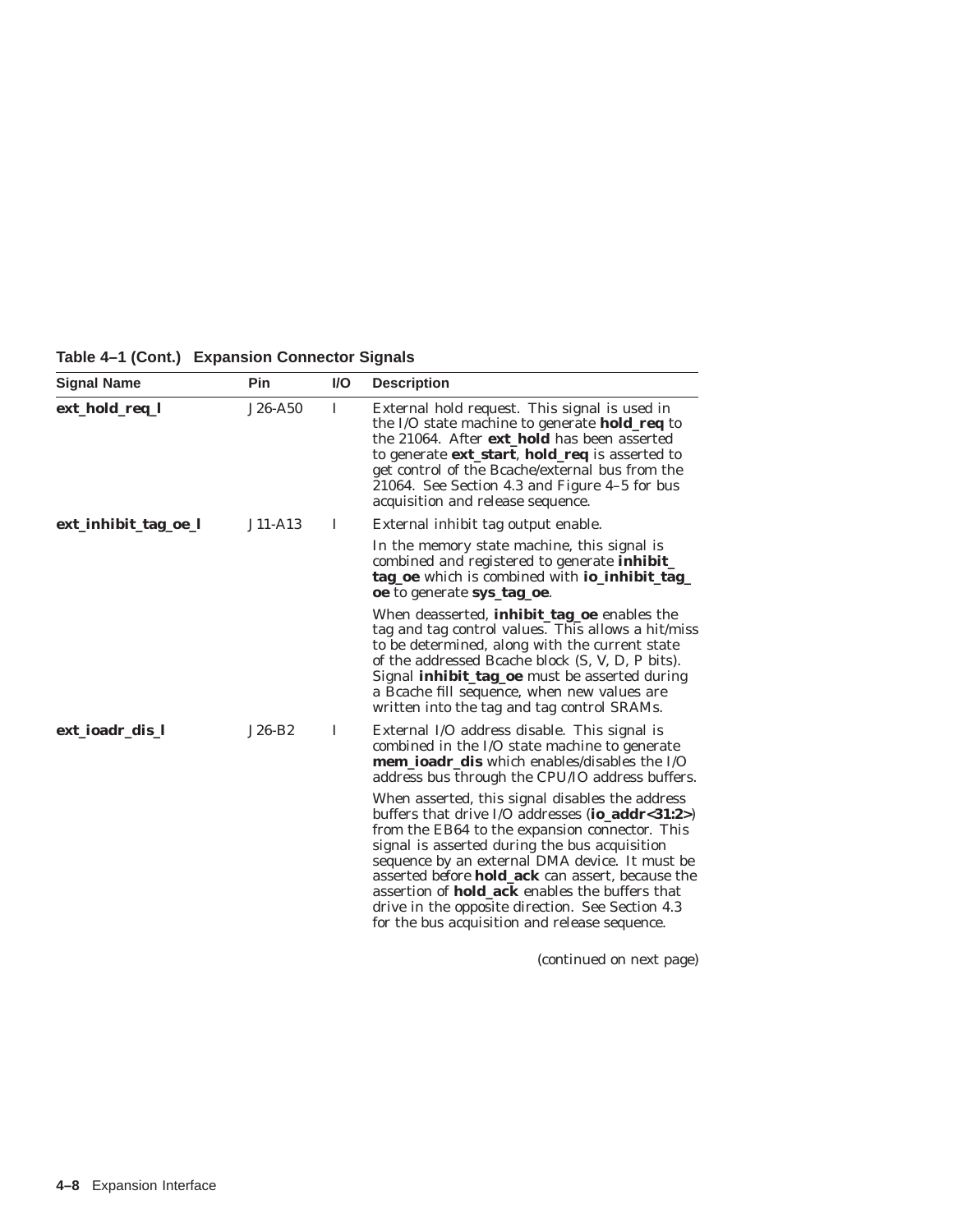**Table 4–1 (Cont.) Expansion Connector Signals**

| Signal Name | Pin | I/O | Description |
|---|---|---|---|
| **ext_hold_req_l** | J26-A50 | I | External hold request. This signal is used in the I/O state machine to generate **hold_req** to the 21064. After **ext_hold** has been asserted to generate **ext_start**, **hold_req** is asserted to get control of the Bcache/external bus from the 21064. See Section 4.3 and Figure 4–5 for bus acquisition and release sequence. |
| **ext_inhibit_tag_oe_l** | J11-A13 | I | External inhibit tag output enable.<br><br>In the memory state machine, this signal is combined and registered to generate **inhibit_tag_oe** which is combined with **io_inhibit_tag_oe** to generate **sys_tag_oe**.<br><br>When deasserted, **inhibit_tag_oe** enables the tag and tag control values. This allows a hit/miss to be determined, along with the current state of the addressed Bcache block (S, V, D, P bits). Signal **inhibit_tag_oe** must be asserted during a Bcache fill sequence, when new values are written into the tag and tag control SRAMs. |
| **ext_ioadr_dis_l** | J26-B2 | I | External I/O address disable. This signal is combined in the I/O state machine to generate **mem_ioadr_dis** which enables/disables the I/O address bus through the CPU/IO address buffers.<br><br>When asserted, this signal disables the address buffers that drive I/O addresses (**io_addr<31:2>**) from the EB64 to the expansion connector. This signal is asserted during the bus acquisition sequence by an external DMA device. It must be asserted before **hold_ack** can assert, because the assertion of **hold_ack** enables the buffers that drive in the opposite direction. See Section 4.3 for the bus acquisition and release sequence. |

(continued on next page)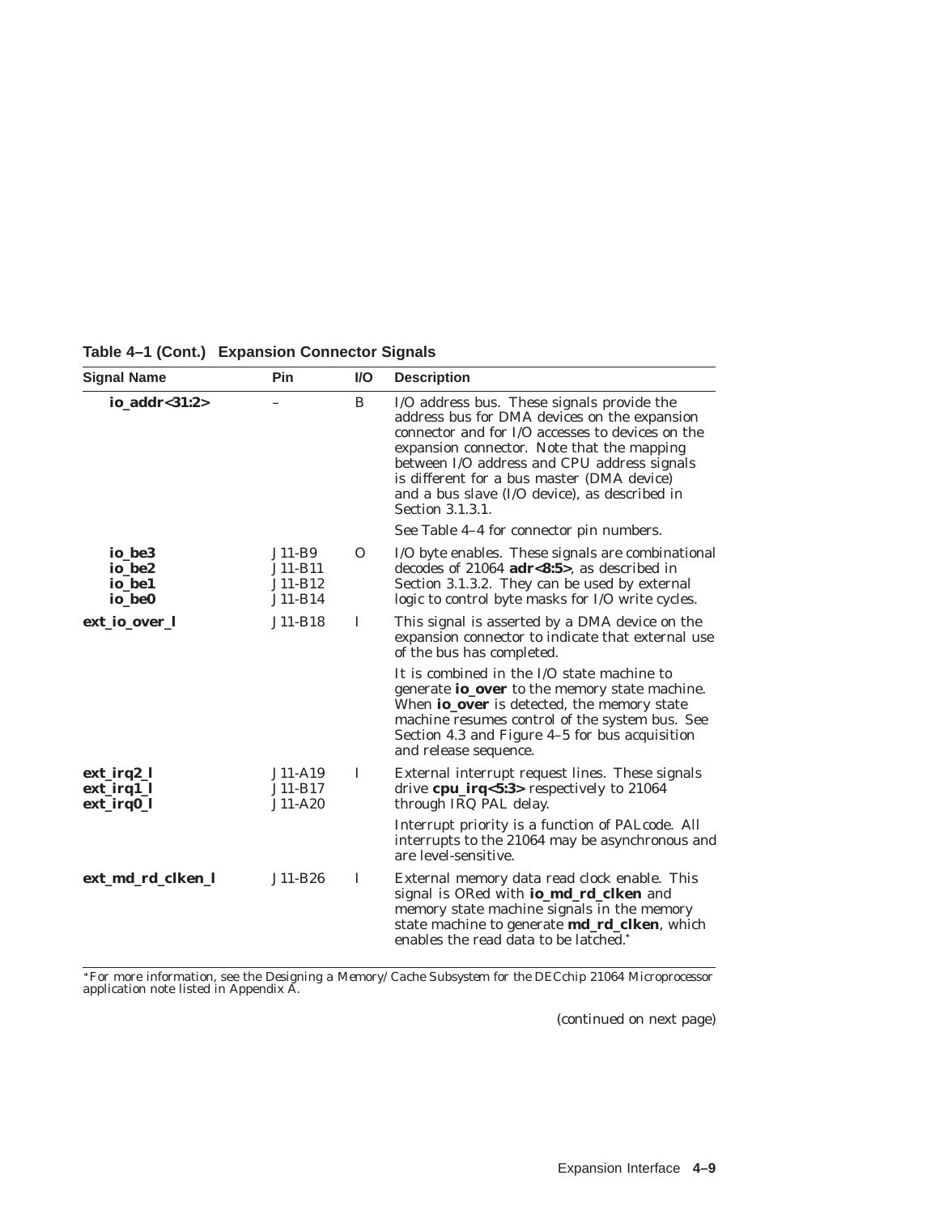**Table 4–1 (Cont.) Expansion Connector Signals**

| Signal Name | Pin | I/O | Description |
|---|---|---|---|
| **io_addr<31:2>** | – | B | I/O address bus. These signals provide the address bus for DMA devices on the expansion connector and for I/O accesses to devices on the expansion connector. Note that the mapping between I/O address and CPU address signals is different for a bus master (DMA device) and a bus slave (I/O device), as described in Section 3.1.3.1.<br><br>See Table 4–4 for connector pin numbers. |
| **io_be3**<br>**io_be2**<br>**io_be1**<br>**io_be0** | J11-B9<br>J11-B11<br>J11-B12<br>J11-B14 | O | I/O byte enables. These signals are combinational decodes of 21064 **adr<8:5>**, as described in Section 3.1.3.2. They can be used by external logic to control byte masks for I/O write cycles. |
| **ext_io_over_l** | J11-B18 | I | This signal is asserted by a DMA device on the expansion connector to indicate that external use of the bus has completed.<br><br>It is combined in the I/O state machine to generate **io_over** to the memory state machine. When **io_over** is detected, the memory state machine resumes control of the system bus. See Section 4.3 and Figure 4–5 for bus acquisition and release sequence. |
| **ext_irq2_l**<br>**ext_irq1_l**<br>**ext_irq0_l** | J11-A19<br>J11-B17<br>J11-A20 | I | External interrupt request lines. These signals drive **cpu_irq<5:3>** respectively to 21064 through IRQ PAL delay.<br><br>Interrupt priority is a function of PALcode. All interrupts to the 21064 may be asynchronous and are level-sensitive. |
| **ext_md_rd_clken_l** | J11-B26 | I | External memory data read clock enable. This signal is ORed with **io_md_rd_clken** and memory state machine signals in the memory state machine to generate **md_rd_clken**, which enables the read data to be latched.* |

*For more information, see the *Designing a Memory/Cache Subsystem for the DECchip 21064 Microprocessor* application note listed in Appendix A.

(continued on next page)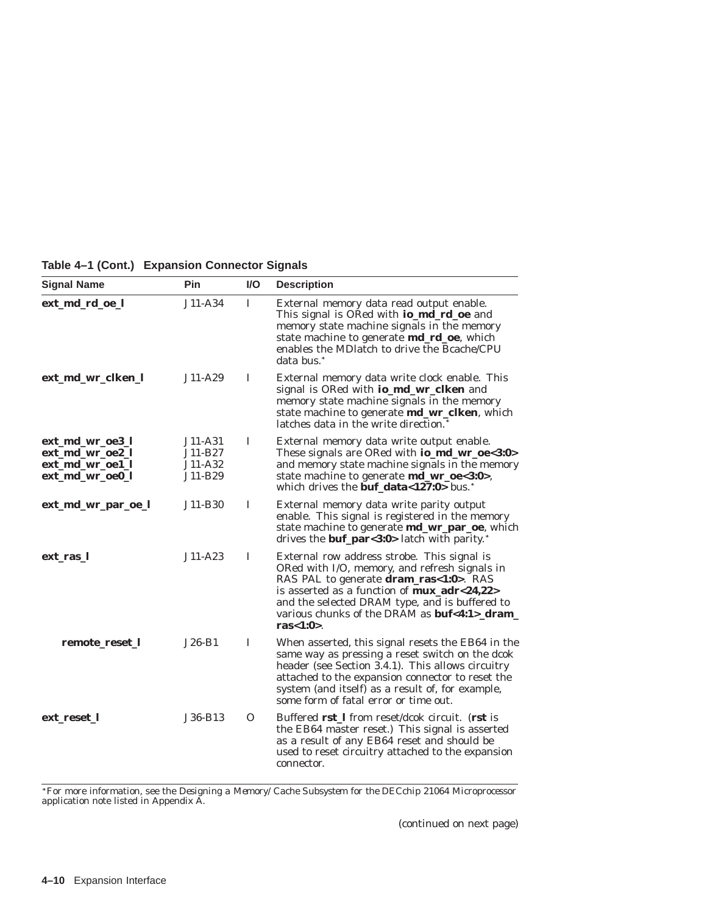**Table 4–1 (Cont.) Expansion Connector Signals**

| Signal Name | Pin | I/O | Description |
|---|---|---|---|
| **ext_md_rd_oe_l** | J11-A34 | I | External memory data read output enable. This signal is ORed with **io_md_rd_oe** and memory state machine signals in the memory state machine to generate **md_rd_oe**, which enables the MDlatch to drive the Bcache/CPU data bus.* |
| **ext_md_wr_clken_l** | J11-A29 | I | External memory data write clock enable. This signal is ORed with **io_md_wr_clken** and memory state machine signals in the memory state machine to generate **md_wr_clken**, which latches data in the write direction.* |
| **ext_md_wr_oe3_l**<br>**ext_md_wr_oe2_l**<br>**ext_md_wr_oe1_l**<br>**ext_md_wr_oe0_l** | J11-A31<br>J11-B27<br>J11-A32<br>J11-B29 | I | External memory data write output enable. These signals are ORed with **io_md_wr_oe<3:0>** and memory state machine signals in the memory state machine to generate **md_wr_oe<3:0>**, which drives the **buf_data<127:0>** bus.* |
| **ext_md_wr_par_oe_l** | J11-B30 | I | External memory data write parity output enable. This signal is registered in the memory state machine to generate **md_wr_par_oe**, which drives the **buf_par<3:0>** latch with parity.* |
| **ext_ras_l** | J11-A23 | I | External row address strobe. This signal is ORed with I/O, memory, and refresh signals in RAS PAL to generate **dram_ras<1:0>**. RAS is asserted as a function of **mux_adr<24,22>** and the selected DRAM type, and is buffered to various chunks of the DRAM as **buf<4:1>_dram_ras<1:0>**. |
| **remote_reset_l** | J26-B1 | I | When asserted, this signal resets the EB64 in the same way as pressing a reset switch on the dcok header (see Section 3.4.1). This allows circuitry attached to the expansion connector to reset the system (and itself) as a result of, for example, some form of fatal error or time out. |
| **ext_reset_l** | J36-B13 | O | Buffered **rst_l** from reset/dcok circuit. (**rst** is the EB64 master reset.) This signal is asserted as a result of any EB64 reset and should be used to reset circuitry attached to the expansion connector. |

*For more information, see the *Designing a Memory/Cache Subsystem for the DECchip 21064 Microprocessor* application note listed in Appendix A.

(continued on next page)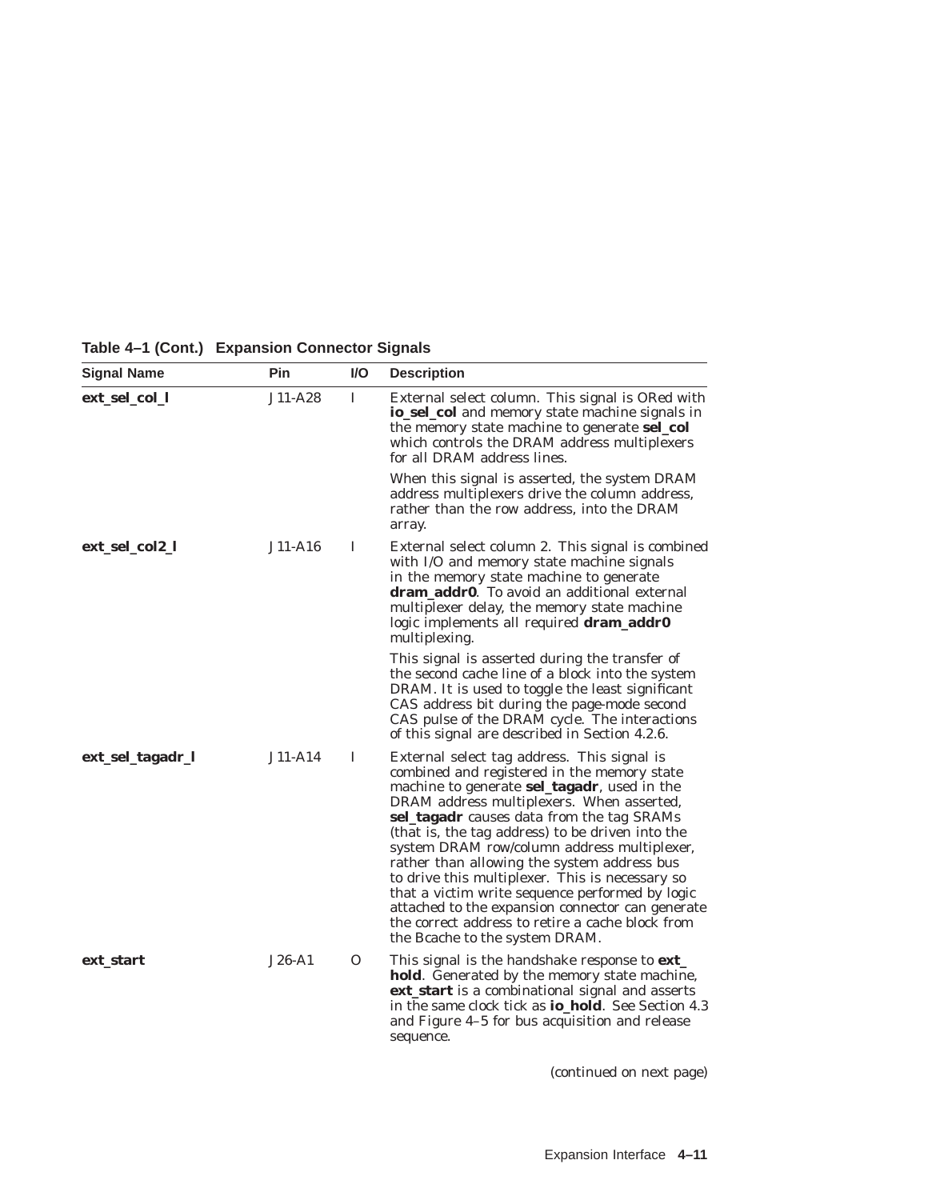**Table 4–1 (Cont.) Expansion Connector Signals**

| Signal Name | Pin | I/O | Description |
|---|---|---|---|
| **ext_sel_col_l** | J11-A28 | I | External select column. This signal is ORed with **io_sel_col** and memory state machine signals in the memory state machine to generate **sel_col** which controls the DRAM address multiplexers for all DRAM address lines.<br><br>When this signal is asserted, the system DRAM address multiplexers drive the column address, rather than the row address, into the DRAM array. |
| **ext_sel_col2_l** | J11-A16 | I | External select column 2. This signal is combined with I/O and memory state machine signals in the memory state machine to generate **dram_addr0**. To avoid an additional external multiplexer delay, the memory state machine logic implements all required **dram_addr0** multiplexing.<br><br>This signal is asserted during the transfer of the second cache line of a block into the system DRAM. It is used to toggle the least significant CAS address bit during the page-mode second CAS pulse of the DRAM cycle. The interactions of this signal are described in Section 4.2.6. |
| **ext_sel_tagadr_l** | J11-A14 | I | External select tag address. This signal is combined and registered in the memory state machine to generate **sel_tagadr**, used in the DRAM address multiplexers. When asserted, **sel_tagadr** causes data from the tag SRAMs (that is, the tag address) to be driven into the system DRAM row/column address multiplexer, rather than allowing the system address bus to drive this multiplexer. This is necessary so that a victim write sequence performed by logic attached to the expansion connector can generate the correct address to retire a cache block from the Bcache to the system DRAM. |
| **ext_start** | J26-A1 | O | This signal is the handshake response to **ext_hold**. Generated by the memory state machine, **ext_start** is a combinational signal and asserts in the same clock tick as **io_hold**. See Section 4.3 and Figure 4–5 for bus acquisition and release sequence. |

(continued on next page)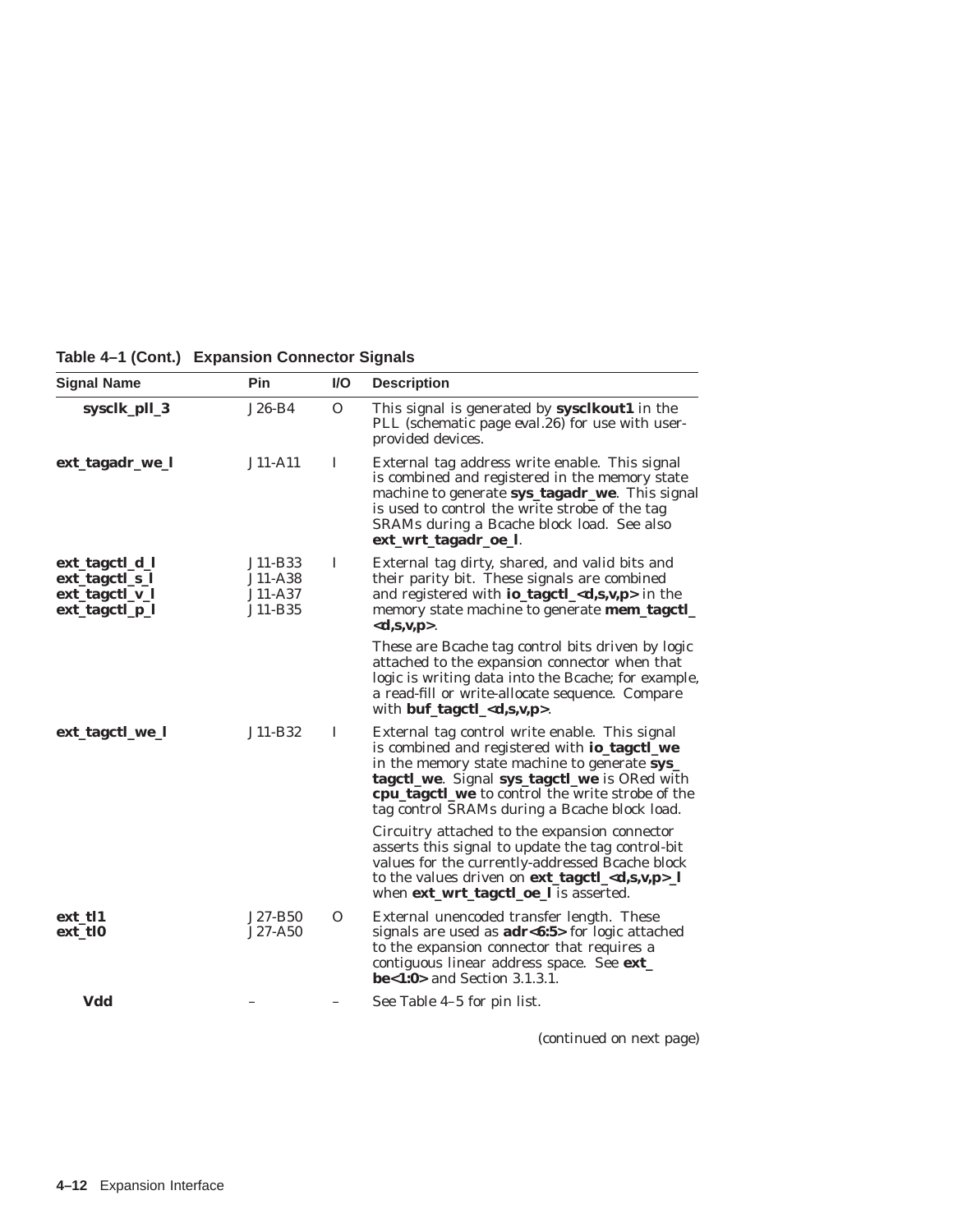**Table 4–1 (Cont.) Expansion Connector Signals**

| Signal Name | Pin | I/O | Description |
|---|---|---|---|
| **sysclk_pll_3** | J26-B4 | O | This signal is generated by **sysclkout1** in the PLL (schematic page eval.26) for use with user-provided devices. |
| **ext_tagadr_we_l** | J11-A11 | I | External tag address write enable. This signal is combined and registered in the memory state machine to generate **sys_tagadr_we**. This signal is used to control the write strobe of the tag SRAMs during a Bcache block load. See also **ext_wrt_tagadr_oe_l**. |
| **ext_tagctl_d_l**<br>**ext_tagctl_s_l**<br>**ext_tagctl_v_l**<br>**ext_tagctl_p_l** | J11-B33<br>J11-A38<br>J11-A37<br>J11-B35 | I | External tag dirty, shared, and valid bits and their parity bit. These signals are combined and registered with **io_tagctl_<d,s,v,p>** in the memory state machine to generate **mem_tagctl_<d,s,v,p>**.<br><br>These are Bcache tag control bits driven by logic attached to the expansion connector when that logic is writing data into the Bcache; for example, a read-fill or write-allocate sequence. Compare with **buf_tagctl_<d,s,v,p>**. |
| **ext_tagctl_we_l** | J11-B32 | I | External tag control write enable. This signal is combined and registered with **io_tagctl_we** in the memory state machine to generate **sys_tagctl_we**. Signal **sys_tagctl_we** is ORed with **cpu_tagctl_we** to control the write strobe of the tag control SRAMs during a Bcache block load.<br><br>Circuitry attached to the expansion connector asserts this signal to update the tag control-bit values for the currently-addressed Bcache block to the values driven on **ext_tagctl_<d,s,v,p>_l** when **ext_wrt_tagctl_oe_l** is asserted. |
| **ext_tl1**<br>**ext_tl0** | J27-B50<br>J27-A50 | O | External unencoded transfer length. These signals are used as **adr<6:5>** for logic attached to the expansion connector that requires a contiguous linear address space. See **ext_be<1:0>** and Section 3.1.3.1. |
| **Vdd** | – | – | See Table 4–5 for pin list. |

(continued on next page)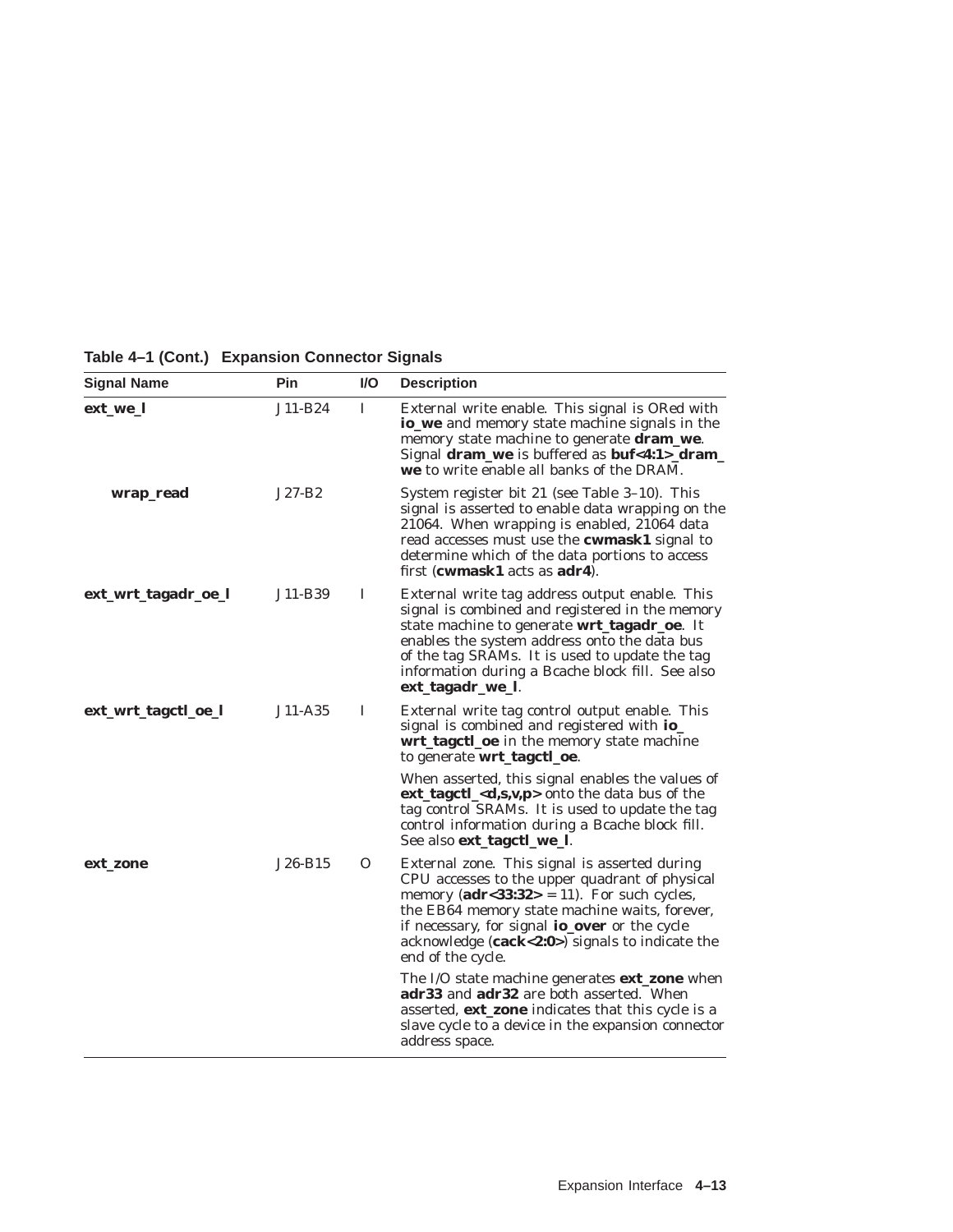**Table 4–1 (Cont.) Expansion Connector Signals**

| Signal Name | Pin | I/O | Description |
|---|---|---|---|
| **ext_we_l** | J11-B24 | I | External write enable. This signal is ORed with **io_we** and memory state machine signals in the memory state machine to generate **dram_we**. Signal **dram_we** is buffered as **buf<4:1>_dram_we** to write enable all banks of the DRAM. |
| **wrap_read** | J27-B2 | | System register bit 21 (see Table 3–10). This signal is asserted to enable data wrapping on the 21064. When wrapping is enabled, 21064 data read accesses must use the **cwmask1** signal to determine which of the data portions to access first (**cwmask1** acts as **adr4**). |
| **ext_wrt_tagadr_oe_l** | J11-B39 | I | External write tag address output enable. This signal is combined and registered in the memory state machine to generate **wrt_tagadr_oe**. It enables the system address onto the data bus of the tag SRAMs. It is used to update the tag information during a Bcache block fill. See also **ext_tagadr_we_l**. |
| **ext_wrt_tagctl_oe_l** | J11-A35 | I | External write tag control output enable. This signal is combined and registered with **io_wrt_tagctl_oe** in the memory state machine to generate **wrt_tagctl_oe**.<br><br>When asserted, this signal enables the values of **ext_tagctl_<d,s,v,p>** onto the data bus of the tag control SRAMs. It is used to update the tag control information during a Bcache block fill. See also **ext_tagctl_we_l**. |
| **ext_zone** | J26-B15 | O | External zone. This signal is asserted during CPU accesses to the upper quadrant of physical memory (**adr<33:32>** = 11). For such cycles, the EB64 memory state machine waits, forever, if necessary, for signal **io_over** or the cycle acknowledge (**cack<2:0>**) signals to indicate the end of the cycle.<br><br>The I/O state machine generates **ext_zone** when **adr33** and **adr32** are both asserted. When asserted, **ext_zone** indicates that this cycle is a slave cycle to a device in the expansion connector address space. |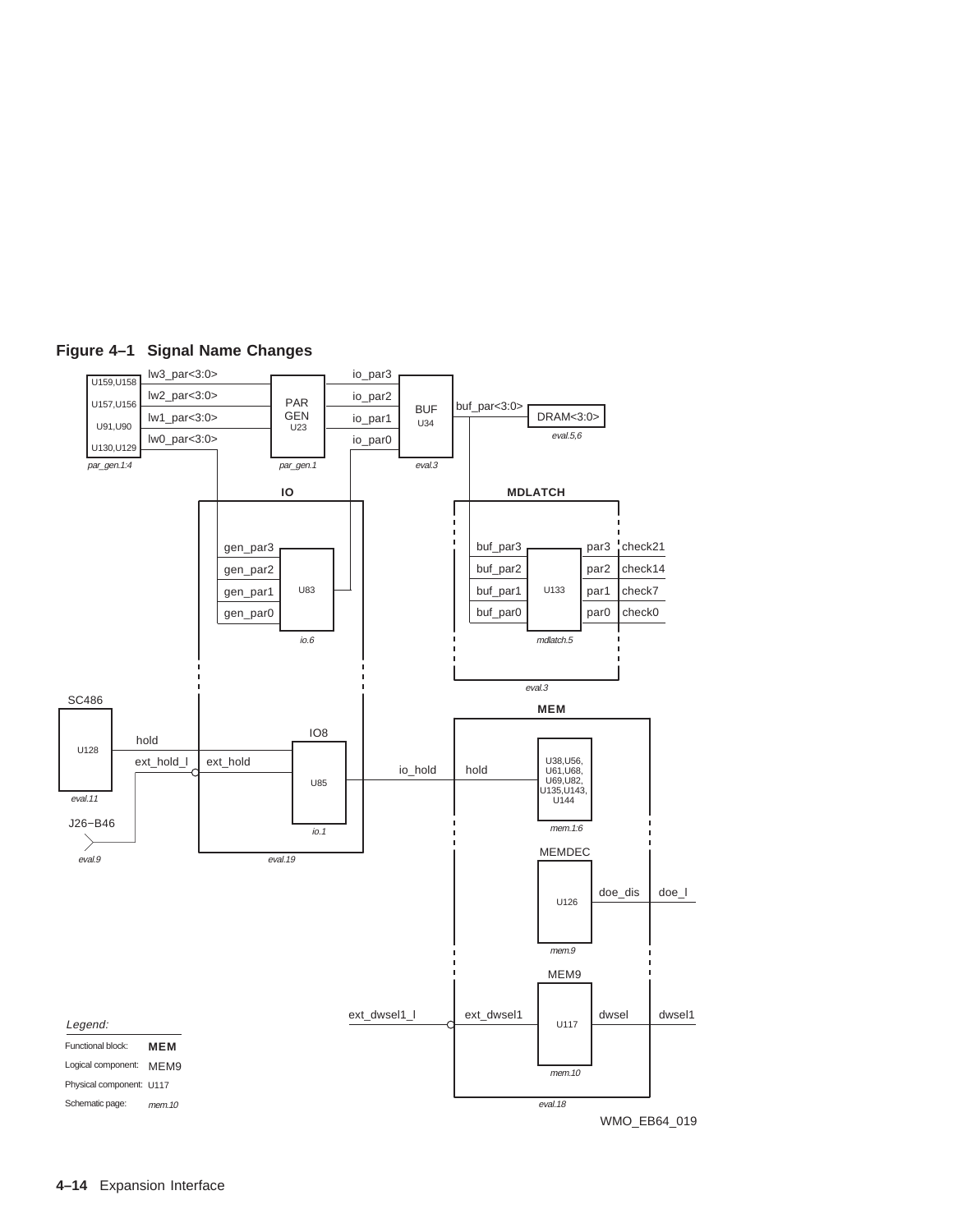**Figure 4–1 Signal Name Changes**

U159,U158 — lw3_par<3:0>
U157,U156 — lw2_par<3:0>
U91,U90 — lw1_par<3:0>
U130,U129 — lw0_par<3:0>
*par_gen.1:4*

PAR GEN U23 *par_gen.1* — io_par3, io_par2, io_par1, io_par0

BUF U34 *eval.3* — buf_par<3:0> — DRAM<3:0> *eval.5,6*

**IO**

U83 *io.6* — gen_par3, gen_par2, gen_par1, gen_par0

**MDLATCH**

U133 *mdlatch.5* — buf_par3 / par3 / check21; buf_par2 / par2 / check14; buf_par1 / par1 / check7; buf_par0 / par0 / check0

*eval.3*

SC486 U128 *eval.11* — hold

J26−B46 *eval.9* — ext_hold_l — ext_hold

IO8 U85 *io.1* — io_hold

*eval.19*

**MEM**

U38,U56, U61,U68, U69,U82, U135,U143, U144 *mem.1:6* — hold

MEMDEC U126 *mem.9* — doe_dis — doe_l

MEM9 U117 *mem.10* — ext_dwsel1_l — ext_dwsel1 — dwsel — dwsel1

*eval.18*

*Legend:*

Functional block: **MEM**
Logical component: MEM9
Physical component: U117
Schematic page: *mem.10*

WMO_EB64_019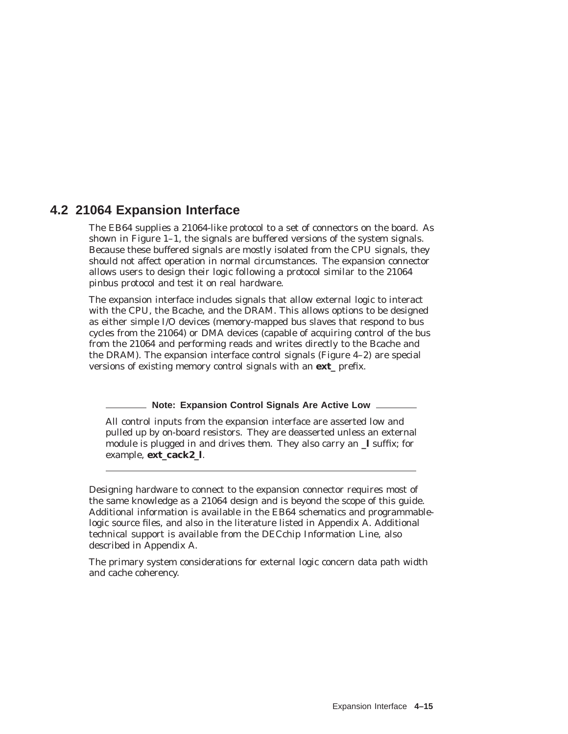## 4.2 21064 Expansion Interface

The EB64 supplies a 21064-like protocol to a set of connectors on the board. As shown in Figure 1–1, the signals are buffered versions of the system signals. Because these buffered signals are mostly isolated from the CPU signals, they should not affect operation in normal circumstances. The expansion connector allows users to design their logic following a protocol similar to the 21064 pinbus protocol and test it on real hardware.

The expansion interface includes signals that allow external logic to interact with the CPU, the Bcache, and the DRAM. This allows options to be designed as either simple I/O devices (memory-mapped bus slaves that respond to bus cycles from the 21064) or DMA devices (capable of acquiring control of the bus from the 21064 and performing reads and writes directly to the Bcache and the DRAM). The expansion interface control signals (Figure 4–2) are special versions of existing memory control signals with an **ext_** prefix.

---

**Note: Expansion Control Signals Are Active Low**

All control inputs from the expansion interface are asserted low and pulled up by on-board resistors. They are deasserted unless an external module is plugged in and drives them. They also carry an **_l** suffix; for example, **ext_cack2_l**.

---

Designing hardware to connect to the expansion connector requires most of the same knowledge as a 21064 design and is beyond the scope of this guide. Additional information is available in the EB64 schematics and programmable-logic source files, and also in the literature listed in Appendix A. Additional technical support is available from the DECchip Information Line, also described in Appendix A.

The primary system considerations for external logic concern data path width and cache coherency.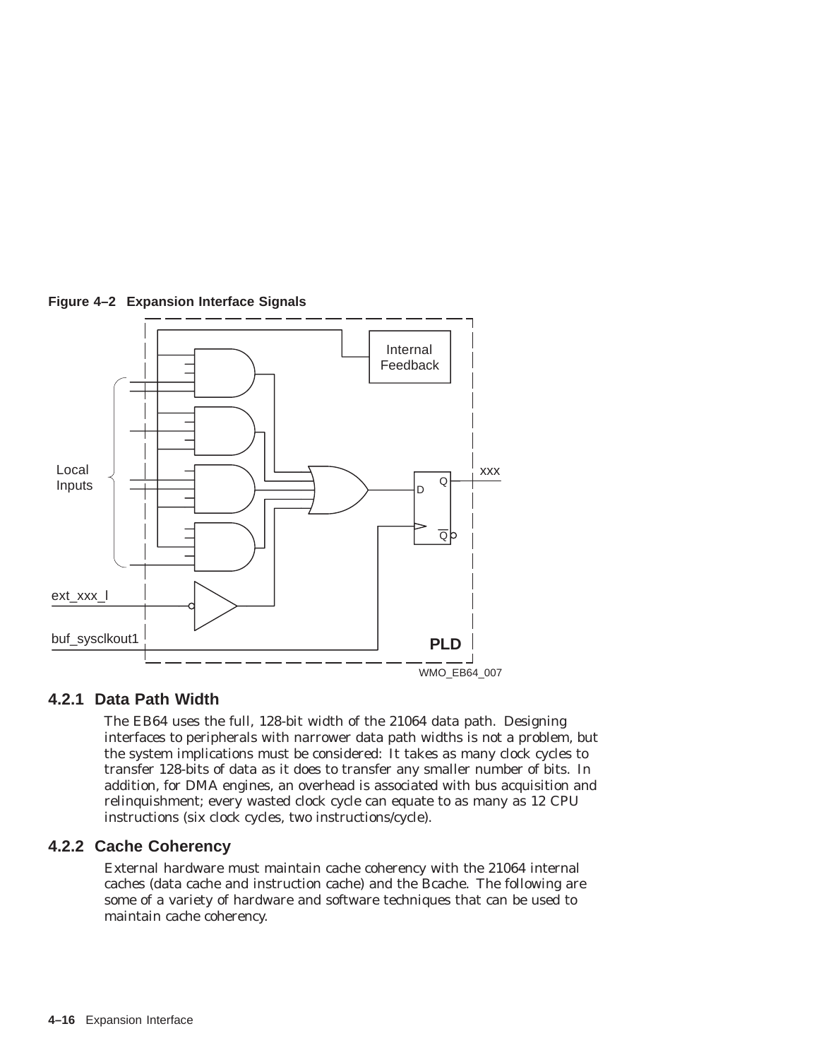**Figure 4–2 Expansion Interface Signals**

## 4.2.1 Data Path Width

The EB64 uses the full, 128-bit width of the 21064 data path. Designing interfaces to peripherals with narrower data path widths is not a problem, but the system implications must be considered: It takes as many clock cycles to transfer 128-bits of data as it does to transfer any smaller number of bits. In addition, for DMA engines, an overhead is associated with bus acquisition and relinquishment; every wasted clock cycle can equate to as many as 12 CPU instructions (six clock cycles, two instructions/cycle).

## 4.2.2 Cache Coherency

External hardware must maintain cache coherency with the 21064 internal caches (data cache and instruction cache) and the Bcache. The following are some of a variety of hardware and software techniques that can be used to maintain cache coherency.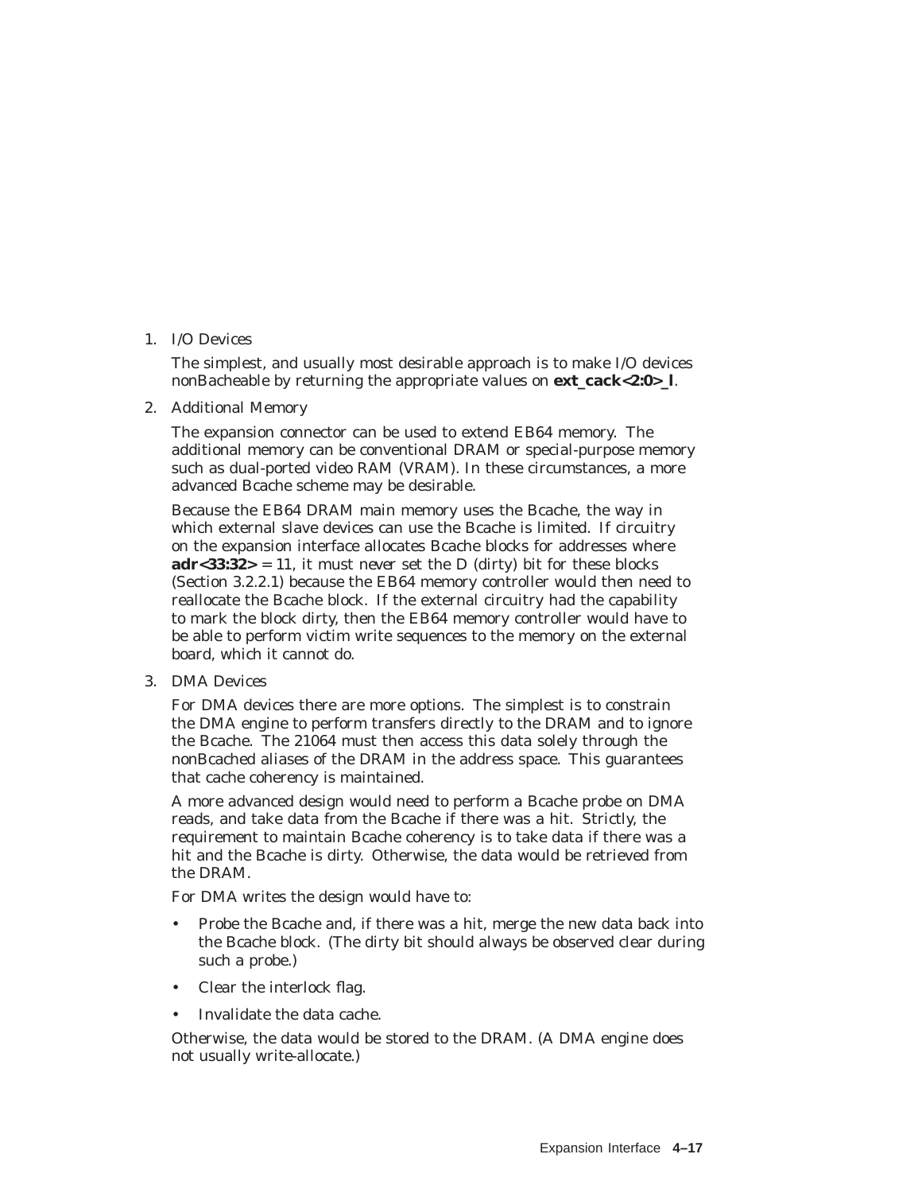1. I/O Devices

   The simplest, and usually most desirable approach is to make I/O devices nonBacheable by returning the appropriate values on **ext_cack<2:0>_l**.

2. Additional Memory

   The expansion connector can be used to extend EB64 memory. The additional memory can be conventional DRAM or special-purpose memory such as dual-ported video RAM (VRAM). In these circumstances, a more advanced Bcache scheme may be desirable.

   Because the EB64 DRAM main memory uses the Bcache, the way in which external slave devices can use the Bcache is limited. If circuitry on the expansion interface allocates Bcache blocks for addresses where **adr<33:32>** = 11, it must never set the D (dirty) bit for these blocks (Section 3.2.2.1) because the EB64 memory controller would then need to reallocate the Bcache block. If the external circuitry had the capability to mark the block dirty, then the EB64 memory controller would have to be able to perform victim write sequences to the memory on the external board, which it cannot do.

3. DMA Devices

   For DMA devices there are more options. The simplest is to constrain the DMA engine to perform transfers directly to the DRAM and to ignore the Bcache. The 21064 must then access this data solely through the nonBcached aliases of the DRAM in the address space. This guarantees that cache coherency is maintained.

   A more advanced design would need to perform a Bcache probe on DMA reads, and take data from the Bcache if there was a hit. Strictly, the requirement to maintain Bcache coherency is to take data if there was a hit and the Bcache is dirty. Otherwise, the data would be retrieved from the DRAM.

   For DMA writes the design would have to:

   - Probe the Bcache and, if there was a hit, merge the new data back into the Bcache block. (The dirty bit should always be observed clear during such a probe.)
   - Clear the interlock flag.
   - Invalidate the data cache.

   Otherwise, the data would be stored to the DRAM. (A DMA engine does not usually write-allocate.)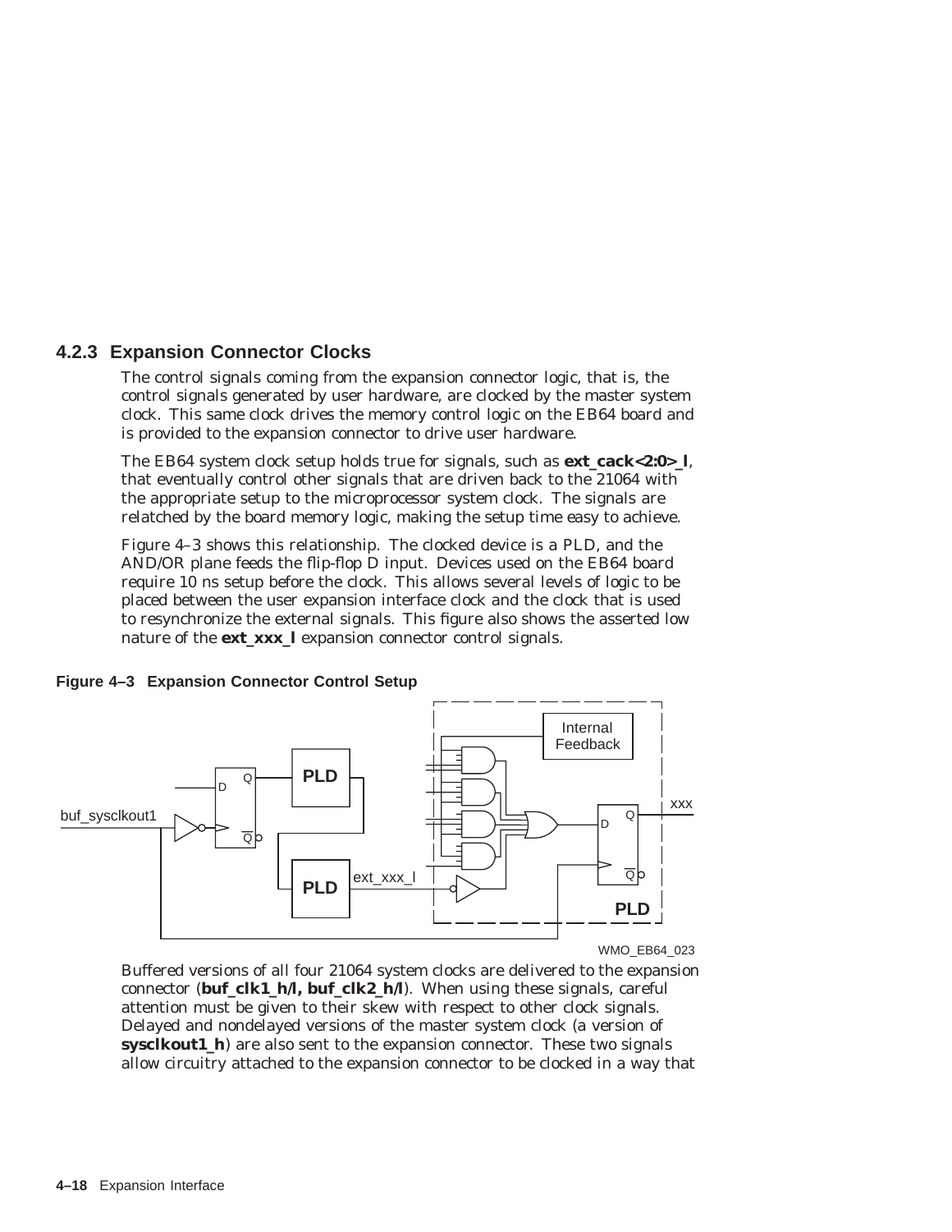### 4.2.3 Expansion Connector Clocks

The control signals coming from the expansion connector logic, that is, the control signals generated by user hardware, are clocked by the master system clock. This same clock drives the memory control logic on the EB64 board and is provided to the expansion connector to drive user hardware.

The EB64 system clock setup holds true for signals, such as **ext_cack<2:0>_l**, that eventually control other signals that are driven back to the 21064 with the appropriate setup to the microprocessor system clock. The signals are relatched by the board memory logic, making the setup time easy to achieve.

Figure 4–3 shows this relationship. The clocked device is a PLD, and the AND/OR plane feeds the flip-flop D input. Devices used on the EB64 board require 10 ns setup before the clock. This allows several levels of logic to be placed between the user expansion interface clock and the clock that is used to resynchronize the external signals. This figure also shows the asserted low nature of the **ext_xxx_l** expansion connector control signals.

**Figure 4–3 Expansion Connector Control Setup**

WMO_EB64_023

Buffered versions of all four 21064 system clocks are delivered to the expansion connector (**buf_clk1_h/l, buf_clk2_h/l**). When using these signals, careful attention must be given to their skew with respect to other clock signals. Delayed and nondelayed versions of the master system clock (a version of **sysclkout1_h**) are also sent to the expansion connector. These two signals allow circuitry attached to the expansion connector to be clocked in a way that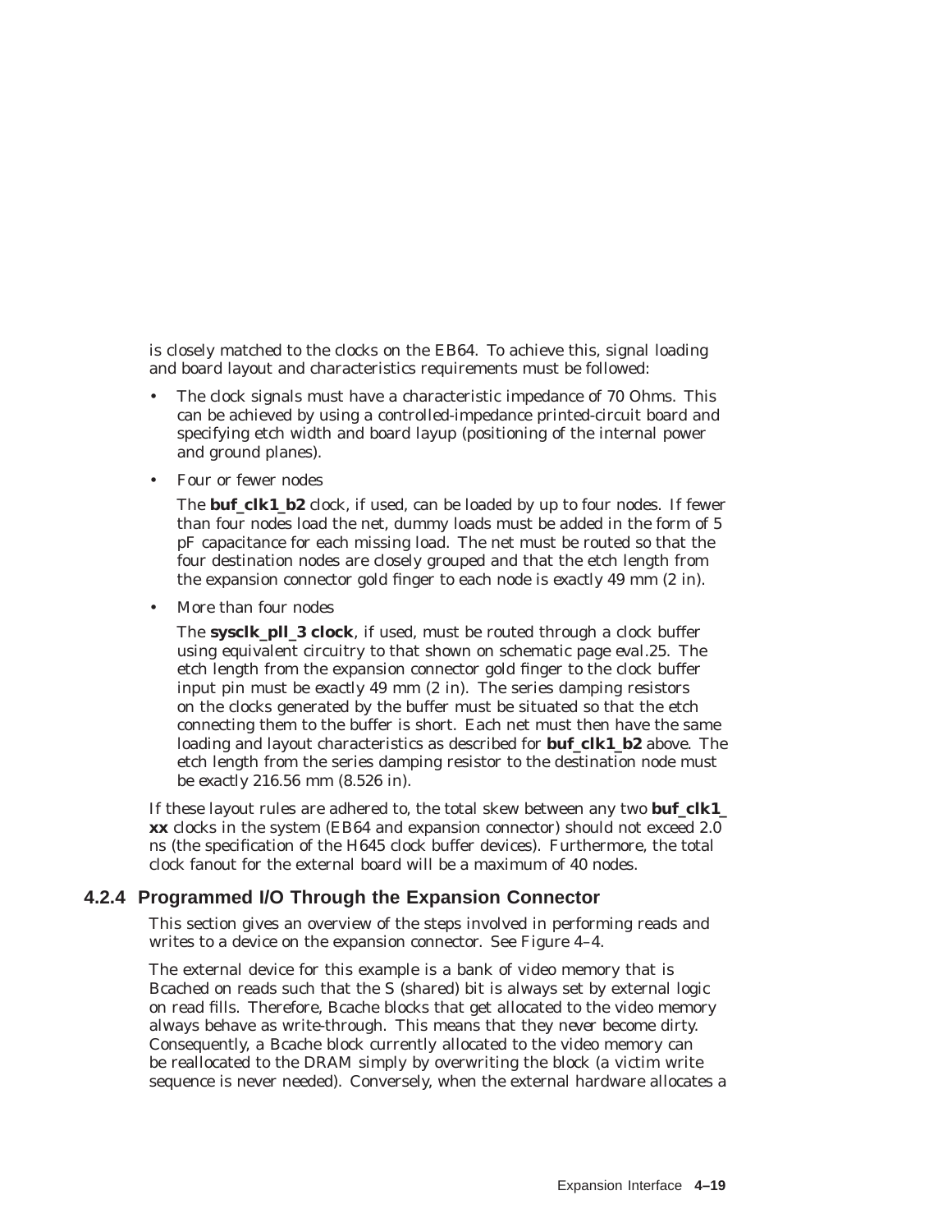is closely matched to the clocks on the EB64. To achieve this, signal loading and board layout and characteristics requirements must be followed:

- The clock signals must have a characteristic impedance of 70 Ohms. This can be achieved by using a controlled-impedance printed-circuit board and specifying etch width and board layup (positioning of the internal power and ground planes).
- Four or fewer nodes

  The **buf_clk1_b2** clock, if used, can be loaded by up to four nodes. If fewer than four nodes load the net, dummy loads must be added in the form of 5 pF capacitance for each missing load. The net must be routed so that the four destination nodes are closely grouped and that the etch length from the expansion connector gold finger to each node is exactly 49 mm (2 in).
- More than four nodes

  The **sysclk_pll_3 clock**, if used, must be routed through a clock buffer using equivalent circuitry to that shown on schematic page eval.25. The etch length from the expansion connector gold finger to the clock buffer input pin must be exactly 49 mm (2 in). The series damping resistors on the clocks generated by the buffer must be situated so that the etch connecting them to the buffer is short. Each net must then have the same loading and layout characteristics as described for **buf_clk1_b2** above. The etch length from the series damping resistor to the destination node must be exactly 216.56 mm (8.526 in).

If these layout rules are adhered to, the total skew between any two **buf_clk1_xx** clocks in the system (EB64 and expansion connector) should not exceed 2.0 ns (the specification of the H645 clock buffer devices). Furthermore, the total clock fanout for the external board will be a maximum of 40 nodes.

### 4.2.4 Programmed I/O Through the Expansion Connector

This section gives an overview of the steps involved in performing reads and writes to a device on the expansion connector. See Figure 4–4.

The external device for this example is a bank of video memory that is Bcached on reads such that the S (shared) bit is always set by external logic on read fills. Therefore, Bcache blocks that get allocated to the video memory always behave as write-through. This means that they never become dirty. Consequently, a Bcache block currently allocated to the video memory can be reallocated to the DRAM simply by overwriting the block (a victim write sequence is never needed). Conversely, when the external hardware allocates a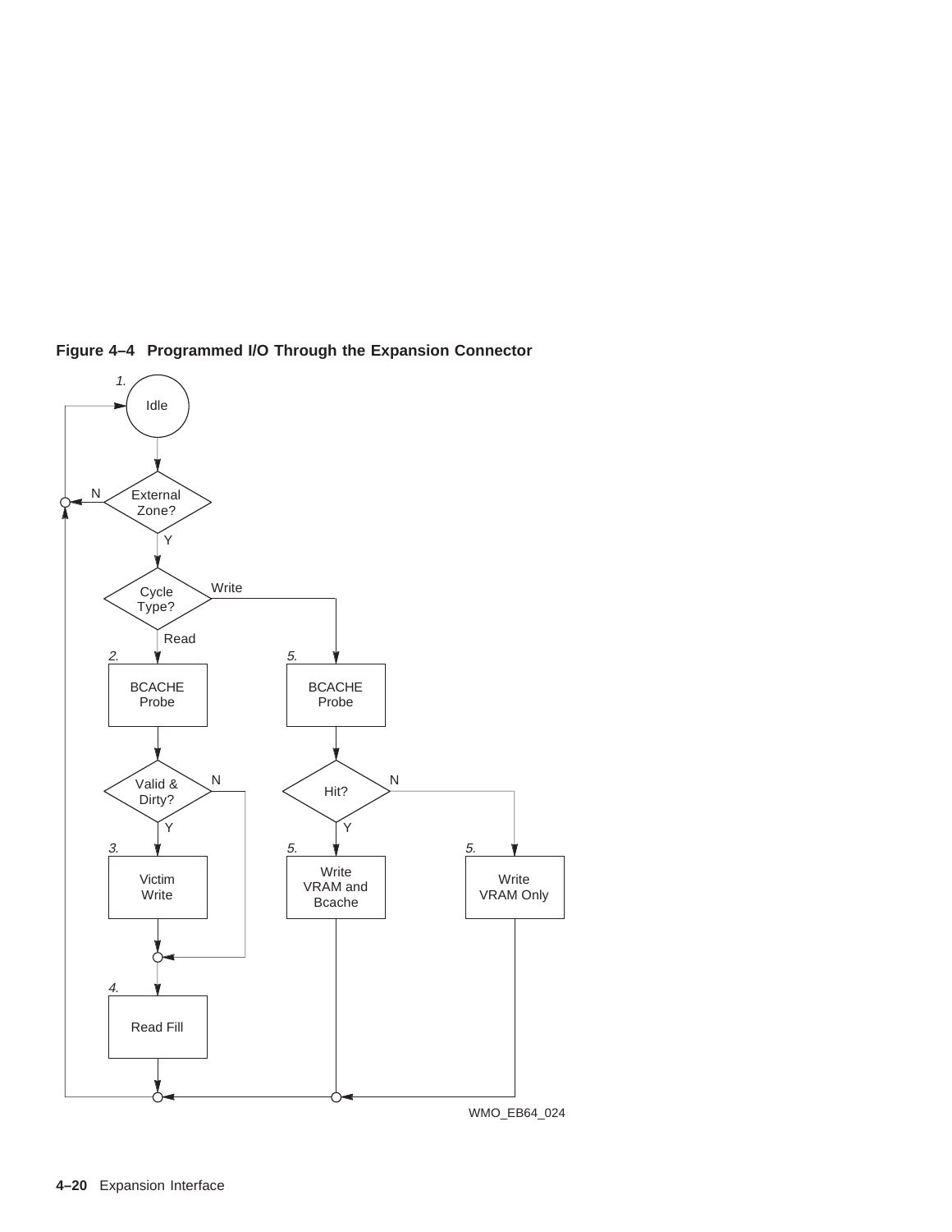**Figure 4–4 Programmed I/O Through the Expansion Connector**

WMO_EB64_024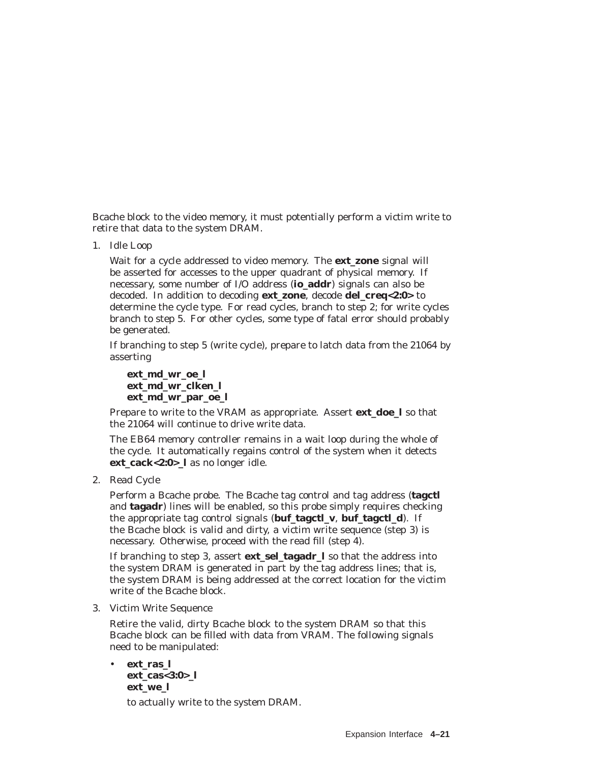Bcache block to the video memory, it must potentially perform a victim write to retire that data to the system DRAM.

1. Idle Loop

   Wait for a cycle addressed to video memory. The **ext_zone** signal will be asserted for accesses to the upper quadrant of physical memory. If necessary, some number of I/O address (**io_addr**) signals can also be decoded. In addition to decoding **ext_zone**, decode **del_creq<2:0>** to determine the cycle type. For read cycles, branch to step 2; for write cycles branch to step 5. For other cycles, some type of fatal error should probably be generated.

   If branching to step 5 (write cycle), prepare to latch data from the 21064 by asserting

   **ext_md_wr_oe_l**
   **ext_md_wr_clken_l**
   **ext_md_wr_par_oe_l**

   Prepare to write to the VRAM as appropriate. Assert **ext_doe_l** so that the 21064 will continue to drive write data.

   The EB64 memory controller remains in a wait loop during the whole of the cycle. It automatically regains control of the system when it detects **ext_cack<2:0>_l** as no longer idle.

2. Read Cycle

   Perform a Bcache probe. The Bcache tag control and tag address (**tagctl** and **tagadr**) lines will be enabled, so this probe simply requires checking the appropriate tag control signals (**buf_tagctl_v**, **buf_tagctl_d**). If the Bcache block is valid and dirty, a victim write sequence (step 3) is necessary. Otherwise, proceed with the read fill (step 4).

   If branching to step 3, assert **ext_sel_tagadr_l** so that the address into the system DRAM is generated in part by the tag address lines; that is, the system DRAM is being addressed at the correct location for the victim write of the Bcache block.

3. Victim Write Sequence

   Retire the valid, dirty Bcache block to the system DRAM so that this Bcache block can be filled with data from VRAM. The following signals need to be manipulated:

   - **ext_ras_l**
     **ext_cas<3:0>_l**
     **ext_we_l**

     to actually write to the system DRAM.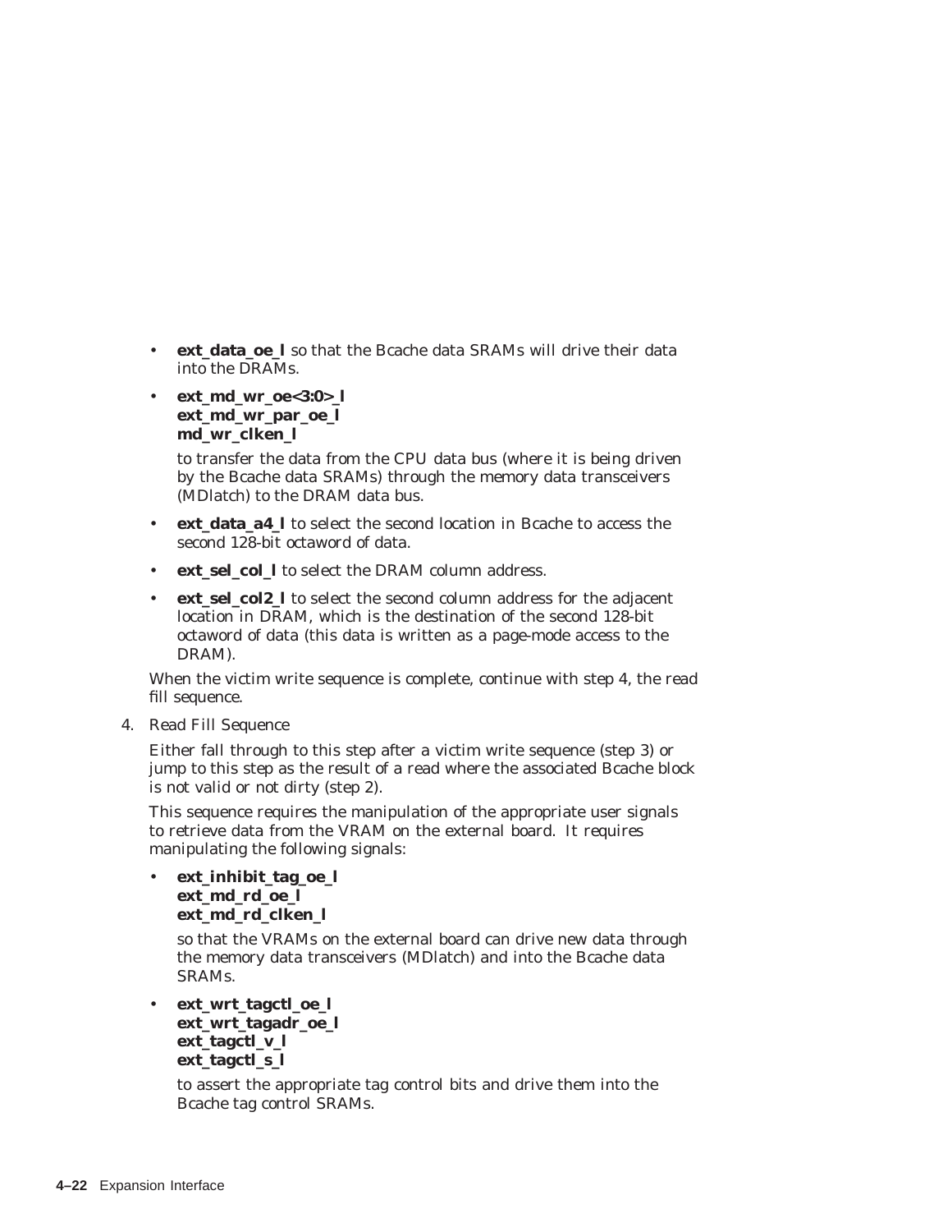- **ext_data_oe_l** so that the Bcache data SRAMs will drive their data into the DRAMs.
- **ext_md_wr_oe<3:0>_l**
  **ext_md_wr_par_oe_l**
  **md_wr_clken_l**

  to transfer the data from the CPU data bus (where it is being driven by the Bcache data SRAMs) through the memory data transceivers (MDlatch) to the DRAM data bus.
- **ext_data_a4_l** to select the second location in Bcache to access the second 128-bit octaword of data.
- **ext_sel_col_l** to select the DRAM column address.
- **ext_sel_col2_l** to select the second column address for the adjacent location in DRAM, which is the destination of the second 128-bit octaword of data (this data is written as a page-mode access to the DRAM).

When the victim write sequence is complete, continue with step 4, the read fill sequence.

4. Read Fill Sequence

   Either fall through to this step after a victim write sequence (step 3) or jump to this step as the result of a read where the associated Bcache block is not valid or not dirty (step 2).

   This sequence requires the manipulation of the appropriate user signals to retrieve data from the VRAM on the external board. It requires manipulating the following signals:

   - **ext_inhibit_tag_oe_l**
     **ext_md_rd_oe_l**
     **ext_md_rd_clken_l**

     so that the VRAMs on the external board can drive new data through the memory data transceivers (MDlatch) and into the Bcache data SRAMs.
   - **ext_wrt_tagctl_oe_l**
     **ext_wrt_tagadr_oe_l**
     **ext_tagctl_v_l**
     **ext_tagctl_s_l**

     to assert the appropriate tag control bits and drive them into the Bcache tag control SRAMs.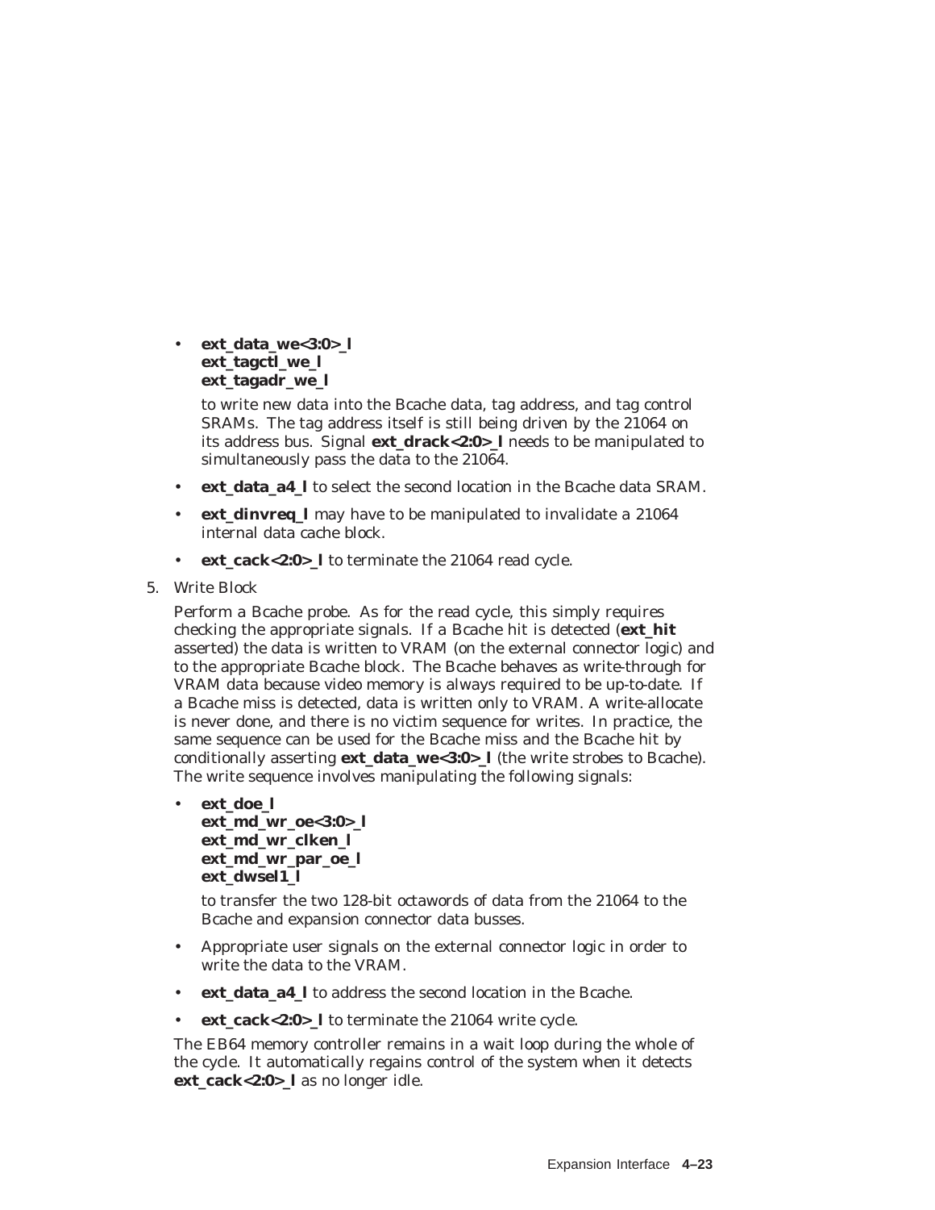- **ext_data_we<3:0>_l**
  **ext_tagctl_we_l**
  **ext_tagadr_we_l**

  to write new data into the Bcache data, tag address, and tag control SRAMs. The tag address itself is still being driven by the 21064 on its address bus. Signal **ext_drack<2:0>_l** needs to be manipulated to simultaneously pass the data to the 21064.

- **ext_data_a4_l** to select the second location in the Bcache data SRAM.
- **ext_dinvreq_l** may have to be manipulated to invalidate a 21064 internal data cache block.
- **ext_cack<2:0>_l** to terminate the 21064 read cycle.

5. Write Block

   Perform a Bcache probe. As for the read cycle, this simply requires checking the appropriate signals. If a Bcache hit is detected (**ext_hit** asserted) the data is written to VRAM (on the external connector logic) and to the appropriate Bcache block. The Bcache behaves as write-through for VRAM data because video memory is always required to be up-to-date. If a Bcache miss is detected, data is written only to VRAM. A write-allocate is never done, and there is no victim sequence for writes. In practice, the same sequence can be used for the Bcache miss and the Bcache hit by conditionally asserting **ext_data_we<3:0>_l** (the write strobes to Bcache). The write sequence involves manipulating the following signals:

   - **ext_doe_l**
     **ext_md_wr_oe<3:0>_l**
     **ext_md_wr_clken_l**
     **ext_md_wr_par_oe_l**
     **ext_dwsel1_l**

     to transfer the two 128-bit octawords of data from the 21064 to the Bcache and expansion connector data busses.

   - Appropriate user signals on the external connector logic in order to write the data to the VRAM.
   - **ext_data_a4_l** to address the second location in the Bcache.
   - **ext_cack<2:0>_l** to terminate the 21064 write cycle.

   The EB64 memory controller remains in a wait loop during the whole of the cycle. It automatically regains control of the system when it detects **ext_cack<2:0>_l** as no longer idle.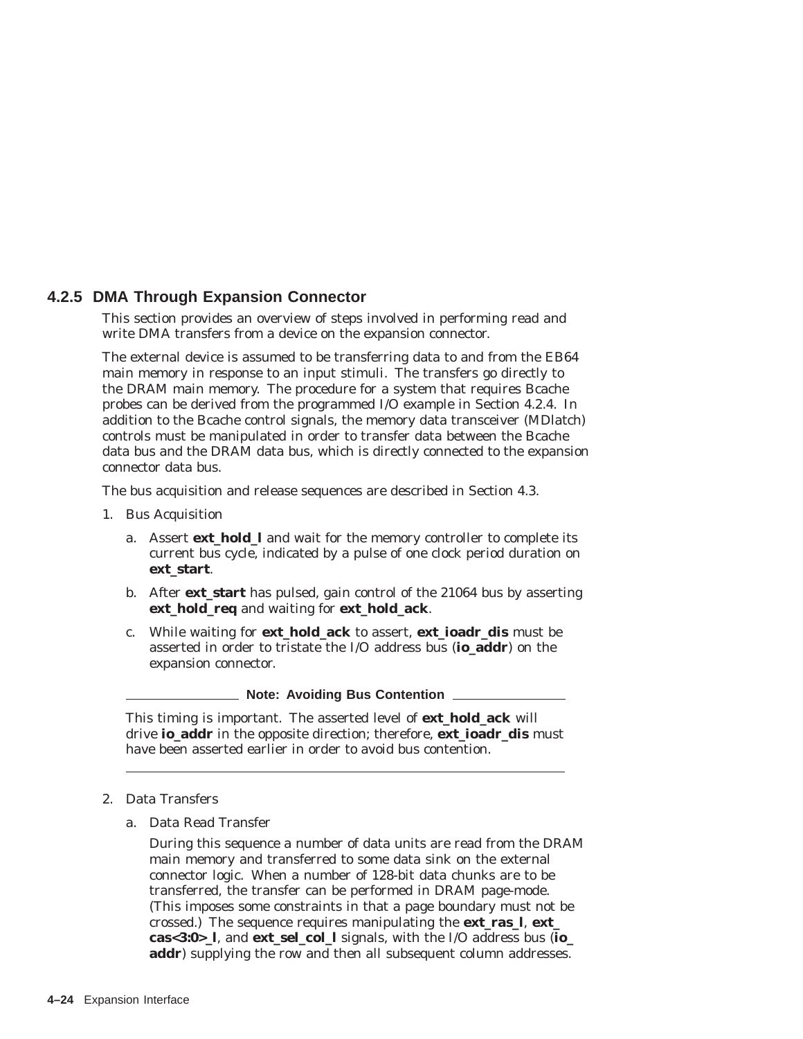### 4.2.5 DMA Through Expansion Connector

This section provides an overview of steps involved in performing read and write DMA transfers from a device on the expansion connector.

The external device is assumed to be transferring data to and from the EB64 main memory in response to an input stimuli. The transfers go directly to the DRAM main memory. The procedure for a system that requires Bcache probes can be derived from the programmed I/O example in Section 4.2.4. In addition to the Bcache control signals, the memory data transceiver (MDlatch) controls must be manipulated in order to transfer data between the Bcache data bus and the DRAM data bus, which is directly connected to the expansion connector data bus.

The bus acquisition and release sequences are described in Section 4.3.

1. Bus Acquisition
   a. Assert **ext_hold_l** and wait for the memory controller to complete its current bus cycle, indicated by a pulse of one clock period duration on **ext_start**.
   b. After **ext_start** has pulsed, gain control of the 21064 bus by asserting **ext_hold_req** and waiting for **ext_hold_ack**.
   c. While waiting for **ext_hold_ack** to assert, **ext_ioadr_dis** must be asserted in order to tristate the I/O address bus (**io_addr**) on the expansion connector.

   **Note: Avoiding Bus Contention**

   This timing is important. The asserted level of **ext_hold_ack** will drive **io_addr** in the opposite direction; therefore, **ext_ioadr_dis** must have been asserted earlier in order to avoid bus contention.

2. Data Transfers
   a. Data Read Transfer

      During this sequence a number of data units are read from the DRAM main memory and transferred to some data sink on the external connector logic. When a number of 128-bit data chunks are to be transferred, the transfer can be performed in DRAM page-mode. (This imposes some constraints in that a page boundary must not be crossed.) The sequence requires manipulating the **ext_ras_l**, **ext_cas<3:0>_l**, and **ext_sel_col_l** signals, with the I/O address bus (**io_addr**) supplying the row and then all subsequent column addresses.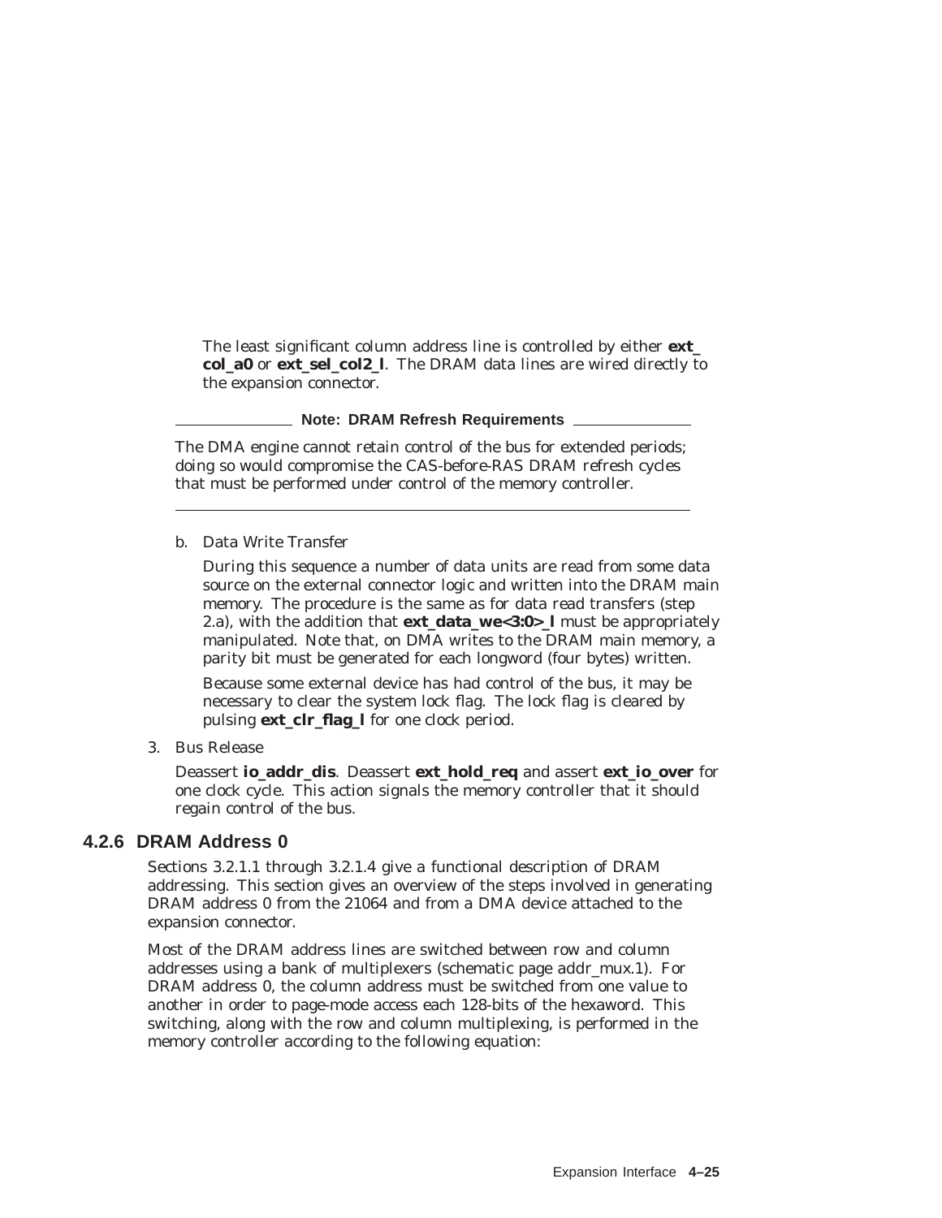The least significant column address line is controlled by either **ext_col_a0** or **ext_sel_col2_l**. The DRAM data lines are wired directly to the expansion connector.

**Note: DRAM Refresh Requirements**

The DMA engine cannot retain control of the bus for extended periods; doing so would compromise the CAS-before-RAS DRAM refresh cycles that must be performed under control of the memory controller.

---

b. Data Write Transfer

   During this sequence a number of data units are read from some data source on the external connector logic and written into the DRAM main memory. The procedure is the same as for data read transfers (step 2.a), with the addition that **ext_data_we<3:0>_l** must be appropriately manipulated. Note that, on DMA writes to the DRAM main memory, a parity bit must be generated for each longword (four bytes) written.

   Because some external device has had control of the bus, it may be necessary to clear the system lock flag. The lock flag is cleared by pulsing **ext_clr_flag_l** for one clock period.

3. Bus Release

   Deassert **io_addr_dis**. Deassert **ext_hold_req** and assert **ext_io_over** for one clock cycle. This action signals the memory controller that it should regain control of the bus.

### 4.2.6 DRAM Address 0

Sections 3.2.1.1 through 3.2.1.4 give a functional description of DRAM addressing. This section gives an overview of the steps involved in generating DRAM address 0 from the 21064 and from a DMA device attached to the expansion connector.

Most of the DRAM address lines are switched between row and column addresses using a bank of multiplexers (schematic page addr_mux.1). For DRAM address 0, the column address must be switched from one value to another in order to page-mode access each 128-bits of the hexaword. This switching, along with the row and column multiplexing, is performed in the memory controller according to the following equation: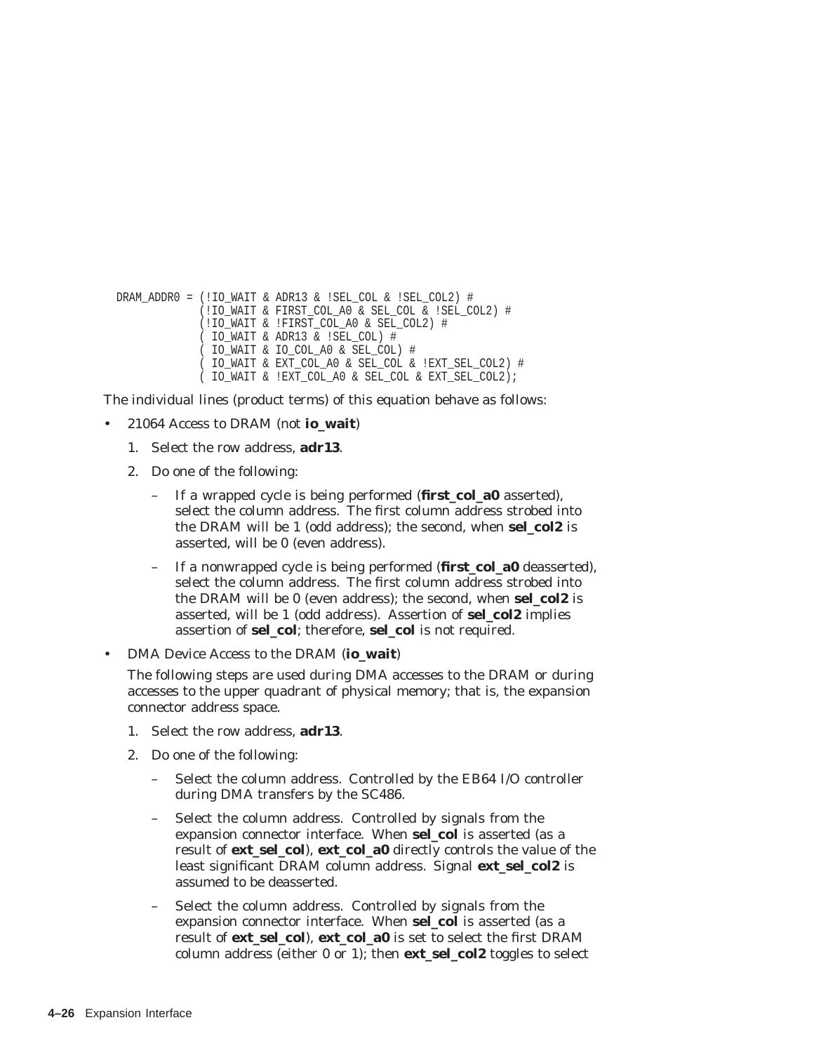```
DRAM_ADDR0 = (!IO_WAIT & ADR13 & !SEL_COL & !SEL_COL2) #
             (!IO_WAIT & FIRST_COL_A0 & SEL_COL & !SEL_COL2) #
             (!IO_WAIT & !FIRST_COL_A0 & SEL_COL2) #
             ( IO_WAIT & ADR13 & !SEL_COL) #
             ( IO_WAIT & IO_COL_A0 & SEL_COL) #
             ( IO_WAIT & EXT_COL_A0 & SEL_COL & !EXT_SEL_COL2) #
             ( IO_WAIT & !EXT_COL_A0 & SEL_COL & EXT_SEL_COL2);
```

The individual lines (product terms) of this equation behave as follows:

- 21064 Access to DRAM (not **io_wait**)
  1. Select the row address, **adr13**.
  2. Do one of the following:
     – If a wrapped cycle is being performed (**first_col_a0** asserted), select the column address. The first column address strobed into the DRAM will be 1 (odd address); the second, when **sel_col2** is asserted, will be 0 (even address).
     – If a nonwrapped cycle is being performed (**first_col_a0** deasserted), select the column address. The first column address strobed into the DRAM will be 0 (even address); the second, when **sel_col2** is asserted, will be 1 (odd address). Assertion of **sel_col2** implies assertion of **sel_col**; therefore, **sel_col** is not required.
- DMA Device Access to the DRAM (**io_wait**)

  The following steps are used during DMA accesses to the DRAM or during accesses to the upper quadrant of physical memory; that is, the expansion connector address space.
  1. Select the row address, **adr13**.
  2. Do one of the following:
     – Select the column address. Controlled by the EB64 I/O controller during DMA transfers by the SC486.
     – Select the column address. Controlled by signals from the expansion connector interface. When **sel_col** is asserted (as a result of **ext_sel_col**), **ext_col_a0** directly controls the value of the least significant DRAM column address. Signal **ext_sel_col2** is assumed to be deasserted.
     – Select the column address. Controlled by signals from the expansion connector interface. When **sel_col** is asserted (as a result of **ext_sel_col**), **ext_col_a0** is set to select the first DRAM column address (either 0 or 1); then **ext_sel_col2** toggles to select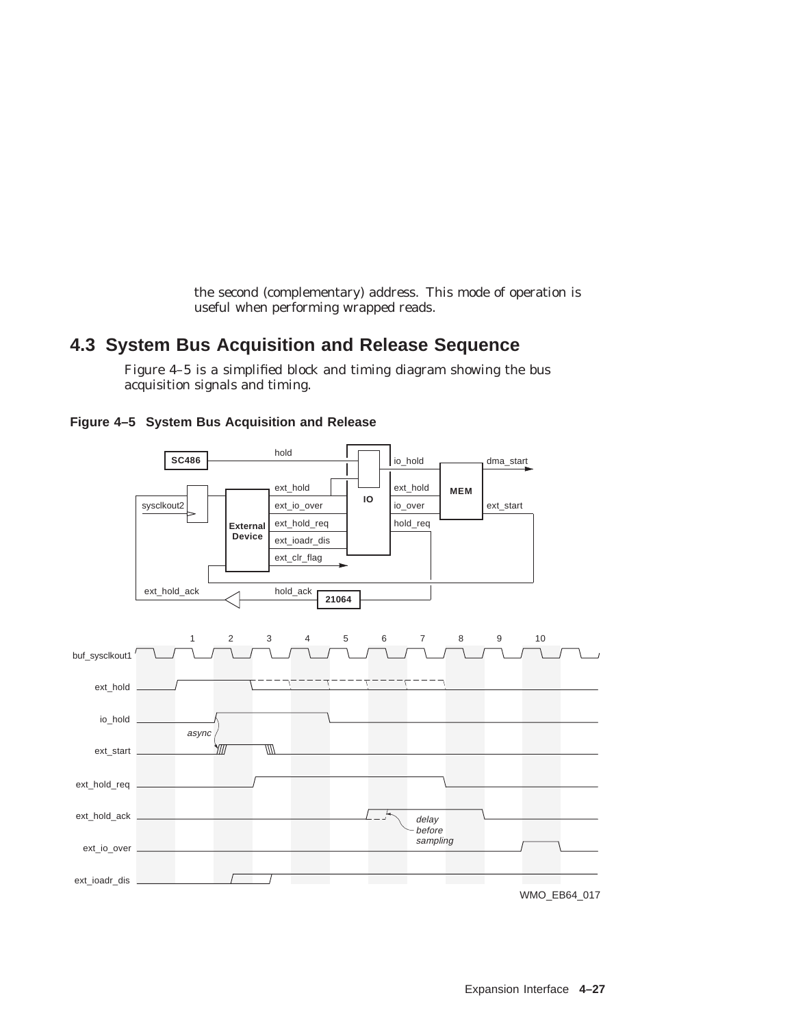the second (complementary) address. This mode of operation is useful when performing wrapped reads.

## 4.3 System Bus Acquisition and Release Sequence

Figure 4–5 is a simplified block and timing diagram showing the bus acquisition signals and timing.

**Figure 4–5 System Bus Acquisition and Release**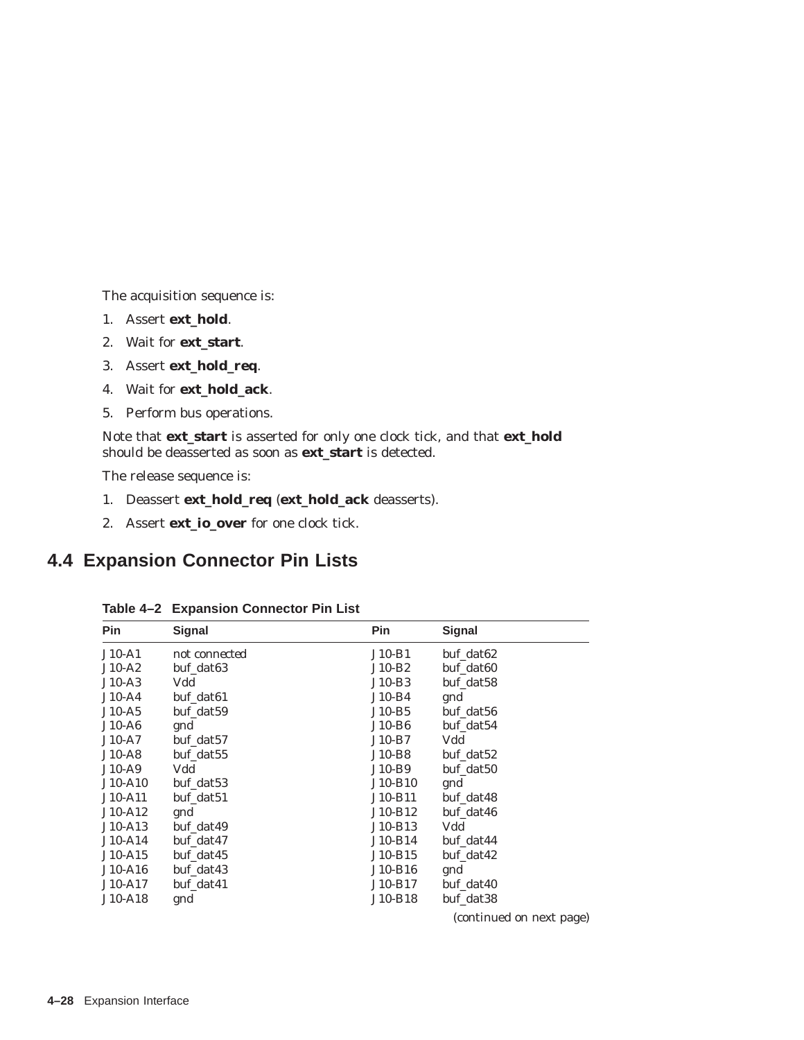The acquisition sequence is:

1. Assert **ext_hold**.
2. Wait for **ext_start**.
3. Assert **ext_hold_req**.
4. Wait for **ext_hold_ack**.
5. Perform bus operations.

Note that **ext_start** is asserted for only one clock tick, and that **ext_hold** should be deasserted as soon as **ext_start** is detected.

The release sequence is:

1. Deassert **ext_hold_req** (**ext_hold_ack** deasserts).
2. Assert **ext_io_over** for one clock tick.

## 4.4 Expansion Connector Pin Lists

**Table 4–2 Expansion Connector Pin List**

| Pin | Signal | Pin | Signal |
|---|---|---|---|
| J10-A1 | not connected | J10-B1 | buf_dat62 |
| J10-A2 | buf_dat63 | J10-B2 | buf_dat60 |
| J10-A3 | Vdd | J10-B3 | buf_dat58 |
| J10-A4 | buf_dat61 | J10-B4 | gnd |
| J10-A5 | buf_dat59 | J10-B5 | buf_dat56 |
| J10-A6 | gnd | J10-B6 | buf_dat54 |
| J10-A7 | buf_dat57 | J10-B7 | Vdd |
| J10-A8 | buf_dat55 | J10-B8 | buf_dat52 |
| J10-A9 | Vdd | J10-B9 | buf_dat50 |
| J10-A10 | buf_dat53 | J10-B10 | gnd |
| J10-A11 | buf_dat51 | J10-B11 | buf_dat48 |
| J10-A12 | gnd | J10-B12 | buf_dat46 |
| J10-A13 | buf_dat49 | J10-B13 | Vdd |
| J10-A14 | buf_dat47 | J10-B14 | buf_dat44 |
| J10-A15 | buf_dat45 | J10-B15 | buf_dat42 |
| J10-A16 | buf_dat43 | J10-B16 | gnd |
| J10-A17 | buf_dat41 | J10-B17 | buf_dat40 |
| J10-A18 | gnd | J10-B18 | buf_dat38 |

(continued on next page)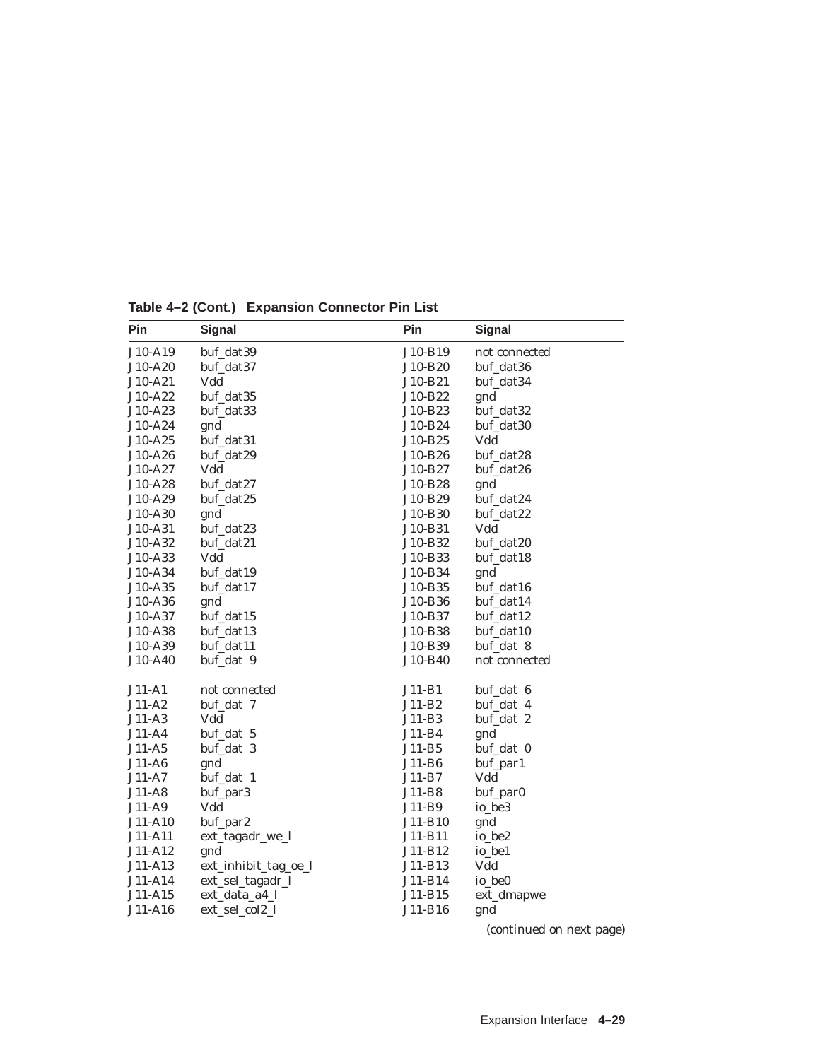**Table 4–2 (Cont.) Expansion Connector Pin List**

| Pin | Signal | Pin | Signal |
|---|---|---|---|
| J10-A19 | buf_dat39 | J10-B19 | not connected |
| J10-A20 | buf_dat37 | J10-B20 | buf_dat36 |
| J10-A21 | Vdd | J10-B21 | buf_dat34 |
| J10-A22 | buf_dat35 | J10-B22 | gnd |
| J10-A23 | buf_dat33 | J10-B23 | buf_dat32 |
| J10-A24 | gnd | J10-B24 | buf_dat30 |
| J10-A25 | buf_dat31 | J10-B25 | Vdd |
| J10-A26 | buf_dat29 | J10-B26 | buf_dat28 |
| J10-A27 | Vdd | J10-B27 | buf_dat26 |
| J10-A28 | buf_dat27 | J10-B28 | gnd |
| J10-A29 | buf_dat25 | J10-B29 | buf_dat24 |
| J10-A30 | gnd | J10-B30 | buf_dat22 |
| J10-A31 | buf_dat23 | J10-B31 | Vdd |
| J10-A32 | buf_dat21 | J10-B32 | buf_dat20 |
| J10-A33 | Vdd | J10-B33 | buf_dat18 |
| J10-A34 | buf_dat19 | J10-B34 | gnd |
| J10-A35 | buf_dat17 | J10-B35 | buf_dat16 |
| J10-A36 | gnd | J10-B36 | buf_dat14 |
| J10-A37 | buf_dat15 | J10-B37 | buf_dat12 |
| J10-A38 | buf_dat13 | J10-B38 | buf_dat10 |
| J10-A39 | buf_dat11 | J10-B39 | buf_dat 8 |
| J10-A40 | buf_dat 9 | J10-B40 | not connected |
| | | | |
| J11-A1 | not connected | J11-B1 | buf_dat 6 |
| J11-A2 | buf_dat 7 | J11-B2 | buf_dat 4 |
| J11-A3 | Vdd | J11-B3 | buf_dat 2 |
| J11-A4 | buf_dat 5 | J11-B4 | gnd |
| J11-A5 | buf_dat 3 | J11-B5 | buf_dat 0 |
| J11-A6 | gnd | J11-B6 | buf_par1 |
| J11-A7 | buf_dat 1 | J11-B7 | Vdd |
| J11-A8 | buf_par3 | J11-B8 | buf_par0 |
| J11-A9 | Vdd | J11-B9 | io_be3 |
| J11-A10 | buf_par2 | J11-B10 | gnd |
| J11-A11 | ext_tagadr_we_l | J11-B11 | io_be2 |
| J11-A12 | gnd | J11-B12 | io_be1 |
| J11-A13 | ext_inhibit_tag_oe_l | J11-B13 | Vdd |
| J11-A14 | ext_sel_tagadr_l | J11-B14 | io_be0 |
| J11-A15 | ext_data_a4_l | J11-B15 | ext_dmapwe |
| J11-A16 | ext_sel_col2_l | J11-B16 | gnd |

*(continued on next page)*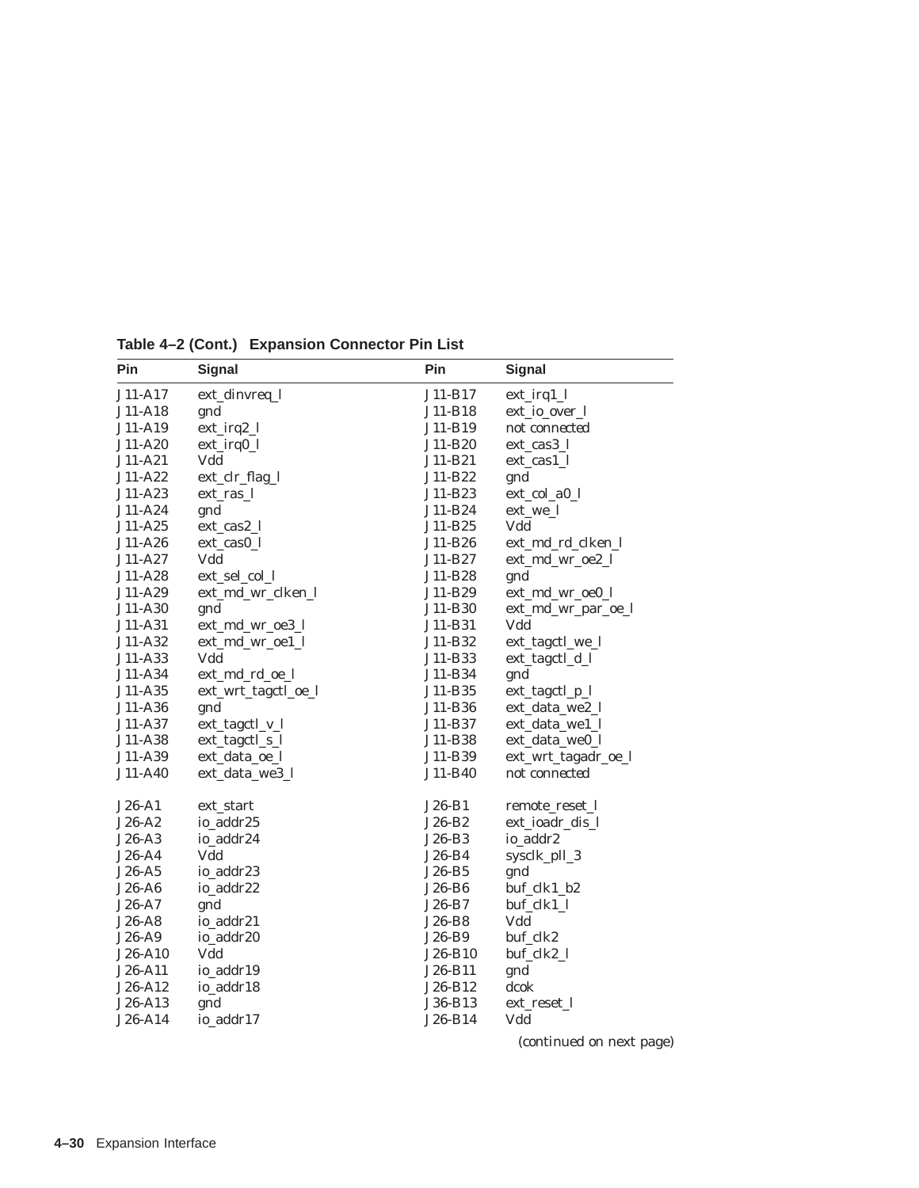**Table 4–2 (Cont.) Expansion Connector Pin List**

| Pin | Signal | Pin | Signal |
|---|---|---|---|
| J11-A17 | ext_dinvreq_l | J11-B17 | ext_irq1_l |
| J11-A18 | gnd | J11-B18 | ext_io_over_l |
| J11-A19 | ext_irq2_l | J11-B19 | not connected |
| J11-A20 | ext_irq0_l | J11-B20 | ext_cas3_l |
| J11-A21 | Vdd | J11-B21 | ext_cas1_l |
| J11-A22 | ext_clr_flag_l | J11-B22 | gnd |
| J11-A23 | ext_ras_l | J11-B23 | ext_col_a0_l |
| J11-A24 | gnd | J11-B24 | ext_we_l |
| J11-A25 | ext_cas2_l | J11-B25 | Vdd |
| J11-A26 | ext_cas0_l | J11-B26 | ext_md_rd_clken_l |
| J11-A27 | Vdd | J11-B27 | ext_md_wr_oe2_l |
| J11-A28 | ext_sel_col_l | J11-B28 | gnd |
| J11-A29 | ext_md_wr_clken_l | J11-B29 | ext_md_wr_oe0_l |
| J11-A30 | gnd | J11-B30 | ext_md_wr_par_oe_l |
| J11-A31 | ext_md_wr_oe3_l | J11-B31 | Vdd |
| J11-A32 | ext_md_wr_oe1_l | J11-B32 | ext_tagctl_we_l |
| J11-A33 | Vdd | J11-B33 | ext_tagctl_d_l |
| J11-A34 | ext_md_rd_oe_l | J11-B34 | gnd |
| J11-A35 | ext_wrt_tagctl_oe_l | J11-B35 | ext_tagctl_p_l |
| J11-A36 | gnd | J11-B36 | ext_data_we2_l |
| J11-A37 | ext_tagctl_v_l | J11-B37 | ext_data_we1_l |
| J11-A38 | ext_tagctl_s_l | J11-B38 | ext_data_we0_l |
| J11-A39 | ext_data_oe_l | J11-B39 | ext_wrt_tagadr_oe_l |
| J11-A40 | ext_data_we3_l | J11-B40 | not connected |
| J26-A1 | ext_start | J26-B1 | remote_reset_l |
| J26-A2 | io_addr25 | J26-B2 | ext_ioadr_dis_l |
| J26-A3 | io_addr24 | J26-B3 | io_addr2 |
| J26-A4 | Vdd | J26-B4 | sysclk_pll_3 |
| J26-A5 | io_addr23 | J26-B5 | gnd |
| J26-A6 | io_addr22 | J26-B6 | buf_clk1_b2 |
| J26-A7 | gnd | J26-B7 | buf_clk1_l |
| J26-A8 | io_addr21 | J26-B8 | Vdd |
| J26-A9 | io_addr20 | J26-B9 | buf_clk2 |
| J26-A10 | Vdd | J26-B10 | buf_clk2_l |
| J26-A11 | io_addr19 | J26-B11 | gnd |
| J26-A12 | io_addr18 | J26-B12 | dcok |
| J26-A13 | gnd | J36-B13 | ext_reset_l |
| J26-A14 | io_addr17 | J26-B14 | Vdd |

*(continued on next page)*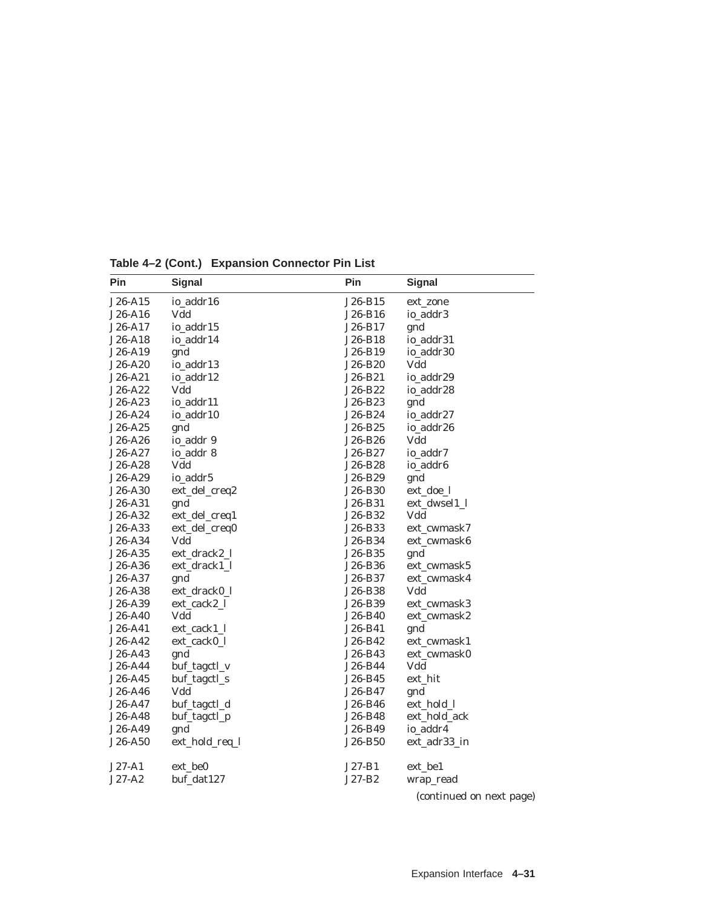**Table 4–2 (Cont.) Expansion Connector Pin List**

| Pin | Signal | Pin | Signal |
|---|---|---|---|
| J26-A15 | io_addr16 | J26-B15 | ext_zone |
| J26-A16 | Vdd | J26-B16 | io_addr3 |
| J26-A17 | io_addr15 | J26-B17 | gnd |
| J26-A18 | io_addr14 | J26-B18 | io_addr31 |
| J26-A19 | gnd | J26-B19 | io_addr30 |
| J26-A20 | io_addr13 | J26-B20 | Vdd |
| J26-A21 | io_addr12 | J26-B21 | io_addr29 |
| J26-A22 | Vdd | J26-B22 | io_addr28 |
| J26-A23 | io_addr11 | J26-B23 | gnd |
| J26-A24 | io_addr10 | J26-B24 | io_addr27 |
| J26-A25 | gnd | J26-B25 | io_addr26 |
| J26-A26 | io_addr 9 | J26-B26 | Vdd |
| J26-A27 | io_addr 8 | J26-B27 | io_addr7 |
| J26-A28 | Vdd | J26-B28 | io_addr6 |
| J26-A29 | io_addr5 | J26-B29 | gnd |
| J26-A30 | ext_del_creq2 | J26-B30 | ext_doe_l |
| J26-A31 | gnd | J26-B31 | ext_dwsel1_l |
| J26-A32 | ext_del_creq1 | J26-B32 | Vdd |
| J26-A33 | ext_del_creq0 | J26-B33 | ext_cwmask7 |
| J26-A34 | Vdd | J26-B34 | ext_cwmask6 |
| J26-A35 | ext_drack2_l | J26-B35 | gnd |
| J26-A36 | ext_drack1_l | J26-B36 | ext_cwmask5 |
| J26-A37 | gnd | J26-B37 | ext_cwmask4 |
| J26-A38 | ext_drack0_l | J26-B38 | Vdd |
| J26-A39 | ext_cack2_l | J26-B39 | ext_cwmask3 |
| J26-A40 | Vdd | J26-B40 | ext_cwmask2 |
| J26-A41 | ext_cack1_l | J26-B41 | gnd |
| J26-A42 | ext_cack0_l | J26-B42 | ext_cwmask1 |
| J26-A43 | gnd | J26-B43 | ext_cwmask0 |
| J26-A44 | buf_tagctl_v | J26-B44 | Vdd |
| J26-A45 | buf_tagctl_s | J26-B45 | ext_hit |
| J26-A46 | Vdd | J26-B47 | gnd |
| J26-A47 | buf_tagctl_d | J26-B46 | ext_hold_l |
| J26-A48 | buf_tagctl_p | J26-B48 | ext_hold_ack |
| J26-A49 | gnd | J26-B49 | io_addr4 |
| J26-A50 | ext_hold_req_l | J26-B50 | ext_adr33_in |
| J27-A1 | ext_be0 | J27-B1 | ext_be1 |
| J27-A2 | buf_dat127 | J27-B2 | wrap_read |

*(continued on next page)*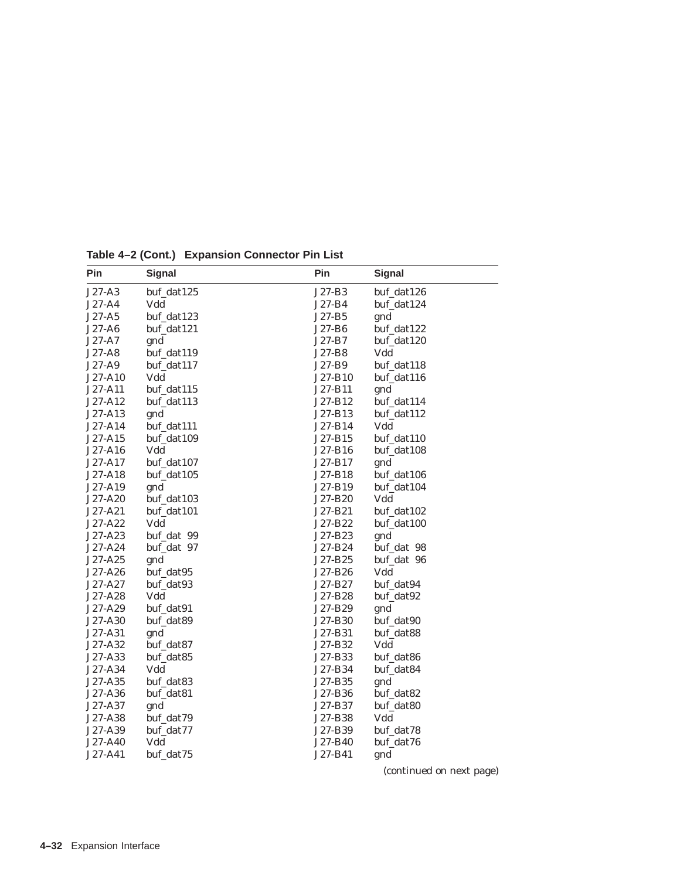**Table 4–2 (Cont.) Expansion Connector Pin List**

| Pin | Signal | Pin | Signal |
|---|---|---|---|
| J27-A3 | buf_dat125 | J27-B3 | buf_dat126 |
| J27-A4 | Vdd | J27-B4 | buf_dat124 |
| J27-A5 | buf_dat123 | J27-B5 | gnd |
| J27-A6 | buf_dat121 | J27-B6 | buf_dat122 |
| J27-A7 | gnd | J27-B7 | buf_dat120 |
| J27-A8 | buf_dat119 | J27-B8 | Vdd |
| J27-A9 | buf_dat117 | J27-B9 | buf_dat118 |
| J27-A10 | Vdd | J27-B10 | buf_dat116 |
| J27-A11 | buf_dat115 | J27-B11 | gnd |
| J27-A12 | buf_dat113 | J27-B12 | buf_dat114 |
| J27-A13 | gnd | J27-B13 | buf_dat112 |
| J27-A14 | buf_dat111 | J27-B14 | Vdd |
| J27-A15 | buf_dat109 | J27-B15 | buf_dat110 |
| J27-A16 | Vdd | J27-B16 | buf_dat108 |
| J27-A17 | buf_dat107 | J27-B17 | gnd |
| J27-A18 | buf_dat105 | J27-B18 | buf_dat106 |
| J27-A19 | gnd | J27-B19 | buf_dat104 |
| J27-A20 | buf_dat103 | J27-B20 | Vdd |
| J27-A21 | buf_dat101 | J27-B21 | buf_dat102 |
| J27-A22 | Vdd | J27-B22 | buf_dat100 |
| J27-A23 | buf_dat 99 | J27-B23 | gnd |
| J27-A24 | buf_dat 97 | J27-B24 | buf_dat 98 |
| J27-A25 | gnd | J27-B25 | buf_dat 96 |
| J27-A26 | buf_dat95 | J27-B26 | Vdd |
| J27-A27 | buf_dat93 | J27-B27 | buf_dat94 |
| J27-A28 | Vdd | J27-B28 | buf_dat92 |
| J27-A29 | buf_dat91 | J27-B29 | gnd |
| J27-A30 | buf_dat89 | J27-B30 | buf_dat90 |
| J27-A31 | gnd | J27-B31 | buf_dat88 |
| J27-A32 | buf_dat87 | J27-B32 | Vdd |
| J27-A33 | buf_dat85 | J27-B33 | buf_dat86 |
| J27-A34 | Vdd | J27-B34 | buf_dat84 |
| J27-A35 | buf_dat83 | J27-B35 | gnd |
| J27-A36 | buf_dat81 | J27-B36 | buf_dat82 |
| J27-A37 | gnd | J27-B37 | buf_dat80 |
| J27-A38 | buf_dat79 | J27-B38 | Vdd |
| J27-A39 | buf_dat77 | J27-B39 | buf_dat78 |
| J27-A40 | Vdd | J27-B40 | buf_dat76 |
| J27-A41 | buf_dat75 | J27-B41 | gnd |

*(continued on next page)*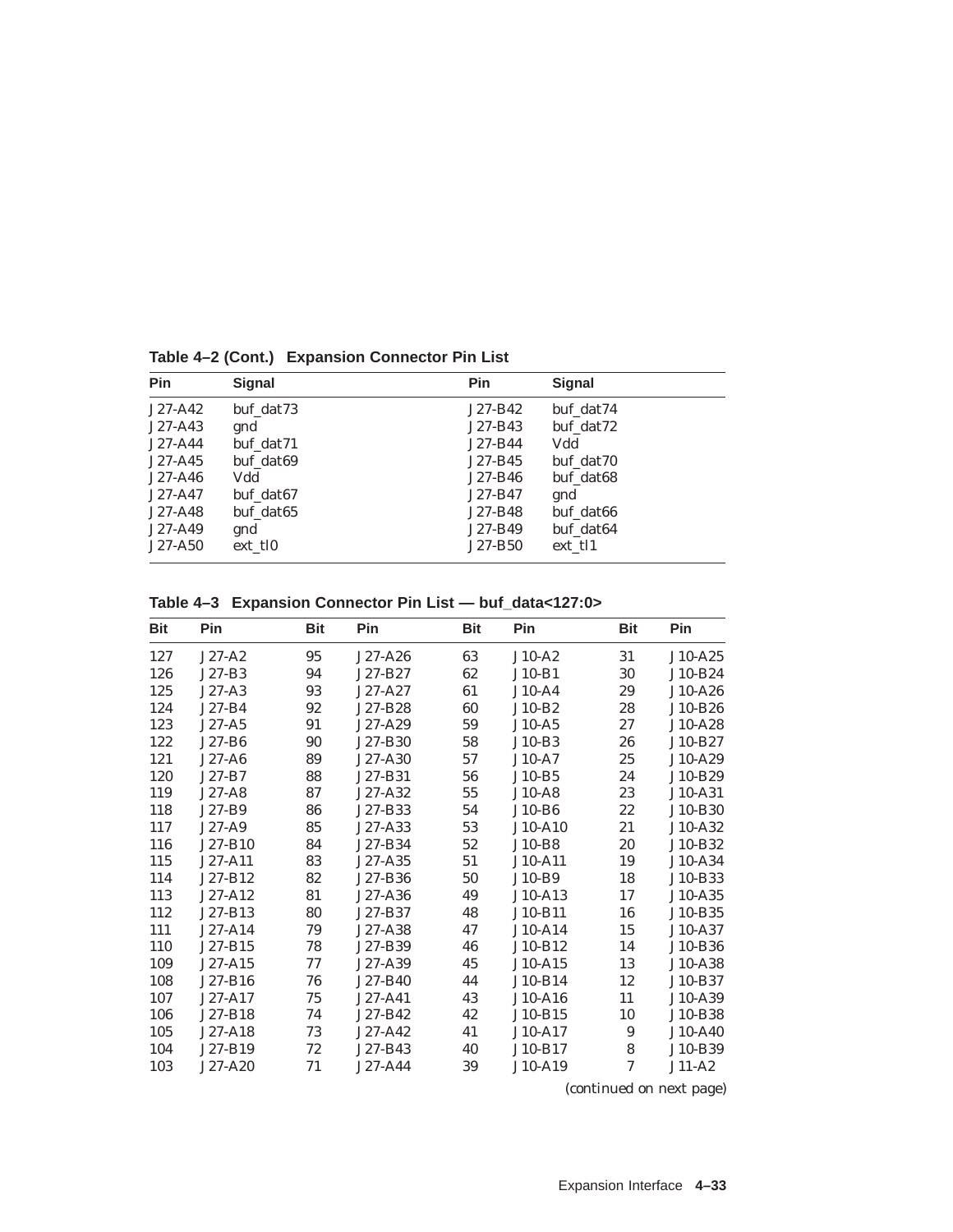**Table 4–2 (Cont.) Expansion Connector Pin List**

| Pin | Signal | Pin | Signal |
|---|---|---|---|
| J27-A42 | buf_dat73 | J27-B42 | buf_dat74 |
| J27-A43 | gnd | J27-B43 | buf_dat72 |
| J27-A44 | buf_dat71 | J27-B44 | Vdd |
| J27-A45 | buf_dat69 | J27-B45 | buf_dat70 |
| J27-A46 | Vdd | J27-B46 | buf_dat68 |
| J27-A47 | buf_dat67 | J27-B47 | gnd |
| J27-A48 | buf_dat65 | J27-B48 | buf_dat66 |
| J27-A49 | gnd | J27-B49 | buf_dat64 |
| J27-A50 | ext_tl0 | J27-B50 | ext_tl1 |

**Table 4–3 Expansion Connector Pin List — buf_data<127:0>**

| Bit | Pin | Bit | Pin | Bit | Pin | Bit | Pin |
|---|---|---|---|---|---|---|---|
| 127 | J27-A2 | 95 | J27-A26 | 63 | J10-A2 | 31 | J10-A25 |
| 126 | J27-B3 | 94 | J27-B27 | 62 | J10-B1 | 30 | J10-B24 |
| 125 | J27-A3 | 93 | J27-A27 | 61 | J10-A4 | 29 | J10-A26 |
| 124 | J27-B4 | 92 | J27-B28 | 60 | J10-B2 | 28 | J10-B26 |
| 123 | J27-A5 | 91 | J27-A29 | 59 | J10-A5 | 27 | J10-A28 |
| 122 | J27-B6 | 90 | J27-B30 | 58 | J10-B3 | 26 | J10-B27 |
| 121 | J27-A6 | 89 | J27-A30 | 57 | J10-A7 | 25 | J10-A29 |
| 120 | J27-B7 | 88 | J27-B31 | 56 | J10-B5 | 24 | J10-B29 |
| 119 | J27-A8 | 87 | J27-A32 | 55 | J10-A8 | 23 | J10-A31 |
| 118 | J27-B9 | 86 | J27-B33 | 54 | J10-B6 | 22 | J10-B30 |
| 117 | J27-A9 | 85 | J27-A33 | 53 | J10-A10 | 21 | J10-A32 |
| 116 | J27-B10 | 84 | J27-B34 | 52 | J10-B8 | 20 | J10-B32 |
| 115 | J27-A11 | 83 | J27-A35 | 51 | J10-A11 | 19 | J10-A34 |
| 114 | J27-B12 | 82 | J27-B36 | 50 | J10-B9 | 18 | J10-B33 |
| 113 | J27-A12 | 81 | J27-A36 | 49 | J10-A13 | 17 | J10-A35 |
| 112 | J27-B13 | 80 | J27-B37 | 48 | J10-B11 | 16 | J10-B35 |
| 111 | J27-A14 | 79 | J27-A38 | 47 | J10-A14 | 15 | J10-A37 |
| 110 | J27-B15 | 78 | J27-B39 | 46 | J10-B12 | 14 | J10-B36 |
| 109 | J27-A15 | 77 | J27-A39 | 45 | J10-A15 | 13 | J10-A38 |
| 108 | J27-B16 | 76 | J27-B40 | 44 | J10-B14 | 12 | J10-B37 |
| 107 | J27-A17 | 75 | J27-A41 | 43 | J10-A16 | 11 | J10-A39 |
| 106 | J27-B18 | 74 | J27-B42 | 42 | J10-B15 | 10 | J10-B38 |
| 105 | J27-A18 | 73 | J27-A42 | 41 | J10-A17 | 9 | J10-A40 |
| 104 | J27-B19 | 72 | J27-B43 | 40 | J10-B17 | 8 | J10-B39 |
| 103 | J27-A20 | 71 | J27-A44 | 39 | J10-A19 | 7 | J11-A2 |

*(continued on next page)*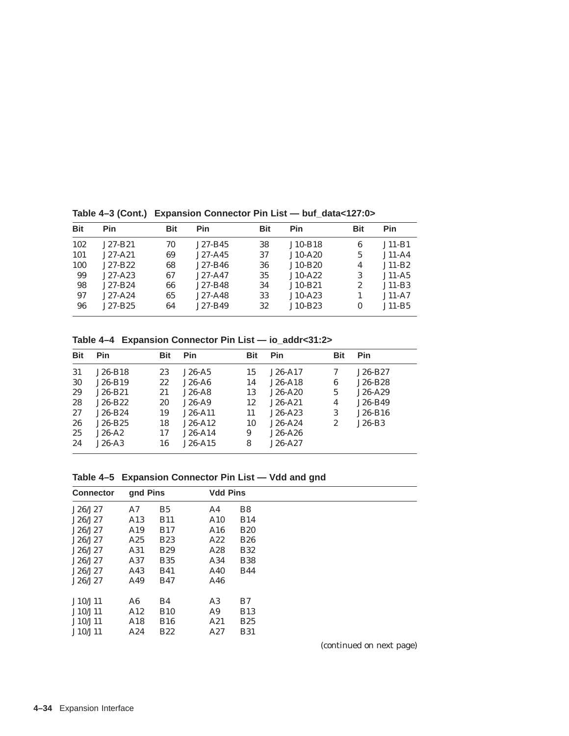**Table 4–3 (Cont.) Expansion Connector Pin List — buf_data<127:0>**

| Bit | Pin | Bit | Pin | Bit | Pin | Bit | Pin |
|---|---|---|---|---|---|---|---|
| 102 | J27-B21 | 70 | J27-B45 | 38 | J10-B18 | 6 | J11-B1 |
| 101 | J27-A21 | 69 | J27-A45 | 37 | J10-A20 | 5 | J11-A4 |
| 100 | J27-B22 | 68 | J27-B46 | 36 | J10-B20 | 4 | J11-B2 |
| 99 | J27-A23 | 67 | J27-A47 | 35 | J10-A22 | 3 | J11-A5 |
| 98 | J27-B24 | 66 | J27-B48 | 34 | J10-B21 | 2 | J11-B3 |
| 97 | J27-A24 | 65 | J27-A48 | 33 | J10-A23 | 1 | J11-A7 |
| 96 | J27-B25 | 64 | J27-B49 | 32 | J10-B23 | 0 | J11-B5 |

**Table 4–4 Expansion Connector Pin List — io_addr<31:2>**

| Bit | Pin | Bit | Pin | Bit | Pin | Bit | Pin |
|---|---|---|---|---|---|---|---|
| 31 | J26-B18 | 23 | J26-A5 | 15 | J26-A17 | 7 | J26-B27 |
| 30 | J26-B19 | 22 | J26-A6 | 14 | J26-A18 | 6 | J26-B28 |
| 29 | J26-B21 | 21 | J26-A8 | 13 | J26-A20 | 5 | J26-A29 |
| 28 | J26-B22 | 20 | J26-A9 | 12 | J26-A21 | 4 | J26-B49 |
| 27 | J26-B24 | 19 | J26-A11 | 11 | J26-A23 | 3 | J26-B16 |
| 26 | J26-B25 | 18 | J26-A12 | 10 | J26-A24 | 2 | J26-B3 |
| 25 | J26-A2 | 17 | J26-A14 | 9 | J26-A26 | | |
| 24 | J26-A3 | 16 | J26-A15 | 8 | J26-A27 | | |

**Table 4–5 Expansion Connector Pin List — Vdd and gnd**

| Connector | gnd Pins | | Vdd Pins | |
|---|---|---|---|---|
| J26/J27 | A7 | B5 | A4 | B8 |
| J26/J27 | A13 | B11 | A10 | B14 |
| J26/J27 | A19 | B17 | A16 | B20 |
| J26/J27 | A25 | B23 | A22 | B26 |
| J26/J27 | A31 | B29 | A28 | B32 |
| J26/J27 | A37 | B35 | A34 | B38 |
| J26/J27 | A43 | B41 | A40 | B44 |
| J26/J27 | A49 | B47 | A46 | |
| | | | | |
| J10/J11 | A6 | B4 | A3 | B7 |
| J10/J11 | A12 | B10 | A9 | B13 |
| J10/J11 | A18 | B16 | A21 | B25 |
| J10/J11 | A24 | B22 | A27 | B31 |

*(continued on next page)*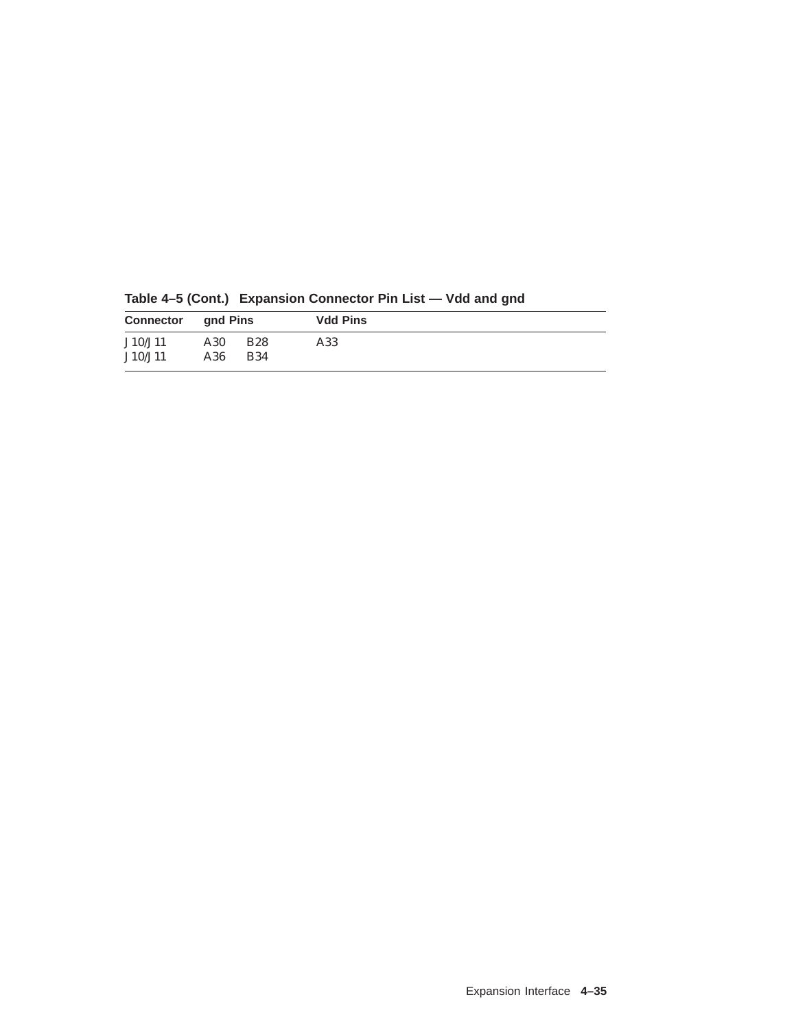**Table 4–5 (Cont.) Expansion Connector Pin List — Vdd and gnd**

| Connector | gnd Pins | | Vdd Pins |
|---|---|---|---|
| J10/J11 | A30 | B28 | A33 |
| J10/J11 | A36 | B34 | |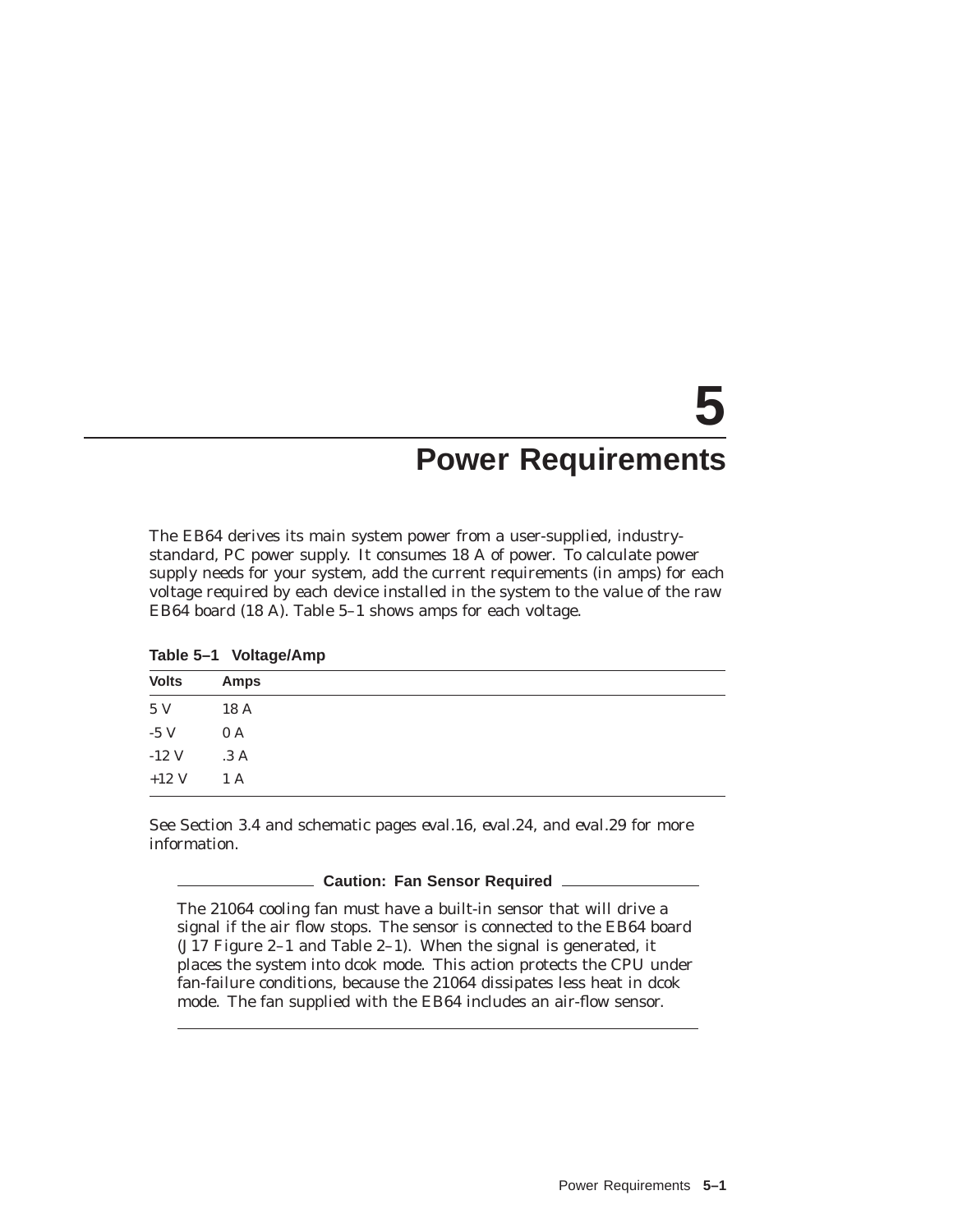# 5 Power Requirements

The EB64 derives its main system power from a user-supplied, industry-standard, PC power supply. It consumes 18 A of power. To calculate power supply needs for your system, add the current requirements (in amps) for each voltage required by each device installed in the system to the value of the raw EB64 board (18 A). Table 5–1 shows amps for each voltage.

**Table 5–1 Voltage/Amp**

| Volts | Amps |
|---|---|
| 5 V | 18 A |
| -5 V | 0 A |
| -12 V | .3 A |
| +12 V | 1 A |

See Section 3.4 and schematic pages eval.16, eval.24, and eval.29 for more information.

**Caution: Fan Sensor Required**

The 21064 cooling fan must have a built-in sensor that will drive a signal if the air flow stops. The sensor is connected to the EB64 board (J17 Figure 2–1 and Table 2–1). When the signal is generated, it places the system into dcok mode. This action protects the CPU under fan-failure conditions, because the 21064 dissipates less heat in dcok mode. The fan supplied with the EB64 includes an air-flow sensor.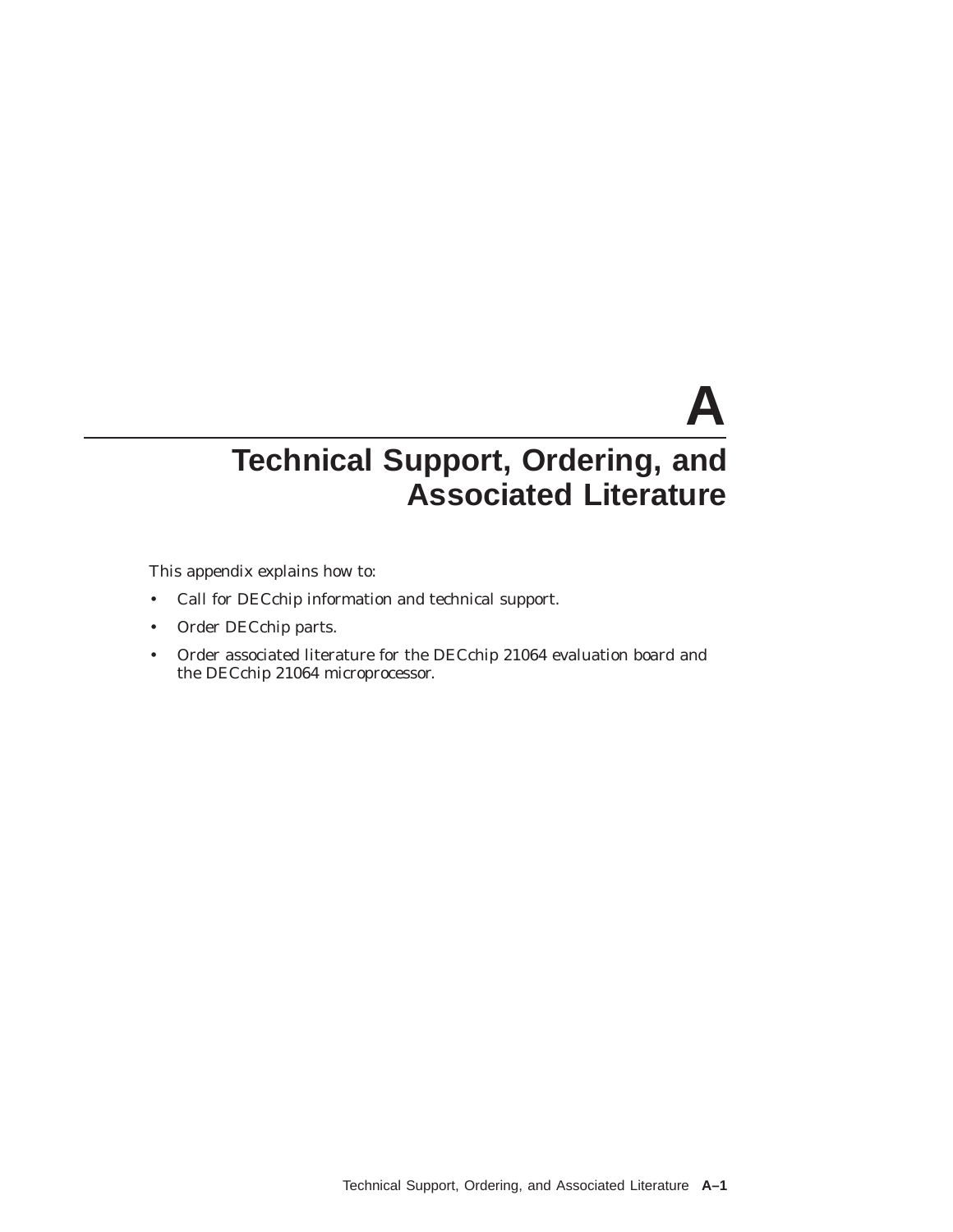# A

# Technical Support, Ordering, and Associated Literature

This appendix explains how to:

- Call for DECchip information and technical support.
- Order DECchip parts.
- Order associated literature for the DECchip 21064 evaluation board and the DECchip 21064 microprocessor.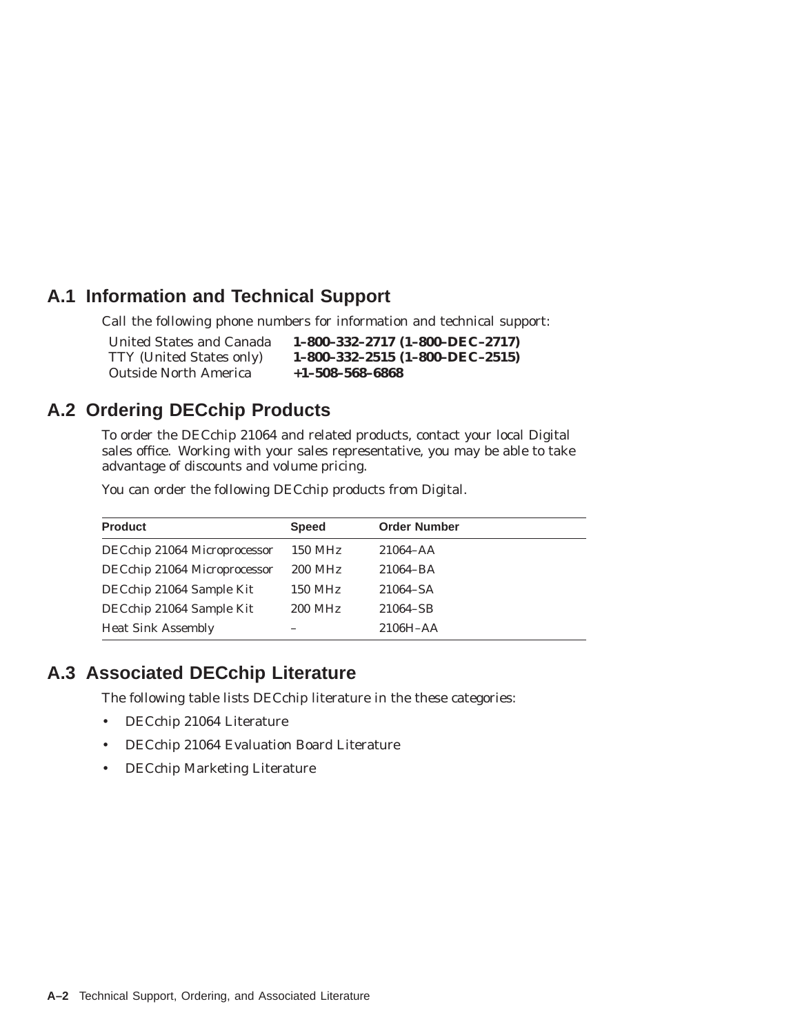## A.1 Information and Technical Support

Call the following phone numbers for information and technical support:

| | |
|---|---|
| United States and Canada | **1–800–332–2717 (1–800–DEC–2717)** |
| TTY (United States only) | **1–800–332–2515 (1–800–DEC–2515)** |
| Outside North America | **+1–508–568–6868** |

## A.2 Ordering DECchip Products

To order the DECchip 21064 and related products, contact your local Digital sales office. Working with your sales representative, you may be able to take advantage of discounts and volume pricing.

You can order the following DECchip products from Digital.

| Product | Speed | Order Number |
|---|---|---|
| DECchip 21064 Microprocessor | 150 MHz | 21064–AA |
| DECchip 21064 Microprocessor | 200 MHz | 21064–BA |
| DECchip 21064 Sample Kit | 150 MHz | 21064–SA |
| DECchip 21064 Sample Kit | 200 MHz | 21064–SB |
| Heat Sink Assembly | – | 2106H–AA |

## A.3 Associated DECchip Literature

The following table lists DECchip literature in the these categories:

- DECchip 21064 Literature
- DECchip 21064 Evaluation Board Literature
- DECchip Marketing Literature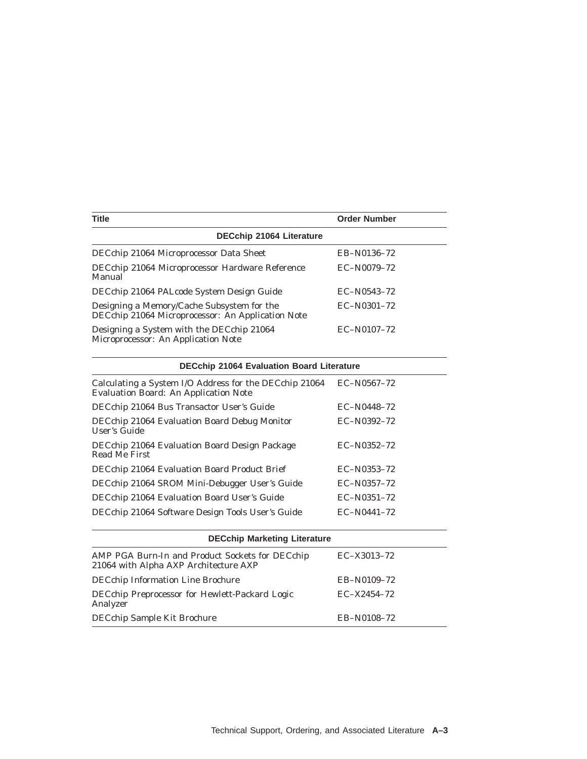| Title | Order Number |
|---|---|
| **DECchip 21064 Literature** | |
| DECchip 21064 Microprocessor Data Sheet | EB–N0136–72 |
| DECchip 21064 Microprocessor Hardware Reference Manual | EC–N0079–72 |
| DECchip 21064 PALcode System Design Guide | EC–N0543–72 |
| Designing a Memory/Cache Subsystem for the DECchip 21064 Microprocessor: An Application Note | EC–N0301–72 |
| Designing a System with the DECchip 21064 Microprocessor: An Application Note | EC–N0107–72 |
| **DECchip 21064 Evaluation Board Literature** | |
| Calculating a System I/O Address for the DECchip 21064 Evaluation Board: An Application Note | EC–N0567–72 |
| DECchip 21064 Bus Transactor User's Guide | EC–N0448–72 |
| DECchip 21064 Evaluation Board Debug Monitor User's Guide | EC–N0392–72 |
| DECchip 21064 Evaluation Board Design Package Read Me First | EC–N0352–72 |
| DECchip 21064 Evaluation Board Product Brief | EC–N0353–72 |
| DECchip 21064 SROM Mini-Debugger User's Guide | EC–N0357–72 |
| DECchip 21064 Evaluation Board User's Guide | EC–N0351–72 |
| DECchip 21064 Software Design Tools User's Guide | EC–N0441–72 |
| **DECchip Marketing Literature** | |
| AMP PGA Burn-In and Product Sockets for DECchip 21064 with Alpha AXP Architecture AXP | EC–X3013–72 |
| DECchip Information Line Brochure | EB–N0109–72 |
| DECchip Preprocessor for Hewlett-Packard Logic Analyzer | EC–X2454–72 |
| DECchip Sample Kit Brochure | EB–N0108–72 |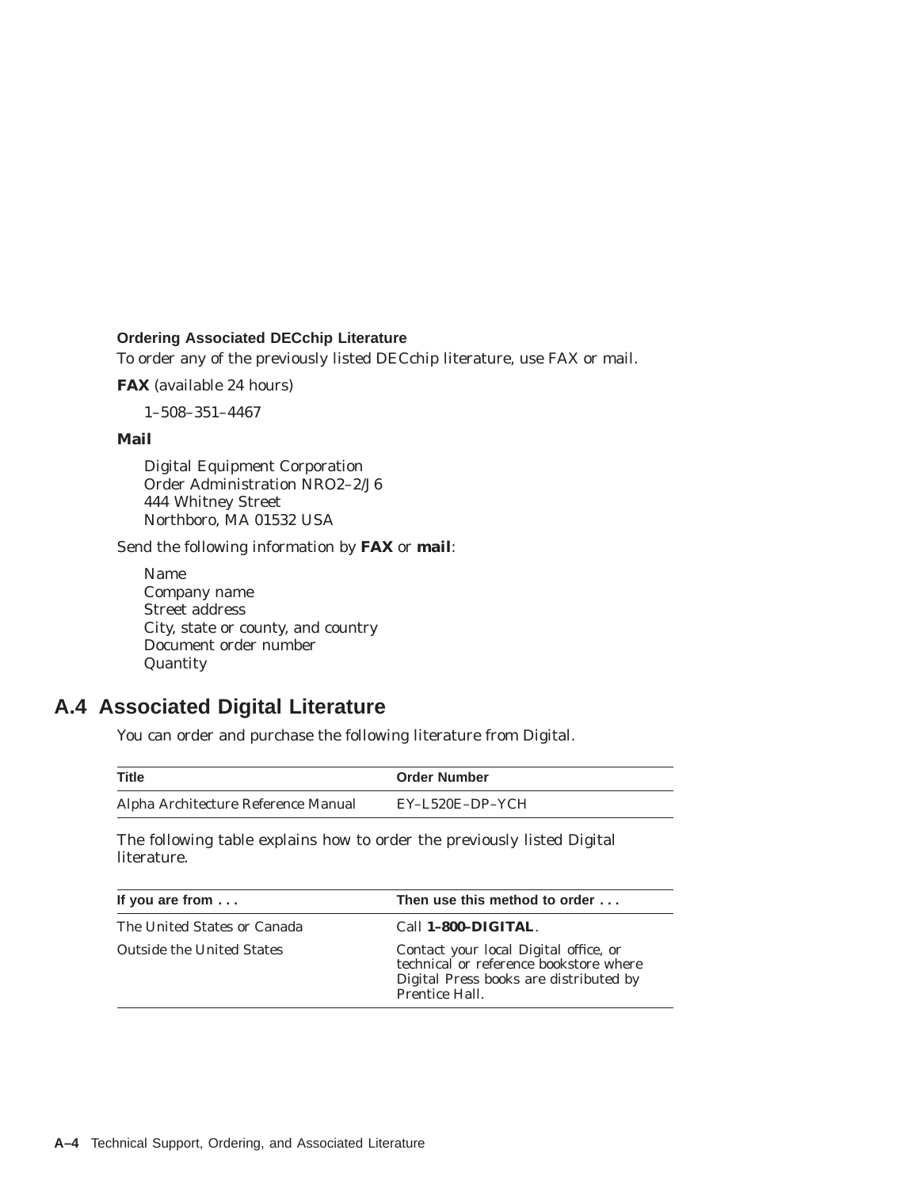### Ordering Associated DECchip Literature

To order any of the previously listed DECchip literature, use FAX or mail.

**FAX** (available 24 hours)

1–508–351–4467

**Mail**

Digital Equipment Corporation
Order Administration NRO2–2/J6
444 Whitney Street
Northboro, MA 01532 USA

Send the following information by **FAX** or **mail**:

Name
Company name
Street address
City, state or county, and country
Document order number
Quantity

## A.4 Associated Digital Literature

You can order and purchase the following literature from Digital.

| Title | Order Number |
|---|---|
| Alpha Architecture Reference Manual | EY–L520E–DP–YCH |

The following table explains how to order the previously listed Digital literature.

| If you are from . . . | Then use this method to order . . . |
|---|---|
| The United States or Canada | Call **1–800–DIGITAL**. |
| Outside the United States | Contact your local Digital office, or technical or reference bookstore where Digital Press books are distributed by Prentice Hall. |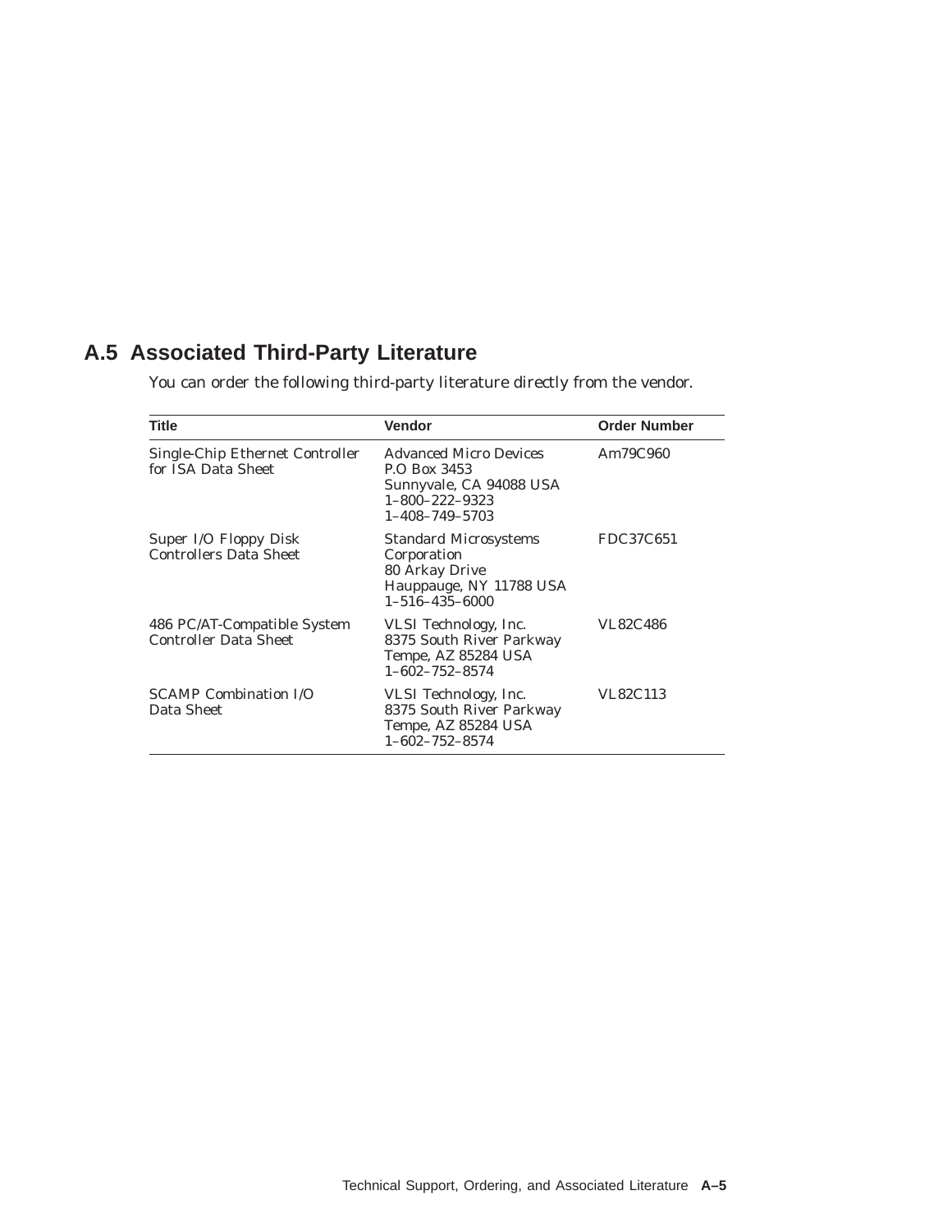## A.5 Associated Third-Party Literature

You can order the following third-party literature directly from the vendor.

| Title | Vendor | Order Number |
|---|---|---|
| Single-Chip Ethernet Controller for ISA Data Sheet | Advanced Micro Devices<br>P.O Box 3453<br>Sunnyvale, CA 94088 USA<br>1–800–222–9323<br>1–408–749–5703 | Am79C960 |
| Super I/O Floppy Disk Controllers Data Sheet | Standard Microsystems Corporation<br>80 Arkay Drive<br>Hauppauge, NY 11788 USA<br>1–516–435–6000 | FDC37C651 |
| 486 PC/AT-Compatible System Controller Data Sheet | VLSI Technology, Inc.<br>8375 South River Parkway<br>Tempe, AZ 85284 USA<br>1–602–752–8574 | VL82C486 |
| SCAMP Combination I/O Data Sheet | VLSI Technology, Inc.<br>8375 South River Parkway<br>Tempe, AZ 85284 USA<br>1–602–752–8574 | VL82C113 |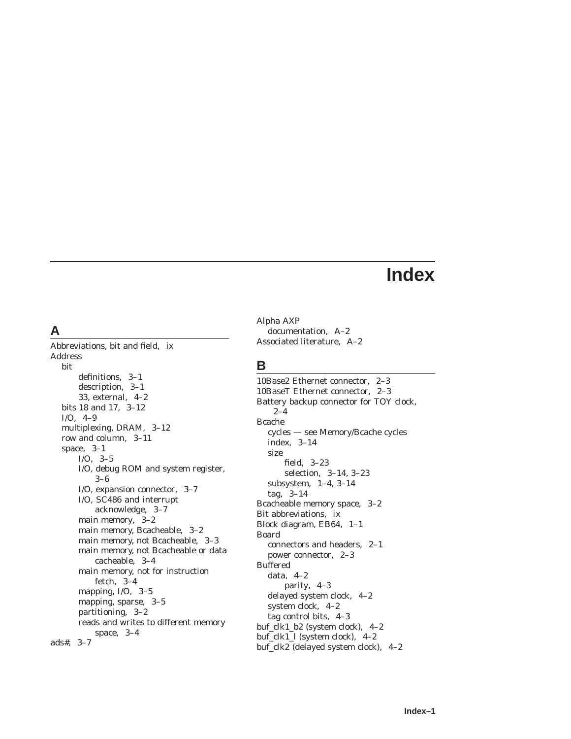# Index

## A

Abbreviations, bit and field, ix
Address
- bit
  - definitions, 3–1
  - description, 3–1
  - 33, external, 4–2
- bits 18 and 17, 3–12
- I/O, 4–9
- multiplexing, DRAM, 3–12
- row and column, 3–11
- space, 3–1
  - I/O, 3–5
  - I/O, debug ROM and system register, 3–6
  - I/O, expansion connector, 3–7
  - I/O, SC486 and interrupt acknowledge, 3–7
  - main memory, 3–2
  - main memory, Bcacheable, 3–2
  - main memory, not Bcacheable, 3–3
  - main memory, not Bcacheable or data cacheable, 3–4
  - main memory, not for instruction fetch, 3–4
  - mapping, I/O, 3–5
  - mapping, sparse, 3–5
  - partitioning, 3–2
  - reads and writes to different memory space, 3–4

ads#, 3–7

Alpha AXP
- documentation, A–2

Associated literature, A–2

## B

10Base2 Ethernet connector, 2–3
10BaseT Ethernet connector, 2–3
Battery backup connector for TOY clock, 2–4
Bcache
- cycles — see Memory/Bcache cycles
- index, 3–14
- size
  - field, 3–23
  - selection, 3–14, 3–23
- subsystem, 1–4, 3–14
- tag, 3–14

Bcacheable memory space, 3–2
Bit abbreviations, ix
Block diagram, EB64, 1–1
Board
- connectors and headers, 2–1
- power connector, 2–3

Buffered
- data, 4–2
  - parity, 4–3
- delayed system clock, 4–2
- system clock, 4–2
- tag control bits, 4–3

buf_clk1_b2 (system clock), 4–2
buf_clk1_l (system clock), 4–2
buf_clk2 (delayed system clock), 4–2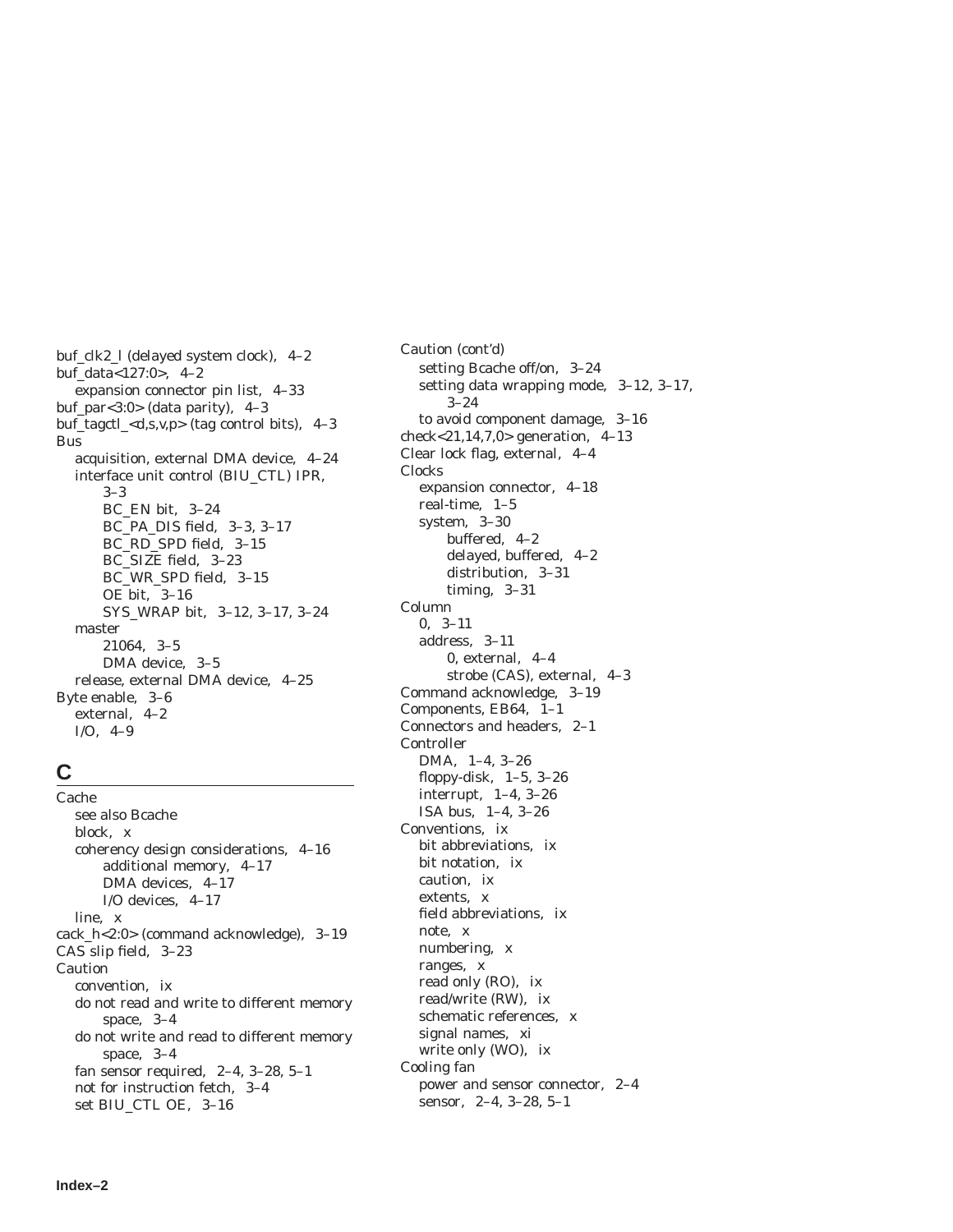buf_clk2_l (delayed system clock), 4–2
buf_data<127:0>, 4–2
  expansion connector pin list, 4–33
buf_par<3:0> (data parity), 4–3
buf_tagctl_<d,s,v,p> (tag control bits), 4–3
Bus
  acquisition, external DMA device, 4–24
  interface unit control (BIU_CTL) IPR, 3–3
    BC_EN bit, 3–24
    BC_PA_DIS field, 3–3, 3–17
    BC_RD_SPD field, 3–15
    BC_SIZE field, 3–23
    BC_WR_SPD field, 3–15
    OE bit, 3–16
    SYS_WRAP bit, 3–12, 3–17, 3–24
  master
    21064, 3–5
    DMA device, 3–5
  release, external DMA device, 4–25
Byte enable, 3–6
  external, 4–2
  I/O, 4–9

## C

Cache
  see also Bcache
  block, x
  coherency design considerations, 4–16
    additional memory, 4–17
    DMA devices, 4–17
    I/O devices, 4–17
  line, x
cack_h<2:0> (command acknowledge), 3–19
CAS slip field, 3–23
Caution
  convention, ix
  do not read and write to different memory space, 3–4
  do not write and read to different memory space, 3–4
  fan sensor required, 2–4, 3–28, 5–1
  not for instruction fetch, 3–4
  set BIU_CTL OE, 3–16
Caution (cont'd)
  setting Bcache off/on, 3–24
  setting data wrapping mode, 3–12, 3–17, 3–24
  to avoid component damage, 3–16
check<21,14,7,0> generation, 4–13
Clear lock flag, external, 4–4
Clocks
  expansion connector, 4–18
  real-time, 1–5
  system, 3–30
    buffered, 4–2
    delayed, buffered, 4–2
    distribution, 3–31
    timing, 3–31
Column
  0, 3–11
  address, 3–11
    0, external, 4–4
    strobe (CAS), external, 4–3
Command acknowledge, 3–19
Components, EB64, 1–1
Connectors and headers, 2–1
Controller
  DMA, 1–4, 3–26
  floppy-disk, 1–5, 3–26
  interrupt, 1–4, 3–26
  ISA bus, 1–4, 3–26
Conventions, ix
  bit abbreviations, ix
  bit notation, ix
  caution, ix
  extents, x
  field abbreviations, ix
  note, x
  numbering, x
  ranges, x
  read only (RO), ix
  read/write (RW), ix
  schematic references, x
  signal names, xi
  write only (WO), ix
Cooling fan
  power and sensor connector, 2–4
  sensor, 2–4, 3–28, 5–1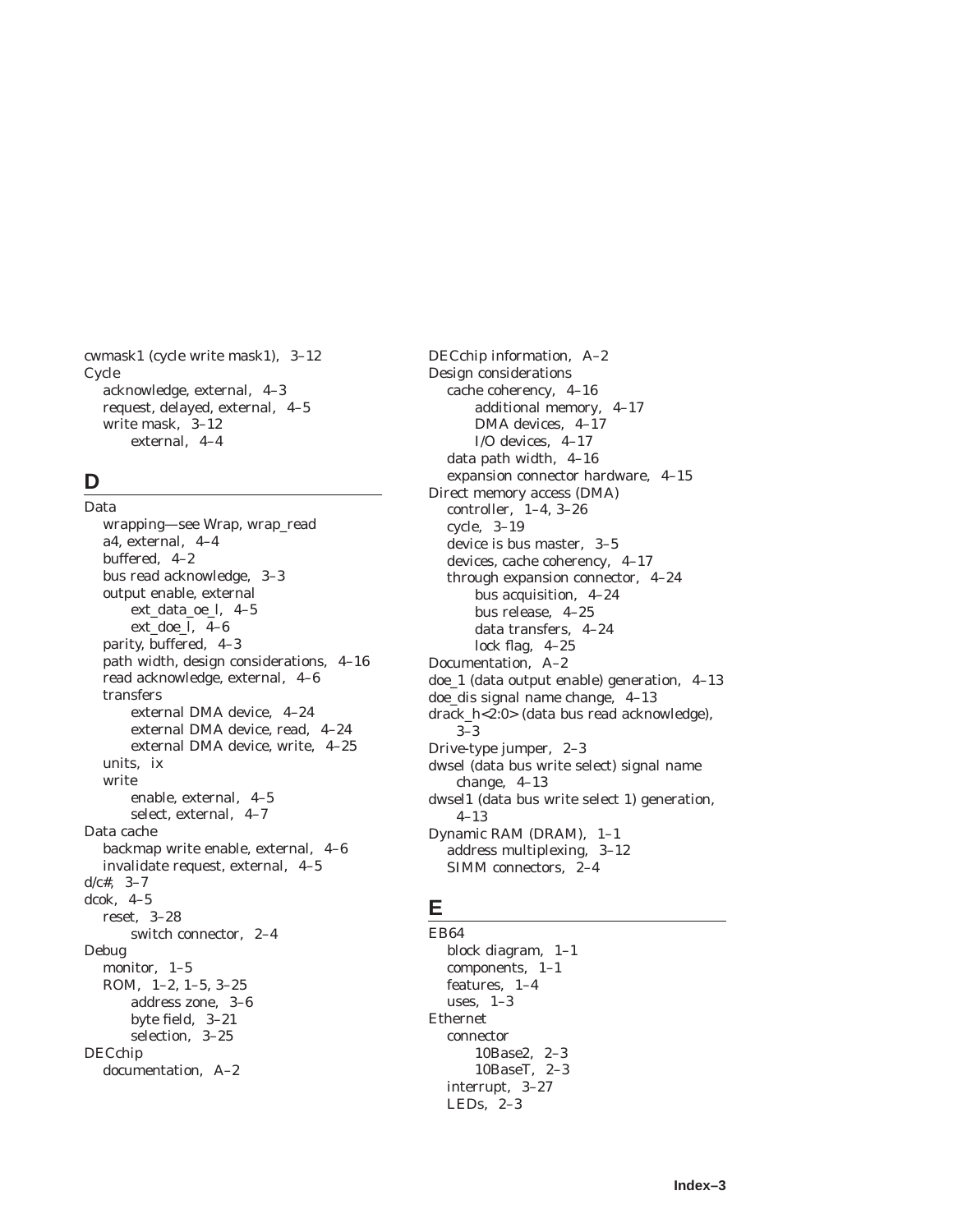cwmask1 (cycle write mask1), 3–12
Cycle
- acknowledge, external, 4–3
- request, delayed, external, 4–5
- write mask, 3–12
  - external, 4–4

## D

Data
- wrapping—see Wrap, wrap_read
- a4, external, 4–4
- buffered, 4–2
- bus read acknowledge, 3–3
- output enable, external
  - ext_data_oe_l, 4–5
  - ext_doe_l, 4–6
- parity, buffered, 4–3
- path width, design considerations, 4–16
- read acknowledge, external, 4–6
- transfers
  - external DMA device, 4–24
  - external DMA device, read, 4–24
  - external DMA device, write, 4–25
- units, ix
- write
  - enable, external, 4–5
  - select, external, 4–7

Data cache
- backmap write enable, external, 4–6
- invalidate request, external, 4–5

d/c#, 3–7
dcok, 4–5
- reset, 3–28
  - switch connector, 2–4

Debug
- monitor, 1–5
- ROM, 1–2, 1–5, 3–25
  - address zone, 3–6
  - byte field, 3–21
  - selection, 3–25

DECchip
- documentation, A–2

DECchip information, A–2
Design considerations
- cache coherency, 4–16
  - additional memory, 4–17
  - DMA devices, 4–17
  - I/O devices, 4–17
- data path width, 4–16
- expansion connector hardware, 4–15

Direct memory access (DMA)
- controller, 1–4, 3–26
- cycle, 3–19
- device is bus master, 3–5
- devices, cache coherency, 4–17
- through expansion connector, 4–24
  - bus acquisition, 4–24
  - bus release, 4–25
  - data transfers, 4–24
  - lock flag, 4–25

Documentation, A–2
doe_1 (data output enable) generation, 4–13
doe_dis signal name change, 4–13
drack_h<2:0> (data bus read acknowledge), 3–3
Drive-type jumper, 2–3
dwsel (data bus write select) signal name change, 4–13
dwsel1 (data bus write select 1) generation, 4–13
Dynamic RAM (DRAM), 1–1
- address multiplexing, 3–12
- SIMM connectors, 2–4

## E

EB64
- block diagram, 1–1
- components, 1–1
- features, 1–4
- uses, 1–3

Ethernet
- connector
  - 10Base2, 2–3
  - 10BaseT, 2–3
- interrupt, 3–27
- LEDs, 2–3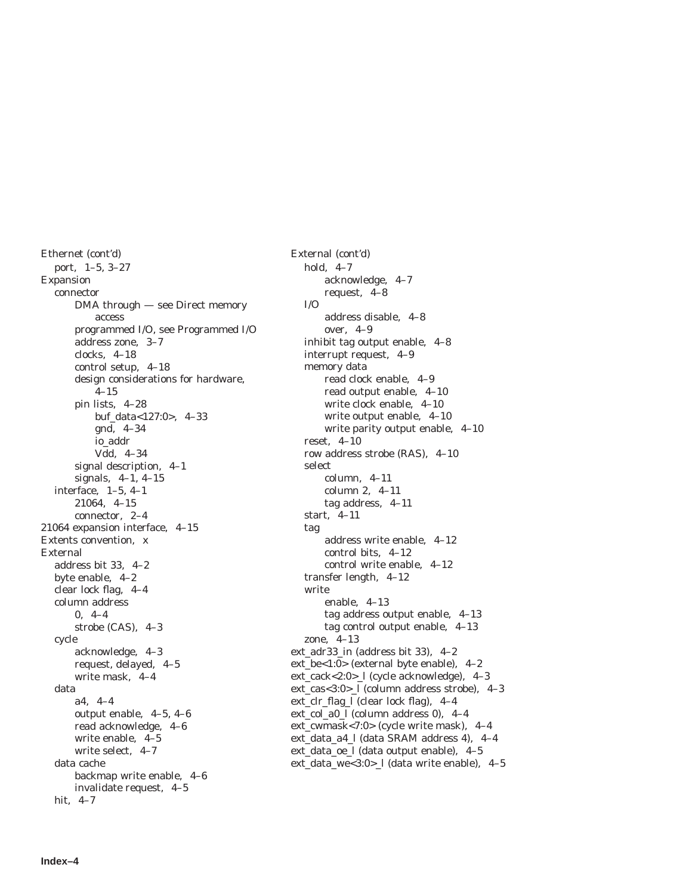Ethernet (cont'd)
- port, 1–5, 3–27

Expansion
- connector
  - DMA through — see Direct memory access
  - programmed I/O, see Programmed I/O
  - address zone, 3–7
  - clocks, 4–18
  - control setup, 4–18
  - design considerations for hardware, 4–15
  - pin lists, 4–28
    - buf_data<127:0>, 4–33
    - gnd, 4–34
    - io_addr
    - Vdd, 4–34
  - signal description, 4–1
  - signals, 4–1, 4–15
- interface, 1–5, 4–1
  - 21064, 4–15
  - connector, 2–4

21064 expansion interface, 4–15

Extents convention, x

External
- address bit 33, 4–2
- byte enable, 4–2
- clear lock flag, 4–4
- column address
  - 0, 4–4
  - strobe (CAS), 4–3
- cycle
  - acknowledge, 4–3
  - request, delayed, 4–5
  - write mask, 4–4
- data
  - a4, 4–4
  - output enable, 4–5, 4–6
  - read acknowledge, 4–6
  - write enable, 4–5
  - write select, 4–7
- data cache
  - backmap write enable, 4–6
  - invalidate request, 4–5
- hit, 4–7

External (cont'd)
- hold, 4–7
  - acknowledge, 4–7
  - request, 4–8
- I/O
  - address disable, 4–8
  - over, 4–9
- inhibit tag output enable, 4–8
- interrupt request, 4–9
- memory data
  - read clock enable, 4–9
  - read output enable, 4–10
  - write clock enable, 4–10
  - write output enable, 4–10
  - write parity output enable, 4–10
- reset, 4–10
- row address strobe (RAS), 4–10
- select
  - column, 4–11
  - column 2, 4–11
  - tag address, 4–11
- start, 4–11
- tag
  - address write enable, 4–12
  - control bits, 4–12
  - control write enable, 4–12
- transfer length, 4–12
- write
  - enable, 4–13
  - tag address output enable, 4–13
  - tag control output enable, 4–13
- zone, 4–13

ext_adr33_in (address bit 33), 4–2

ext_be<1:0> (external byte enable), 4–2

ext_cack<2:0>_l (cycle acknowledge), 4–3

ext_cas<3:0>_l (column address strobe), 4–3

ext_clr_flag_l (clear lock flag), 4–4

ext_col_a0_l (column address 0), 4–4

ext_cwmask<7:0> (cycle write mask), 4–4

ext_data_a4_l (data SRAM address 4), 4–4

ext_data_oe_l (data output enable), 4–5

ext_data_we<3:0>_l (data write enable), 4–5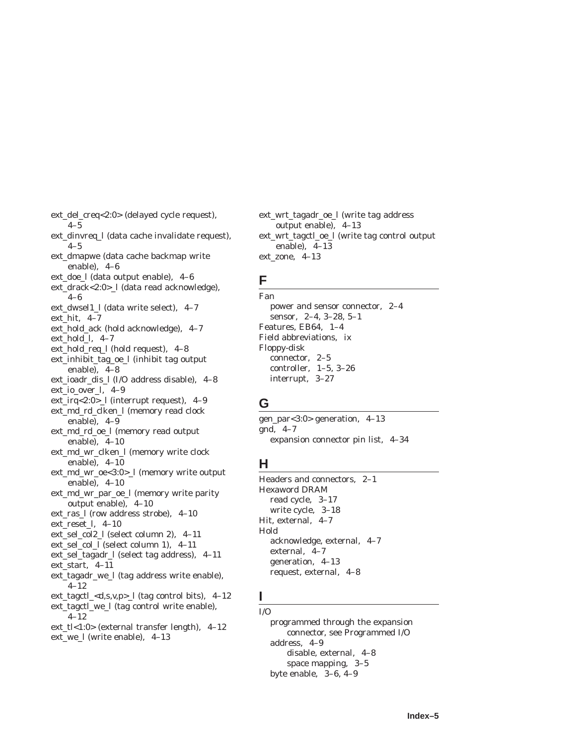ext_del_creq<2:0> (delayed cycle request), 4–5
ext_dinvreq_l (data cache invalidate request), 4–5
ext_dmapwe (data cache backmap write enable), 4–6
ext_doe_l (data output enable), 4–6
ext_drack<2:0>_l (data read acknowledge), 4–6
ext_dwsel1_l (data write select), 4–7
ext_hit, 4–7
ext_hold_ack (hold acknowledge), 4–7
ext_hold_l, 4–7
ext_hold_req_l (hold request), 4–8
ext_inhibit_tag_oe_l (inhibit tag output enable), 4–8
ext_ioadr_dis_l (I/O address disable), 4–8
ext_io_over_l, 4–9
ext_irq<2:0>_l (interrupt request), 4–9
ext_md_rd_clken_l (memory read clock enable), 4–9
ext_md_rd_oe_l (memory read output enable), 4–10
ext_md_wr_clken_l (memory write clock enable), 4–10
ext_md_wr_oe<3:0>_l (memory write output enable), 4–10
ext_md_wr_par_oe_l (memory write parity output enable), 4–10
ext_ras_l (row address strobe), 4–10
ext_reset_l, 4–10
ext_sel_col2_l (select column 2), 4–11
ext_sel_col_l (select column 1), 4–11
ext_sel_tagadr_l (select tag address), 4–11
ext_start, 4–11
ext_tagadr_we_l (tag address write enable), 4–12
ext_tagctl_<d,s,v,p>_l (tag control bits), 4–12
ext_tagctl_we_l (tag control write enable), 4–12
ext_tl<1:0> (external transfer length), 4–12
ext_we_l (write enable), 4–13
ext_wrt_tagadr_oe_l (write tag address output enable), 4–13
ext_wrt_tagctl_oe_l (write tag control output enable), 4–13
ext_zone, 4–13

## F

Fan
  power and sensor connector, 2–4
  sensor, 2–4, 3–28, 5–1
Features, EB64, 1–4
Field abbreviations, ix
Floppy-disk
  connector, 2–5
  controller, 1–5, 3–26
  interrupt, 3–27

## G

gen_par<3:0> generation, 4–13
gnd, 4–7
  expansion connector pin list, 4–34

## H

Headers and connectors, 2–1
Hexaword DRAM
  read cycle, 3–17
  write cycle, 3–18
Hit, external, 4–7
Hold
  acknowledge, external, 4–7
  external, 4–7
  generation, 4–13
  request, external, 4–8

## I

I/O
  programmed through the expansion connector, see Programmed I/O
  address, 4–9
    disable, external, 4–8
    space mapping, 3–5
  byte enable, 3–6, 4–9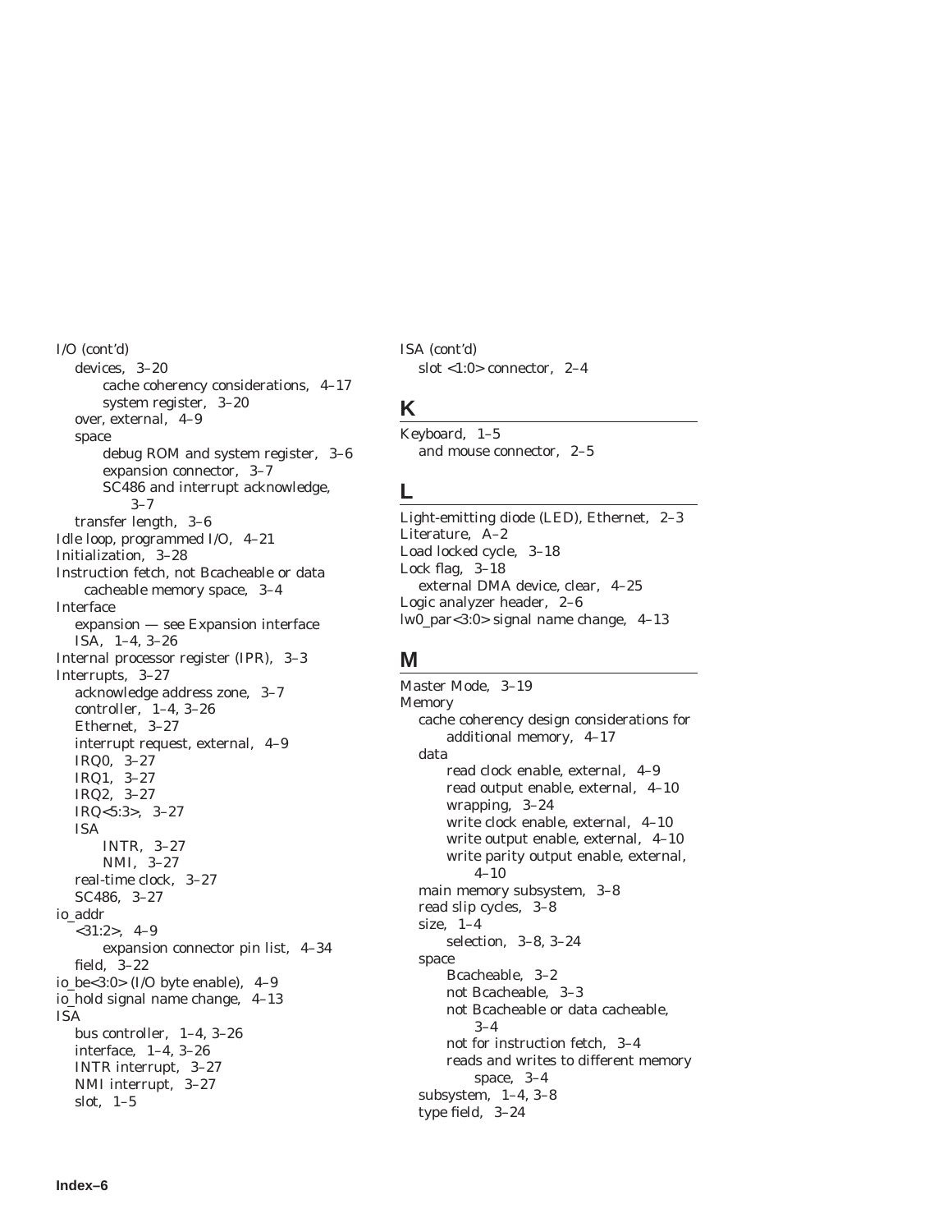I/O (cont'd)
- devices, 3–20
  - cache coherency considerations, 4–17
  - system register, 3–20
- over, external, 4–9
- space
  - debug ROM and system register, 3–6
  - expansion connector, 3–7
  - SC486 and interrupt acknowledge, 3–7
- transfer length, 3–6

Idle loop, programmed I/O, 4–21

Initialization, 3–28

Instruction fetch, not Bcacheable or data cacheable memory space, 3–4

Interface
- expansion — see Expansion interface
- ISA, 1–4, 3–26

Internal processor register (IPR), 3–3

Interrupts, 3–27
- acknowledge address zone, 3–7
- controller, 1–4, 3–26
- Ethernet, 3–27
- interrupt request, external, 4–9
- IRQ0, 3–27
- IRQ1, 3–27
- IRQ2, 3–27
- IRQ<5:3>, 3–27
- ISA
  - INTR, 3–27
  - NMI, 3–27
- real-time clock, 3–27
- SC486, 3–27

io_addr
- <31:2>, 4–9
  - expansion connector pin list, 4–34
- field, 3–22

io_be<3:0> (I/O byte enable), 4–9

io_hold signal name change, 4–13

ISA
- bus controller, 1–4, 3–26
- interface, 1–4, 3–26
- INTR interrupt, 3–27
- NMI interrupt, 3–27
- slot, 1–5

ISA (cont'd)
- slot <1:0> connector, 2–4

## K

Keyboard, 1–5
- and mouse connector, 2–5

## L

Light-emitting diode (LED), Ethernet, 2–3

Literature, A–2

Load locked cycle, 3–18

Lock flag, 3–18
- external DMA device, clear, 4–25

Logic analyzer header, 2–6

lw0_par<3:0> signal name change, 4–13

## M

Master Mode, 3–19

Memory
- cache coherency design considerations for additional memory, 4–17
- data
  - read clock enable, external, 4–9
  - read output enable, external, 4–10
  - wrapping, 3–24
  - write clock enable, external, 4–10
  - write output enable, external, 4–10
  - write parity output enable, external, 4–10
- main memory subsystem, 3–8
- read slip cycles, 3–8
- size, 1–4
  - selection, 3–8, 3–24
- space
  - Bcacheable, 3–2
  - not Bcacheable, 3–3
  - not Bcacheable or data cacheable, 3–4
  - not for instruction fetch, 3–4
  - reads and writes to different memory space, 3–4
- subsystem, 1–4, 3–8
- type field, 3–24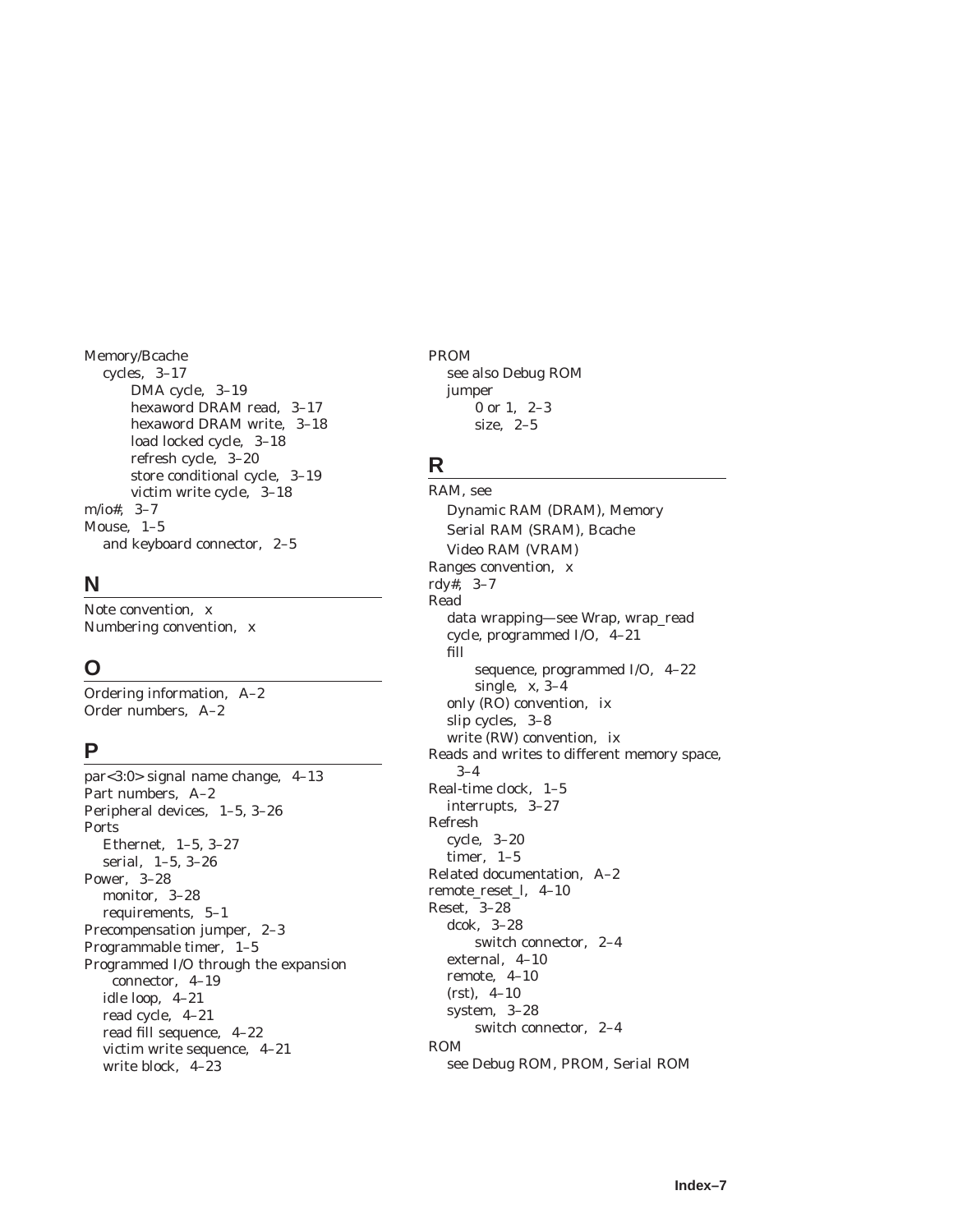Memory/Bcache
- cycles, 3–17
  - DMA cycle, 3–19
  - hexaword DRAM read, 3–17
  - hexaword DRAM write, 3–18
  - load locked cycle, 3–18
  - refresh cycle, 3–20
  - store conditional cycle, 3–19
  - victim write cycle, 3–18

m/io#, 3–7
Mouse, 1–5
- and keyboard connector, 2–5

## N

Note convention, x
Numbering convention, x

## O

Ordering information, A–2
Order numbers, A–2

## P

par<3:0> signal name change, 4–13
Part numbers, A–2
Peripheral devices, 1–5, 3–26
Ports
- Ethernet, 1–5, 3–27
- serial, 1–5, 3–26

Power, 3–28
- monitor, 3–28
- requirements, 5–1

Precompensation jumper, 2–3
Programmable timer, 1–5
Programmed I/O through the expansion connector, 4–19
- idle loop, 4–21
- read cycle, 4–21
- read fill sequence, 4–22
- victim write sequence, 4–21
- write block, 4–23

PROM
- see also Debug ROM
- jumper
  - 0 or 1, 2–3
  - size, 2–5

## R

RAM, see
- Dynamic RAM (DRAM), Memory
- Serial RAM (SRAM), Bcache
- Video RAM (VRAM)

Ranges convention, x
rdy#, 3–7
Read
- data wrapping—see Wrap, wrap_read
- cycle, programmed I/O, 4–21
- fill
  - sequence, programmed I/O, 4–22
  - single, x, 3–4
- only (RO) convention, ix
- slip cycles, 3–8
- write (RW) convention, ix

Reads and writes to different memory space, 3–4
Real-time clock, 1–5
- interrupts, 3–27

Refresh
- cycle, 3–20
- timer, 1–5

Related documentation, A–2
remote_reset_l, 4–10
Reset, 3–28
- dcok, 3–28
  - switch connector, 2–4
- external, 4–10
- remote, 4–10
- (rst), 4–10
- system, 3–28
  - switch connector, 2–4

ROM
- see Debug ROM, PROM, Serial ROM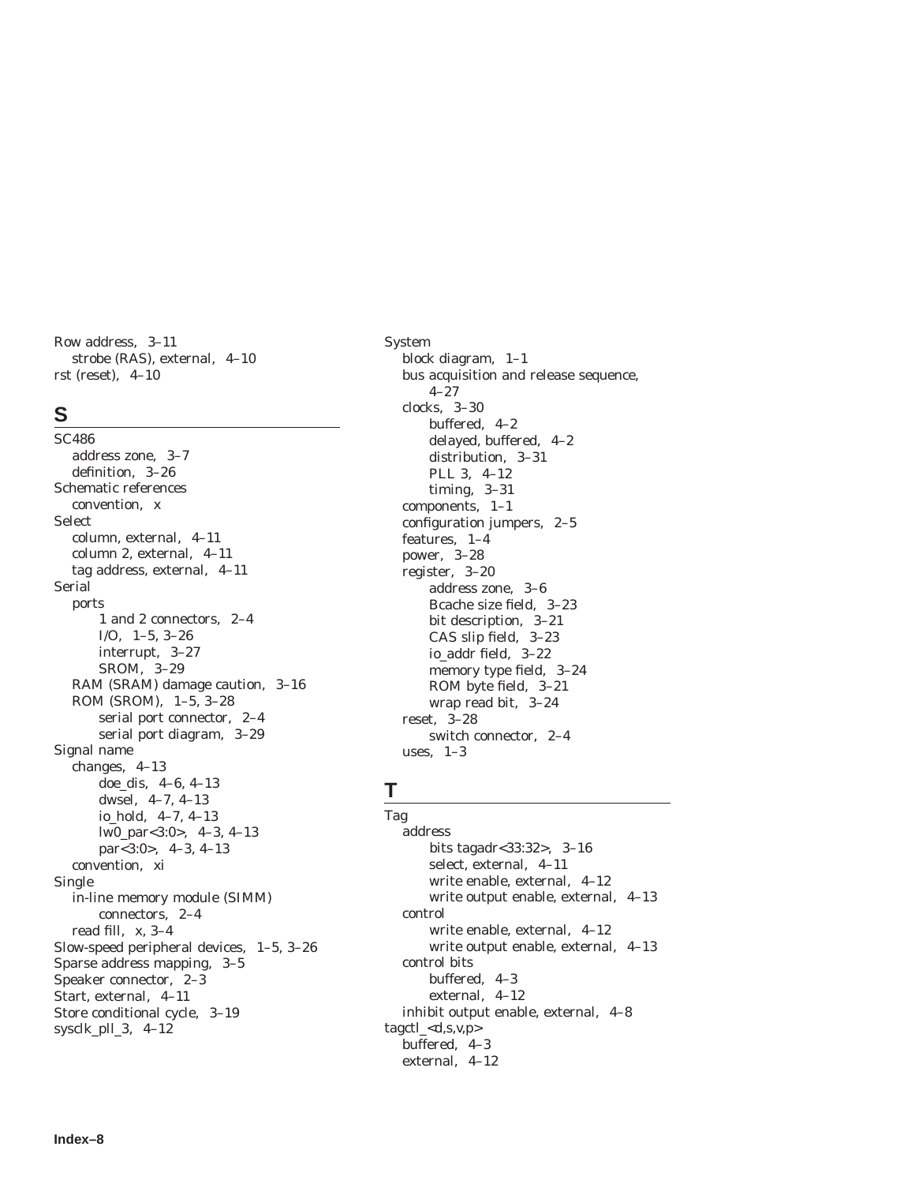Row address, 3–11
  strobe (RAS), external, 4–10
rst (reset), 4–10

## S

SC486
  address zone, 3–7
  definition, 3–26
Schematic references
  convention, x
Select
  column, external, 4–11
  column 2, external, 4–11
  tag address, external, 4–11
Serial
  ports
    1 and 2 connectors, 2–4
    I/O, 1–5, 3–26
    interrupt, 3–27
    SROM, 3–29
  RAM (SRAM) damage caution, 3–16
  ROM (SROM), 1–5, 3–28
    serial port connector, 2–4
    serial port diagram, 3–29
Signal name
  changes, 4–13
    doe_dis, 4–6, 4–13
    dwsel, 4–7, 4–13
    io_hold, 4–7, 4–13
    lw0_par<3:0>, 4–3, 4–13
    par<3:0>, 4–3, 4–13
  convention, xi
Single
  in-line memory module (SIMM)
    connectors, 2–4
  read fill, x, 3–4
Slow-speed peripheral devices, 1–5, 3–26
Sparse address mapping, 3–5
Speaker connector, 2–3
Start, external, 4–11
Store conditional cycle, 3–19
sysclk_pll_3, 4–12

System
  block diagram, 1–1
  bus acquisition and release sequence, 4–27
  clocks, 3–30
    buffered, 4–2
    delayed, buffered, 4–2
    distribution, 3–31
    PLL 3, 4–12
    timing, 3–31
  components, 1–1
  configuration jumpers, 2–5
  features, 1–4
  power, 3–28
  register, 3–20
    address zone, 3–6
    Bcache size field, 3–23
    bit description, 3–21
    CAS slip field, 3–23
    io_addr field, 3–22
    memory type field, 3–24
    ROM byte field, 3–21
    wrap read bit, 3–24
  reset, 3–28
    switch connector, 2–4
  uses, 1–3

## T

Tag
  address
    bits tagadr<33:32>, 3–16
    select, external, 4–11
    write enable, external, 4–12
    write output enable, external, 4–13
  control
    write enable, external, 4–12
    write output enable, external, 4–13
  control bits
    buffered, 4–3
    external, 4–12
  inhibit output enable, external, 4–8
tagctl_<d,s,v,p>
  buffered, 4–3
  external, 4–12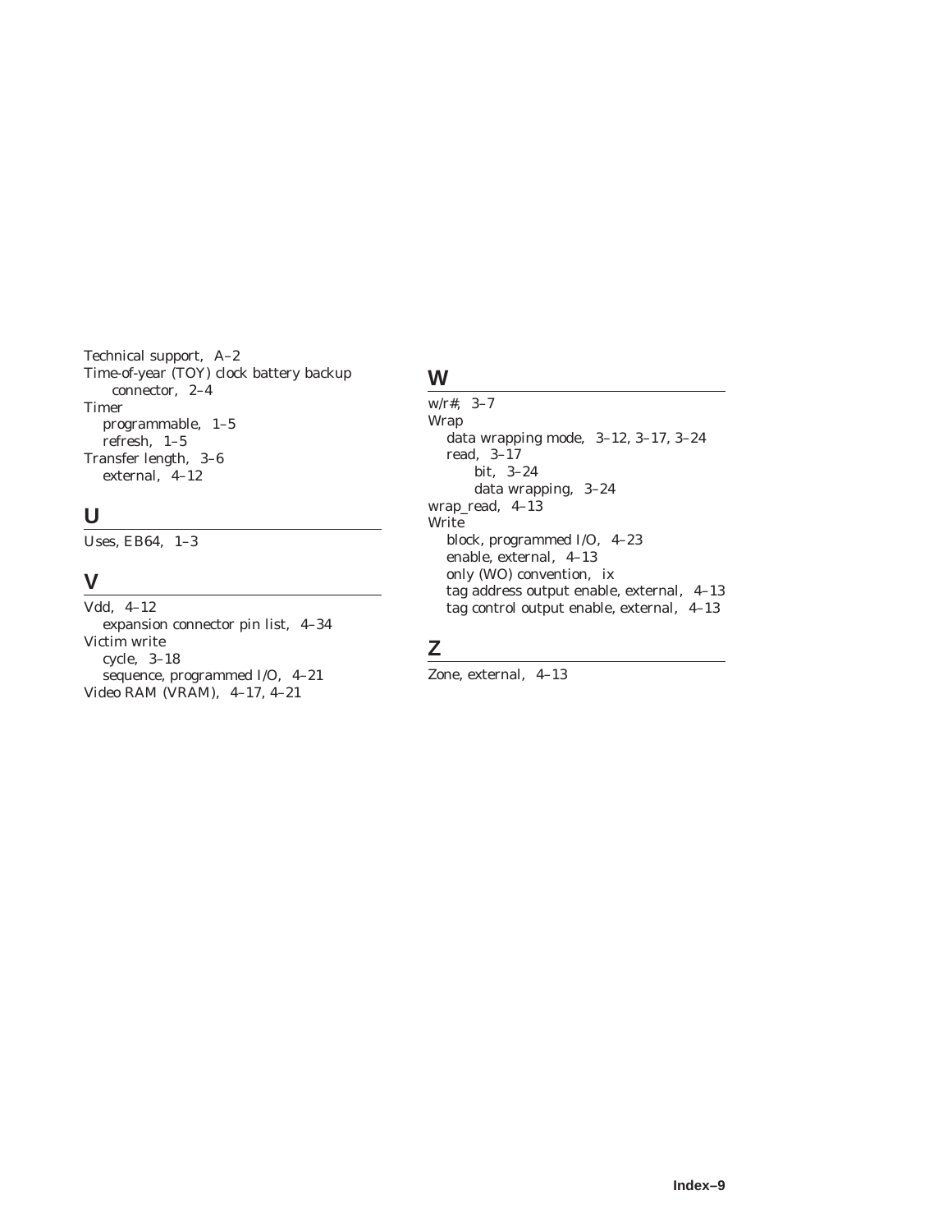Technical support, A–2
Time-of-year (TOY) clock battery backup
    connector, 2–4
Timer
  programmable, 1–5
  refresh, 1–5
Transfer length, 3–6
  external, 4–12

## U

Uses, EB64, 1–3

## V

Vdd, 4–12
  expansion connector pin list, 4–34
Victim write
  cycle, 3–18
  sequence, programmed I/O, 4–21
Video RAM (VRAM), 4–17, 4–21

## W

w/r#, 3–7
Wrap
  data wrapping mode, 3–12, 3–17, 3–24
  read, 3–17
    bit, 3–24
    data wrapping, 3–24
wrap_read, 4–13
Write
  block, programmed I/O, 4–23
  enable, external, 4–13
  only (WO) convention, ix
  tag address output enable, external, 4–13
  tag control output enable, external, 4–13

## Z

Zone, external, 4–13